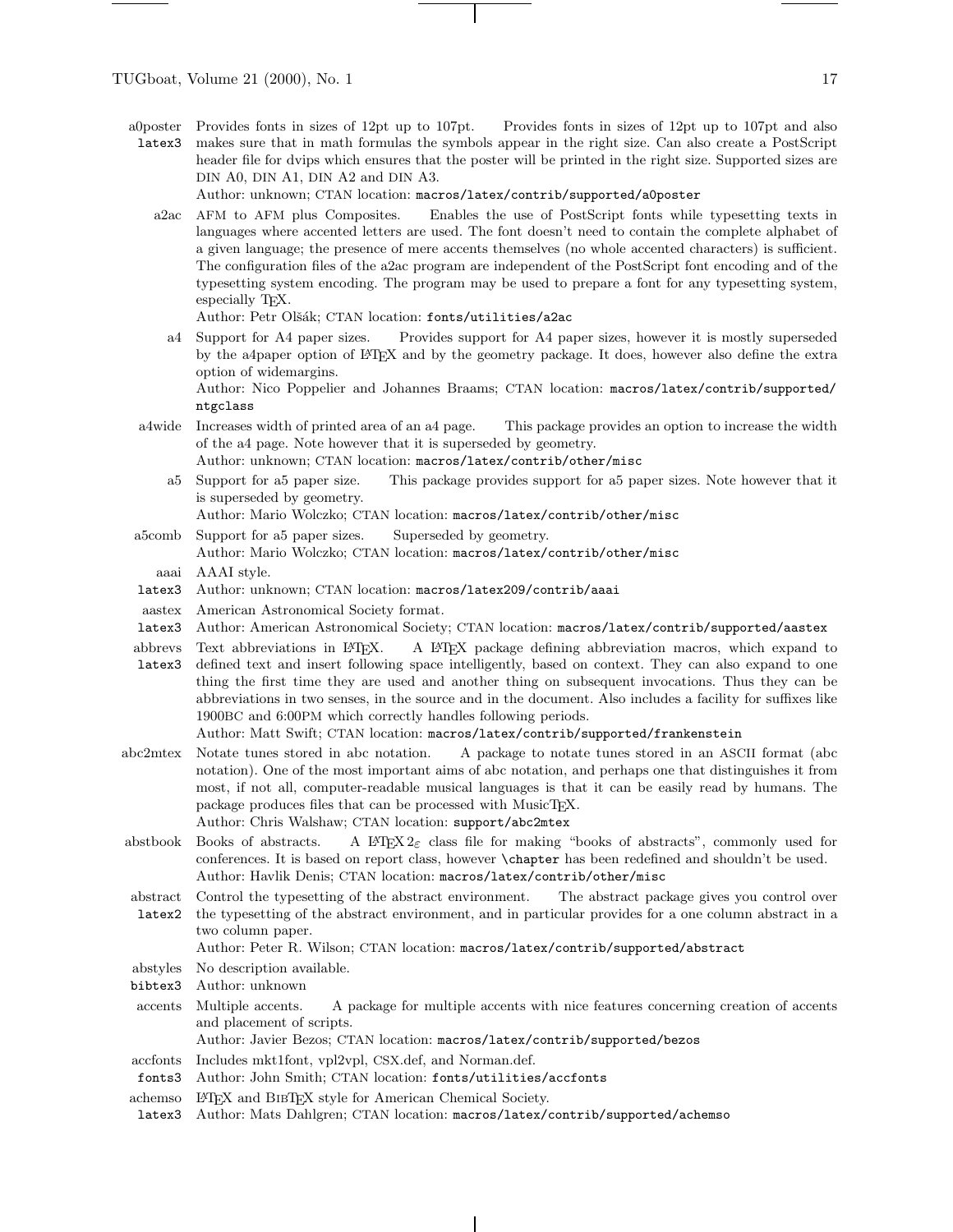**a0poster** (latex3) Provides fonts in sizes of 12pt up to 107pt. Provides fonts in sizes of 12pt up to 107pt and also makes sure that in math formulas the symbols appear in the right size. Can also create a PostScript header file for dvips which ensures that the poster will be printed in the right size. Supported sizes are DIN A0, DIN A1, DIN A2 and DIN A3.
Author: unknown; CTAN location: `macros/latex/contrib/supported/a0poster`

**a2ac** AFM to AFM plus Composites. Enables the use of PostScript fonts while typesetting texts in languages where accented letters are used. The font doesn't need to contain the complete alphabet of a given language; the presence of mere accents themselves (no whole accented characters) is sufficient. The configuration files of the a2ac program are independent of the PostScript font encoding and of the typesetting system encoding. The program may be used to prepare a font for any typesetting system, especially TeX.
Author: Petr Olšák; CTAN location: `fonts/utilities/a2ac`

**a4** Support for A4 paper sizes. Provides support for A4 paper sizes, however it is mostly superseded by the a4paper option of LaTeX and by the geometry package. It does, however also define the extra option of widemargins.
Author: Nico Poppelier and Johannes Braams; CTAN location: `macros/latex/contrib/supported/ntgclass`

**a4wide** Increases width of printed area of an a4 page. This package provides an option to increase the width of the a4 page. Note however that it is superseded by geometry.
Author: unknown; CTAN location: `macros/latex/contrib/other/misc`

**a5** Support for a5 paper size. This package provides support for a5 paper sizes. Note however that it is superseded by geometry.
Author: Mario Wolczko; CTAN location: `macros/latex/contrib/other/misc`

**a5comb** Support for a5 paper sizes. Superseded by geometry.
Author: Mario Wolczko; CTAN location: `macros/latex/contrib/other/misc`

**aaai** (latex3) AAAI style.
Author: unknown; CTAN location: `macros/latex209/contrib/aaai`

**aastex** (latex3) American Astronomical Society format.
Author: American Astronomical Society; CTAN location: `macros/latex/contrib/supported/aastex`

**abbrevs** (latex3) Text abbreviations in LaTeX. A LaTeX package defining abbreviation macros, which expand to defined text and insert following space intelligently, based on context. They can also expand to one thing the first time they are used and another thing on subsequent invocations. Thus they can be abbreviations in two senses, in the source and in the document. Also includes a facility for suffixes like 1900BC and 6:00PM which correctly handles following periods.
Author: Matt Swift; CTAN location: `macros/latex/contrib/supported/frankenstein`

**abc2mtex** Notate tunes stored in abc notation. A package to notate tunes stored in an ASCII format (abc notation). One of the most important aims of abc notation, and perhaps one that distinguishes it from most, if not all, computer-readable musical languages is that it can be easily read by humans. The package produces files that can be processed with MusicTeX.
Author: Chris Walshaw; CTAN location: `support/abc2mtex`

**abstbook** Books of abstracts. A LaTeX $2_\varepsilon$ class file for making "books of abstracts", commonly used for conferences. It is based on report class, however `\chapter` has been redefined and shouldn't be used.
Author: Havlik Denis; CTAN location: `macros/latex/contrib/other/misc`

**abstract** (latex2) Control the typesetting of the abstract environment. The abstract package gives you control over the typesetting of the abstract environment, and in particular provides for a one column abstract in a two column paper.
Author: Peter R. Wilson; CTAN location: `macros/latex/contrib/supported/abstract`

**abstyles** (bibtex3) No description available.
Author: unknown

**accents** Multiple accents. A package for multiple accents with nice features concerning creation of accents and placement of scripts.
Author: Javier Bezos; CTAN location: `macros/latex/contrib/supported/bezos`

**accfonts** (fonts3) Includes mkt1font, vpl2vpl, CSX.def, and Norman.def.
Author: John Smith; CTAN location: `fonts/utilities/accfonts`

**achemso** (latex3) LaTeX and BibTeX style for American Chemical Society.
Author: Mats Dahlgren; CTAN location: `macros/latex/contrib/supported/achemso`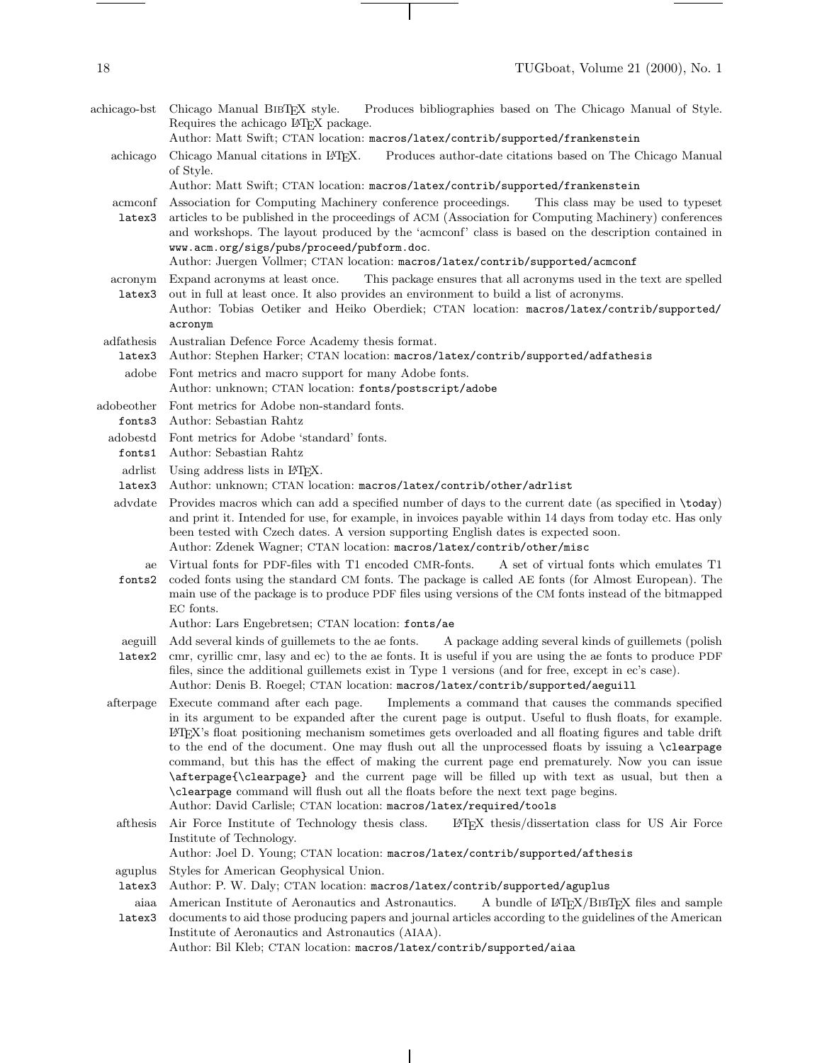**achicago-bst** Chicago Manual BibTeX style. Produces bibliographies based on The Chicago Manual of Style. Requires the achicago LaTeX package.
Author: Matt Swift; CTAN location: `macros/latex/contrib/supported/frankenstein`

**achicago** Chicago Manual citations in LaTeX. Produces author-date citations based on The Chicago Manual of Style.
Author: Matt Swift; CTAN location: `macros/latex/contrib/supported/frankenstein`

**acmconf** `latex3` Association for Computing Machinery conference proceedings. This class may be used to typeset articles to be published in the proceedings of ACM (Association for Computing Machinery) conferences and workshops. The layout produced by the 'acmconf' class is based on the description contained in `www.acm.org/sigs/pubs/proceed/pubform.doc`.
Author: Juergen Vollmer; CTAN location: `macros/latex/contrib/supported/acmconf`

**acronym** `latex3` Expand acronyms at least once. This package ensures that all acronyms used in the text are spelled out in full at least once. It also provides an environment to build a list of acronyms.
Author: Tobias Oetiker and Heiko Oberdiek; CTAN location: `macros/latex/contrib/supported/acronym`

**adfathesis** `latex3` Australian Defence Force Academy thesis format.
Author: Stephen Harker; CTAN location: `macros/latex/contrib/supported/adfathesis`

**adobe** Font metrics and macro support for many Adobe fonts.
Author: unknown; CTAN location: `fonts/postscript/adobe`

**adobeother** `fonts3` Font metrics for Adobe non-standard fonts.
Author: Sebastian Rahtz

**adobestd** `fonts1` Font metrics for Adobe 'standard' fonts.
Author: Sebastian Rahtz

**adrlist** `latex3` Using address lists in LaTeX.
Author: unknown; CTAN location: `macros/latex/contrib/other/adrlist`

**advdate** Provides macros which can add a specified number of days to the current date (as specified in `\today`) and print it. Intended for use, for example, in invoices payable within 14 days from today etc. Has only been tested with Czech dates. A version supporting English dates is expected soon.
Author: Zdenek Wagner; CTAN location: `macros/latex/contrib/other/misc`

**ae** `fonts2` Virtual fonts for PDF-files with T1 encoded CMR-fonts. A set of virtual fonts which emulates T1 coded fonts using the standard CM fonts. The package is called AE fonts (for Almost European). The main use of the package is to produce PDF files using versions of the CM fonts instead of the bitmapped EC fonts.
Author: Lars Engebretsen; CTAN location: `fonts/ae`

**aeguill** `latex2` Add several kinds of guillemets to the ae fonts. A package adding several kinds of guillemets (polish cmr, cyrillic cmr, lasy and ec) to the ae fonts. It is useful if you are using the ae fonts to produce PDF files, since the additional guillemets exist in Type 1 versions (and for free, except in ec's case).
Author: Denis B. Roegel; CTAN location: `macros/latex/contrib/supported/aeguill`

**afterpage** Execute command after each page. Implements a command that causes the commands specified in its argument to be expanded after the curent page is output. Useful to flush floats, for example. LaTeX's float positioning mechanism sometimes gets overloaded and all floating figures and table drift to the end of the document. One may flush out all the unprocessed floats by issuing a `\clearpage` command, but this has the effect of making the current page end prematurely. Now you can issue `\afterpage{\clearpage}` and the current page will be filled up with text as usual, but then a `\clearpage` command will flush out all the floats before the next text page begins.
Author: David Carlisle; CTAN location: `macros/latex/required/tools`

**afthesis** Air Force Institute of Technology thesis class. LaTeX thesis/dissertation class for US Air Force Institute of Technology.
Author: Joel D. Young; CTAN location: `macros/latex/contrib/supported/afthesis`

**aguplus** `latex3` Styles for American Geophysical Union.
Author: P. W. Daly; CTAN location: `macros/latex/contrib/supported/aguplus`

**aiaa** `latex3` American Institute of Aeronautics and Astronautics. A bundle of LaTeX/BibTeX files and sample documents to aid those producing papers and journal articles according to the guidelines of the American Institute of Aeronautics and Astronautics (AIAA).
Author: Bil Kleb; CTAN location: `macros/latex/contrib/supported/aiaa`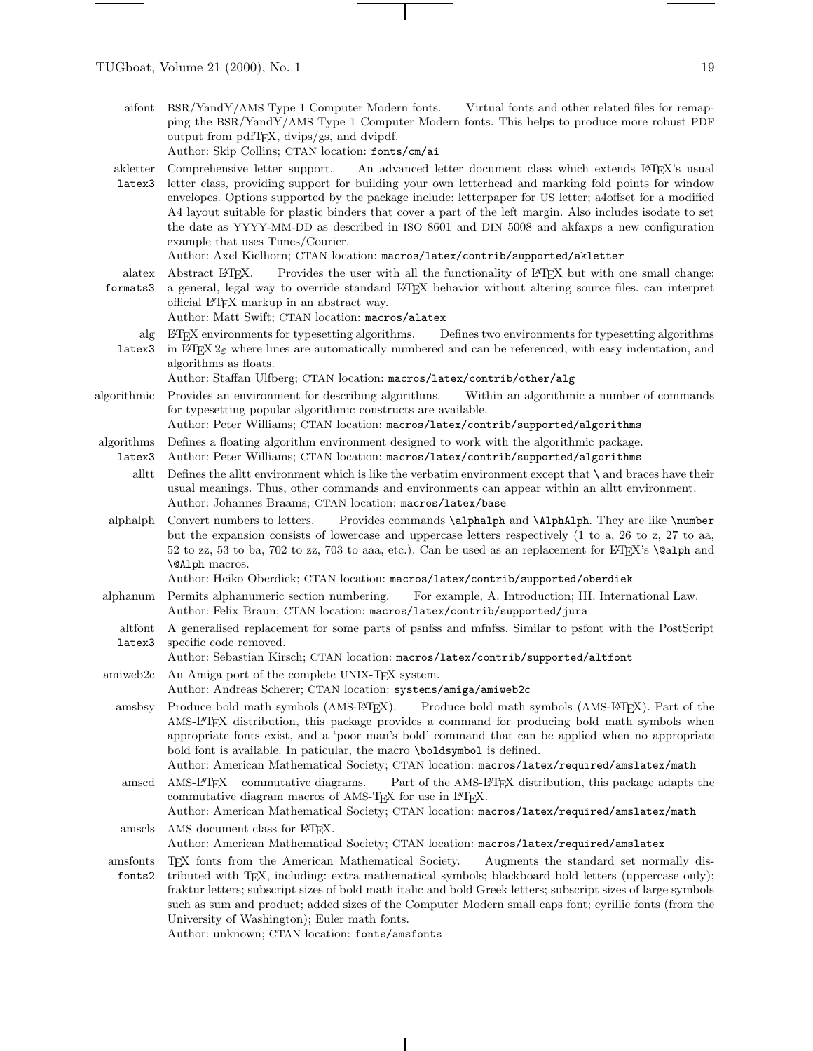**aifont** BSR/YandY/AMS Type 1 Computer Modern fonts. Virtual fonts and other related files for remapping the BSR/YandY/AMS Type 1 Computer Modern fonts. This helps to produce more robust PDF output from pdfTEX, dvips/gs, and dvipdf.
Author: Skip Collins; CTAN location: `fonts/cm/ai`

**akletter** `latex3` Comprehensive letter support. An advanced letter document class which extends LATEX's usual letter class, providing support for building your own letterhead and marking fold points for window envelopes. Options supported by the package include: letterpaper for US letter; a4offset for a modified A4 layout suitable for plastic binders that cover a part of the left margin. Also includes isodate to set the date as YYYY-MM-DD as described in ISO 8601 and DIN 5008 and akfaxps a new configuration example that uses Times/Courier.
Author: Axel Kielhorn; CTAN location: `macros/latex/contrib/supported/akletter`

**alatex** `formats3` Abstract LATEX. Provides the user with all the functionality of LATEX but with one small change: a general, legal way to override standard LATEX behavior without altering source files. can interpret official LATEX markup in an abstract way.
Author: Matt Swift; CTAN location: `macros/alatex`

**alg** `latex3` LATEX environments for typesetting algorithms. Defines two environments for typesetting algorithms in LATEX $2_\varepsilon$ where lines are automatically numbered and can be referenced, with easy indentation, and algorithms as floats.
Author: Staffan Ulfberg; CTAN location: `macros/latex/contrib/other/alg`

**algorithmic** Provides an environment for describing algorithms. Within an algorithmic a number of commands for typesetting popular algorithmic constructs are available.
Author: Peter Williams; CTAN location: `macros/latex/contrib/supported/algorithms`

**algorithms** `latex3` Defines a floating algorithm environment designed to work with the algorithmic package.
Author: Peter Williams; CTAN location: `macros/latex/contrib/supported/algorithms`

**alltt** Defines the alltt environment which is like the verbatim environment except that \ and braces have their usual meanings. Thus, other commands and environments can appear within an alltt environment.
Author: Johannes Braams; CTAN location: `macros/latex/base`

**alphalph** Convert numbers to letters. Provides commands `\alphalph` and `\AlphAlph`. They are like `\number` but the expansion consists of lowercase and uppercase letters respectively (1 to a, 26 to z, 27 to aa, 52 to zz, 53 to ba, 702 to zz, 703 to aaa, etc.). Can be used as an replacement for LATEX's `\@alph` and `\@Alph` macros.
Author: Heiko Oberdiek; CTAN location: `macros/latex/contrib/supported/oberdiek`

**alphanum** Permits alphanumeric section numbering. For example, A. Introduction; III. International Law.
Author: Felix Braun; CTAN location: `macros/latex/contrib/supported/jura`

**altfont** `latex3` A generalised replacement for some parts of psnfss and mfnfss. Similar to psfont with the PostScript specific code removed.
Author: Sebastian Kirsch; CTAN location: `macros/latex/contrib/supported/altfont`

**amiweb2c** An Amiga port of the complete UNIX-TEX system.
Author: Andreas Scherer; CTAN location: `systems/amiga/amiweb2c`

**amsbsy** Produce bold math symbols (AMS-LATEX). Produce bold math symbols (AMS-LATEX). Part of the AMS-LATEX distribution, this package provides a command for producing bold math symbols when appropriate fonts exist, and a 'poor man's bold' command that can be applied when no appropriate bold font is available. In paticular, the macro `\boldsymbol` is defined.
Author: American Mathematical Society; CTAN location: `macros/latex/required/amslatex/math`

**amscd** AMS-LATEX – commutative diagrams. Part of the AMS-LATEX distribution, this package adapts the commutative diagram macros of AMS-TEX for use in LATEX.
Author: American Mathematical Society; CTAN location: `macros/latex/required/amslatex/math`

**amscls** AMS document class for LATEX.
Author: American Mathematical Society; CTAN location: `macros/latex/required/amslatex`

**amsfonts** `fonts2` TEX fonts from the American Mathematical Society. Augments the standard set normally distributed with TEX, including: extra mathematical symbols; blackboard bold letters (uppercase only); fraktur letters; subscript sizes of bold math italic and bold Greek letters; subscript sizes of large symbols such as sum and product; added sizes of the Computer Modern small caps font; cyrillic fonts (from the University of Washington); Euler math fonts.
Author: unknown; CTAN location: `fonts/amsfonts`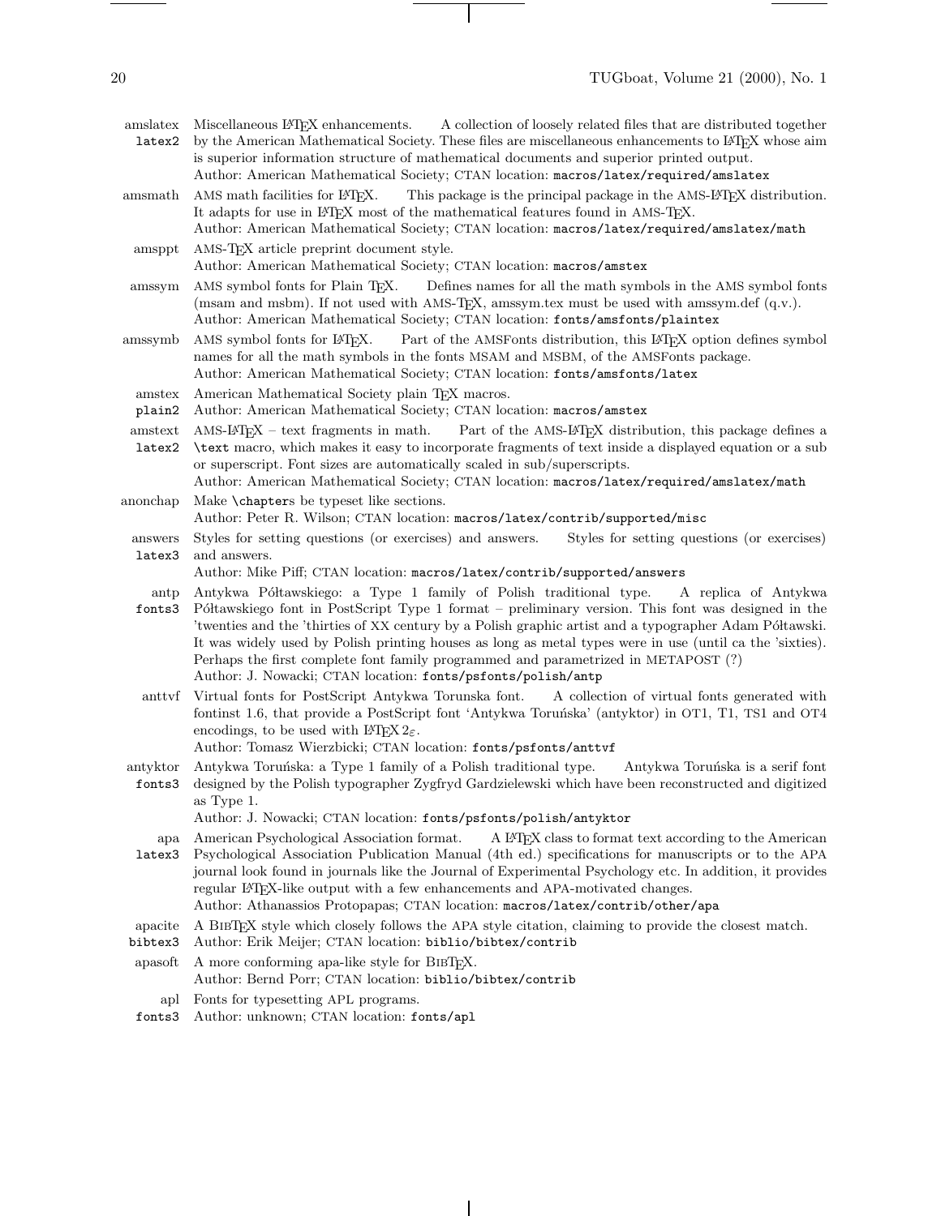**amslatex** `latex2` Miscellaneous LaTeX enhancements. A collection of loosely related files that are distributed together by the American Mathematical Society. These files are miscellaneous enhancements to LaTeX whose aim is superior information structure of mathematical documents and superior printed output.
Author: American Mathematical Society; CTAN location: `macros/latex/required/amslatex`

**amsmath** AMS math facilities for LaTeX. This package is the principal package in the AMS-LaTeX distribution. It adapts for use in LaTeX most of the mathematical features found in AMS-TeX.
Author: American Mathematical Society; CTAN location: `macros/latex/required/amslatex/math`

**amsppt** AMS-TeX article preprint document style.
Author: American Mathematical Society; CTAN location: `macros/amstex`

**amssym** AMS symbol fonts for Plain TeX. Defines names for all the math symbols in the AMS symbol fonts (msam and msbm). If not used with AMS-TeX, amssym.tex must be used with amssym.def (q.v.).
Author: American Mathematical Society; CTAN location: `fonts/amsfonts/plaintex`

**amssymb** AMS symbol fonts for LaTeX. Part of the AMSFonts distribution, this LaTeX option defines symbol names for all the math symbols in the fonts MSAM and MSBM, of the AMSFonts package.
Author: American Mathematical Society; CTAN location: `fonts/amsfonts/latex`

**amstex** `plain2` American Mathematical Society plain TeX macros.
Author: American Mathematical Society; CTAN location: `macros/amstex`

**amstext** `latex2` AMS-LaTeX – text fragments in math. Part of the AMS-LaTeX distribution, this package defines a `\text` macro, which makes it easy to incorporate fragments of text inside a displayed equation or a sub or superscript. Font sizes are automatically scaled in sub/superscripts.
Author: American Mathematical Society; CTAN location: `macros/latex/required/amslatex/math`

**anonchap** Make `\chapter`s be typeset like sections.
Author: Peter R. Wilson; CTAN location: `macros/latex/contrib/supported/misc`

**answers** `latex3` Styles for setting questions (or exercises) and answers. Styles for setting questions (or exercises) and answers.
Author: Mike Piff; CTAN location: `macros/latex/contrib/supported/answers`

**antp** `fonts3` Antykwa Półtawskiego: a Type 1 family of Polish traditional type. A replica of Antykwa Półtawskiego font in PostScript Type 1 format – preliminary version. This font was designed in the 'twenties and the 'thirties of XX century by a Polish graphic artist and a typographer Adam Półtawski. It was widely used by Polish printing houses as long as metal types were in use (until ca the 'sixties). Perhaps the first complete font family programmed and parametrized in METAPOST (?)
Author: J. Nowacki; CTAN location: `fonts/psfonts/polish/antp`

**anttvf** Virtual fonts for PostScript Antykwa Torunska font. A collection of virtual fonts generated with fontinst 1.6, that provide a PostScript font 'Antykwa Toruńska' (antyktor) in OT1, T1, TS1 and OT4 encodings, to be used with LaTeX $2_\varepsilon$.
Author: Tomasz Wierzbicki; CTAN location: `fonts/psfonts/anttvf`

**antyktor** `fonts3` Antykwa Toruńska: a Type 1 family of a Polish traditional type. Antykwa Toruńska is a serif font designed by the Polish typographer Zygfryd Gardzielewski which have been reconstructed and digitized as Type 1.
Author: J. Nowacki; CTAN location: `fonts/psfonts/polish/antyktor`

**apa** `latex3` American Psychological Association format. A LaTeX class to format text according to the American Psychological Association Publication Manual (4th ed.) specifications for manuscripts or to the APA journal look found in journals like the Journal of Experimental Psychology etc. In addition, it provides regular LaTeX-like output with a few enhancements and APA-motivated changes.
Author: Athanassios Protopapas; CTAN location: `macros/latex/contrib/other/apa`

**apacite** `bibtex3` A BibTeX style which closely follows the APA style citation, claiming to provide the closest match.
Author: Erik Meijer; CTAN location: `biblio/bibtex/contrib`

**apasoft** A more conforming apa-like style for BibTeX.
Author: Bernd Porr; CTAN location: `biblio/bibtex/contrib`

**apl** `fonts3` Fonts for typesetting APL programs.
Author: unknown; CTAN location: `fonts/apl`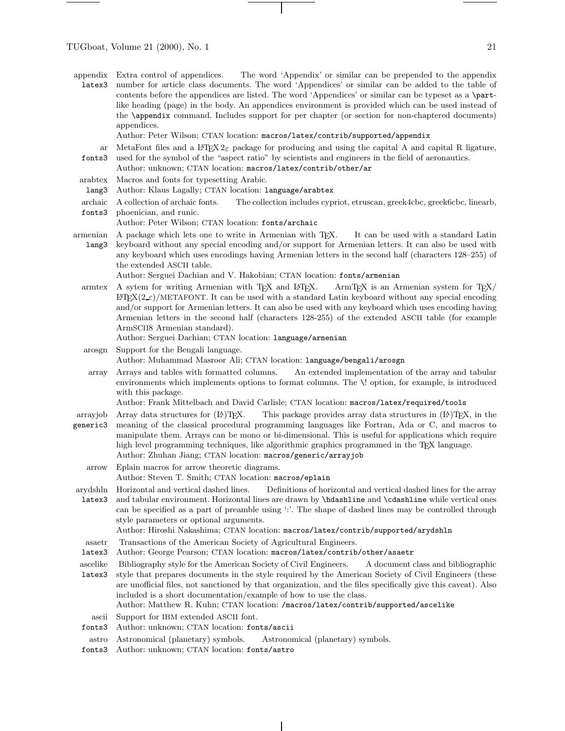**appendix** `latex3` Extra control of appendices. The word 'Appendix' or similar can be prepended to the appendix number for article class documents. The word 'Appendices' or similar can be added to the table of contents before the appendices are listed. The word 'Appendices' or similar can be typeset as a `\part`-like heading (page) in the body. An appendices environment is provided which can be used instead of the `\appendix` command. Includes support for per chapter (or section for non-chaptered documents) appendices.
Author: Peter Wilson; CTAN location: `macros/latex/contrib/supported/appendix`

**ar** `fonts3` MetaFont files and a LaTeX 2ε package for producing and using the capital A and capital R ligature, used for the symbol of the "aspect ratio" by scientists and engineers in the field of aeronautics.
Author: unknown; CTAN location: `macros/latex/contrib/other/ar`

**arabtex** `lang3` Macros and fonts for typesetting Arabic.
Author: Klaus Lagally; CTAN location: `language/arabtex`

**archaic** `fonts3` A collection of archaic fonts. The collection includes cypriot, etruscan, greek4cbc, greek6cbc, linearb, phoenician, and runic.
Author: Peter Wilson; CTAN location: `fonts/archaic`

**armenian** `lang3` A package which lets one to write in Armenian with TeX. It can be used with a standard Latin keyboard without any special encoding and/or support for Armenian letters. It can also be used with any keyboard which uses encodings having Armenian letters in the second half (characters 128–255) of the extended ASCII table.
Author: Serguei Dachian and V. Hakobian; CTAN location: `fonts/armenian`

**armtex** A sytem for writing Armenian with TeX and LaTeX. ArmTeX is an Armenian system for TeX/LaTeX(2_ε)/METAFONT. It can be used with a standard Latin keyboard without any special encoding and/or support for Armenian letters. It can also be used with any keyboard which uses encoding having Armenian letters in the second half (characters 128-255) of the extended ASCII table (for example ArmSCII8 Armenian standard).
Author: Serguei Dachian; CTAN location: `language/armenian`

**arosgn** Support for the Bengali language.
Author: Muhammad Masroor Ali; CTAN location: `language/bengali/arosgn`

**array** Arrays and tables with formatted columns. An extended implementation of the array and tabular environments which implements options to format columns. The `\!` option, for example, is introduced with this package.
Author: Frank Mittelbach and David Carlisle; CTAN location: `macros/latex/required/tools`

**arrayjob** `generic3` Array data structures for (LA)TeX. This package provides array data structures in (LA)TeX, in the meaning of the classical procedural programming languages like Fortran, Ada or C, and macros to manipulate them. Arrays can be mono or bi-dimensional. This is useful for applications which require high level programming techniques, like algorithmic graphics programmed in the TeX language.
Author: Zhuhan Jiang; CTAN location: `macros/generic/arrayjob`

**arrow** Eplain macros for arrow theoretic diagrams.
Author: Steven T. Smith; CTAN location: `macros/eplain`

**arydshln** `latex3` Horizontal and vertical dashed lines. Definitions of horizontal and vertical dashed lines for the array and tabular environment. Horizontal lines are drawn by `\hdashline` and `\cdashline` while vertical ones can be specified as a part of preamble using ':'. The shape of dashed lines may be controlled through style parameters or optional arguments.
Author: Hiroshi Nakashima; CTAN location: `macros/latex/contrib/supported/arydshln`

**asaetr** `latex3` Transactions of the American Society of Agricultural Engineers.
Author: George Pearson; CTAN location: `macros/latex/contrib/other/asaetr`

**ascelike** `latex3` Bibliography style for the American Society of Civil Engineers. A document class and bibliographic style that prepares documents in the style required by the American Society of Civil Engineers (these are unofficial files, not sanctioned by that organization, and the files specifically give this caveat). Also included is a short documentation/example of how to use the class.
Author: Matthew R. Kuhn; CTAN location: `/macros/latex/contrib/supported/ascelike`

**ascii** `fonts3` Support for IBM extended ASCII font.
Author: unknown; CTAN location: `fonts/ascii`

**astro** `fonts3` Astronomical (planetary) symbols. Astronomical (planetary) symbols.
Author: unknown; CTAN location: `fonts/astro`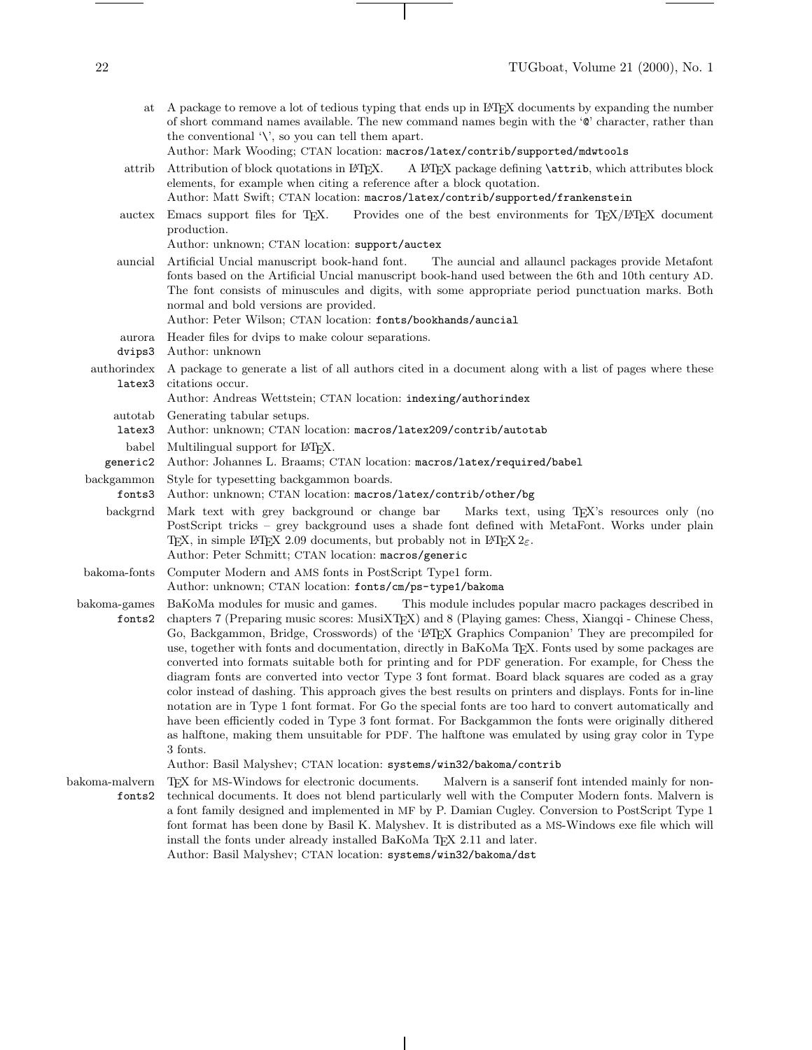**at** A package to remove a lot of tedious typing that ends up in LaTeX documents by expanding the number of short command names available. The new command names begin with the '`@`' character, rather than the conventional '\', so you can tell them apart.
Author: Mark Wooding; CTAN location: `macros/latex/contrib/supported/mdwtools`

**attrib** Attribution of block quotations in LaTeX. A LaTeX package defining `\attrib`, which attributes block elements, for example when citing a reference after a block quotation.
Author: Matt Swift; CTAN location: `macros/latex/contrib/supported/frankenstein`

**auctex** Emacs support files for TeX. Provides one of the best environments for TeX/LaTeX document production.
Author: unknown; CTAN location: `support/auctex`

**auncial** Artificial Uncial manuscript book-hand font. The auncial and allauncl packages provide Metafont fonts based on the Artificial Uncial manuscript book-hand used between the 6th and 10th century AD. The font consists of minuscules and digits, with some appropriate period punctuation marks. Both normal and bold versions are provided.
Author: Peter Wilson; CTAN location: `fonts/bookhands/auncial`

**aurora** `dvips3` Header files for dvips to make colour separations.
Author: unknown

**authorindex** `latex3` A package to generate a list of all authors cited in a document along with a list of pages where these citations occur.
Author: Andreas Wettstein; CTAN location: `indexing/authorindex`

**autotab** `latex3` Generating tabular setups.
Author: unknown; CTAN location: `macros/latex209/contrib/autotab`

**babel** `generic2` Multilingual support for LaTeX.
Author: Johannes L. Braams; CTAN location: `macros/latex/required/babel`

**backgammon** `fonts3` Style for typesetting backgammon boards.
Author: unknown; CTAN location: `macros/latex/contrib/other/bg`

**backgrnd** Mark text with grey background or change bar Marks text, using TeX's resources only (no PostScript tricks – grey background uses a shade font defined with MetaFont. Works under plain TeX, in simple LaTeX 2.09 documents, but probably not in LaTeX $2_{\varepsilon}$.
Author: Peter Schmitt; CTAN location: `macros/generic`

**bakoma-fonts** Computer Modern and AMS fonts in PostScript Type1 form.
Author: unknown; CTAN location: `fonts/cm/ps-type1/bakoma`

**bakoma-games** `fonts2` BaKoMa modules for music and games. This module includes popular macro packages described in chapters 7 (Preparing music scores: MusiXTeX) and 8 (Playing games: Chess, Xiangqi - Chinese Chess, Go, Backgammon, Bridge, Crosswords) of the 'LaTeX Graphics Companion' They are precompiled for use, together with fonts and documentation, directly in BaKoMa TeX. Fonts used by some packages are converted into formats suitable both for printing and for PDF generation. For example, for Chess the diagram fonts are converted into vector Type 3 font format. Board black squares are coded as a gray color instead of dashing. This approach gives the best results on printers and displays. Fonts for in-line notation are in Type 1 font format. For Go the special fonts are too hard to convert automatically and have been efficiently coded in Type 3 font format. For Backgammon the fonts were originally dithered as halftone, making them unsuitable for PDF. The halftone was emulated by using gray color in Type 3 fonts.
Author: Basil Malyshev; CTAN location: `systems/win32/bakoma/contrib`

**bakoma-malvern** `fonts2` TeX for MS-Windows for electronic documents. Malvern is a sanserif font intended mainly for non-technical documents. It does not blend particularly well with the Computer Modern fonts. Malvern is a font family designed and implemented in MF by P. Damian Cugley. Conversion to PostScript Type 1 font format has been done by Basil K. Malyshev. It is distributed as a MS-Windows exe file which will install the fonts under already installed BaKoMa TeX 2.11 and later.
Author: Basil Malyshev; CTAN location: `systems/win32/bakoma/dst`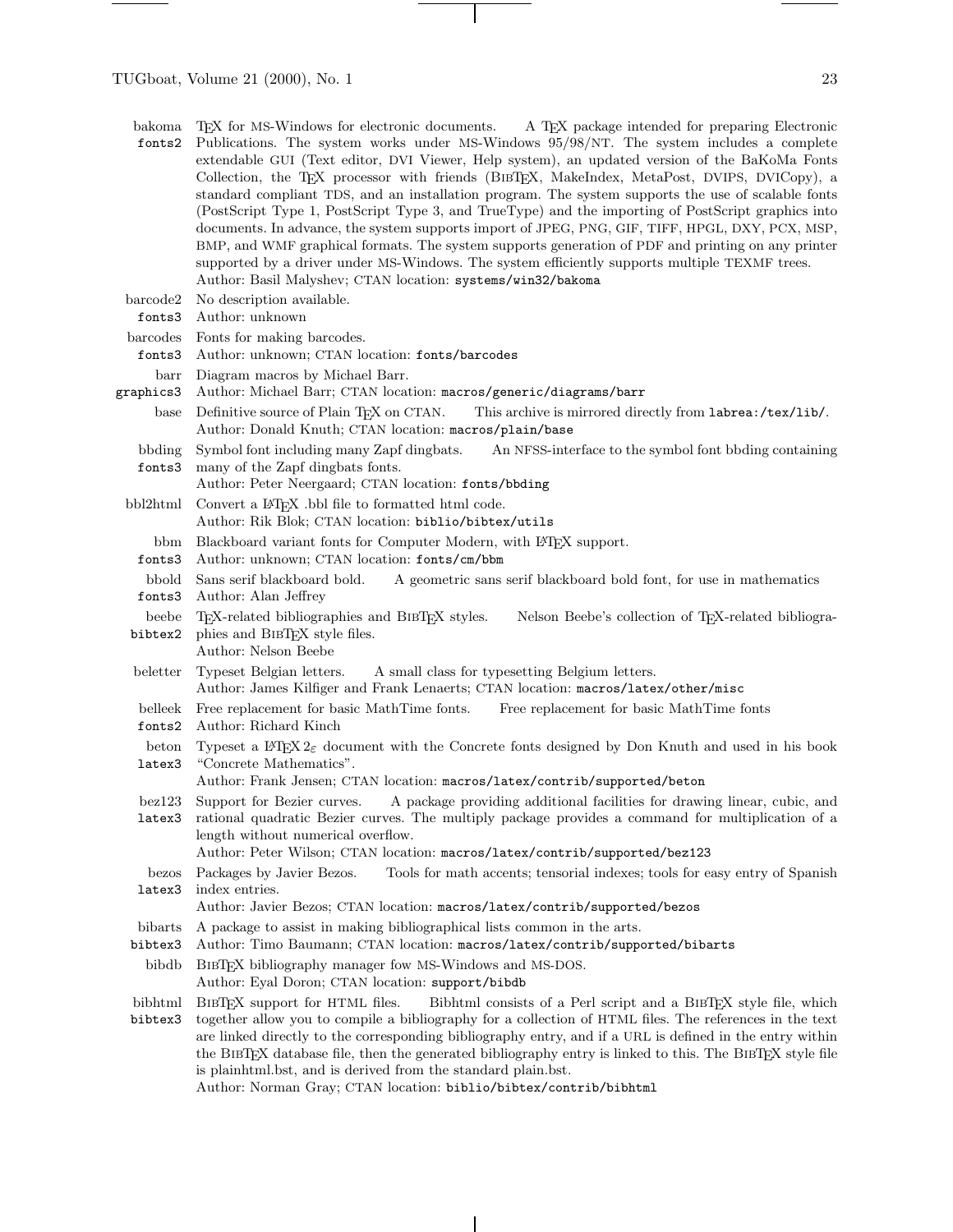**bakoma** `fonts2` — TeX for MS-Windows for electronic documents. A TeX package intended for preparing Electronic Publications. The system works under MS-Windows 95/98/NT. The system includes a complete extendable GUI (Text editor, DVI Viewer, Help system), an updated version of the BaKoMa Fonts Collection, the TeX processor with friends (BibTeX, MakeIndex, MetaPost, DVIPS, DVICopy), a standard compliant TDS, and an installation program. The system supports the use of scalable fonts (PostScript Type 1, PostScript Type 3, and TrueType) and the importing of PostScript graphics into documents. In advance, the system supports import of JPEG, PNG, GIF, TIFF, HPGL, DXY, PCX, MSP, BMP, and WMF graphical formats. The system supports generation of PDF and printing on any printer supported by a driver under MS-Windows. The system efficiently supports multiple TEXMF trees.
Author: Basil Malyshev; CTAN location: `systems/win32/bakoma`

**barcode2** `fonts3` — No description available.
Author: unknown

**barcodes** `fonts3` — Fonts for making barcodes.
Author: unknown; CTAN location: `fonts/barcodes`

**barr** `graphics3` — Diagram macros by Michael Barr.
Author: Michael Barr; CTAN location: `macros/generic/diagrams/barr`

**base** — Definitive source of Plain TeX on CTAN. This archive is mirrored directly from `labrea:/tex/lib/`.
Author: Donald Knuth; CTAN location: `macros/plain/base`

**bbding** `fonts3` — Symbol font including many Zapf dingbats. An NFSS-interface to the symbol font bbding containing many of the Zapf dingbats fonts.
Author: Peter Neergaard; CTAN location: `fonts/bbding`

**bbl2html** — Convert a LaTeX .bbl file to formatted html code.
Author: Rik Blok; CTAN location: `biblio/bibtex/utils`

**bbm** `fonts3` — Blackboard variant fonts for Computer Modern, with LaTeX support.
Author: unknown; CTAN location: `fonts/cm/bbm`

**bbold** `fonts3` — Sans serif blackboard bold. A geometric sans serif blackboard bold font, for use in mathematics
Author: Alan Jeffrey

**beebe** `bibtex2` — TeX-related bibliographies and BibTeX styles. Nelson Beebe's collection of TeX-related bibliographies and BibTeX style files.
Author: Nelson Beebe

**beletter** — Typeset Belgian letters. A small class for typesetting Belgium letters.
Author: James Kilfiger and Frank Lenaerts; CTAN location: `macros/latex/other/misc`

**belleek** `fonts2` — Free replacement for basic MathTime fonts. Free replacement for basic MathTime fonts
Author: Richard Kinch

**beton** `latex3` — Typeset a LaTeX $2_\varepsilon$ document with the Concrete fonts designed by Don Knuth and used in his book "Concrete Mathematics".
Author: Frank Jensen; CTAN location: `macros/latex/contrib/supported/beton`

**bez123** `latex3` — Support for Bezier curves. A package providing additional facilities for drawing linear, cubic, and rational quadratic Bezier curves. The multiply package provides a command for multiplication of a length without numerical overflow.
Author: Peter Wilson; CTAN location: `macros/latex/contrib/supported/bez123`

**bezos** `latex3` — Packages by Javier Bezos. Tools for math accents; tensorial indexes; tools for easy entry of Spanish index entries.
Author: Javier Bezos; CTAN location: `macros/latex/contrib/supported/bezos`

**bibarts** `bibtex3` — A package to assist in making bibliographical lists common in the arts.
Author: Timo Baumann; CTAN location: `macros/latex/contrib/supported/bibarts`

**bibdb** — BibTeX bibliography manager fow MS-Windows and MS-DOS.
Author: Eyal Doron; CTAN location: `support/bibdb`

**bibhtml** `bibtex3` — BibTeX support for HTML files. Bibhtml consists of a Perl script and a BibTeX style file, which together allow you to compile a bibliography for a collection of HTML files. The references in the text are linked directly to the corresponding bibliography entry, and if a URL is defined in the entry within the BibTeX database file, then the generated bibliography entry is linked to this. The BibTeX style file is plainhtml.bst, and is derived from the standard plain.bst.
Author: Norman Gray; CTAN location: `biblio/bibtex/contrib/bibhtml`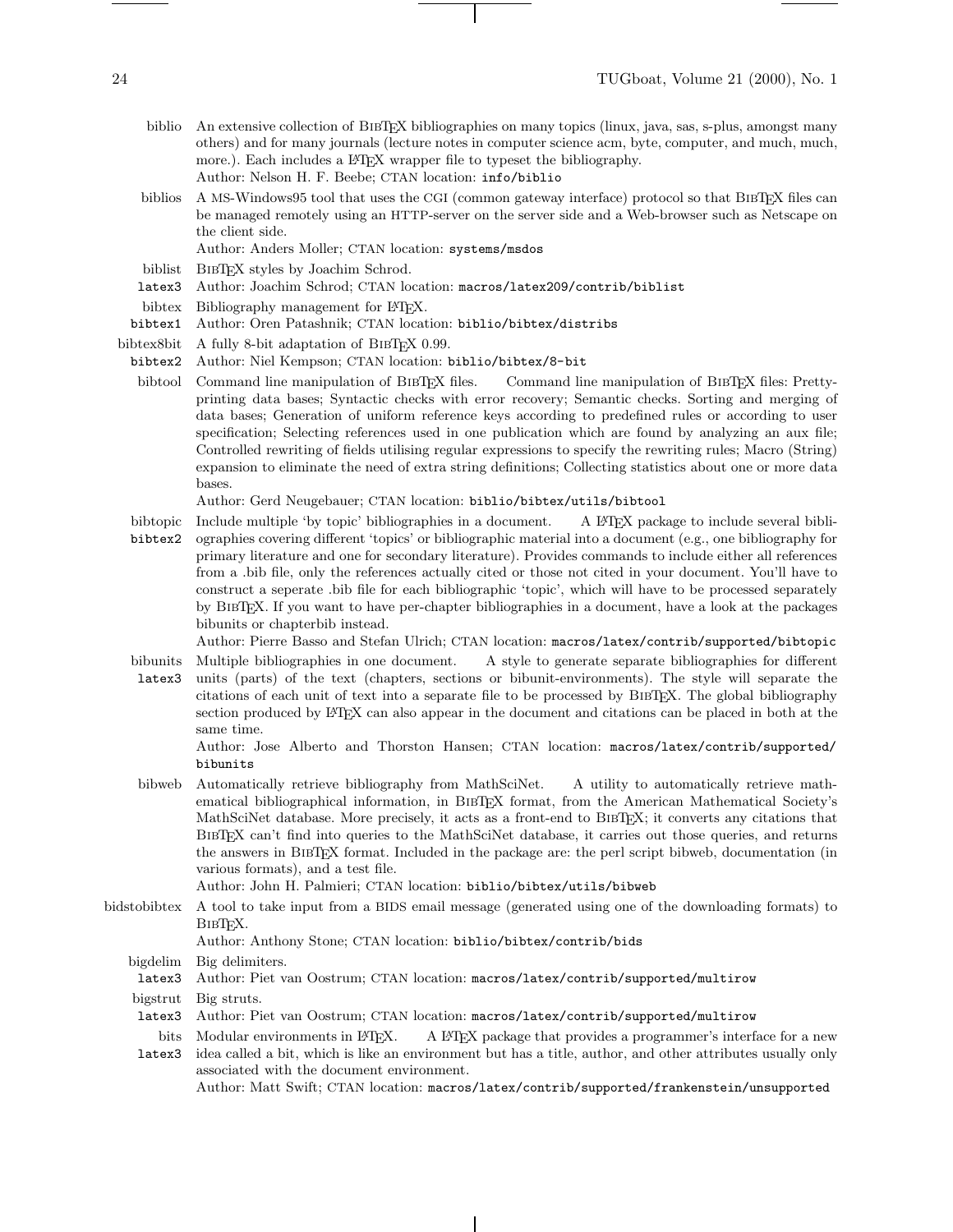**biblio** An extensive collection of BibTeX bibliographies on many topics (linux, java, sas, s-plus, amongst many others) and for many journals (lecture notes in computer science acm, byte, computer, and much, much, more.). Each includes a LaTeX wrapper file to typeset the bibliography.
Author: Nelson H. F. Beebe; CTAN location: `info/biblio`

**biblios** A MS-Windows95 tool that uses the CGI (common gateway interface) protocol so that BibTeX files can be managed remotely using an HTTP-server on the server side and a Web-browser such as Netscape on the client side.
Author: Anders Moller; CTAN location: `systems/msdos`

**biblist** `latex3` BibTeX styles by Joachim Schrod.
Author: Joachim Schrod; CTAN location: `macros/latex209/contrib/biblist`

**bibtex** `bibtex1` Bibliography management for LaTeX.
Author: Oren Patashnik; CTAN location: `biblio/bibtex/distribs`

**bibtex8bit** `bibtex2` A fully 8-bit adaptation of BibTeX 0.99.
Author: Niel Kempson; CTAN location: `biblio/bibtex/8-bit`

**bibtool** Command line manipulation of BibTeX files. Command line manipulation of BibTeX files: Pretty-printing data bases; Syntactic checks with error recovery; Semantic checks. Sorting and merging of data bases; Generation of uniform reference keys according to predefined rules or according to user specification; Selecting references used in one publication which are found by analyzing an aux file; Controlled rewriting of fields utilising regular expressions to specify the rewriting rules; Macro (String) expansion to eliminate the need of extra string definitions; Collecting statistics about one or more data bases.
Author: Gerd Neugebauer; CTAN location: `biblio/bibtex/utils/bibtool`

**bibtopic** `bibtex2` Include multiple 'by topic' bibliographies in a document. A LaTeX package to include several bibliographies covering different 'topics' or bibliographic material into a document (e.g., one bibliography for primary literature and one for secondary literature). Provides commands to include either all references from a .bib file, only the references actually cited or those not cited in your document. You'll have to construct a seperate .bib file for each bibliographic 'topic', which will have to be processed separately by BibTeX. If you want to have per-chapter bibliographies in a document, have a look at the packages bibunits or chapterbib instead.
Author: Pierre Basso and Stefan Ulrich; CTAN location: `macros/latex/contrib/supported/bibtopic`

**bibunits** `latex3` Multiple bibliographies in one document. A style to generate separate bibliographies for different units (parts) of the text (chapters, sections or bibunit-environments). The style will separate the citations of each unit of text into a separate file to be processed by BibTeX. The global bibliography section produced by LaTeX can also appear in the document and citations can be placed in both at the same time.
Author: Jose Alberto and Thorston Hansen; CTAN location: `macros/latex/contrib/supported/bibunits`

**bibweb** Automatically retrieve bibliography from MathSciNet. A utility to automatically retrieve mathematical bibliographical information, in BibTeX format, from the American Mathematical Society's MathSciNet database. More precisely, it acts as a front-end to BibTeX; it converts any citations that BibTeX can't find into queries to the MathSciNet database, it carries out those queries, and returns the answers in BibTeX format. Included in the package are: the perl script bibweb, documentation (in various formats), and a test file.
Author: John H. Palmieri; CTAN location: `biblio/bibtex/utils/bibweb`

**bidstobibtex** A tool to take input from a BIDS email message (generated using one of the downloading formats) to BibTeX.
Author: Anthony Stone; CTAN location: `biblio/bibtex/contrib/bids`

**bigdelim** `latex3` Big delimiters.
Author: Piet van Oostrum; CTAN location: `macros/latex/contrib/supported/multirow`

**bigstrut** `latex3` Big struts.
Author: Piet van Oostrum; CTAN location: `macros/latex/contrib/supported/multirow`

**bits** `latex3` Modular environments in LaTeX. A LaTeX package that provides a programmer's interface for a new idea called a bit, which is like an environment but has a title, author, and other attributes usually only associated with the document environment.
Author: Matt Swift; CTAN location: `macros/latex/contrib/supported/frankenstein/unsupported`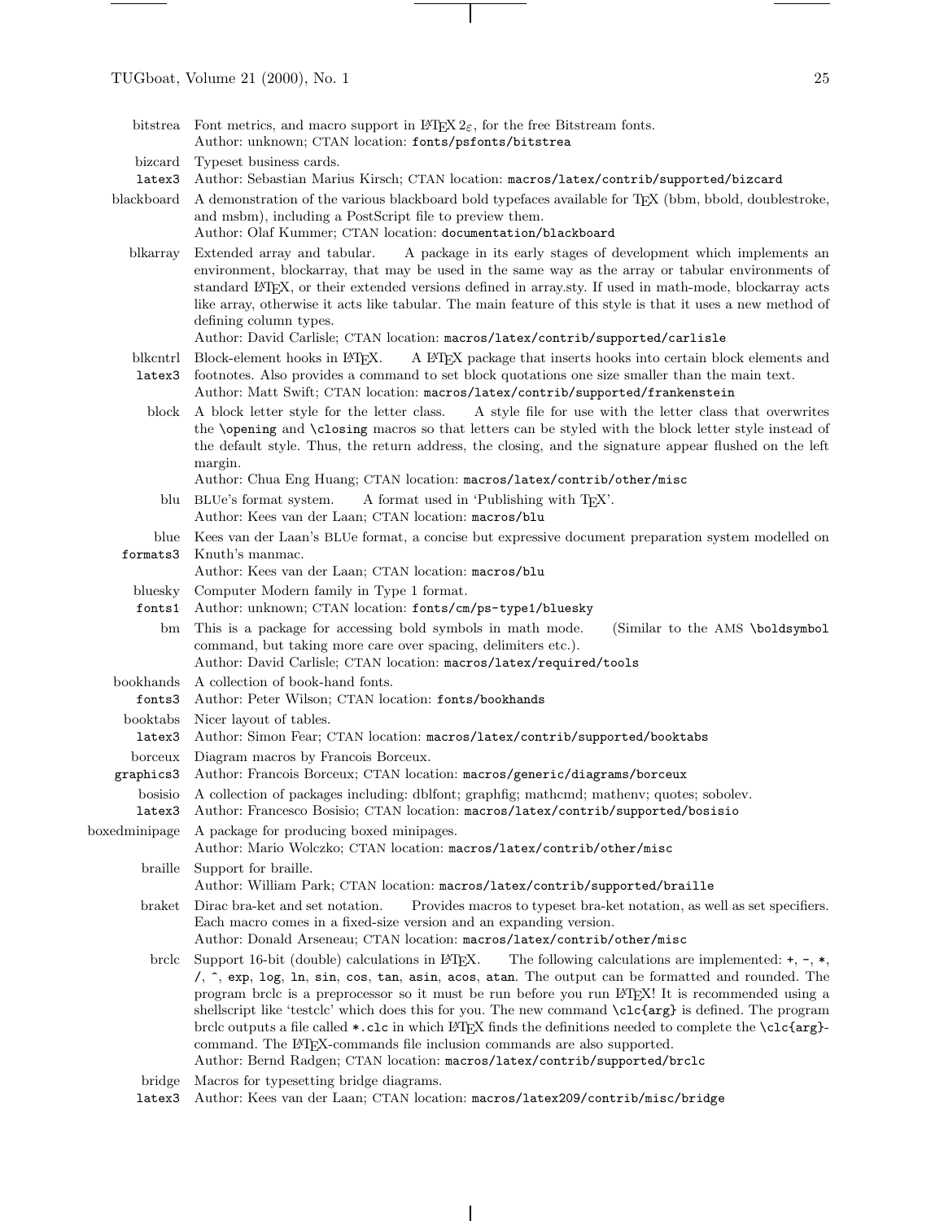**bitstrea** Font metrics, and macro support in LaTeX 2ε, for the free Bitstream fonts.
Author: unknown; CTAN location: `fonts/psfonts/bitstrea`

**bizcard** `latex3` Typeset business cards.
Author: Sebastian Marius Kirsch; CTAN location: `macros/latex/contrib/supported/bizcard`

**blackboard** A demonstration of the various blackboard bold typefaces available for TeX (bbm, bbold, doublestroke, and msbm), including a PostScript file to preview them.
Author: Olaf Kummer; CTAN location: `documentation/blackboard`

**blkarray** Extended array and tabular. A package in its early stages of development which implements an environment, blockarray, that may be used in the same way as the array or tabular environments of standard LaTeX, or their extended versions defined in array.sty. If used in math-mode, blockarray acts like array, otherwise it acts like tabular. The main feature of this style is that it uses a new method of defining column types.
Author: David Carlisle; CTAN location: `macros/latex/contrib/supported/carlisle`

**blkcntrl** `latex3` Block-element hooks in LaTeX. A LaTeX package that inserts hooks into certain block elements and footnotes. Also provides a command to set block quotations one size smaller than the main text.
Author: Matt Swift; CTAN location: `macros/latex/contrib/supported/frankenstein`

**block** A block letter style for the letter class. A style file for use with the letter class that overwrites the `\opening` and `\closing` macros so that letters can be styled with the block letter style instead of the default style. Thus, the return address, the closing, and the signature appear flushed on the left margin.
Author: Chua Eng Huang; CTAN location: `macros/latex/contrib/other/misc`

**blu** BLUe's format system. A format used in 'Publishing with TeX'.
Author: Kees van der Laan; CTAN location: `macros/blu`

**blue** `formats3` Kees van der Laan's BLUe format, a concise but expressive document preparation system modelled on Knuth's manmac.
Author: Kees van der Laan; CTAN location: `macros/blu`

**bluesky** `fonts1` Computer Modern family in Type 1 format.
Author: unknown; CTAN location: `fonts/cm/ps-type1/bluesky`

**bm** This is a package for accessing bold symbols in math mode. (Similar to the AMS `\boldsymbol` command, but taking more care over spacing, delimiters etc.).
Author: David Carlisle; CTAN location: `macros/latex/required/tools`

**bookhands** `fonts3` A collection of book-hand fonts.
Author: Peter Wilson; CTAN location: `fonts/bookhands`

**booktabs** `latex3` Nicer layout of tables.
Author: Simon Fear; CTAN location: `macros/latex/contrib/supported/booktabs`

**borceux** `graphics3` Diagram macros by Francois Borceux.
Author: Francois Borceux; CTAN location: `macros/generic/diagrams/borceux`

**bosisio** `latex3` A collection of packages including: dblfont; graphfig; mathcmd; mathenv; quotes; sobolev.
Author: Francesco Bosisio; CTAN location: `macros/latex/contrib/supported/bosisio`

**boxedminipage** A package for producing boxed minipages.
Author: Mario Wolczko; CTAN location: `macros/latex/contrib/other/misc`

**braille** Support for braille.
Author: William Park; CTAN location: `macros/latex/contrib/supported/braille`

**braket** Dirac bra-ket and set notation. Provides macros to typeset bra-ket notation, as well as set specifiers. Each macro comes in a fixed-size version and an expanding version.
Author: Donald Arseneau; CTAN location: `macros/latex/contrib/other/misc`

**brclc** Support 16-bit (double) calculations in LaTeX. The following calculations are implemented: `+`, `-`, `*`, `/`, `^`, `exp`, `log`, `ln`, `sin`, `cos`, `tan`, `asin`, `acos`, `atan`. The output can be formatted and rounded. The program brclc is a preprocessor so it must be run before you run LaTeX! It is recommended using a shellscript like 'testclc' which does this for you. The new command `\clc{arg}` is defined. The program brclc outputs a file called `*.clc` in which LaTeX finds the definitions needed to complete the `\clc{arg}`-command. The LaTeX-commands file inclusion commands are also supported.
Author: Bernd Radgen; CTAN location: `macros/latex/contrib/supported/brclc`

**bridge** `latex3` Macros for typesetting bridge diagrams.
Author: Kees van der Laan; CTAN location: `macros/latex209/contrib/misc/bridge`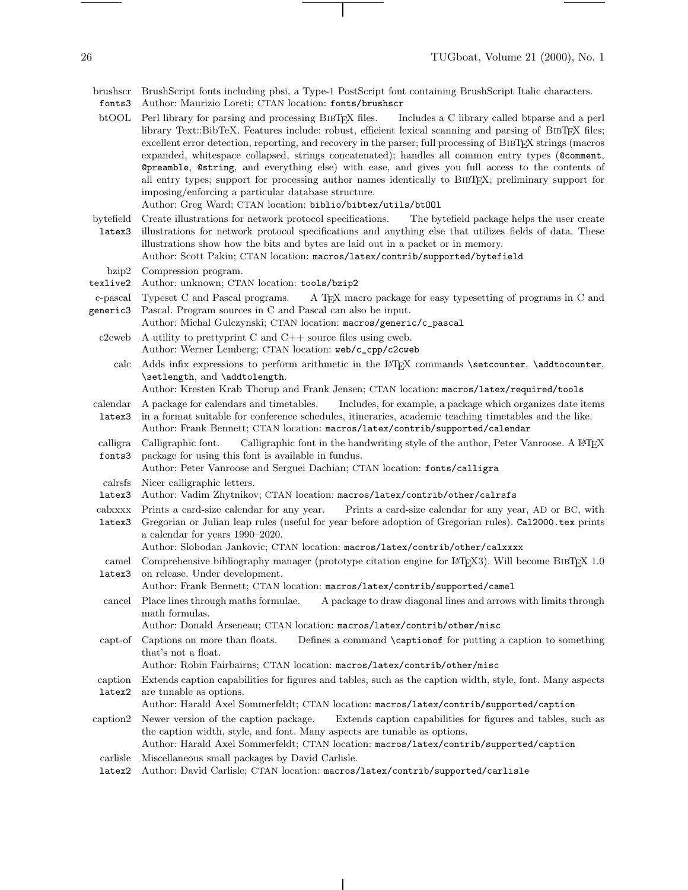**brushscr** `fonts3` — BrushScript fonts including pbsi, a Type-1 PostScript font containing BrushScript Italic characters.
Author: Maurizio Loreti; CTAN location: `fonts/brushscr`

**btOOL** — Perl library for parsing and processing BIBTEX files. Includes a C library called btparse and a perl library Text::BibTeX. Features include: robust, efficient lexical scanning and parsing of BIBTEX files; excellent error detection, reporting, and recovery in the parser; full processing of BIBTEX strings (macros expanded, whitespace collapsed, strings concatenated); handles all common entry types (`@comment`, `@preamble`, `@string`, and everything else) with ease, and gives you full access to the contents of all entry types; support for processing author names identically to BIBTEX; preliminary support for imposing/enforcing a particular database structure.
Author: Greg Ward; CTAN location: `biblio/bibtex/utils/btOOl`

**bytefield** `latex3` — Create illustrations for network protocol specifications. The bytefield package helps the user create illustrations for network protocol specifications and anything else that utilizes fields of data. These illustrations show how the bits and bytes are laid out in a packet or in memory.
Author: Scott Pakin; CTAN location: `macros/latex/contrib/supported/bytefield`

**bzip2** `texlive2` — Compression program.
Author: unknown; CTAN location: `tools/bzip2`

**c-pascal** `generic3` — Typeset C and Pascal programs. A TEX macro package for easy typesetting of programs in C and Pascal. Program sources in C and Pascal can also be input.
Author: Michal Gulczynski; CTAN location: `macros/generic/c_pascal`

**c2cweb** — A utility to prettyprint C and C++ source files using cweb.
Author: Werner Lemberg; CTAN location: `web/c_cpp/c2cweb`

**calc** — Adds infix expressions to perform arithmetic in the LATEX commands `\setcounter`, `\addtocounter`, `\setlength`, and `\addtolength`.
Author: Kresten Krab Thorup and Frank Jensen; CTAN location: `macros/latex/required/tools`

**calendar** `latex3` — A package for calendars and timetables. Includes, for example, a package which organizes date items in a format suitable for conference schedules, itineraries, academic teaching timetables and the like.
Author: Frank Bennett; CTAN location: `macros/latex/contrib/supported/calendar`

**calligra** `fonts3` — Calligraphic font. Calligraphic font in the handwriting style of the author, Peter Vanroose. A LATEX package for using this font is available in fundus.
Author: Peter Vanroose and Serguei Dachian; CTAN location: `fonts/calligra`

**calrsfs** `latex3` — Nicer calligraphic letters.
Author: Vadim Zhytnikov; CTAN location: `macros/latex/contrib/other/calrsfs`

**calxxxx** `latex3` — Prints a card-size calendar for any year. Prints a card-size calendar for any year, AD or BC, with Gregorian or Julian leap rules (useful for year before adoption of Gregorian rules). `Cal2000.tex` prints a calendar for years 1990–2020.
Author: Slobodan Jankovic; CTAN location: `macros/latex/contrib/other/calxxxx`

**camel** `latex3` — Comprehensive bibliography manager (prototype citation engine for LATEX3). Will become BIBTEX 1.0 on release. Under development.
Author: Frank Bennett; CTAN location: `macros/latex/contrib/supported/camel`

**cancel** — Place lines through maths formulae. A package to draw diagonal lines and arrows with limits through math formulas.
Author: Donald Arseneau; CTAN location: `macros/latex/contrib/other/misc`

**capt-of** — Captions on more than floats. Defines a command `\captionof` for putting a caption to something that's not a float.
Author: Robin Fairbairns; CTAN location: `macros/latex/contrib/other/misc`

**caption** `latex2` — Extends caption capabilities for figures and tables, such as the caption width, style, font. Many aspects are tunable as options.
Author: Harald Axel Sommerfeldt; CTAN location: `macros/latex/contrib/supported/caption`

**caption2** — Newer version of the caption package. Extends caption capabilities for figures and tables, such as the caption width, style, and font. Many aspects are tunable as options.
Author: Harald Axel Sommerfeldt; CTAN location: `macros/latex/contrib/supported/caption`

**carlisle** `latex2` — Miscellaneous small packages by David Carlisle.
Author: David Carlisle; CTAN location: `macros/latex/contrib/supported/carlisle`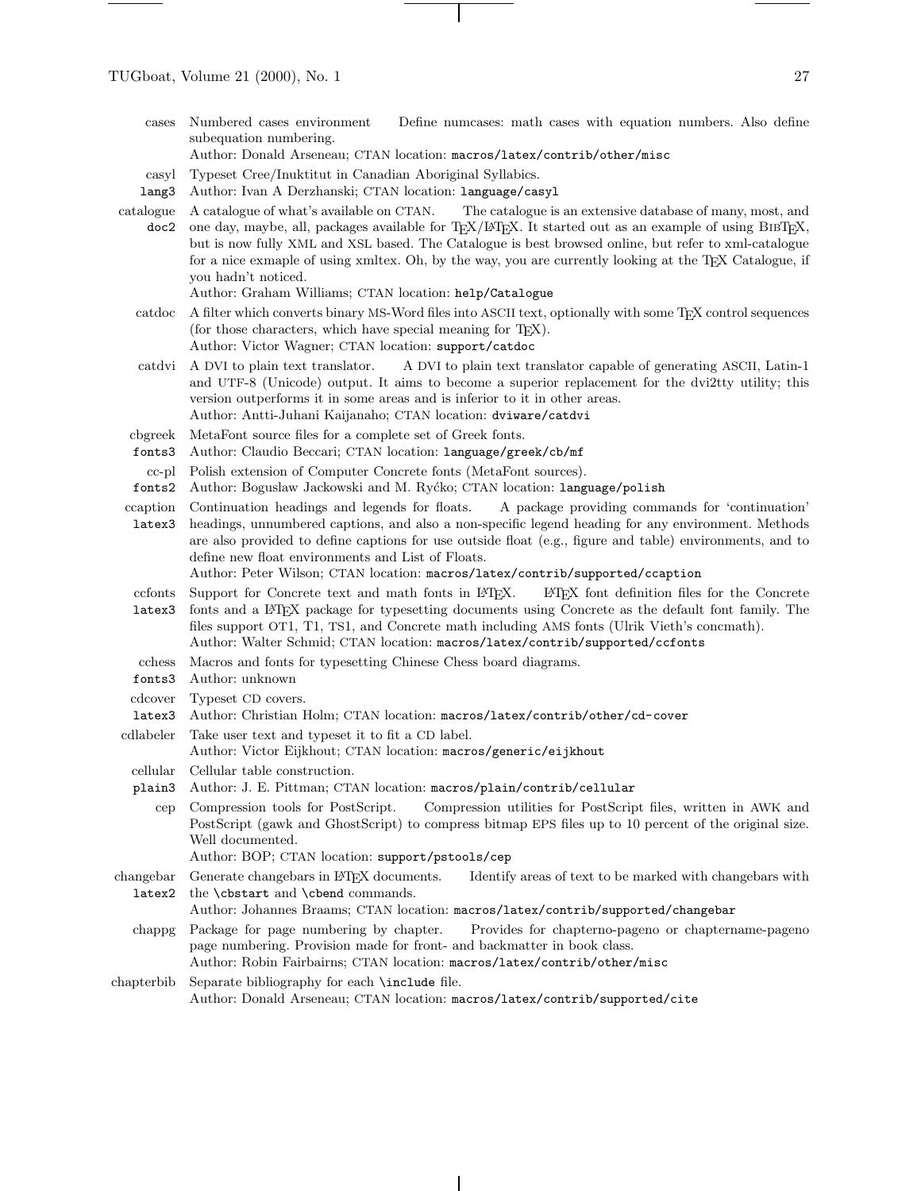**cases** Numbered cases environment    Define numcases: math cases with equation numbers. Also define subequation numbering.
Author: Donald Arseneau; CTAN location: `macros/latex/contrib/other/misc`

**casyl** `lang3` Typeset Cree/Inuktitut in Canadian Aboriginal Syllabics.
Author: Ivan A Derzhanski; CTAN location: `language/casyl`

**catalogue** `doc2` A catalogue of what's available on CTAN.    The catalogue is an extensive database of many, most, and one day, maybe, all, packages available for TEX/LATEX. It started out as an example of using BIBTEX, but is now fully XML and XSL based. The Catalogue is best browsed online, but refer to xml-catalogue for a nice exmaple of using xmltex. Oh, by the way, you are currently looking at the TEX Catalogue, if you hadn't noticed.
Author: Graham Williams; CTAN location: `help/Catalogue`

**catdoc** A filter which converts binary MS-Word files into ASCII text, optionally with some TEX control sequences (for those characters, which have special meaning for TEX).
Author: Victor Wagner; CTAN location: `support/catdoc`

**catdvi** A DVI to plain text translator.    A DVI to plain text translator capable of generating ASCII, Latin-1 and UTF-8 (Unicode) output. It aims to become a superior replacement for the dvi2tty utility; this version outperforms it in some areas and is inferior to it in other areas.
Author: Antti-Juhani Kaijanaho; CTAN location: `dviware/catdvi`

**cbgreek** `fonts3` MetaFont source files for a complete set of Greek fonts.
Author: Claudio Beccari; CTAN location: `language/greek/cb/mf`

**cc-pl** `fonts2` Polish extension of Computer Concrete fonts (MetaFont sources).
Author: Boguslaw Jackowski and M. Ryćko; CTAN location: `language/polish`

**ccaption** `latex3` Continuation headings and legends for floats.    A package providing commands for 'continuation' headings, unnumbered captions, and also a non-specific legend heading for any environment. Methods are also provided to define captions for use outside float (e.g., figure and table) environments, and to define new float environments and List of Floats.
Author: Peter Wilson; CTAN location: `macros/latex/contrib/supported/ccaption`

**ccfonts** `latex3` Support for Concrete text and math fonts in LATEX.    LATEX font definition files for the Concrete fonts and a LATEX package for typesetting documents using Concrete as the default font family. The files support OT1, T1, TS1, and Concrete math including AMS fonts (Ulrik Vieth's concmath).
Author: Walter Schmid; CTAN location: `macros/latex/contrib/supported/ccfonts`

**cchess** `fonts3` Macros and fonts for typesetting Chinese Chess board diagrams.
Author: unknown

**cdcover** `latex3` Typeset CD covers.
Author: Christian Holm; CTAN location: `macros/latex/contrib/other/cd-cover`

**cdlabeler** Take user text and typeset it to fit a CD label.
Author: Victor Eijkhout; CTAN location: `macros/generic/eijkhout`

**cellular** `plain3` Cellular table construction.
Author: J. E. Pittman; CTAN location: `macros/plain/contrib/cellular`

**cep** Compression tools for PostScript.    Compression utilities for PostScript files, written in AWK and PostScript (gawk and GhostScript) to compress bitmap EPS files up to 10 percent of the original size. Well documented.
Author: BOP; CTAN location: `support/pstools/cep`

**changebar** `latex2` Generate changebars in LATEX documents.    Identify areas of text to be marked with changebars with the `\cbstart` and `\cbend` commands.
Author: Johannes Braams; CTAN location: `macros/latex/contrib/supported/changebar`

**chappg** Package for page numbering by chapter.    Provides for chapterno-pageno or chaptername-pageno page numbering. Provision made for front- and backmatter in book class.
Author: Robin Fairbairns; CTAN location: `macros/latex/contrib/other/misc`

**chapterbib** Separate bibliography for each `\include` file.
Author: Donald Arseneau; CTAN location: `macros/latex/contrib/supported/cite`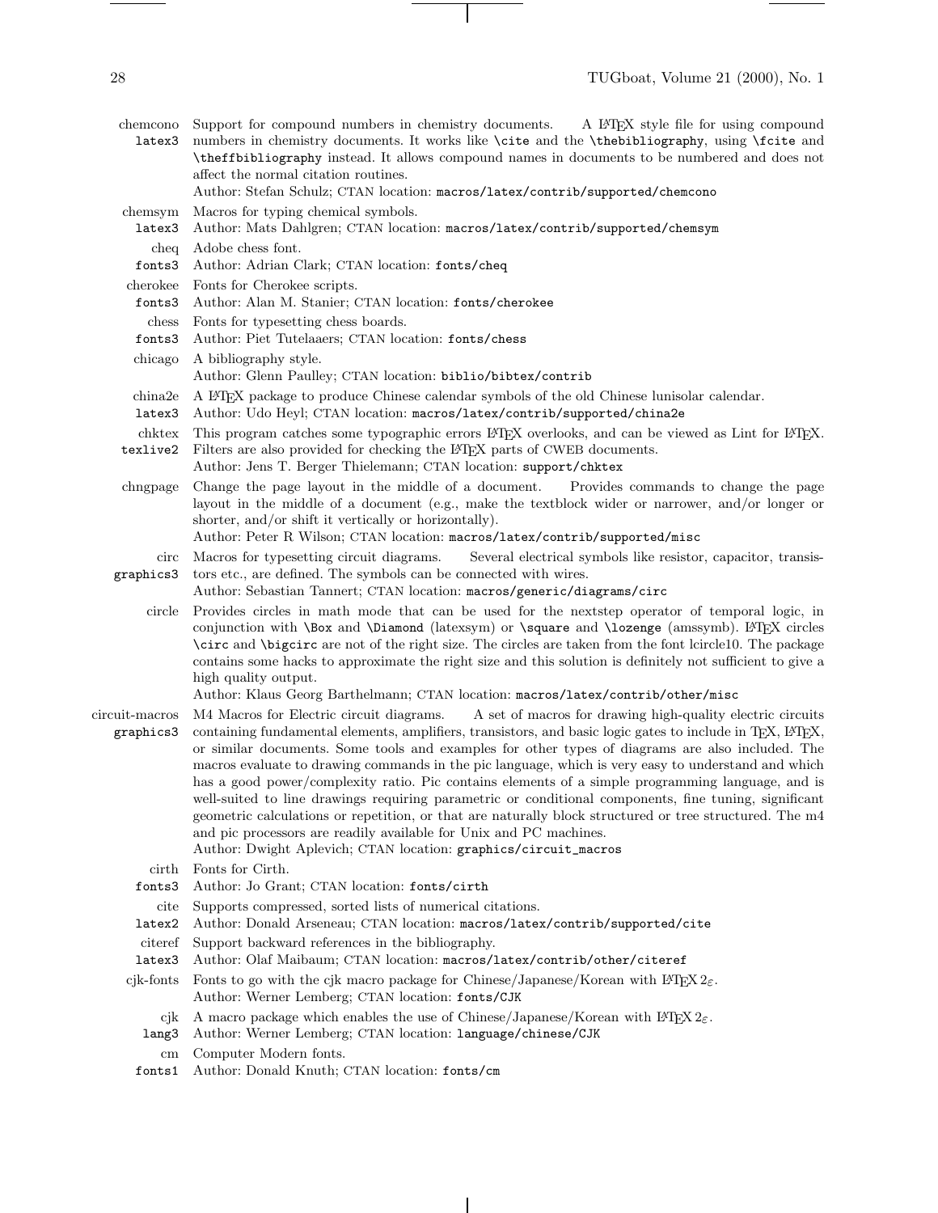**chemcono** `latex3` — Support for compound numbers in chemistry documents. A LaTeX style file for using compound numbers in chemistry documents. It works like `\cite` and the `\thebibliography`, using `\fcite` and `\theffbibliography` instead. It allows compound names in documents to be numbered and does not affect the normal citation routines.
Author: Stefan Schulz; CTAN location: `macros/latex/contrib/supported/chemcono`

**chemsym** `latex3` — Macros for typing chemical symbols.
Author: Mats Dahlgren; CTAN location: `macros/latex/contrib/supported/chemsym`

**cheq** `fonts3` — Adobe chess font.
Author: Adrian Clark; CTAN location: `fonts/cheq`

**cherokee** `fonts3` — Fonts for Cherokee scripts.
Author: Alan M. Stanier; CTAN location: `fonts/cherokee`

**chess** `fonts3` — Fonts for typesetting chess boards.
Author: Piet Tutelaers; CTAN location: `fonts/chess`

**chicago** — A bibliography style.
Author: Glenn Paulley; CTAN location: `biblio/bibtex/contrib`

**china2e** `latex3` — A LaTeX package to produce Chinese calendar symbols of the old Chinese lunisolar calendar.
Author: Udo Heyl; CTAN location: `macros/latex/contrib/supported/china2e`

**chktex** `texlive2` — This program catches some typographic errors LaTeX overlooks, and can be viewed as Lint for LaTeX. Filters are also provided for checking the LaTeX parts of CWEB documents.
Author: Jens T. Berger Thielemann; CTAN location: `support/chktex`

**chngpage** — Change the page layout in the middle of a document. Provides commands to change the page layout in the middle of a document (e.g., make the textblock wider or narrower, and/or longer or shorter, and/or shift it vertically or horizontally).
Author: Peter R Wilson; CTAN location: `macros/latex/contrib/supported/misc`

**circ** `graphics3` — Macros for typesetting circuit diagrams. Several electrical symbols like resistor, capacitor, transistors etc., are defined. The symbols can be connected with wires.
Author: Sebastian Tannert; CTAN location: `macros/generic/diagrams/circ`

**circle** — Provides circles in math mode that can be used for the nextstep operator of temporal logic, in conjunction with `\Box` and `\Diamond` (latexsym) or `\square` and `\lozenge` (amssymb). LaTeX circles `\circ` and `\bigcirc` are not of the right size. The circles are taken from the font lcircle10. The package contains some hacks to approximate the right size and this solution is definitely not sufficient to give a high quality output.
Author: Klaus Georg Barthelmann; CTAN location: `macros/latex/contrib/other/misc`

**circuit-macros** `graphics3` — M4 Macros for Electric circuit diagrams. A set of macros for drawing high-quality electric circuits containing fundamental elements, amplifiers, transistors, and basic logic gates to include in TeX, LaTeX, or similar documents. Some tools and examples for other types of diagrams are also included. The macros evaluate to drawing commands in the pic language, which is very easy to understand and which has a good power/complexity ratio. Pic contains elements of a simple programming language, and is well-suited to line drawings requiring parametric or conditional components, fine tuning, significant geometric calculations or repetition, or that are naturally block structured or tree structured. The m4 and pic processors are readily available for Unix and PC machines.
Author: Dwight Aplevich; CTAN location: `graphics/circuit_macros`

**cirth** `fonts3` — Fonts for Cirth.
Author: Jo Grant; CTAN location: `fonts/cirth`

**cite** `latex2` — Supports compressed, sorted lists of numerical citations.
Author: Donald Arseneau; CTAN location: `macros/latex/contrib/supported/cite`

**citeref** `latex3` — Support backward references in the bibliography.
Author: Olaf Maibaum; CTAN location: `macros/latex/contrib/other/citeref`

**cjk-fonts** — Fonts to go with the cjk macro package for Chinese/Japanese/Korean with LaTeX $2_\varepsilon$.
Author: Werner Lemberg; CTAN location: `fonts/CJK`

**cjk** `lang3` — A macro package which enables the use of Chinese/Japanese/Korean with LaTeX $2_\varepsilon$.
Author: Werner Lemberg; CTAN location: `language/chinese/CJK`

**cm** `fonts1` — Computer Modern fonts.
Author: Donald Knuth; CTAN location: `fonts/cm`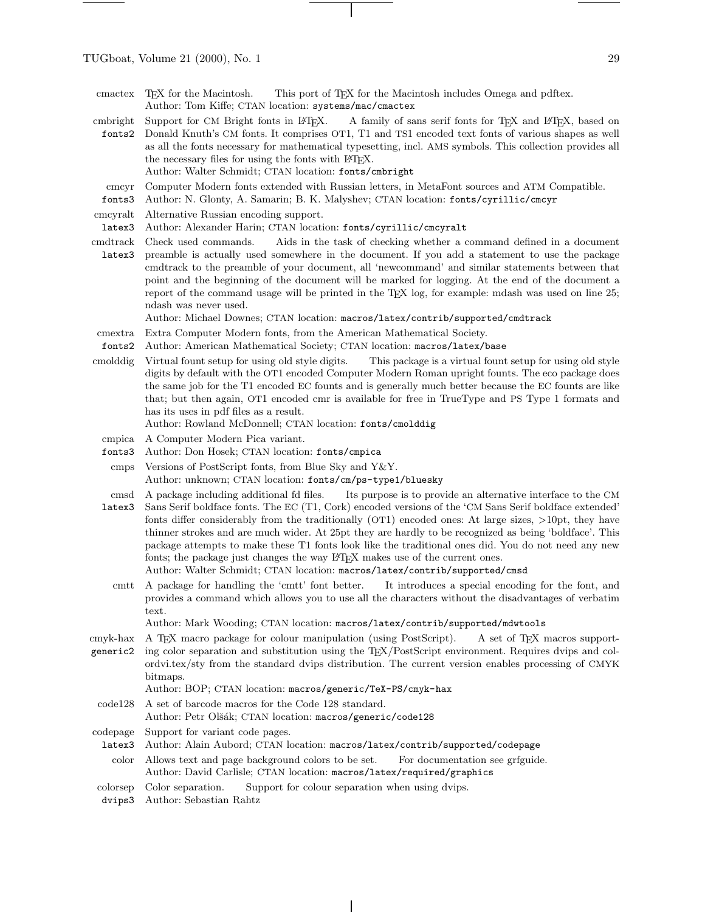**cmactex** TeX for the Macintosh. This port of TeX for the Macintosh includes Omega and pdftex.
Author: Tom Kiffe; CTAN location: `systems/mac/cmactex`

**cmbright** `fonts2` Support for CM Bright fonts in LaTeX. A family of sans serif fonts for TeX and LaTeX, based on Donald Knuth's CM fonts. It comprises OT1, T1 and TS1 encoded text fonts of various shapes as well as all the fonts necessary for mathematical typesetting, incl. AMS symbols. This collection provides all the necessary files for using the fonts with LaTeX.
Author: Walter Schmidt; CTAN location: `fonts/cmbright`

**cmcyr** `fonts3` Computer Modern fonts extended with Russian letters, in MetaFont sources and ATM Compatible.
Author: N. Glonty, A. Samarin; B. K. Malyshev; CTAN location: `fonts/cyrillic/cmcyr`

**cmcyralt** `latex3` Alternative Russian encoding support.
Author: Alexander Harin; CTAN location: `fonts/cyrillic/cmcyralt`

**cmdtrack** `latex3` Check used commands. Aids in the task of checking whether a command defined in a document preamble is actually used somewhere in the document. If you add a statement to use the package cmdtrack to the preamble of your document, all 'newcommand' and similar statements between that point and the beginning of the document will be marked for logging. At the end of the document a report of the command usage will be printed in the TeX log, for example: mdash was used on line 25; ndash was never used.
Author: Michael Downes; CTAN location: `macros/latex/contrib/supported/cmdtrack`

**cmextra** `fonts2` Extra Computer Modern fonts, from the American Mathematical Society.
Author: American Mathematical Society; CTAN location: `macros/latex/base`

**cmolddig** Virtual fount setup for using old style digits. This package is a virtual fount setup for using old style digits by default with the OT1 encoded Computer Modern Roman upright founts. The eco package does the same job for the T1 encoded EC founts and is generally much better because the EC founts are like that; but then again, OT1 encoded cmr is available for free in TrueType and PS Type 1 formats and has its uses in pdf files as a result.
Author: Rowland McDonnell; CTAN location: `fonts/cmolddig`

**cmpica** `fonts3` A Computer Modern Pica variant.
Author: Don Hosek; CTAN location: `fonts/cmpica`

**cmps** Versions of PostScript fonts, from Blue Sky and Y&Y.
Author: unknown; CTAN location: `fonts/cm/ps-type1/bluesky`

**cmsd** `latex3` A package including additional fd files. Its purpose is to provide an alternative interface to the CM Sans Serif boldface fonts. The EC (T1, Cork) encoded versions of the 'CM Sans Serif boldface extended' fonts differ considerably from the traditionally (OT1) encoded ones: At large sizes, >10pt, they have thinner strokes and are much wider. At 25pt they are hardly to be recognized as being 'boldface'. This package attempts to make these T1 fonts look like the traditional ones did. You do not need any new fonts; the package just changes the way LaTeX makes use of the current ones.
Author: Walter Schmidt; CTAN location: `macros/latex/contrib/supported/cmsd`

**cmtt** A package for handling the 'cmtt' font better. It introduces a special encoding for the font, and provides a command which allows you to use all the characters without the disadvantages of verbatim text.
Author: Mark Wooding; CTAN location: `macros/latex/contrib/supported/mdwtools`

**cmyk-hax** `generic2` A TeX macro package for colour manipulation (using PostScript). A set of TeX macros supporting color separation and substitution using the TeX/PostScript environment. Requires dvips and colordvi.tex/sty from the standard dvips distribution. The current version enables processing of CMYK bitmaps.
Author: BOP; CTAN location: `macros/generic/TeX-PS/cmyk-hax`

**code128** A set of barcode macros for the Code 128 standard.
Author: Petr Olšák; CTAN location: `macros/generic/code128`

**codepage** `latex3` Support for variant code pages.
Author: Alain Aubord; CTAN location: `macros/latex/contrib/supported/codepage`

**color** Allows text and page background colors to be set. For documentation see grfguide.
Author: David Carlisle; CTAN location: `macros/latex/required/graphics`

**colorsep** `dvips3` Color separation. Support for colour separation when using dvips.
Author: Sebastian Rahtz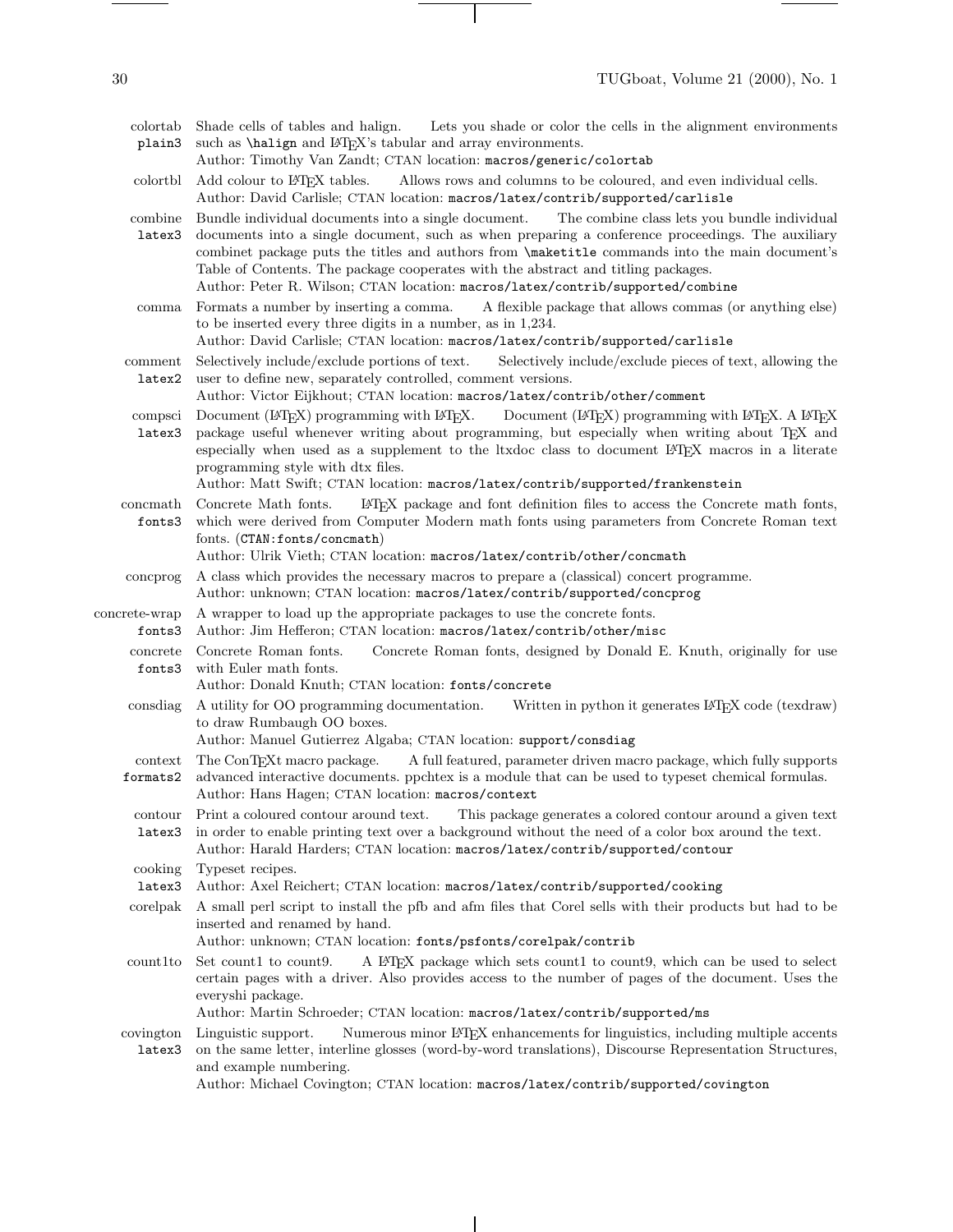**colortab** `plain3` Shade cells of tables and halign. Lets you shade or color the cells in the alignment environments such as `\halign` and LaTeX's tabular and array environments.
Author: Timothy Van Zandt; CTAN location: `macros/generic/colortab`

**colortbl** Add colour to LaTeX tables. Allows rows and columns to be coloured, and even individual cells.
Author: David Carlisle; CTAN location: `macros/latex/contrib/supported/carlisle`

**combine** `latex3` Bundle individual documents into a single document. The combine class lets you bundle individual documents into a single document, such as when preparing a conference proceedings. The auxiliary combinet package puts the titles and authors from `\maketitle` commands into the main document's Table of Contents. The package cooperates with the abstract and titling packages.
Author: Peter R. Wilson; CTAN location: `macros/latex/contrib/supported/combine`

**comma** Formats a number by inserting a comma. A flexible package that allows commas (or anything else) to be inserted every three digits in a number, as in 1,234.
Author: David Carlisle; CTAN location: `macros/latex/contrib/supported/carlisle`

**comment** `latex2` Selectively include/exclude portions of text. Selectively include/exclude pieces of text, allowing the user to define new, separately controlled, comment versions.
Author: Victor Eijkhout; CTAN location: `macros/latex/contrib/other/comment`

**compsci** `latex3` Document (LaTeX) programming with LaTeX. Document (LaTeX) programming with LaTeX. A LaTeX package useful whenever writing about programming, but especially when writing about TeX and especially when used as a supplement to the ltxdoc class to document LaTeX macros in a literate programming style with dtx files.
Author: Matt Swift; CTAN location: `macros/latex/contrib/supported/frankenstein`

**concmath** `fonts3` Concrete Math fonts. LaTeX package and font definition files to access the Concrete math fonts, which were derived from Computer Modern math fonts using parameters from Concrete Roman text fonts. (`CTAN:fonts/concmath`)
Author: Ulrik Vieth; CTAN location: `macros/latex/contrib/other/concmath`

**concprog** A class which provides the necessary macros to prepare a (classical) concert programme.
Author: unknown; CTAN location: `macros/latex/contrib/supported/concprog`

**concrete-wrap** `fonts3` A wrapper to load up the appropriate packages to use the concrete fonts.
Author: Jim Hefferon; CTAN location: `macros/latex/contrib/other/misc`

**concrete** `fonts3` Concrete Roman fonts. Concrete Roman fonts, designed by Donald E. Knuth, originally for use with Euler math fonts.
Author: Donald Knuth; CTAN location: `fonts/concrete`

**consdiag** A utility for OO programming documentation. Written in python it generates LaTeX code (texdraw) to draw Rumbaugh OO boxes.
Author: Manuel Gutierrez Algaba; CTAN location: `support/consdiag`

**context** `formats2` The ConTeXt macro package. A full featured, parameter driven macro package, which fully supports advanced interactive documents. ppchtex is a module that can be used to typeset chemical formulas.
Author: Hans Hagen; CTAN location: `macros/context`

**contour** `latex3` Print a coloured contour around text. This package generates a colored contour around a given text in order to enable printing text over a background without the need of a color box around the text.
Author: Harald Harders; CTAN location: `macros/latex/contrib/supported/contour`

**cooking** `latex3` Typeset recipes.
Author: Axel Reichert; CTAN location: `macros/latex/contrib/supported/cooking`

**corelpak** A small perl script to install the pfb and afm files that Corel sells with their products but had to be inserted and renamed by hand.
Author: unknown; CTAN location: `fonts/psfonts/corelpak/contrib`

**count1to** Set count1 to count9. A LaTeX package which sets count1 to count9, which can be used to select certain pages with a driver. Also provides access to the number of pages of the document. Uses the everyshi package.
Author: Martin Schroeder; CTAN location: `macros/latex/contrib/supported/ms`

**covington** `latex3` Linguistic support. Numerous minor LaTeX enhancements for linguistics, including multiple accents on the same letter, interline glosses (word-by-word translations), Discourse Representation Structures, and example numbering.
Author: Michael Covington; CTAN location: `macros/latex/contrib/supported/covington`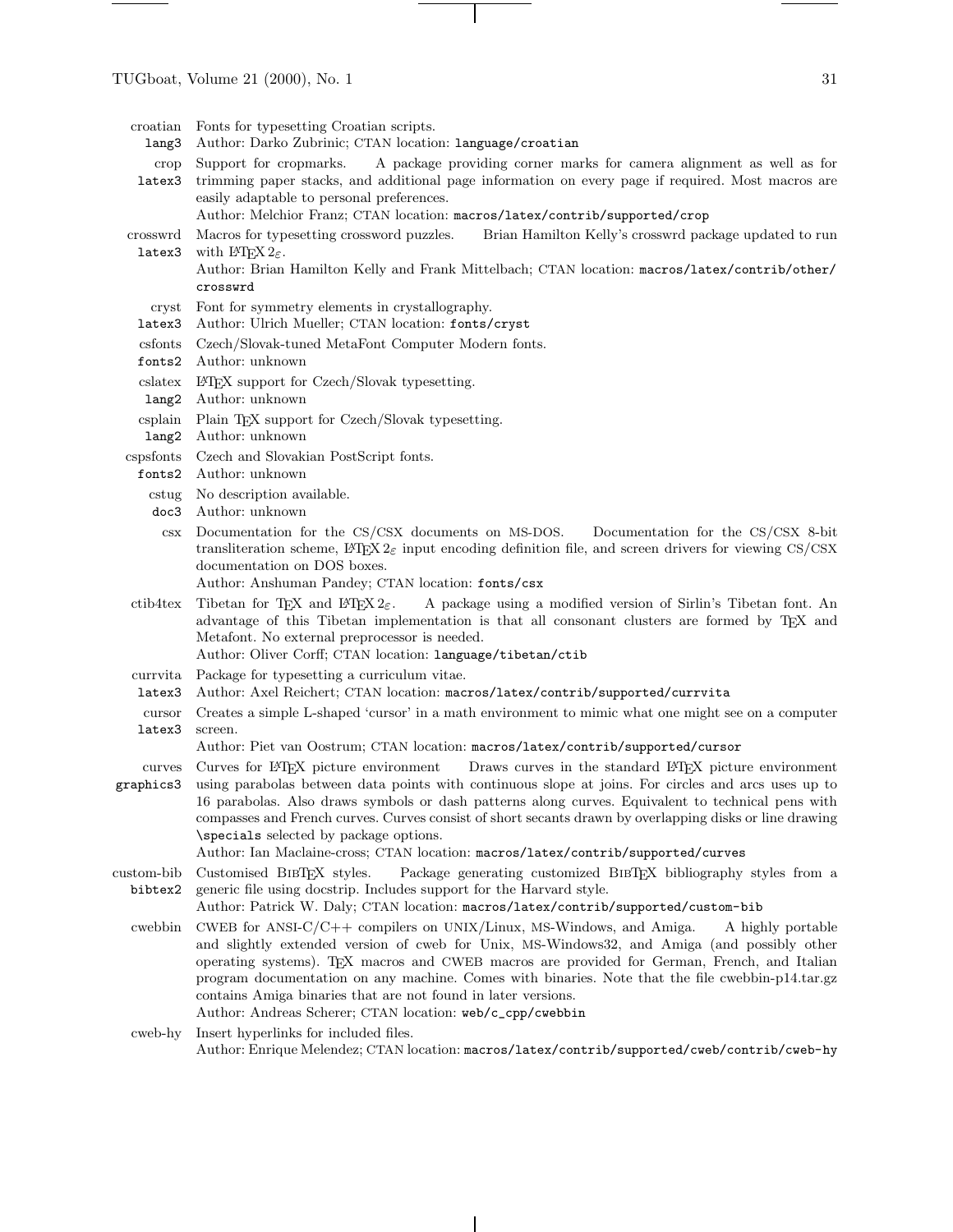**croatian** `lang3`
Fonts for typesetting Croatian scripts.
Author: Darko Zubrinic; CTAN location: `language/croatian`

**crop** `latex3`
Support for cropmarks. A package providing corner marks for camera alignment as well as for trimming paper stacks, and additional page information on every page if required. Most macros are easily adaptable to personal preferences.
Author: Melchior Franz; CTAN location: `macros/latex/contrib/supported/crop`

**crosswrd** `latex3`
Macros for typesetting crossword puzzles. Brian Hamilton Kelly's crosswrd package updated to run with LaTeX $2_\varepsilon$.
Author: Brian Hamilton Kelly and Frank Mittelbach; CTAN location: `macros/latex/contrib/other/crosswrd`

**cryst** `latex3`
Font for symmetry elements in crystallography.
Author: Ulrich Mueller; CTAN location: `fonts/cryst`

**csfonts** `fonts2`
Czech/Slovak-tuned MetaFont Computer Modern fonts.
Author: unknown

**cslatex** `lang2`
LaTeX support for Czech/Slovak typesetting.
Author: unknown

**csplain** `lang2`
Plain TeX support for Czech/Slovak typesetting.
Author: unknown

**cspsfonts** `fonts2`
Czech and Slovakian PostScript fonts.
Author: unknown

**cstug** `doc3`
No description available.
Author: unknown

**csx**
Documentation for the CS/CSX documents on MS-DOS. Documentation for the CS/CSX 8-bit transliteration scheme, LaTeX $2_\varepsilon$ input encoding definition file, and screen drivers for viewing CS/CSX documentation on DOS boxes.
Author: Anshuman Pandey; CTAN location: `fonts/csx`

**ctib4tex**
Tibetan for TeX and LaTeX $2_\varepsilon$. A package using a modified version of Sirlin's Tibetan font. An advantage of this Tibetan implementation is that all consonant clusters are formed by TeX and Metafont. No external preprocessor is needed.
Author: Oliver Corff; CTAN location: `language/tibetan/ctib`

**currvita** `latex3`
Package for typesetting a curriculum vitae.
Author: Axel Reichert; CTAN location: `macros/latex/contrib/supported/currvita`

**cursor** `latex3`
Creates a simple L-shaped 'cursor' in a math environment to mimic what one might see on a computer screen.
Author: Piet van Oostrum; CTAN location: `macros/latex/contrib/supported/cursor`

**curves** `graphics3`
Curves for LaTeX picture environment Draws curves in the standard LaTeX picture environment using parabolas between data points with continuous slope at joins. For circles and arcs uses up to 16 parabolas. Also draws symbols or dash patterns along curves. Equivalent to technical pens with compasses and French curves. Curves consist of short secants drawn by overlapping disks or line drawing `\specials` selected by package options.
Author: Ian Maclaine-cross; CTAN location: `macros/latex/contrib/supported/curves`

**custom-bib** `bibtex2`
Customised BibTeX styles. Package generating customized BibTeX bibliography styles from a generic file using docstrip. Includes support for the Harvard style.
Author: Patrick W. Daly; CTAN location: `macros/latex/contrib/supported/custom-bib`

**cwebbin**
CWEB for ANSI-C/C++ compilers on UNIX/Linux, MS-Windows, and Amiga. A highly portable and slightly extended version of cweb for Unix, MS-Windows32, and Amiga (and possibly other operating systems). TeX macros and CWEB macros are provided for German, French, and Italian program documentation on any machine. Comes with binaries. Note that the file cwebbin-p14.tar.gz contains Amiga binaries that are not found in later versions.
Author: Andreas Scherer; CTAN location: `web/c_cpp/cwebbin`

**cweb-hy**
Insert hyperlinks for included files.
Author: Enrique Melendez; CTAN location: `macros/latex/contrib/supported/cweb/contrib/cweb-hy`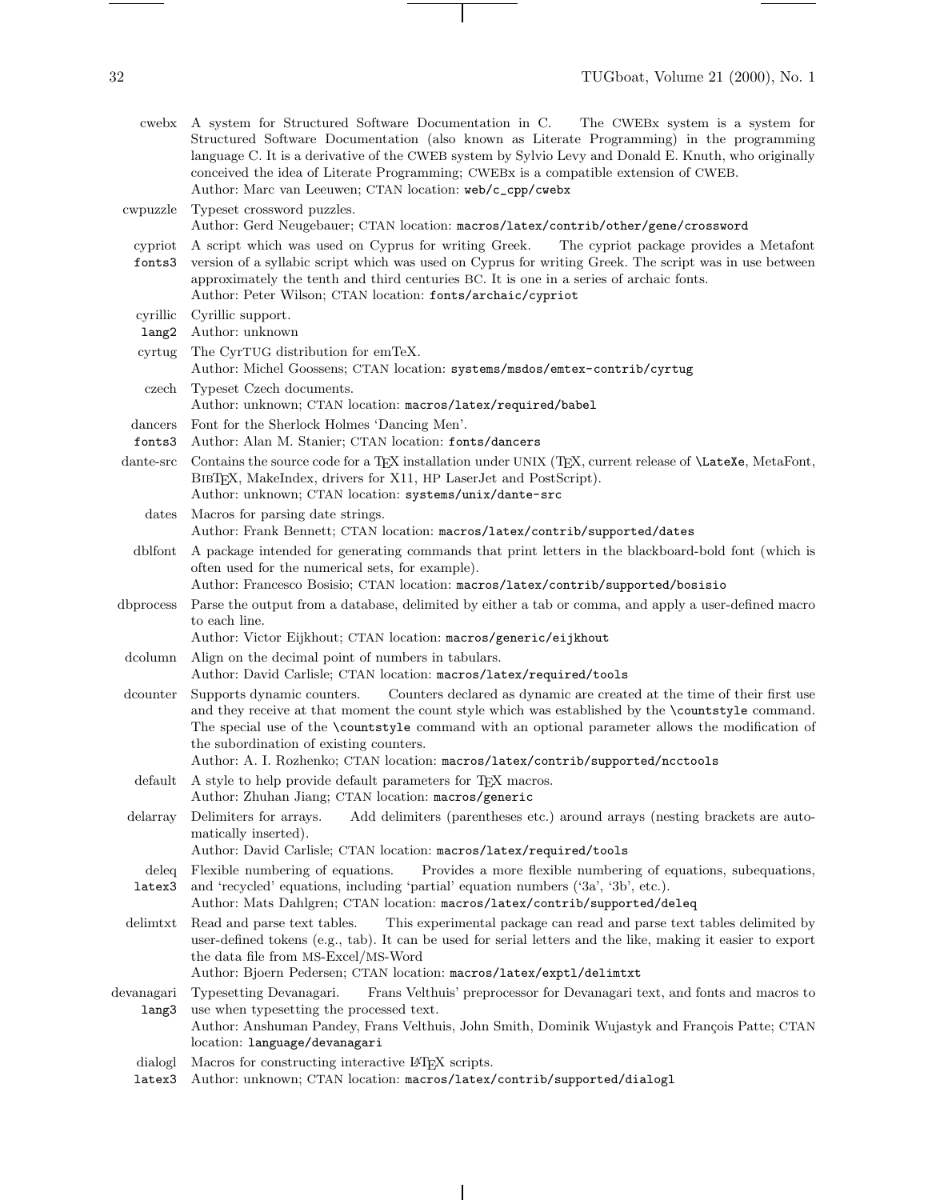**cwebx** A system for Structured Software Documentation in C. The CWEBx system is a system for Structured Software Documentation (also known as Literate Programming) in the programming language C. It is a derivative of the CWEB system by Sylvio Levy and Donald E. Knuth, who originally conceived the idea of Literate Programming; CWEBx is a compatible extension of CWEB.
Author: Marc van Leeuwen; CTAN location: `web/c_cpp/cwebx`

**cwpuzzle** Typeset crossword puzzles.
Author: Gerd Neugebauer; CTAN location: `macros/latex/contrib/other/gene/crossword`

**cypriot** `fonts3` A script which was used on Cyprus for writing Greek. The cypriot package provides a Metafont version of a syllabic script which was used on Cyprus for writing Greek. The script was in use between approximately the tenth and third centuries BC. It is one in a series of archaic fonts.
Author: Peter Wilson; CTAN location: `fonts/archaic/cypriot`

**cyrillic** `lang2` Cyrillic support.
Author: unknown

**cyrtug** The CyrTUG distribution for emTeX.
Author: Michel Goossens; CTAN location: `systems/msdos/emtex-contrib/cyrtug`

**czech** Typeset Czech documents.
Author: unknown; CTAN location: `macros/latex/required/babel`

**dancers** `fonts3` Font for the Sherlock Holmes 'Dancing Men'.
Author: Alan M. Stanier; CTAN location: `fonts/dancers`

**dante-src** Contains the source code for a TeX installation under UNIX (TeX, current release of `\LateXe`, MetaFont, BibTeX, MakeIndex, drivers for X11, HP LaserJet and PostScript).
Author: unknown; CTAN location: `systems/unix/dante-src`

**dates** Macros for parsing date strings.
Author: Frank Bennett; CTAN location: `macros/latex/contrib/supported/dates`

**dblfont** A package intended for generating commands that print letters in the blackboard-bold font (which is often used for the numerical sets, for example).
Author: Francesco Bosisio; CTAN location: `macros/latex/contrib/supported/bosisio`

**dbprocess** Parse the output from a database, delimited by either a tab or comma, and apply a user-defined macro to each line.
Author: Victor Eijkhout; CTAN location: `macros/generic/eijkhout`

**dcolumn** Align on the decimal point of numbers in tabulars.
Author: David Carlisle; CTAN location: `macros/latex/required/tools`

**dcounter** Supports dynamic counters. Counters declared as dynamic are created at the time of their first use and they receive at that moment the count style which was established by the `\countstyle` command. The special use of the `\countstyle` command with an optional parameter allows the modification of the subordination of existing counters.
Author: A. I. Rozhenko; CTAN location: `macros/latex/contrib/supported/ncctools`

**default** A style to help provide default parameters for TeX macros.
Author: Zhuhan Jiang; CTAN location: `macros/generic`

**delarray** Delimiters for arrays. Add delimiters (parentheses etc.) around arrays (nesting brackets are automatically inserted).
Author: David Carlisle; CTAN location: `macros/latex/required/tools`

**deleq** `latex3` Flexible numbering of equations. Provides a more flexible numbering of equations, subequations, and 'recycled' equations, including 'partial' equation numbers ('3a', '3b', etc.).
Author: Mats Dahlgren; CTAN location: `macros/latex/contrib/supported/deleq`

**delimtxt** Read and parse text tables. This experimental package can read and parse text tables delimited by user-defined tokens (e.g., tab). It can be used for serial letters and the like, making it easier to export the data file from MS-Excel/MS-Word
Author: Bjoern Pedersen; CTAN location: `macros/latex/exptl/delimtxt`

**devanagari** `lang3` Typesetting Devanagari. Frans Velthuis' preprocessor for Devanagari text, and fonts and macros to use when typesetting the processed text.
Author: Anshuman Pandey, Frans Velthuis, John Smith, Dominik Wujastyk and François Patte; CTAN location: `language/devanagari`

**dialogl** `latex3` Macros for constructing interactive LaTeX scripts.
Author: unknown; CTAN location: `macros/latex/contrib/supported/dialogl`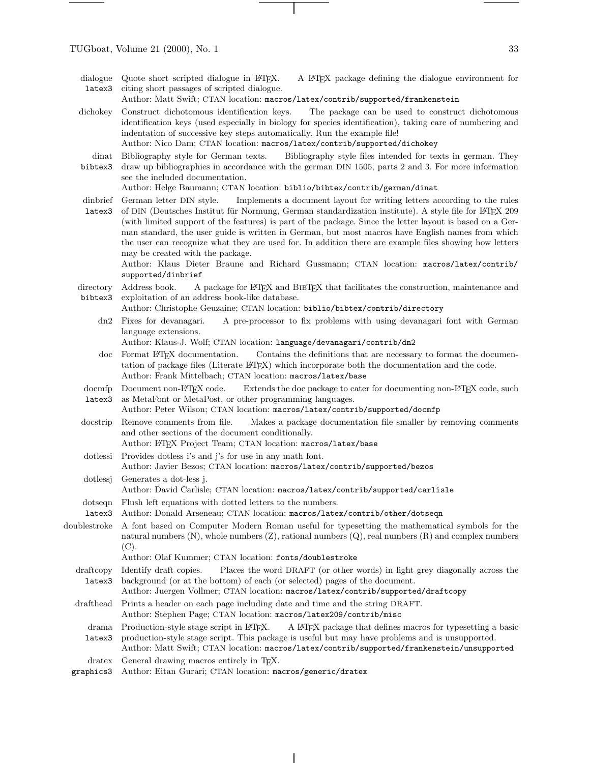**dialogue** `latex3` — Quote short scripted dialogue in LaTeX. A LaTeX package defining the dialogue environment for citing short passages of scripted dialogue.
Author: Matt Swift; CTAN location: `macros/latex/contrib/supported/frankenstein`

**dichokey** — Construct dichotomous identification keys. The package can be used to construct dichotomous identification keys (used especially in biology for species identification), taking care of numbering and indentation of successive key steps automatically. Run the example file!
Author: Nico Dam; CTAN location: `macros/latex/contrib/supported/dichokey`

**dinat** `bibtex3` — Bibliography style for German texts. Bibliography style files intended for texts in german. They draw up bibliographies in accordance with the german DIN 1505, parts 2 and 3. For more information see the included documentation.
Author: Helge Baumann; CTAN location: `biblio/bibtex/contrib/german/dinat`

**dinbrief** `latex3` — German letter DIN style. Implements a document layout for writing letters according to the rules of DIN (Deutsches Institut für Normung, German standardization institute). A style file for LaTeX 209 (with limited support of the features) is part of the package. Since the letter layout is based on a German standard, the user guide is written in German, but most macros have English names from which the user can recognize what they are used for. In addition there are example files showing how letters may be created with the package.
Author: Klaus Dieter Braune and Richard Gussmann; CTAN location: `macros/latex/contrib/supported/dinbrief`

**directory** `bibtex3` — Address book. A package for LaTeX and BibTeX that facilitates the construction, maintenance and exploitation of an address book-like database.
Author: Christophe Geuzaine; CTAN location: `biblio/bibtex/contrib/directory`

**dn2** — Fixes for devanagari. A pre-processor to fix problems with using devanagari font with German language extensions.
Author: Klaus-J. Wolf; CTAN location: `language/devanagari/contrib/dn2`

**doc** — Format LaTeX documentation. Contains the definitions that are necessary to format the documentation of package files (Literate LaTeX) which incorporate both the documentation and the code.
Author: Frank Mittelbach; CTAN location: `macros/latex/base`

**docmfp** `latex3` — Document non-LaTeX code. Extends the doc package to cater for documenting non-LaTeX code, such as MetaFont or MetaPost, or other programming languages.
Author: Peter Wilson; CTAN location: `macros/latex/contrib/supported/docmfp`

**docstrip** — Remove comments from file. Makes a package documentation file smaller by removing comments and other sections of the document conditionally.
Author: LaTeX Project Team; CTAN location: `macros/latex/base`

**dotlessi** — Provides dotless i's and j's for use in any math font.
Author: Javier Bezos; CTAN location: `macros/latex/contrib/supported/bezos`

**dotlessj** — Generates a dot-less j.
Author: David Carlisle; CTAN location: `macros/latex/contrib/supported/carlisle`

**dotseqn** `latex3` — Flush left equations with dotted letters to the numbers.
Author: Donald Arseneau; CTAN location: `macros/latex/contrib/other/dotseqn`

**doublestroke** — A font based on Computer Modern Roman useful for typesetting the mathematical symbols for the natural numbers (N), whole numbers (Z), rational numbers (Q), real numbers (R) and complex numbers (C).
Author: Olaf Kummer; CTAN location: `fonts/doublestroke`

**draftcopy** `latex3` — Identify draft copies. Places the word DRAFT (or other words) in light grey diagonally across the background (or at the bottom) of each (or selected) pages of the document.
Author: Juergen Vollmer; CTAN location: `macros/latex/contrib/supported/draftcopy`

**drafthead** — Prints a header on each page including date and time and the string DRAFT.
Author: Stephen Page; CTAN location: `macros/latex209/contrib/misc`

**drama** `latex3` — Production-style stage script in LaTeX. A LaTeX package that defines macros for typesetting a basic production-style stage script. This package is useful but may have problems and is unsupported.
Author: Matt Swift; CTAN location: `macros/latex/contrib/supported/frankenstein/unsupported`

**dratex** `graphics3` — General drawing macros entirely in TeX.
Author: Eitan Gurari; CTAN location: `macros/generic/dratex`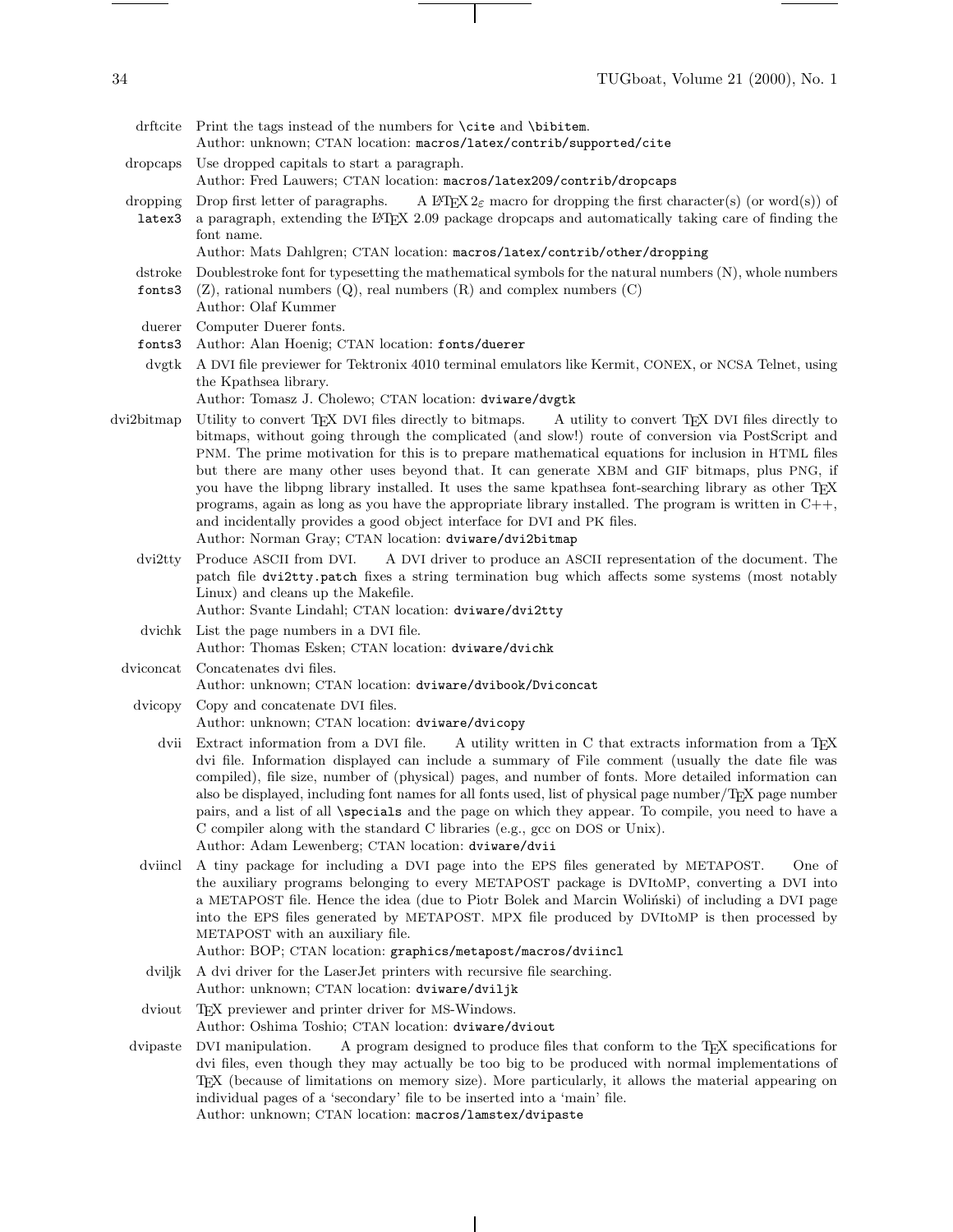**drftcite** Print the tags instead of the numbers for `\cite` and `\bibitem`.
Author: unknown; CTAN location: `macros/latex/contrib/supported/cite`

**dropcaps** Use dropped capitals to start a paragraph.
Author: Fred Lauwers; CTAN location: `macros/latex209/contrib/dropcaps`

**dropping** `latex3` Drop first letter of paragraphs. A LaTeX 2ε macro for dropping the first character(s) (or word(s)) of a paragraph, extending the LaTeX 2.09 package dropcaps and automatically taking care of finding the font name.
Author: Mats Dahlgren; CTAN location: `macros/latex/contrib/other/dropping`

**dstroke** `fonts3` Doublestroke font for typesetting the mathematical symbols for the natural numbers (N), whole numbers (Z), rational numbers (Q), real numbers (R) and complex numbers (C)
Author: Olaf Kummer

**duerer** `fonts3` Computer Duerer fonts.
Author: Alan Hoenig; CTAN location: `fonts/duerer`

**dvgtk** A DVI file previewer for Tektronix 4010 terminal emulators like Kermit, CONEX, or NCSA Telnet, using the Kpathsea library.
Author: Tomasz J. Cholewo; CTAN location: `dviware/dvgtk`

**dvi2bitmap** Utility to convert TeX DVI files directly to bitmaps. A utility to convert TeX DVI files directly to bitmaps, without going through the complicated (and slow!) route of conversion via PostScript and PNM. The prime motivation for this is to prepare mathematical equations for inclusion in HTML files but there are many other uses beyond that. It can generate XBM and GIF bitmaps, plus PNG, if you have the libpng library installed. It uses the same kpathsea font-searching library as other TeX programs, again as long as you have the appropriate library installed. The program is written in C++, and incidentally provides a good object interface for DVI and PK files.
Author: Norman Gray; CTAN location: `dviware/dvi2bitmap`

**dvi2tty** Produce ASCII from DVI. A DVI driver to produce an ASCII representation of the document. The patch file `dvi2tty.patch` fixes a string termination bug which affects some systems (most notably Linux) and cleans up the Makefile.
Author: Svante Lindahl; CTAN location: `dviware/dvi2tty`

**dvichk** List the page numbers in a DVI file.
Author: Thomas Esken; CTAN location: `dviware/dvichk`

**dviconcat** Concatenates dvi files.
Author: unknown; CTAN location: `dviware/dvibook/Dviconcat`

**dvicopy** Copy and concatenate DVI files.
Author: unknown; CTAN location: `dviware/dvicopy`

**dvii** Extract information from a DVI file. A utility written in C that extracts information from a TeX dvi file. Information displayed can include a summary of File comment (usually the date file was compiled), file size, number of (physical) pages, and number of fonts. More detailed information can also be displayed, including font names for all fonts used, list of physical page number/TeX page number pairs, and a list of all `\specials` and the page on which they appear. To compile, you need to have a C compiler along with the standard C libraries (e.g., gcc on DOS or Unix).
Author: Adam Lewenberg; CTAN location: `dviware/dvii`

**dviincl** A tiny package for including a DVI page into the EPS files generated by METAPOST. One of the auxiliary programs belonging to every METAPOST package is DVItoMP, converting a DVI into a METAPOST file. Hence the idea (due to Piotr Bolek and Marcin Woliński) of including a DVI page into the EPS files generated by METAPOST. MPX file produced by DVItoMP is then processed by METAPOST with an auxiliary file.
Author: BOP; CTAN location: `graphics/metapost/macros/dviincl`

**dviljk** A dvi driver for the LaserJet printers with recursive file searching.
Author: unknown; CTAN location: `dviware/dviljk`

**dviout** TeX previewer and printer driver for MS-Windows.
Author: Oshima Toshio; CTAN location: `dviware/dviout`

**dvipaste** DVI manipulation. A program designed to produce files that conform to the TeX specifications for dvi files, even though they may actually be too big to be produced with normal implementations of TeX (because of limitations on memory size). More particularly, it allows the material appearing on individual pages of a 'secondary' file to be inserted into a 'main' file.
Author: unknown; CTAN location: `macros/lamstex/dvipaste`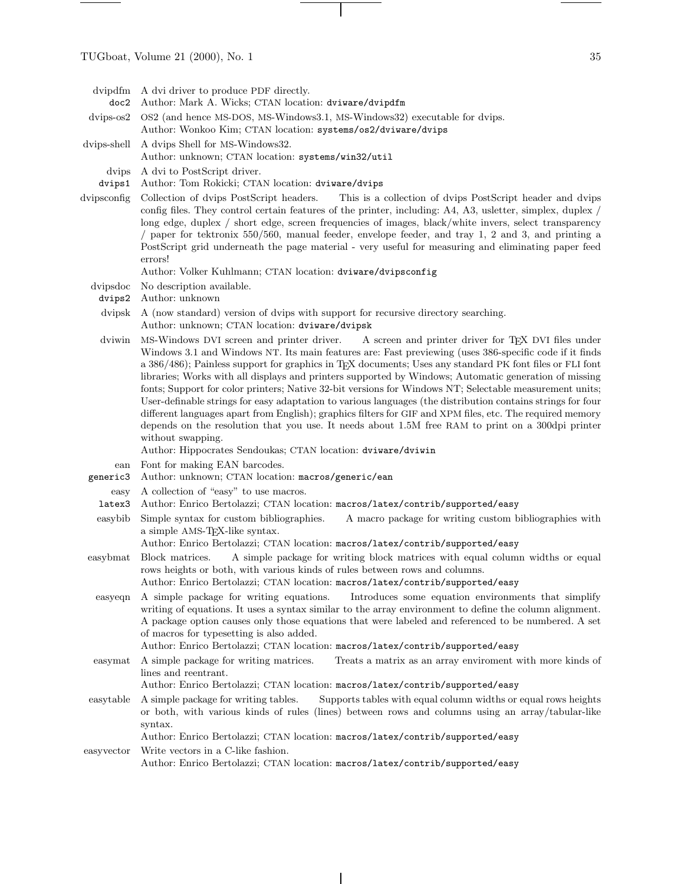**dvipdfm** A dvi driver to produce PDF directly.
`doc2` Author: Mark A. Wicks; CTAN location: `dviware/dvipdfm`

**dvips-os2** OS2 (and hence MS-DOS, MS-Windows3.1, MS-Windows32) executable for dvips.
Author: Wonkoo Kim; CTAN location: `systems/os2/dviware/dvips`

**dvips-shell** A dvips Shell for MS-Windows32.
Author: unknown; CTAN location: `systems/win32/util`

**dvips** A dvi to PostScript driver.
`dvips1` Author: Tom Rokicki; CTAN location: `dviware/dvips`

**dvipsconfig** Collection of dvips PostScript headers. This is a collection of dvips PostScript header and dvips config files. They control certain features of the printer, including: A4, A3, usletter, simplex, duplex / long edge, duplex / short edge, screen frequencies of images, black/white invers, select transparency / paper for tektronix 550/560, manual feeder, envelope feeder, and tray 1, 2 and 3, and printing a PostScript grid underneath the page material - very useful for measuring and eliminating paper feed errors!
Author: Volker Kuhlmann; CTAN location: `dviware/dvipsconfig`

**dvipsdoc** No description available.
`dvips2` Author: unknown

**dvipsk** A (now standard) version of dvips with support for recursive directory searching.
Author: unknown; CTAN location: `dviware/dvipsk`

**dviwin** MS-Windows DVI screen and printer driver. A screen and printer driver for TeX DVI files under Windows 3.1 and Windows NT. Its main features are: Fast previewing (uses 386-specific code if it finds a 386/486); Painless support for graphics in TeX documents; Uses any standard PK font files or FLI font libraries; Works with all displays and printers supported by Windows; Automatic generation of missing fonts; Support for color printers; Native 32-bit versions for Windows NT; Selectable measurement units; User-definable strings for easy adaptation to various languages (the distribution contains strings for four different languages apart from English); graphics filters for GIF and XPM files, etc. The required memory depends on the resolution that you use. It needs about 1.5M free RAM to print on a 300dpi printer without swapping.
Author: Hippocrates Sendoukas; CTAN location: `dviware/dviwin`

**ean** Font for making EAN barcodes.
`generic3` Author: unknown; CTAN location: `macros/generic/ean`

**easy** A collection of "easy" to use macros.
`latex3` Author: Enrico Bertolazzi; CTAN location: `macros/latex/contrib/supported/easy`

**easybib** Simple syntax for custom bibliographies. A macro package for writing custom bibliographies with a simple AMS-TeX-like syntax.
Author: Enrico Bertolazzi; CTAN location: `macros/latex/contrib/supported/easy`

**easybmat** Block matrices. A simple package for writing block matrices with equal column widths or equal rows heights or both, with various kinds of rules between rows and columns.
Author: Enrico Bertolazzi; CTAN location: `macros/latex/contrib/supported/easy`

**easyeqn** A simple package for writing equations. Introduces some equation environments that simplify writing of equations. It uses a syntax similar to the array environment to define the column alignment. A package option causes only those equations that were labeled and referenced to be numbered. A set of macros for typesetting is also added.
Author: Enrico Bertolazzi; CTAN location: `macros/latex/contrib/supported/easy`

**easymat** A simple package for writing matrices. Treats a matrix as an array enviroment with more kinds of lines and reentrant.
Author: Enrico Bertolazzi; CTAN location: `macros/latex/contrib/supported/easy`

**easytable** A simple package for writing tables. Supports tables with equal column widths or equal rows heights or both, with various kinds of rules (lines) between rows and columns using an array/tabular-like syntax.
Author: Enrico Bertolazzi; CTAN location: `macros/latex/contrib/supported/easy`

**easyvector** Write vectors in a C-like fashion.
Author: Enrico Bertolazzi; CTAN location: `macros/latex/contrib/supported/easy`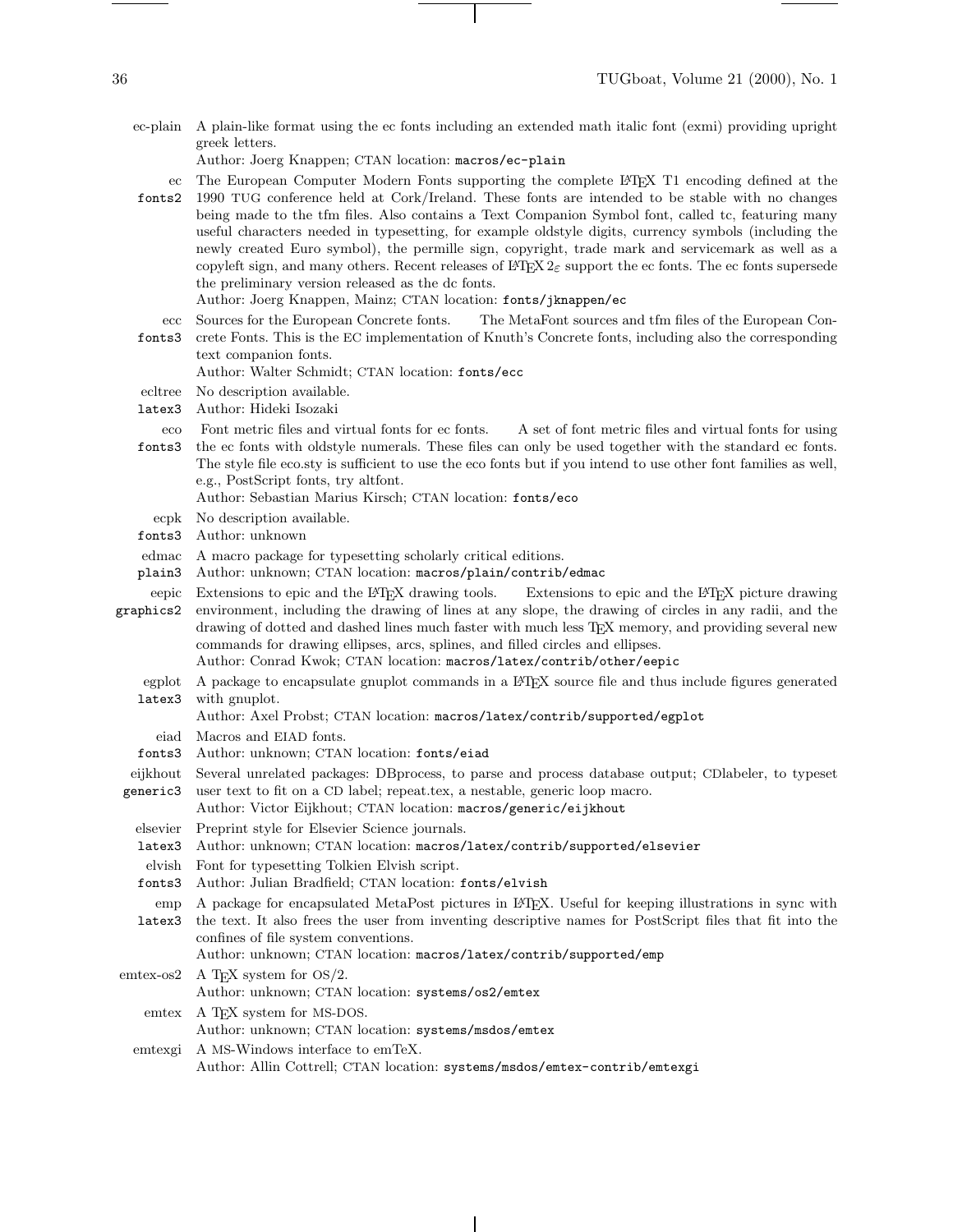**ec-plain** A plain-like format using the ec fonts including an extended math italic font (exmi) providing upright greek letters.
Author: Joerg Knappen; CTAN location: `macros/ec-plain`

**ec** `fonts2` The European Computer Modern Fonts supporting the complete LaTeX T1 encoding defined at the 1990 TUG conference held at Cork/Ireland. These fonts are intended to be stable with no changes being made to the tfm files. Also contains a Text Companion Symbol font, called tc, featuring many useful characters needed in typesetting, for example oldstyle digits, currency symbols (including the newly created Euro symbol), the permille sign, copyright, trade mark and servicemark as well as a copyleft sign, and many others. Recent releases of LaTeX 2$_\varepsilon$ support the ec fonts. The ec fonts supersede the preliminary version released as the dc fonts.
Author: Joerg Knappen, Mainz; CTAN location: `fonts/jknappen/ec`

**ecc** `fonts3` Sources for the European Concrete fonts. The MetaFont sources and tfm files of the European Concrete Fonts. This is the EC implementation of Knuth's Concrete fonts, including also the corresponding text companion fonts.
Author: Walter Schmidt; CTAN location: `fonts/ecc`

**ecltree** `latex3` No description available.
Author: Hideki Isozaki

**eco** `fonts3` Font metric files and virtual fonts for ec fonts. A set of font metric files and virtual fonts for using the ec fonts with oldstyle numerals. These files can only be used together with the standard ec fonts. The style file eco.sty is sufficient to use the eco fonts but if you intend to use other font families as well, e.g., PostScript fonts, try altfont.
Author: Sebastian Marius Kirsch; CTAN location: `fonts/eco`

**ecpk** `fonts3` No description available.
Author: unknown

**edmac** `plain3` A macro package for typesetting scholarly critical editions.
Author: unknown; CTAN location: `macros/plain/contrib/edmac`

**eepic** `graphics2` Extensions to epic and the LaTeX drawing tools. Extensions to epic and the LaTeX picture drawing environment, including the drawing of lines at any slope, the drawing of circles in any radii, and the drawing of dotted and dashed lines much faster with much less TeX memory, and providing several new commands for drawing ellipses, arcs, splines, and filled circles and ellipses.
Author: Conrad Kwok; CTAN location: `macros/latex/contrib/other/eepic`

**egplot** `latex3` A package to encapsulate gnuplot commands in a LaTeX source file and thus include figures generated with gnuplot.
Author: Axel Probst; CTAN location: `macros/latex/contrib/supported/egplot`

**eiad** `fonts3` Macros and EIAD fonts.
Author: unknown; CTAN location: `fonts/eiad`

**eijkhout** `generic3` Several unrelated packages: DBprocess, to parse and process database output; CDlabeler, to typeset user text to fit on a CD label; repeat.tex, a nestable, generic loop macro.
Author: Victor Eijkhout; CTAN location: `macros/generic/eijkhout`

**elsevier** `latex3` Preprint style for Elsevier Science journals.
Author: unknown; CTAN location: `macros/latex/contrib/supported/elsevier`

**elvish** `fonts3` Font for typesetting Tolkien Elvish script.
Author: Julian Bradfield; CTAN location: `fonts/elvish`

**emp** `latex3` A package for encapsulated MetaPost pictures in LaTeX. Useful for keeping illustrations in sync with the text. It also frees the user from inventing descriptive names for PostScript files that fit into the confines of file system conventions.
Author: unknown; CTAN location: `macros/latex/contrib/supported/emp`

**emtex-os2** A TeX system for OS/2.
Author: unknown; CTAN location: `systems/os2/emtex`

**emtex** A TeX system for MS-DOS.
Author: unknown; CTAN location: `systems/msdos/emtex`

**emtexgi** A MS-Windows interface to emTeX.
Author: Allin Cottrell; CTAN location: `systems/msdos/emtex-contrib/emtexgi`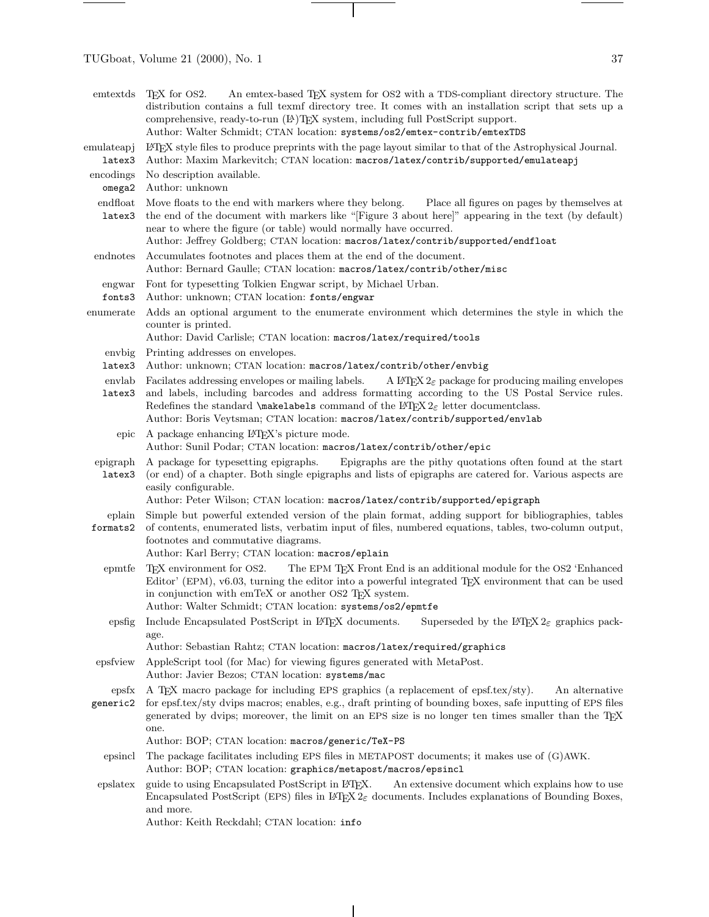**emtextds** — TEX for OS2. An emtex-based TEX system for OS2 with a TDS-compliant directory structure. The distribution contains a full texmf directory tree. It comes with an installation script that sets up a comprehensive, ready-to-run (LA)TEX system, including full PostScript support.
Author: Walter Schmidt; CTAN location: `systems/os2/emtex-contrib/emtexTDS`

**emulateapj** `latex3` — LATEX style files to produce preprints with the page layout similar to that of the Astrophysical Journal.
Author: Maxim Markevitch; CTAN location: `macros/latex/contrib/supported/emulateapj`

**encodings** `omega2` — No description available.
Author: unknown

**endfloat** `latex3` — Move floats to the end with markers where they belong. Place all figures on pages by themselves at the end of the document with markers like "[Figure 3 about here]" appearing in the text (by default) near to where the figure (or table) would normally have occurred.
Author: Jeffrey Goldberg; CTAN location: `macros/latex/contrib/supported/endfloat`

**endnotes** — Accumulates footnotes and places them at the end of the document.
Author: Bernard Gaulle; CTAN location: `macros/latex/contrib/other/misc`

**engwar** `fonts3` — Font for typesetting Tolkien Engwar script, by Michael Urban.
Author: unknown; CTAN location: `fonts/engwar`

**enumerate** — Adds an optional argument to the enumerate environment which determines the style in which the counter is printed.
Author: David Carlisle; CTAN location: `macros/latex/required/tools`

**envbig** `latex3` — Printing addresses on envelopes.
Author: unknown; CTAN location: `macros/latex/contrib/other/envbig`

**envlab** `latex3` — Facilates addressing envelopes or mailing labels. A LATEX $2_\varepsilon$ package for producing mailing envelopes and labels, including barcodes and address formatting according to the US Postal Service rules. Redefines the standard `\makelabels` command of the LATEX $2_\varepsilon$ letter documentclass.
Author: Boris Veytsman; CTAN location: `macros/latex/contrib/supported/envlab`

**epic** — A package enhancing LATEX's picture mode.
Author: Sunil Podar; CTAN location: `macros/latex/contrib/other/epic`

**epigraph** `latex3` — A package for typesetting epigraphs. Epigraphs are the pithy quotations often found at the start (or end) of a chapter. Both single epigraphs and lists of epigraphs are catered for. Various aspects are easily configurable.
Author: Peter Wilson; CTAN location: `macros/latex/contrib/supported/epigraph`

**eplain** `formats2` — Simple but powerful extended version of the plain format, adding support for bibliographies, tables of contents, enumerated lists, verbatim input of files, numbered equations, tables, two-column output, footnotes and commutative diagrams.
Author: Karl Berry; CTAN location: `macros/eplain`

**epmtfe** — TEX environment for OS2. The EPM TEX Front End is an additional module for the OS2 'Enhanced Editor' (EPM), v6.03, turning the editor into a powerful integrated TEX environment that can be used in conjunction with emTeX or another OS2 TEX system.
Author: Walter Schmidt; CTAN location: `systems/os2/epmtfe`

**epsfig** — Include Encapsulated PostScript in LATEX documents. Superseded by the LATEX $2_\varepsilon$ graphics package.
Author: Sebastian Rahtz; CTAN location: `macros/latex/required/graphics`

**epsfview** — AppleScript tool (for Mac) for viewing figures generated with MetaPost.
Author: Javier Bezos; CTAN location: `systems/mac`

**epsfx** `generic2` — A TEX macro package for including EPS graphics (a replacement of epsf.tex/sty). An alternative for epsf.tex/sty dvips macros; enables, e.g., draft printing of bounding boxes, safe inputting of EPS files generated by dvips; moreover, the limit on an EPS size is no longer ten times smaller than the TEX one.
Author: BOP; CTAN location: `macros/generic/TeX-PS`

**epsincl** — The package facilitates including EPS files in METAPOST documents; it makes use of (G)AWK.
Author: BOP; CTAN location: `graphics/metapost/macros/epsincl`

**epslatex** — guide to using Encapsulated PostScript in LATEX. An extensive document which explains how to use Encapsulated PostScript (EPS) files in LATEX $2_\varepsilon$ documents. Includes explanations of Bounding Boxes, and more.
Author: Keith Reckdahl; CTAN location: `info`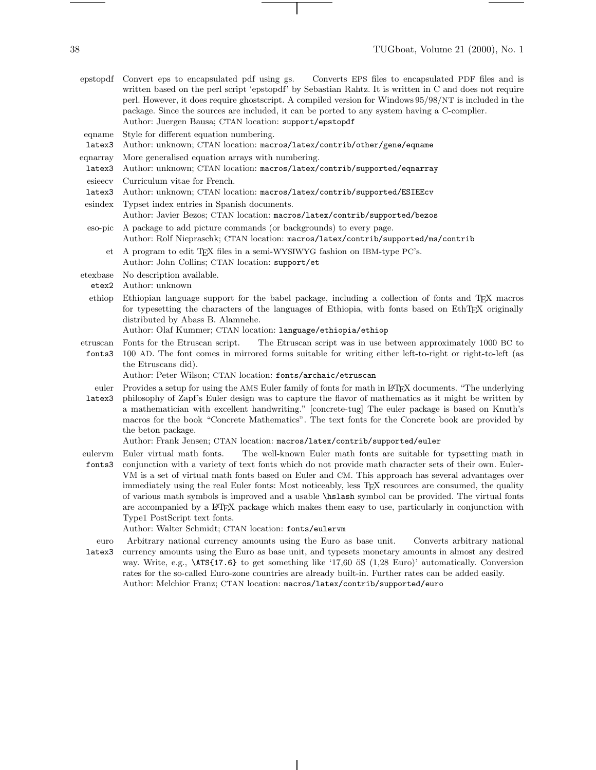**epstopdf** Convert eps to encapsulated pdf using gs. Converts EPS files to encapsulated PDF files and is written based on the perl script 'epstopdf' by Sebastian Rahtz. It is written in C and does not require perl. However, it does require ghostscript. A compiled version for Windows 95/98/NT is included in the package. Since the sources are included, it can be ported to any system having a C-complier.
Author: Juergen Bausa; CTAN location: `support/epstopdf`

**eqname** `latex3` Style for different equation numbering.
Author: unknown; CTAN location: `macros/latex/contrib/other/gene/eqname`

**eqnarray** `latex3` More generalised equation arrays with numbering.
Author: unknown; CTAN location: `macros/latex/contrib/supported/eqnarray`

**esieecv** `latex3` Curriculum vitae for French.
Author: unknown; CTAN location: `macros/latex/contrib/supported/ESIEEcv`

**esindex** Typset index entries in Spanish documents.
Author: Javier Bezos; CTAN location: `macros/latex/contrib/supported/bezos`

**eso-pic** A package to add picture commands (or backgrounds) to every page.
Author: Rolf Niepraschk; CTAN location: `macros/latex/contrib/supported/ms/contrib`

**et** A program to edit TeX files in a semi-WYSIWYG fashion on IBM-type PC's.
Author: John Collins; CTAN location: `support/et`

**etexbase** `etex2` No description available.
Author: unknown

**ethiop** Ethiopian language support for the babel package, including a collection of fonts and TeX macros for typesetting the characters of the languages of Ethiopia, with fonts based on EthTeX originally distributed by Abass B. Alamnehe.
Author: Olaf Kummer; CTAN location: `language/ethiopia/ethiop`

**etruscan** `fonts3` Fonts for the Etruscan script. The Etruscan script was in use between approximately 1000 BC to 100 AD. The font comes in mirrored forms suitable for writing either left-to-right or right-to-left (as the Etruscans did).
Author: Peter Wilson; CTAN location: `fonts/archaic/etruscan`

**euler** `latex3` Provides a setup for using the AMS Euler family of fonts for math in LaTeX documents. "The underlying philosophy of Zapf's Euler design was to capture the flavor of mathematics as it might be written by a mathematician with excellent handwriting." [concrete-tug] The euler package is based on Knuth's macros for the book "Concrete Mathematics". The text fonts for the Concrete book are provided by the beton package.
Author: Frank Jensen; CTAN location: `macros/latex/contrib/supported/euler`

**eulervm** `fonts3` Euler virtual math fonts. The well-known Euler math fonts are suitable for typsetting math in conjunction with a variety of text fonts which do not provide math character sets of their own. Euler-VM is a set of virtual math fonts based on Euler and CM. This approach has several advantages over immediately using the real Euler fonts: Most noticeably, less TeX resources are consumed, the quality of various math symbols is improved and a usable `\hslash` symbol can be provided. The virtual fonts are accompanied by a LaTeX package which makes them easy to use, particularly in conjunction with Type1 PostScript text fonts.
Author: Walter Schmidt; CTAN location: `fonts/eulervm`

**euro** `latex3` Arbitrary national currency amounts using the Euro as base unit. Converts arbitrary national currency amounts using the Euro as base unit, and typesets monetary amounts in almost any desired way. Write, e.g., `\ATS{17.6}` to get something like '17,60 öS (1,28 Euro)' automatically. Conversion rates for the so-called Euro-zone countries are already built-in. Further rates can be added easily.
Author: Melchior Franz; CTAN location: `macros/latex/contrib/supported/euro`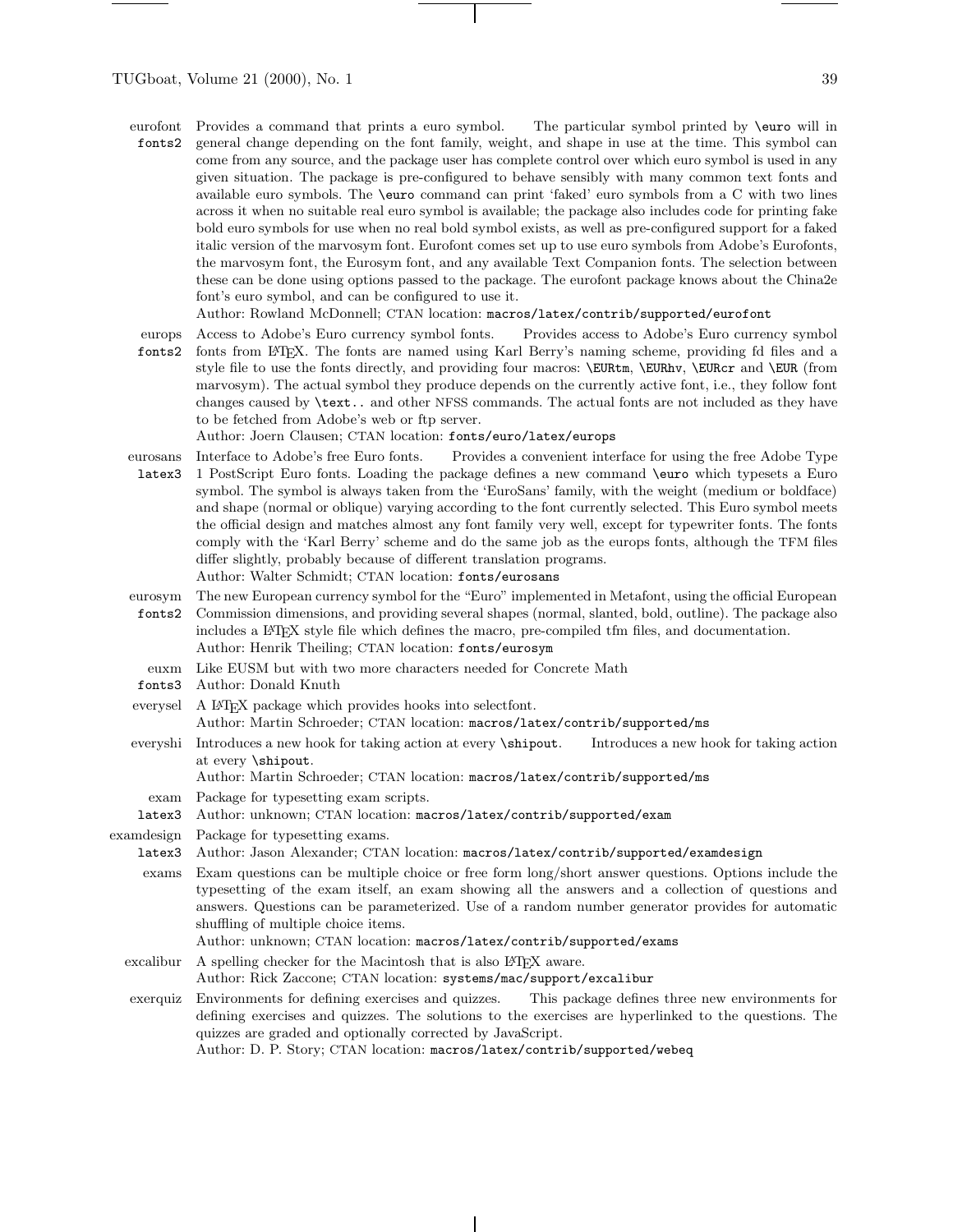**eurofont** `fonts2` Provides a command that prints a euro symbol. The particular symbol printed by `\euro` will in general change depending on the font family, weight, and shape in use at the time. This symbol can come from any source, and the package user has complete control over which euro symbol is used in any given situation. The package is pre-configured to behave sensibly with many common text fonts and available euro symbols. The `\euro` command can print 'faked' euro symbols from a C with two lines across it when no suitable real euro symbol is available; the package also includes code for printing fake bold euro symbols for use when no real bold symbol exists, as well as pre-configured support for a faked italic version of the marvosym font. Eurofont comes set up to use euro symbols from Adobe's Eurofonts, the marvosym font, the Eurosym font, and any available Text Companion fonts. The selection between these can be done using options passed to the package. The eurofont package knows about the China2e font's euro symbol, and can be configured to use it.
Author: Rowland McDonnell; CTAN location: `macros/latex/contrib/supported/eurofont`

**europs** `fonts2` Access to Adobe's Euro currency symbol fonts. Provides access to Adobe's Euro currency symbol fonts from LaTeX. The fonts are named using Karl Berry's naming scheme, providing fd files and a style file to use the fonts directly, and providing four macros: `\EURtm`, `\EURhv`, `\EURcr` and `\EUR` (from marvosym). The actual symbol they produce depends on the currently active font, i.e., they follow font changes caused by `\text..` and other NFSS commands. The actual fonts are not included as they have to be fetched from Adobe's web or ftp server.
Author: Joern Clausen; CTAN location: `fonts/euro/latex/europs`

**eurosans** `latex3` Interface to Adobe's free Euro fonts. Provides a convenient interface for using the free Adobe Type 1 PostScript Euro fonts. Loading the package defines a new command `\euro` which typesets a Euro symbol. The symbol is always taken from the 'EuroSans' family, with the weight (medium or boldface) and shape (normal or oblique) varying according to the font currently selected. This Euro symbol meets the official design and matches almost any font family very well, except for typewriter fonts. The fonts comply with the 'Karl Berry' scheme and do the same job as the europs fonts, although the TFM files differ slightly, probably because of different translation programs.
Author: Walter Schmidt; CTAN location: `fonts/eurosans`

**eurosym** `fonts2` The new European currency symbol for the "Euro" implemented in Metafont, using the official European Commission dimensions, and providing several shapes (normal, slanted, bold, outline). The package also includes a LaTeX style file which defines the macro, pre-compiled tfm files, and documentation.
Author: Henrik Theiling; CTAN location: `fonts/eurosym`

**euxm** `fonts3` Like EUSM but with two more characters needed for Concrete Math
Author: Donald Knuth

**everysel** A LaTeX package which provides hooks into selectfont.
Author: Martin Schroeder; CTAN location: `macros/latex/contrib/supported/ms`

**everyshi** Introduces a new hook for taking action at every `\shipout`. Introduces a new hook for taking action at every `\shipout`.
Author: Martin Schroeder; CTAN location: `macros/latex/contrib/supported/ms`

**exam** `latex3` Package for typesetting exam scripts.
Author: unknown; CTAN location: `macros/latex/contrib/supported/exam`

**examdesign** `latex3` Package for typesetting exams.
Author: Jason Alexander; CTAN location: `macros/latex/contrib/supported/examdesign`

**exams** Exam questions can be multiple choice or free form long/short answer questions. Options include the typesetting of the exam itself, an exam showing all the answers and a collection of questions and answers. Questions can be parameterized. Use of a random number generator provides for automatic shuffling of multiple choice items.
Author: unknown; CTAN location: `macros/latex/contrib/supported/exams`

**excalibur** A spelling checker for the Macintosh that is also LaTeX aware.
Author: Rick Zaccone; CTAN location: `systems/mac/support/excalibur`

**exerquiz** Environments for defining exercises and quizzes. This package defines three new environments for defining exercises and quizzes. The solutions to the exercises are hyperlinked to the questions. The quizzes are graded and optionally corrected by JavaScript.
Author: D. P. Story; CTAN location: `macros/latex/contrib/supported/webeq`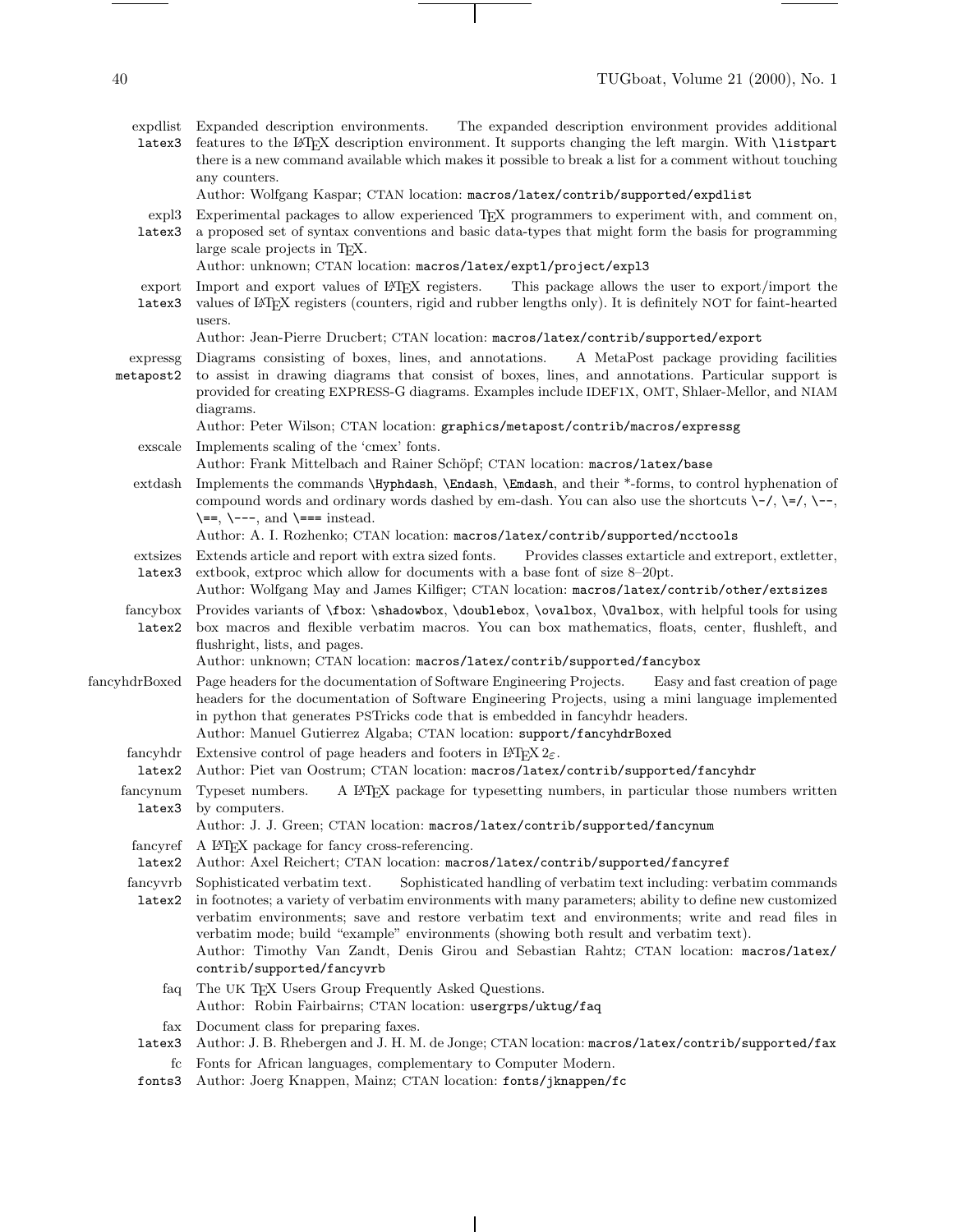**expdlist** `latex3` Expanded description environments. The expanded description environment provides additional features to the LaTeX description environment. It supports changing the left margin. With `\listpart` there is a new command available which makes it possible to break a list for a comment without touching any counters.
Author: Wolfgang Kaspar; CTAN location: `macros/latex/contrib/supported/expdlist`

**expl3** `latex3` Experimental packages to allow experienced TeX programmers to experiment with, and comment on, a proposed set of syntax conventions and basic data-types that might form the basis for programming large scale projects in TeX.
Author: unknown; CTAN location: `macros/latex/exptl/project/expl3`

**export** `latex3` Import and export values of LaTeX registers. This package allows the user to export/import the values of LaTeX registers (counters, rigid and rubber lengths only). It is definitely NOT for faint-hearted users.
Author: Jean-Pierre Drucbert; CTAN location: `macros/latex/contrib/supported/export`

**expressg** `metapost2` Diagrams consisting of boxes, lines, and annotations. A MetaPost package providing facilities to assist in drawing diagrams that consist of boxes, lines, and annotations. Particular support is provided for creating EXPRESS-G diagrams. Examples include IDEF1X, OMT, Shlaer-Mellor, and NIAM diagrams.
Author: Peter Wilson; CTAN location: `graphics/metapost/contrib/macros/expressg`

**exscale** Implements scaling of the 'cmex' fonts.
Author: Frank Mittelbach and Rainer Schöpf; CTAN location: `macros/latex/base`

**extdash** Implements the commands `\Hyphdash`, `\Endash`, `\Emdash`, and their *-forms, to control hyphenation of compound words and ordinary words dashed by em-dash. You can also use the shortcuts `\-/`, `\=/`, `\--`, `\==`, `\---`, and `\===` instead.
Author: A. I. Rozhenko; CTAN location: `macros/latex/contrib/supported/ncctools`

**extsizes** `latex3` Extends article and report with extra sized fonts. Provides classes extarticle and extreport, extletter, extbook, extproc which allow for documents with a base font of size 8–20pt.
Author: Wolfgang May and James Kilfiger; CTAN location: `macros/latex/contrib/other/extsizes`

**fancybox** `latex2` Provides variants of `\fbox`: `\shadowbox`, `\doublebox`, `\ovalbox`, `\Ovalbox`, with helpful tools for using box macros and flexible verbatim macros. You can box mathematics, floats, center, flushleft, and flushright, lists, and pages.
Author: unknown; CTAN location: `macros/latex/contrib/supported/fancybox`

**fancyhdrBoxed** Page headers for the documentation of Software Engineering Projects. Easy and fast creation of page headers for the documentation of Software Engineering Projects, using a mini language implemented in python that generates PSTricks code that is embedded in fancyhdr headers.
Author: Manuel Gutierrez Algaba; CTAN location: `support/fancyhdrBoxed`

**fancyhdr** `latex2` Extensive control of page headers and footers in LaTeX $2_\varepsilon$.
Author: Piet van Oostrum; CTAN location: `macros/latex/contrib/supported/fancyhdr`

**fancynum** `latex3` Typeset numbers. A LaTeX package for typesetting numbers, in particular those numbers written by computers.
Author: J. J. Green; CTAN location: `macros/latex/contrib/supported/fancynum`

**fancyref** `latex2` A LaTeX package for fancy cross-referencing.
Author: Axel Reichert; CTAN location: `macros/latex/contrib/supported/fancyref`

**fancyvrb** `latex2` Sophisticated verbatim text. Sophisticated handling of verbatim text including: verbatim commands in footnotes; a variety of verbatim environments with many parameters; ability to define new customized verbatim environments; save and restore verbatim text and environments; write and read files in verbatim mode; build "example" environments (showing both result and verbatim text).
Author: Timothy Van Zandt, Denis Girou and Sebastian Rahtz; CTAN location: `macros/latex/contrib/supported/fancyvrb`

**faq** The UK TeX Users Group Frequently Asked Questions.
Author: Robin Fairbairns; CTAN location: `usergrps/uktug/faq`

**fax** `latex3` Document class for preparing faxes.
Author: J. B. Rhebergen and J. H. M. de Jonge; CTAN location: `macros/latex/contrib/supported/fax`

**fc** `fonts3` Fonts for African languages, complementary to Computer Modern.
Author: Joerg Knappen, Mainz; CTAN location: `fonts/jknappen/fc`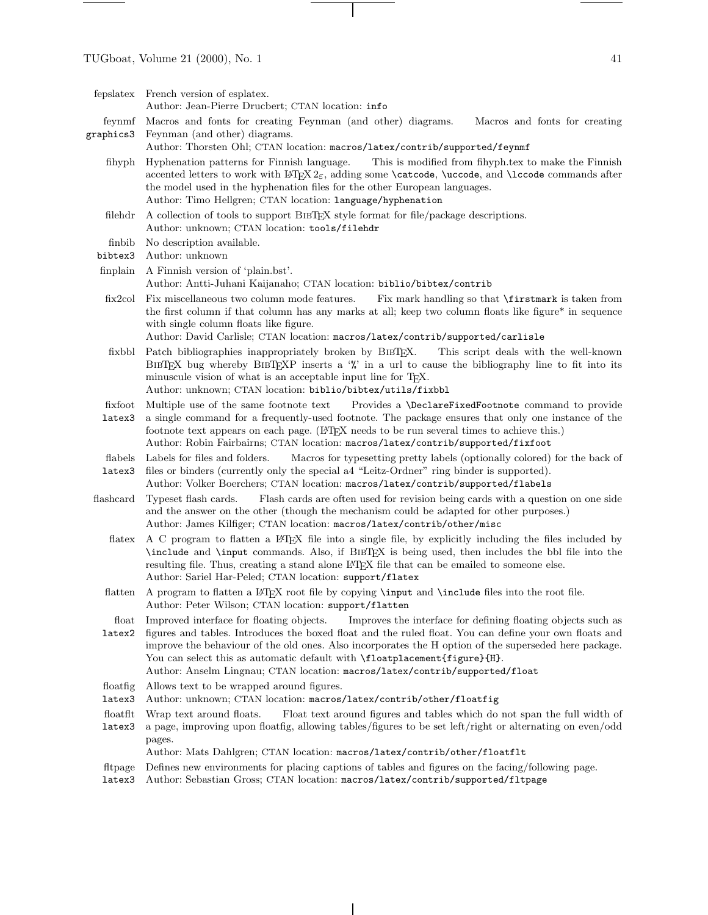**fepslatex** French version of esplatex.
Author: Jean-Pierre Drucbert; CTAN location: `info`

**feynmf** `graphics3` Macros and fonts for creating Feynman (and other) diagrams. Macros and fonts for creating Feynman (and other) diagrams.
Author: Thorsten Ohl; CTAN location: `macros/latex/contrib/supported/feynmf`

**fihyph** Hyphenation patterns for Finnish language. This is modified from fihyph.tex to make the Finnish accented letters to work with LaTeX 2ε, adding some `\catcode`, `\uccode`, and `\lccode` commands after the model used in the hyphenation files for the other European languages.
Author: Timo Hellgren; CTAN location: `language/hyphenation`

**filehdr** A collection of tools to support BibTeX style format for file/package descriptions.
Author: unknown; CTAN location: `tools/filehdr`

**finbib** `bibtex3` No description available.
Author: unknown

**finplain** A Finnish version of 'plain.bst'.
Author: Antti-Juhani Kaijanaho; CTAN location: `biblio/bibtex/contrib`

**fix2col** Fix miscellaneous two column mode features. Fix mark handling so that `\firstmark` is taken from the first column if that column has any marks at all; keep two column floats like figure* in sequence with single column floats like figure.
Author: David Carlisle; CTAN location: `macros/latex/contrib/supported/carlisle`

**fixbbl** Patch bibliographies inappropriately broken by BibTeX. This script deals with the well-known BibTeX bug whereby BibTeXP inserts a '`%`' in a url to cause the bibliography line to fit into its minuscule vision of what is an acceptable input line for TeX.
Author: unknown; CTAN location: `biblio/bibtex/utils/fixbbl`

**fixfoot** `latex3` Multiple use of the same footnote text Provides a `\DeclareFixedFootnote` command to provide a single command for a frequently-used footnote. The package ensures that only one instance of the footnote text appears on each page. (LaTeX needs to be run several times to achieve this.)
Author: Robin Fairbairns; CTAN location: `macros/latex/contrib/supported/fixfoot`

**flabels** `latex3` Labels for files and folders. Macros for typesetting pretty labels (optionally colored) for the back of files or binders (currently only the special a4 "Leitz-Ordner" ring binder is supported).
Author: Volker Boerchers; CTAN location: `macros/latex/contrib/supported/flabels`

**flashcard** Typeset flash cards. Flash cards are often used for revision being cards with a question on one side and the answer on the other (though the mechanism could be adapted for other purposes.)
Author: James Kilfiger; CTAN location: `macros/latex/contrib/other/misc`

**flatex** A C program to flatten a LaTeX file into a single file, by explicitly including the files included by `\include` and `\input` commands. Also, if BibTeX is being used, then includes the bbl file into the resulting file. Thus, creating a stand alone LaTeX file that can be emailed to someone else.
Author: Sariel Har-Peled; CTAN location: `support/flatex`

**flatten** A program to flatten a LaTeX root file by copying `\input` and `\include` files into the root file.
Author: Peter Wilson; CTAN location: `support/flatten`

**float** `latex2` Improved interface for floating objects. Improves the interface for defining floating objects such as figures and tables. Introduces the boxed float and the ruled float. You can define your own floats and improve the behaviour of the old ones. Also incorporates the H option of the superseded here package. You can select this as automatic default with `\floatplacement{figure}{H}`.
Author: Anselm Lingnau; CTAN location: `macros/latex/contrib/supported/float`

**floatfig** `latex3` Allows text to be wrapped around figures.
Author: unknown; CTAN location: `macros/latex/contrib/other/floatfig`

**floatflt** `latex3` Wrap text around floats. Float text around figures and tables which do not span the full width of a page, improving upon floatfig, allowing tables/figures to be set left/right or alternating on even/odd pages.
Author: Mats Dahlgren; CTAN location: `macros/latex/contrib/other/floatflt`

**fltpage** `latex3` Defines new environments for placing captions of tables and figures on the facing/following page.
Author: Sebastian Gross; CTAN location: `macros/latex/contrib/supported/fltpage`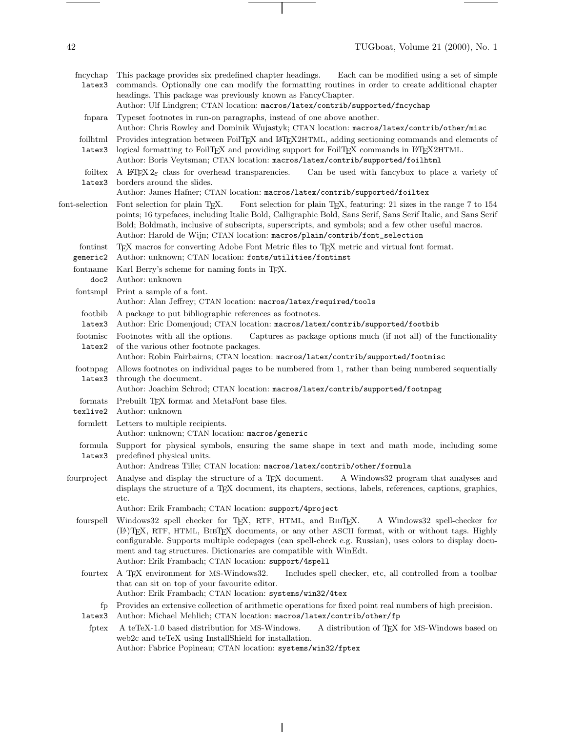**fncychap** `latex3`
This package provides six predefined chapter headings. Each can be modified using a set of simple commands. Optionally one can modify the formatting routines in order to create additional chapter headings. This package was previously known as FancyChapter.
Author: Ulf Lindgren; CTAN location: `macros/latex/contrib/supported/fncychap`

**fnpara**
Typeset footnotes in run-on paragraphs, instead of one above another.
Author: Chris Rowley and Dominik Wujastyk; CTAN location: `macros/latex/contrib/other/misc`

**foilhtml** `latex3`
Provides integration between FoilTEX and LATEX2HTML, adding sectioning commands and elements of logical formatting to FoilTEX and providing support for FoilTEX commands in LATEX2HTML.
Author: Boris Veytsman; CTAN location: `macros/latex/contrib/supported/foilhtml`

**foiltex** `latex3`
A LATEX 2ε class for overhead transparencies. Can be used with fancybox to place a variety of borders around the slides.
Author: James Hafner; CTAN location: `macros/latex/contrib/supported/foiltex`

**font-selection**
Font selection for plain TEX. Font selection for plain TEX, featuring: 21 sizes in the range 7 to 154 points; 16 typefaces, including Italic Bold, Calligraphic Bold, Sans Serif, Sans Serif Italic, and Sans Serif Bold; Boldmath, inclusive of subscripts, superscripts, and symbols; and a few other useful macros.
Author: Harold de Wijn; CTAN location: `macros/plain/contrib/font_selection`

**fontinst** `generic2`
TEX macros for converting Adobe Font Metric files to TEX metric and virtual font format.
Author: unknown; CTAN location: `fonts/utilities/fontinst`

**fontname** `doc2`
Karl Berry's scheme for naming fonts in TEX.
Author: unknown

**fontsmpl**
Print a sample of a font.
Author: Alan Jeffrey; CTAN location: `macros/latex/required/tools`

**footbib** `latex3`
A package to put bibliographic references as footnotes.
Author: Eric Domenjoud; CTAN location: `macros/latex/contrib/supported/footbib`

**footmisc** `latex2`
Footnotes with all the options. Captures as package options much (if not all) of the functionality of the various other footnote packages.
Author: Robin Fairbairns; CTAN location: `macros/latex/contrib/supported/footmisc`

**footnpag** `latex3`
Allows footnotes on individual pages to be numbered from 1, rather than being numbered sequentially through the document.
Author: Joachim Schrod; CTAN location: `macros/latex/contrib/supported/footnpag`

**formats** `texlive2`
Prebuilt TEX format and MetaFont base files.
Author: unknown

**formlett**
Letters to multiple recipients.
Author: unknown; CTAN location: `macros/generic`

**formula** `latex3`
Support for physical symbols, ensuring the same shape in text and math mode, including some predefined physical units.
Author: Andreas Tille; CTAN location: `macros/latex/contrib/other/formula`

**fourproject**
Analyse and display the structure of a TEX document. A Windows32 program that analyses and displays the structure of a TEX document, its chapters, sections, labels, references, captions, graphics, etc.
Author: Erik Frambach; CTAN location: `support/4project`

**fourspell**
Windows32 spell checker for TEX, RTF, HTML, and BIBTEX. A Windows32 spell-checker for (LA)TEX, RTF, HTML, BIBTEX documents, or any other ASCII format, with or without tags. Highly configurable. Supports multiple codepages (can spell-check e.g. Russian), uses colors to display document and tag structures. Dictionaries are compatible with WinEdt.
Author: Erik Frambach; CTAN location: `support/4spell`

**fourtex**
A TEX environment for MS-Windows32. Includes spell checker, etc, all controlled from a toolbar that can sit on top of your favourite editor.
Author: Erik Frambach; CTAN location: `systems/win32/4tex`

**fp** `latex3`
Provides an extensive collection of arithmetic operations for fixed point real numbers of high precision.
Author: Michael Mehlich; CTAN location: `macros/latex/contrib/other/fp`

**fptex**
A teTeX-1.0 based distribution for MS-Windows. A distribution of TEX for MS-Windows based on web2c and teTeX using InstallShield for installation.
Author: Fabrice Popineau; CTAN location: `systems/win32/fptex`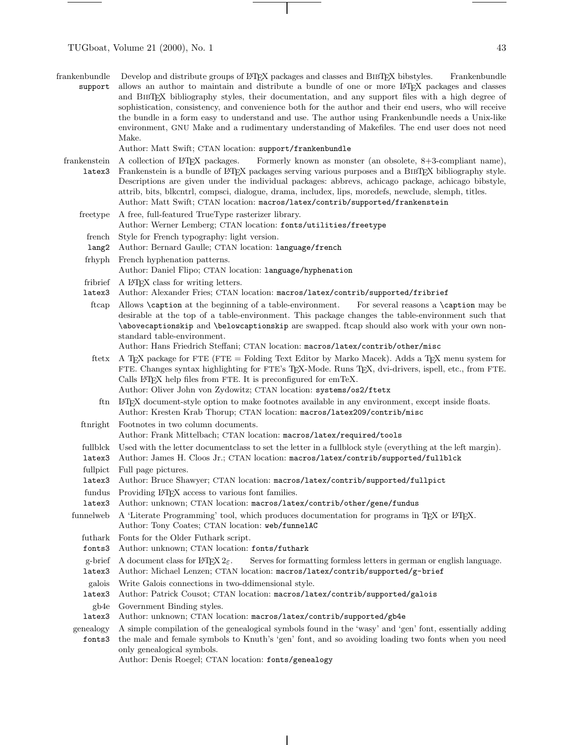**frankenbundle** `support` Develop and distribute groups of LaTeX packages and classes and BibTeX bibstyles. Frankenbundle allows an author to maintain and distribute a bundle of one or more LaTeX packages and classes and BibTeX bibliography styles, their documentation, and any support files with a high degree of sophistication, consistency, and convenience both for the author and their end users, who will receive the bundle in a form easy to understand and use. The author using Frankenbundle needs a Unix-like environment, GNU Make and a rudimentary understanding of Makefiles. The end user does not need Make.
Author: Matt Swift; CTAN location: `support/frankenbundle`

**frankenstein** `latex3` A collection of LaTeX packages. Formerly known as monster (an obsolete, 8+3-compliant name), Frankenstein is a bundle of LaTeX packages serving various purposes and a BibTeX bibliography style. Descriptions are given under the individual packages: abbrevs, achicago package, achicago bibstyle, attrib, bits, blkcntrl, compsci, dialogue, drama, includex, lips, moredefs, newclude, slemph, titles.
Author: Matt Swift; CTAN location: `macros/latex/contrib/supported/frankenstein`

**freetype** A free, full-featured TrueType rasterizer library.
Author: Werner Lemberg; CTAN location: `fonts/utilities/freetype`

**french** `lang2` Style for French typography: light version.
Author: Bernard Gaulle; CTAN location: `language/french`

**frhyph** French hyphenation patterns.
Author: Daniel Flipo; CTAN location: `language/hyphenation`

**fribrief** `latex3` A LaTeX class for writing letters.
Author: Alexander Fries; CTAN location: `macros/latex/contrib/supported/fribrief`

**ftcap** Allows `\caption` at the beginning of a table-environment. For several reasons a `\caption` may be desirable at the top of a table-environment. This package changes the table-environment such that `\abovecaptionskip` and `\belowcaptionskip` are swapped. ftcap should also work with your own non-standard table-environment.
Author: Hans Friedrich Steffani; CTAN location: `macros/latex/contrib/other/misc`

**ftetx** A TeX package for FTE (FTE = Folding Text Editor by Marko Macek). Adds a TeX menu system for FTE. Changes syntax highlighting for FTE's TeX-Mode. Runs TeX, dvi-drivers, ispell, etc., from FTE. Calls LaTeX help files from FTE. It is preconfigured for emTeX.
Author: Oliver John von Zydowitz; CTAN location: `systems/os2/ftetx`

**ftn** LaTeX document-style option to make footnotes available in any environment, except inside floats.
Author: Kresten Krab Thorup; CTAN location: `macros/latex209/contrib/misc`

**ftnright** Footnotes in two column documents.
Author: Frank Mittelbach; CTAN location: `macros/latex/required/tools`

**fullblck** `latex3` Used with the letter documentclass to set the letter in a fullblock style (everything at the left margin).
Author: James H. Cloos Jr.; CTAN location: `macros/latex/contrib/supported/fullblck`

**fullpict** `latex3` Full page pictures.
Author: Bruce Shawyer; CTAN location: `macros/latex/contrib/supported/fullpict`

**fundus** `latex3` Providing LaTeX access to various font families.
Author: unknown; CTAN location: `macros/latex/contrib/other/gene/fundus`

**funnelweb** A 'Literate Programming' tool, which produces documentation for programs in TeX or LaTeX.
Author: Tony Coates; CTAN location: `web/funnelAC`

**futhark** `fonts3` Fonts for the Older Futhark script.
Author: unknown; CTAN location: `fonts/futhark`

**g-brief** `latex3` A document class for LaTeX $2_\varepsilon$. Serves for formatting formless letters in german or english language.
Author: Michael Lenzen; CTAN location: `macros/latex/contrib/supported/g-brief`

**galois** `latex3` Write Galois connections in two-ddimensional style.
Author: Patrick Cousot; CTAN location: `macros/latex/contrib/supported/galois`

**gb4e** `latex3` Government Binding styles.
Author: unknown; CTAN location: `macros/latex/contrib/supported/gb4e`

**genealogy** `fonts3` A simple compilation of the genealogical symbols found in the 'wasy' and 'gen' font, essentially adding the male and female symbols to Knuth's 'gen' font, and so avoiding loading two fonts when you need only genealogical symbols.
Author: Denis Roegel; CTAN location: `fonts/genealogy`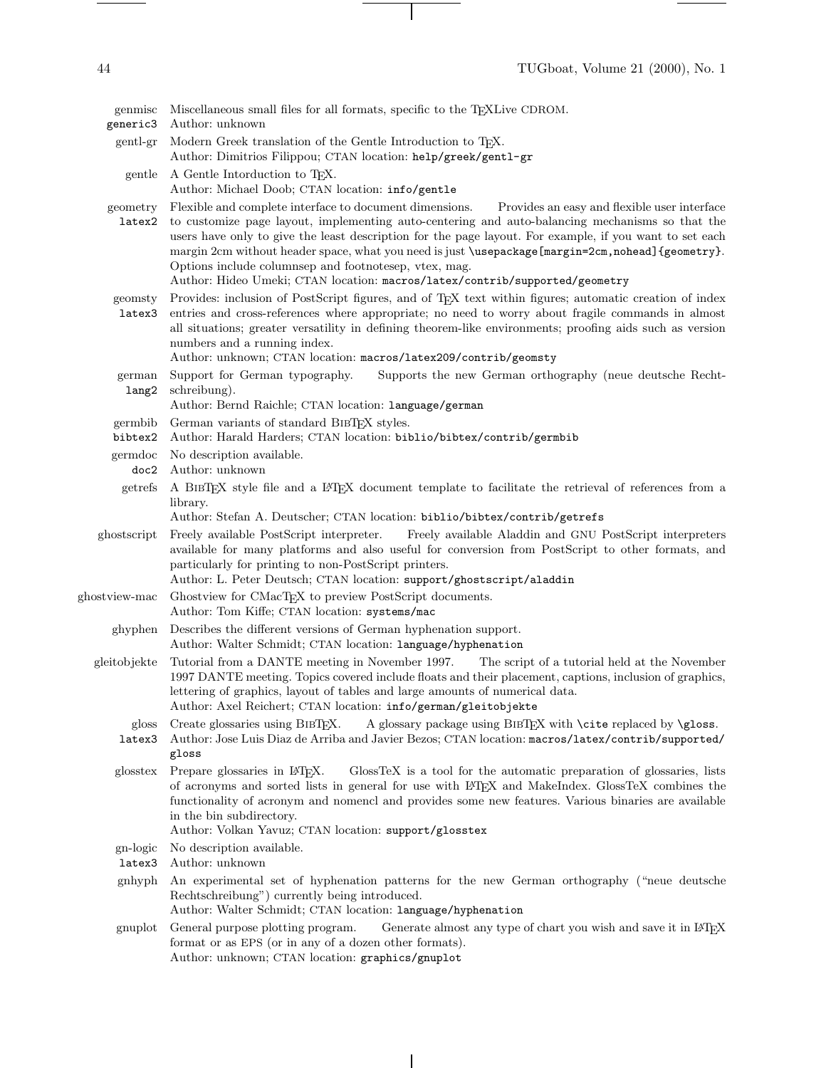**genmisc** `generic3`
Miscellaneous small files for all formats, specific to the TEXLive CDROM.
Author: unknown

**gentl-gr**
Modern Greek translation of the Gentle Introduction to TEX.
Author: Dimitrios Filippou; CTAN location: `help/greek/gentl-gr`

**gentle**
A Gentle Intorduction to TEX.
Author: Michael Doob; CTAN location: `info/gentle`

**geometry** `latex2`
Flexible and complete interface to document dimensions. Provides an easy and flexible user interface to customize page layout, implementing auto-centering and auto-balancing mechanisms so that the users have only to give the least description for the page layout. For example, if you want to set each margin 2cm without header space, what you need is just `\usepackage[margin=2cm,nohead]{geometry}`. Options include columnsep and footnotesep, vtex, mag.
Author: Hideo Umeki; CTAN location: `macros/latex/contrib/supported/geometry`

**geomsty** `latex3`
Provides: inclusion of PostScript figures, and of TEX text within figures; automatic creation of index entries and cross-references where appropriate; no need to worry about fragile commands in almost all situations; greater versatility in defining theorem-like environments; proofing aids such as version numbers and a running index.
Author: unknown; CTAN location: `macros/latex209/contrib/geomsty`

**german** `lang2`
Support for German typography. Supports the new German orthography (neue deutsche Rechtschreibung).
Author: Bernd Raichle; CTAN location: `language/german`

**germbib** `bibtex2`
German variants of standard BIBTEX styles.
Author: Harald Harders; CTAN location: `biblio/bibtex/contrib/germbib`

**germdoc** `doc2`
No description available.
Author: unknown

**getrefs**
A BIBTEX style file and a LATEX document template to facilitate the retrieval of references from a library.
Author: Stefan A. Deutscher; CTAN location: `biblio/bibtex/contrib/getrefs`

**ghostscript**
Freely available PostScript interpreter. Freely available Aladdin and GNU PostScript interpreters available for many platforms and also useful for conversion from PostScript to other formats, and particularly for printing to non-PostScript printers.
Author: L. Peter Deutsch; CTAN location: `support/ghostscript/aladdin`

**ghostview-mac**
Ghostview for CMacTEX to preview PostScript documents.
Author: Tom Kiffe; CTAN location: `systems/mac`

**ghyphen**
Describes the different versions of German hyphenation support.
Author: Walter Schmidt; CTAN location: `language/hyphenation`

**gleitobjekte**
Tutorial from a DANTE meeting in November 1997. The script of a tutorial held at the November 1997 DANTE meeting. Topics covered include floats and their placement, captions, inclusion of graphics, lettering of graphics, layout of tables and large amounts of numerical data.
Author: Axel Reichert; CTAN location: `info/german/gleitobjekte`

**gloss** `latex3`
Create glossaries using BIBTEX. A glossary package using BIBTEX with `\cite` replaced by `\gloss`.
Author: Jose Luis Diaz de Arriba and Javier Bezos; CTAN location: `macros/latex/contrib/supported/gloss`

**glosstex**
Prepare glossaries in LATEX. GlossTeX is a tool for the automatic preparation of glossaries, lists of acronyms and sorted lists in general for use with LATEX and MakeIndex. GlossTeX combines the functionality of acronym and nomencl and provides some new features. Various binaries are available in the bin subdirectory.
Author: Volkan Yavuz; CTAN location: `support/glosstex`

**gn-logic** `latex3`
No description available.
Author: unknown

**gnhyph**
An experimental set of hyphenation patterns for the new German orthography ("neue deutsche Rechtschreibung") currently being introduced.
Author: Walter Schmidt; CTAN location: `language/hyphenation`

**gnuplot**
General purpose plotting program. Generate almost any type of chart you wish and save it in LATEX format or as EPS (or in any of a dozen other formats).
Author: unknown; CTAN location: `graphics/gnuplot`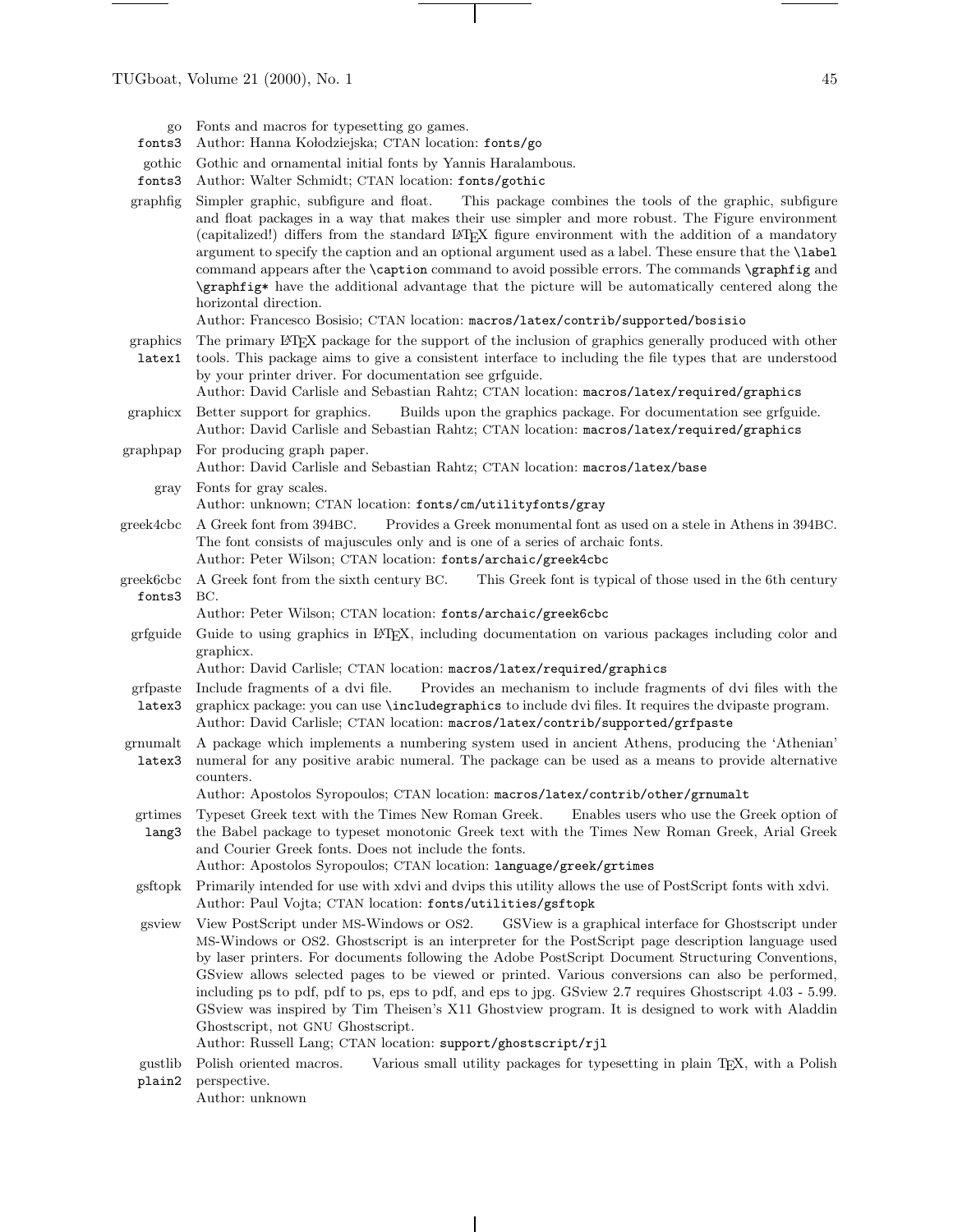**go** `fonts3`
Fonts and macros for typesetting go games.
Author: Hanna Kołodziejska; CTAN location: `fonts/go`

**gothic** `fonts3`
Gothic and ornamental initial fonts by Yannis Haralambous.
Author: Walter Schmidt; CTAN location: `fonts/gothic`

**graphfig**
Simpler graphic, subfigure and float. This package combines the tools of the graphic, subfigure and float packages in a way that makes their use simpler and more robust. The Figure environment (capitalized!) differs from the standard LaTeX figure environment with the addition of a mandatory argument to specify the caption and an optional argument used as a label. These ensure that the `\label` command appears after the `\caption` command to avoid possible errors. The commands `\graphfig` and `\graphfig*` have the additional advantage that the picture will be automatically centered along the horizontal direction.
Author: Francesco Bosisio; CTAN location: `macros/latex/contrib/supported/bosisio`

**graphics** `latex1`
The primary LaTeX package for the support of the inclusion of graphics generally produced with other tools. This package aims to give a consistent interface to including the file types that are understood by your printer driver. For documentation see grfguide.
Author: David Carlisle and Sebastian Rahtz; CTAN location: `macros/latex/required/graphics`

**graphicx**
Better support for graphics. Builds upon the graphics package. For documentation see grfguide.
Author: David Carlisle and Sebastian Rahtz; CTAN location: `macros/latex/required/graphics`

**graphpap**
For producing graph paper.
Author: David Carlisle and Sebastian Rahtz; CTAN location: `macros/latex/base`

**gray**
Fonts for gray scales.
Author: unknown; CTAN location: `fonts/cm/utilityfonts/gray`

**greek4cbc**
A Greek font from 394BC. Provides a Greek monumental font as used on a stele in Athens in 394BC. The font consists of majuscules only and is one of a series of archaic fonts.
Author: Peter Wilson; CTAN location: `fonts/archaic/greek4cbc`

**greek6cbc** `fonts3`
A Greek font from the sixth century BC. This Greek font is typical of those used in the 6th century BC.
Author: Peter Wilson; CTAN location: `fonts/archaic/greek6cbc`

**grfguide**
Guide to using graphics in LaTeX, including documentation on various packages including color and graphicx.
Author: David Carlisle; CTAN location: `macros/latex/required/graphics`

**grfpaste** `latex3`
Include fragments of a dvi file. Provides an mechanism to include fragments of dvi files with the graphicx package: you can use `\includegraphics` to include dvi files. It requires the dvipaste program.
Author: David Carlisle; CTAN location: `macros/latex/contrib/supported/grfpaste`

**grnumalt** `latex3`
A package which implements a numbering system used in ancient Athens, producing the 'Athenian' numeral for any positive arabic numeral. The package can be used as a means to provide alternative counters.
Author: Apostolos Syropoulos; CTAN location: `macros/latex/contrib/other/grnumalt`

**grtimes** `lang3`
Typeset Greek text with the Times New Roman Greek. Enables users who use the Greek option of the Babel package to typeset monotonic Greek text with the Times New Roman Greek, Arial Greek and Courier Greek fonts. Does not include the fonts.
Author: Apostolos Syropoulos; CTAN location: `language/greek/grtimes`

**gsftopk**
Primarily intended for use with xdvi and dvips this utility allows the use of PostScript fonts with xdvi.
Author: Paul Vojta; CTAN location: `fonts/utilities/gsftopk`

**gsview**
View PostScript under MS-Windows or OS2. GSView is a graphical interface for Ghostscript under MS-Windows or OS2. Ghostscript is an interpreter for the PostScript page description language used by laser printers. For documents following the Adobe PostScript Document Structuring Conventions, GSview allows selected pages to be viewed or printed. Various conversions can also be performed, including ps to pdf, pdf to ps, eps to pdf, and eps to jpg. GSview 2.7 requires Ghostscript 4.03 - 5.99. GSview was inspired by Tim Theisen's X11 Ghostview program. It is designed to work with Aladdin Ghostscript, not GNU Ghostscript.
Author: Russell Lang; CTAN location: `support/ghostscript/rjl`

**gustlib** `plain2`
Polish oriented macros. Various small utility packages for typesetting in plain TeX, with a Polish perspective.
Author: unknown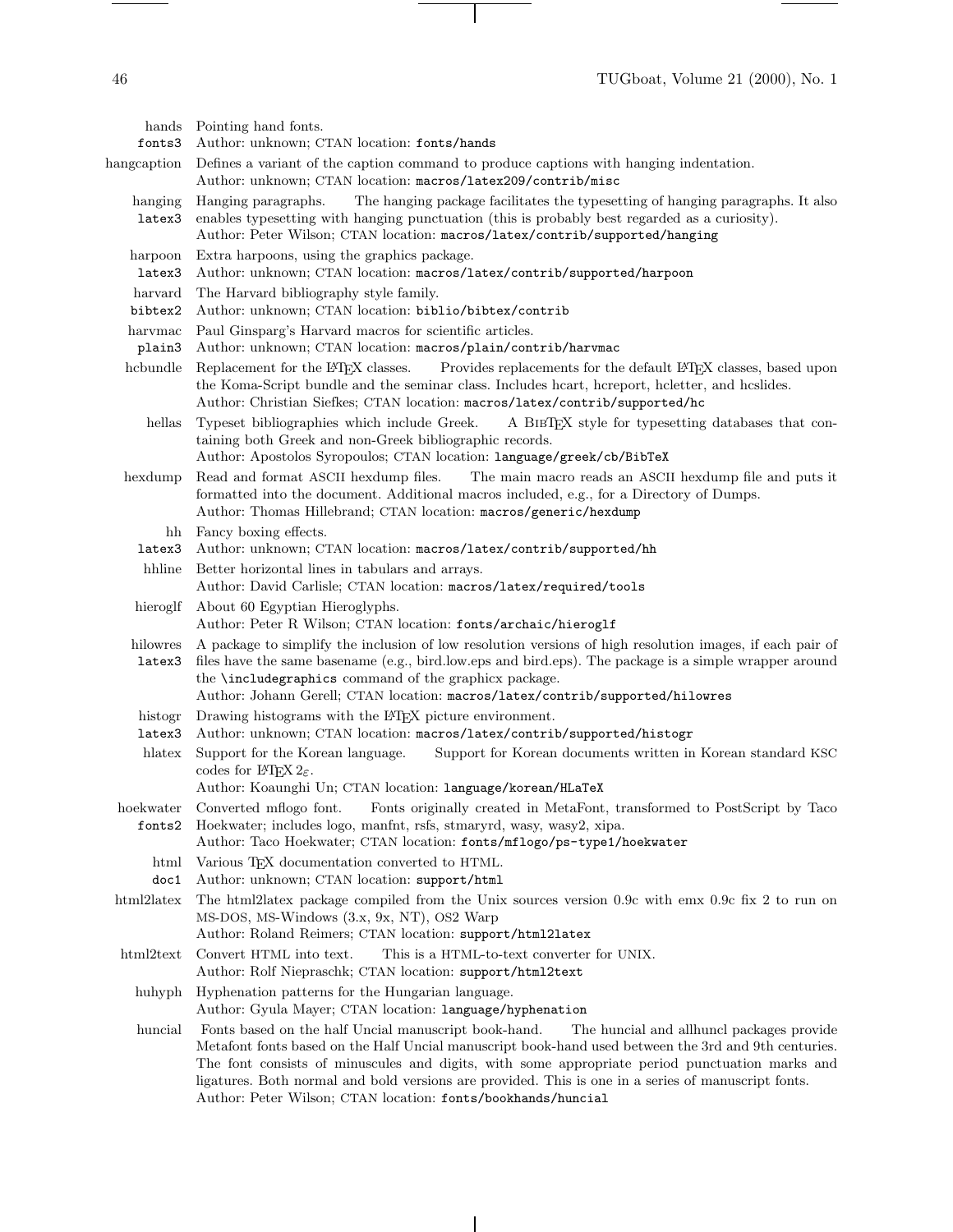**hands** fonts3
Pointing hand fonts.
Author: unknown; CTAN location: `fonts/hands`

**hangcaption**
Defines a variant of the caption command to produce captions with hanging indentation.
Author: unknown; CTAN location: `macros/latex209/contrib/misc`

**hanging** latex3
Hanging paragraphs. The hanging package facilitates the typesetting of hanging paragraphs. It also enables typesetting with hanging punctuation (this is probably best regarded as a curiosity).
Author: Peter Wilson; CTAN location: `macros/latex/contrib/supported/hanging`

**harpoon** latex3
Extra harpoons, using the graphics package.
Author: unknown; CTAN location: `macros/latex/contrib/supported/harpoon`

**harvard** bibtex2
The Harvard bibliography style family.
Author: unknown; CTAN location: `biblio/bibtex/contrib`

**harvmac** plain3
Paul Ginsparg's Harvard macros for scientific articles.
Author: unknown; CTAN location: `macros/plain/contrib/harvmac`

**hcbundle**
Replacement for the LaTeX classes. Provides replacements for the default LaTeX classes, based upon the Koma-Script bundle and the seminar class. Includes hcart, hcreport, hcletter, and hcslides.
Author: Christian Siefkes; CTAN location: `macros/latex/contrib/supported/hc`

**hellas**
Typeset bibliographies which include Greek. A BibTeX style for typesetting databases that containing both Greek and non-Greek bibliographic records.
Author: Apostolos Syropoulos; CTAN location: `language/greek/cb/BibTeX`

**hexdump**
Read and format ASCII hexdump files. The main macro reads an ASCII hexdump file and puts it formatted into the document. Additional macros included, e.g., for a Directory of Dumps.
Author: Thomas Hillebrand; CTAN location: `macros/generic/hexdump`

**hh** latex3
Fancy boxing effects.
Author: unknown; CTAN location: `macros/latex/contrib/supported/hh`

**hhline**
Better horizontal lines in tabulars and arrays.
Author: David Carlisle; CTAN location: `macros/latex/required/tools`

**hieroglf**
About 60 Egyptian Hieroglyphs.
Author: Peter R Wilson; CTAN location: `fonts/archaic/hieroglf`

**hilowres** latex3
A package to simplify the inclusion of low resolution versions of high resolution images, if each pair of files have the same basename (e.g., bird.low.eps and bird.eps). The package is a simple wrapper around the `\includegraphics` command of the graphicx package.
Author: Johann Gerell; CTAN location: `macros/latex/contrib/supported/hilowres`

**histogr** latex3
Drawing histograms with the LaTeX picture environment.
Author: unknown; CTAN location: `macros/latex/contrib/supported/histogr`

**hlatex**
Support for the Korean language. Support for Korean documents written in Korean standard KSC codes for LaTeX $2_\varepsilon$.
Author: Koaunghi Un; CTAN location: `language/korean/HLaTeX`

**hoekwater** fonts2
Converted mflogo font. Fonts originally created in MetaFont, transformed to PostScript by Taco Hoekwater; includes logo, manfnt, rsfs, stmaryrd, wasy, wasy2, xipa.
Author: Taco Hoekwater; CTAN location: `fonts/mflogo/ps-type1/hoekwater`

**html** doc1
Various TeX documentation converted to HTML.
Author: unknown; CTAN location: `support/html`

**html2latex**
The html2latex package compiled from the Unix sources version 0.9c with emx 0.9c fix 2 to run on MS-DOS, MS-Windows (3.x, 9x, NT), OS2 Warp
Author: Roland Reimers; CTAN location: `support/html2latex`

**html2text**
Convert HTML into text. This is a HTML-to-text converter for UNIX.
Author: Rolf Niepraschk; CTAN location: `support/html2text`

**huhyph**
Hyphenation patterns for the Hungarian language.
Author: Gyula Mayer; CTAN location: `language/hyphenation`

**huncial**
Fonts based on the half Uncial manuscript book-hand. The huncial and allhuncl packages provide Metafont fonts based on the Half Uncial manuscript book-hand used between the 3rd and 9th centuries. The font consists of minuscules and digits, with some appropriate period punctuation marks and ligatures. Both normal and bold versions are provided. This is one in a series of manuscript fonts.
Author: Peter Wilson; CTAN location: `fonts/bookhands/huncial`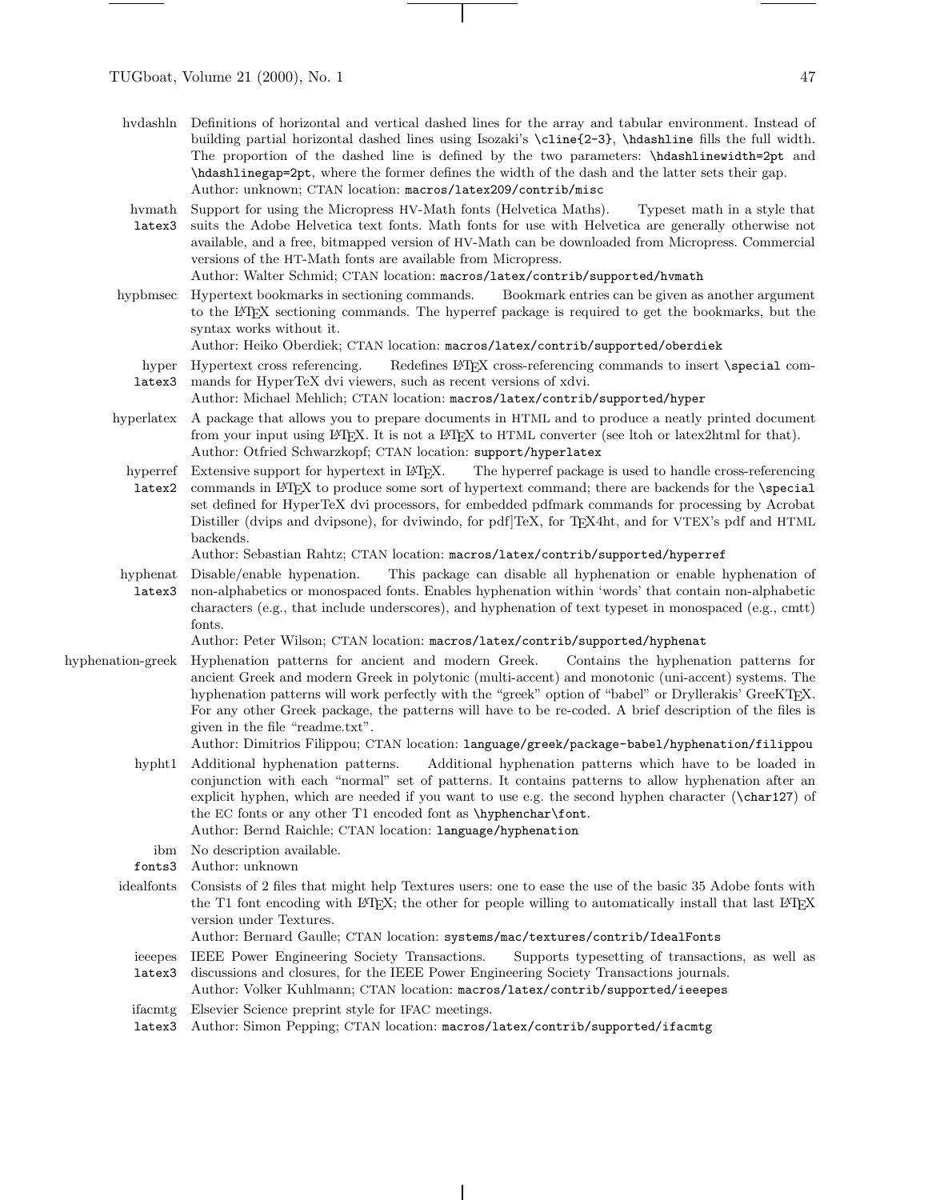**hvdashln** Definitions of horizontal and vertical dashed lines for the array and tabular environment. Instead of building partial horizontal dashed lines using Isozaki's `\cline{2-3}`, `\hdashline` fills the full width. The proportion of the dashed line is defined by the two parameters: `\hdashlinewidth=2pt` and `\hdashlinegap=2pt`, where the former defines the width of the dash and the latter sets their gap.
Author: unknown; CTAN location: `macros/latex209/contrib/misc`

**hvmath** `latex3` Support for using the Micropress HV-Math fonts (Helvetica Maths). Typeset math in a style that suits the Adobe Helvetica text fonts. Math fonts for use with Helvetica are generally otherwise not available, and a free, bitmapped version of HV-Math can be downloaded from Micropress. Commercial versions of the HT-Math fonts are available from Micropress.
Author: Walter Schmid; CTAN location: `macros/latex/contrib/supported/hvmath`

**hypbmsec** Hypertext bookmarks in sectioning commands. Bookmark entries can be given as another argument to the LaTeX sectioning commands. The hyperref package is required to get the bookmarks, but the syntax works without it.
Author: Heiko Oberdiek; CTAN location: `macros/latex/contrib/supported/oberdiek`

**hyper** `latex3` Hypertext cross referencing. Redefines LaTeX cross-referencing commands to insert `\special` commands for HyperTeX dvi viewers, such as recent versions of xdvi.
Author: Michael Mehlich; CTAN location: `macros/latex/contrib/supported/hyper`

**hyperlatex** A package that allows you to prepare documents in HTML and to produce a neatly printed document from your input using LaTeX. It is not a LaTeX to HTML converter (see ltoh or latex2html for that).
Author: Otfried Schwarzkopf; CTAN location: `support/hyperlatex`

**hyperref** `latex2` Extensive support for hypertext in LaTeX. The hyperref package is used to handle cross-referencing commands in LaTeX to produce some sort of hypertext command; there are backends for the `\special` set defined for HyperTeX dvi processors, for embedded pdfmark commands for processing by Acrobat Distiller (dvips and dvipsone), for dviwindo, for pdf]TeX, for TeX4ht, and for VTEX's pdf and HTML backends.
Author: Sebastian Rahtz; CTAN location: `macros/latex/contrib/supported/hyperref`

**hyphenat** `latex3` Disable/enable hypenation. This package can disable all hyphenation or enable hyphenation of non-alphabetics or monospaced fonts. Enables hyphenation within 'words' that contain non-alphabetic characters (e.g., that include underscores), and hyphenation of text typeset in monospaced (e.g., cmtt) fonts.
Author: Peter Wilson; CTAN location: `macros/latex/contrib/supported/hyphenat`

**hyphenation-greek** Hyphenation patterns for ancient and modern Greek. Contains the hyphenation patterns for ancient Greek and modern Greek in polytonic (multi-accent) and monotonic (uni-accent) systems. The hyphenation patterns will work perfectly with the "greek" option of "babel" or Dryllerakis' GreeKTeX. For any other Greek package, the patterns will have to be re-coded. A brief description of the files is given in the file "readme.txt".
Author: Dimitrios Filippou; CTAN location: `language/greek/package-babel/hyphenation/filippou`

**hypht1** Additional hyphenation patterns. Additional hyphenation patterns which have to be loaded in conjunction with each "normal" set of patterns. It contains patterns to allow hyphenation after an explicit hyphen, which are needed if you want to use e.g. the second hyphen character (`\char127`) of the EC fonts or any other T1 encoded font as `\hyphenchar\font`.
Author: Bernd Raichle; CTAN location: `language/hyphenation`

**ibm** `fonts3` No description available.
Author: unknown

**idealfonts** Consists of 2 files that might help Textures users: one to ease the use of the basic 35 Adobe fonts with the T1 font encoding with LaTeX; the other for people willing to automatically install that last LaTeX version under Textures.
Author: Bernard Gaulle; CTAN location: `systems/mac/textures/contrib/IdealFonts`

**ieeepes** `latex3` IEEE Power Engineering Society Transactions. Supports typesetting of transactions, as well as discussions and closures, for the IEEE Power Engineering Society Transactions journals.
Author: Volker Kuhlmann; CTAN location: `macros/latex/contrib/supported/ieeepes`

**ifacmtg** `latex3` Elsevier Science preprint style for IFAC meetings.
Author: Simon Pepping; CTAN location: `macros/latex/contrib/supported/ifacmtg`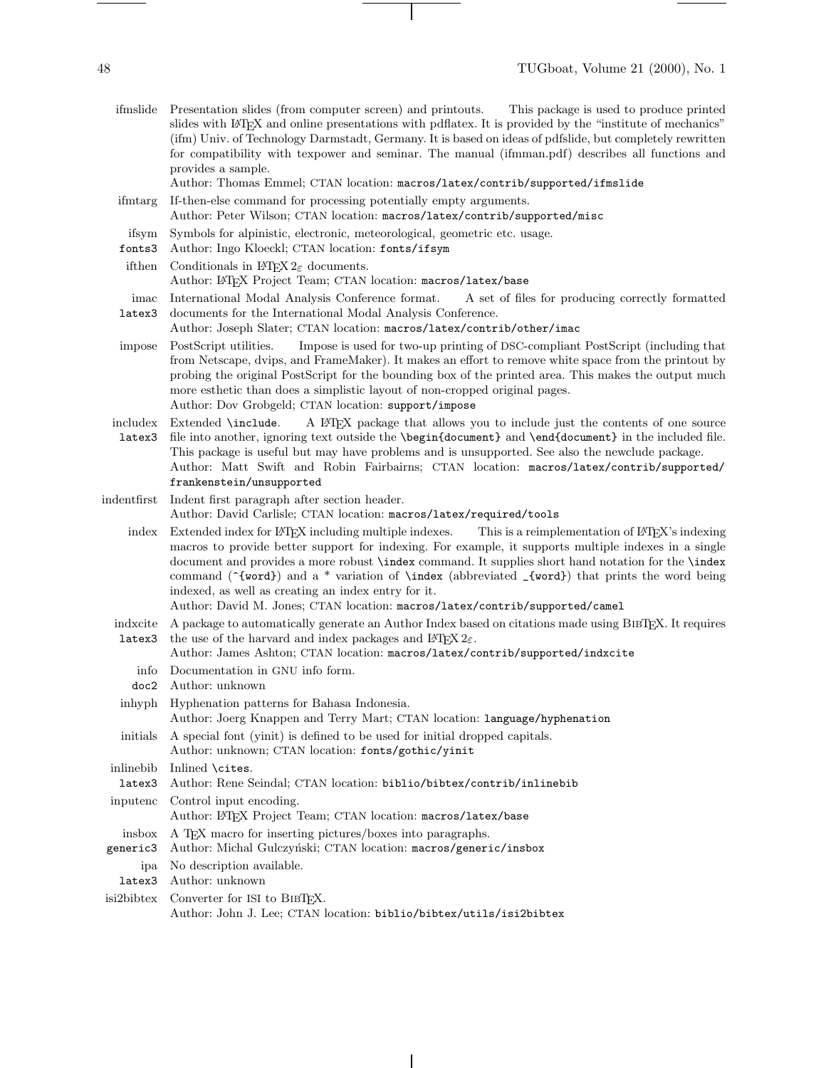**ifmslide** Presentation slides (from computer screen) and printouts. This package is used to produce printed slides with LaTeX and online presentations with pdflatex. It is provided by the "institute of mechanics" (ifm) Univ. of Technology Darmstadt, Germany. It is based on ideas of pdfslide, but completely rewritten for compatibility with texpower and seminar. The manual (ifmman.pdf) describes all functions and provides a sample.
Author: Thomas Emmel; CTAN location: `macros/latex/contrib/supported/ifmslide`

**ifmtarg** If-then-else command for processing potentially empty arguments.
Author: Peter Wilson; CTAN location: `macros/latex/contrib/supported/misc`

**ifsym** `fonts3` Symbols for alpinistic, electronic, meteorological, geometric etc. usage.
Author: Ingo Kloeckl; CTAN location: `fonts/ifsym`

**ifthen** Conditionals in LaTeX $2_\varepsilon$ documents.
Author: LaTeX Project Team; CTAN location: `macros/latex/base`

**imac** `latex3` International Modal Analysis Conference format. A set of files for producing correctly formatted documents for the International Modal Analysis Conference.
Author: Joseph Slater; CTAN location: `macros/latex/contrib/other/imac`

**impose** PostScript utilities. Impose is used for two-up printing of DSC-compliant PostScript (including that from Netscape, dvips, and FrameMaker). It makes an effort to remove white space from the printout by probing the original PostScript for the bounding box of the printed area. This makes the output much more esthetic than does a simplistic layout of non-cropped original pages.
Author: Dov Grobgeld; CTAN location: `support/impose`

**includex** `latex3` Extended `\include`. A LaTeX package that allows you to include just the contents of one source file into another, ignoring text outside the `\begin{document}` and `\end{document}` in the included file. This package is useful but may have problems and is unsupported. See also the newclude package.
Author: Matt Swift and Robin Fairbairns; CTAN location: `macros/latex/contrib/supported/frankenstein/unsupported`

**indentfirst** Indent first paragraph after section header.
Author: David Carlisle; CTAN location: `macros/latex/required/tools`

**index** Extended index for LaTeX including multiple indexes. This is a reimplementation of LaTeX's indexing macros to provide better support for indexing. For example, it supports multiple indexes in a single document and provides a more robust `\index` command. It supplies short hand notation for the `\index` command (`^{word}`) and a * variation of `\index` (abbreviated `_{word}`) that prints the word being indexed, as well as creating an index entry for it.
Author: David M. Jones; CTAN location: `macros/latex/contrib/supported/camel`

**indxcite** `latex3` A package to automatically generate an Author Index based on citations made using BibTeX. It requires the use of the harvard and index packages and LaTeX $2_\varepsilon$.
Author: James Ashton; CTAN location: `macros/latex/contrib/supported/indxcite`

**info** `doc2` Documentation in GNU info form.
Author: unknown

**inhyph** Hyphenation patterns for Bahasa Indonesia.
Author: Joerg Knappen and Terry Mart; CTAN location: `language/hyphenation`

**initials** A special font (yinit) is defined to be used for initial dropped capitals.
Author: unknown; CTAN location: `fonts/gothic/yinit`

**inlinebib** `latex3` Inlined `\cites`.
Author: Rene Seindal; CTAN location: `biblio/bibtex/contrib/inlinebib`

**inputenc** Control input encoding.
Author: LaTeX Project Team; CTAN location: `macros/latex/base`

**insbox** `generic3` A TeX macro for inserting pictures/boxes into paragraphs.
Author: Michal Gulczyński; CTAN location: `macros/generic/insbox`

**ipa** `latex3` No description available.
Author: unknown

**isi2bibtex** Converter for ISI to BibTeX.
Author: John J. Lee; CTAN location: `biblio/bibtex/utils/isi2bibtex`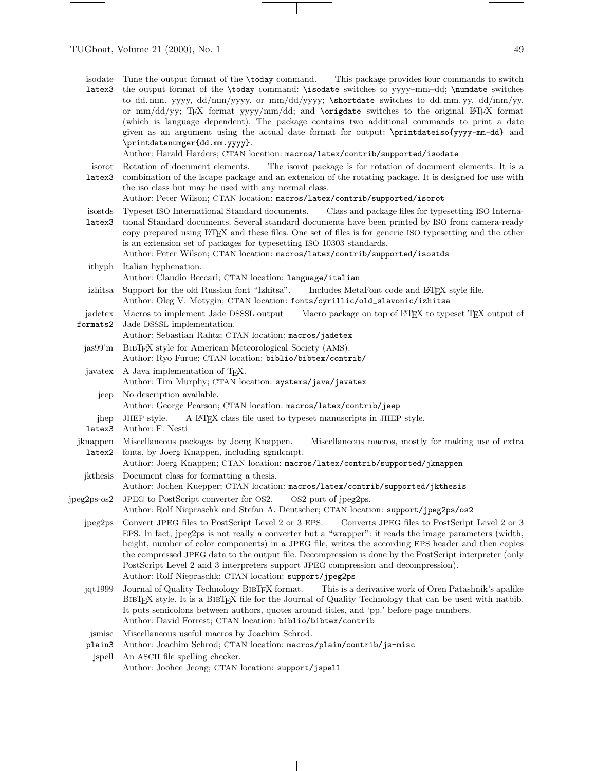**isodate** `latex3` Tune the output format of the `\today` command. This package provides four commands to switch the output format of the `\today` command: `\isodate` switches to yyyy–mm–dd; `\numdate` switches to dd. mm. yyyy, dd/mm/yyyy, or mm/dd/yyyy; `\shortdate` switches to dd. mm. yy, dd/mm/yy, or mm/dd/yy; TEX format yyyy/mm/dd; and `\origdate` switches to the original LATEX format (which is language dependent). The package contains two additional commands to print a date given as an argument using the actual date format for output: `\printdateiso{yyyy-mm-dd}` and `\printdatenumger{dd.mm.yyyy}`.
Author: Harald Harders; CTAN location: `macros/latex/contrib/supported/isodate`

**isorot** `latex3` Rotation of document elements. The isorot package is for rotation of document elements. It is a combination of the lscape package and an extension of the rotating package. It is designed for use with the iso class but may be used with any normal class.
Author: Peter Wilson; CTAN location: `macros/latex/contrib/supported/isorot`

**isostds** `latex3` Typeset ISO International Standard documents. Class and package files for typesetting ISO International Standard documents. Several standard documents have been printed by ISO from camera-ready copy prepared using LATEX and these files. One set of files is for generic ISO typesetting and the other is an extension set of packages for typesetting ISO 10303 standards.
Author: Peter Wilson; CTAN location: `macros/latex/contrib/supported/isostds`

**ithyph** Italian hyphenation.
Author: Claudio Beccari; CTAN location: `language/italian`

**izhitsa** Support for the old Russian font "Izhitsa". Includes MetaFont code and LATEX style file.
Author: Oleg V. Motygin; CTAN location: `fonts/cyrillic/old_slavonic/izhitsa`

**jadetex** `formats2` Macros to implement Jade DSSSL output Macro package on top of LATEX to typeset TEX output of Jade DSSSL implementation.
Author: Sebastian Rahtz; CTAN location: `macros/jadetex`

**jas99˙m** BIBTEX style for American Meteorological Society (AMS).
Author: Ryo Furue; CTAN location: `biblio/bibtex/contrib/`

**javatex** A Java implementation of TEX.
Author: Tim Murphy; CTAN location: `systems/java/javatex`

**jeep** No description available.
Author: George Pearson; CTAN location: `macros/latex/contrib/jeep`

**jhep** `latex3` JHEP style. A LATEX class file used to typeset manuscripts in JHEP style.
Author: F. Nesti

**jknappen** `latex2` Miscellaneous packages by Joerg Knappen. Miscellaneous macros, mostly for making use of extra fonts, by Joerg Knappen, including sgmlcmpt.
Author: Joerg Knappen; CTAN location: `macros/latex/contrib/supported/jknappen`

**jkthesis** Document class for formatting a thesis.
Author: Jochen Kuepper; CTAN location: `macros/latex/contrib/supported/jkthesis`

**jpeg2ps-os2** JPEG to PostScript converter for OS2. OS2 port of jpeg2ps.
Author: Rolf Niepraschk and Stefan A. Deutscher; CTAN location: `support/jpeg2ps/os2`

**jpeg2ps** Convert JPEG files to PostScript Level 2 or 3 EPS. Converts JPEG files to PostScript Level 2 or 3 EPS. In fact, jpeg2ps is not really a converter but a "wrapper": it reads the image parameters (width, height, number of color components) in a JPEG file, writes the according EPS header and then copies the compressed JPEG data to the output file. Decompression is done by the PostScript interpreter (only PostScript Level 2 and 3 interpreters support JPEG compression and decompression).
Author: Rolf Niepraschk; CTAN location: `support/jpeg2ps`

**jqt1999** Journal of Quality Technology BIBTEX format. This is a derivative work of Oren Patashnik's apalike BIBTEX style. It is a BIBTEX file for the Journal of Quality Technology that can be used with natbib. It puts semicolons between authors, quotes around titles, and 'pp.' before page numbers.
Author: David Forrest; CTAN location: `biblio/bibtex/contrib`

**jsmisc** `plain3` Miscellaneous useful macros by Joachim Schrod.
Author: Joachim Schrod; CTAN location: `macros/plain/contrib/js-misc`

**jspell** An ASCII file spelling checker.
Author: Joohee Jeong; CTAN location: `support/jspell`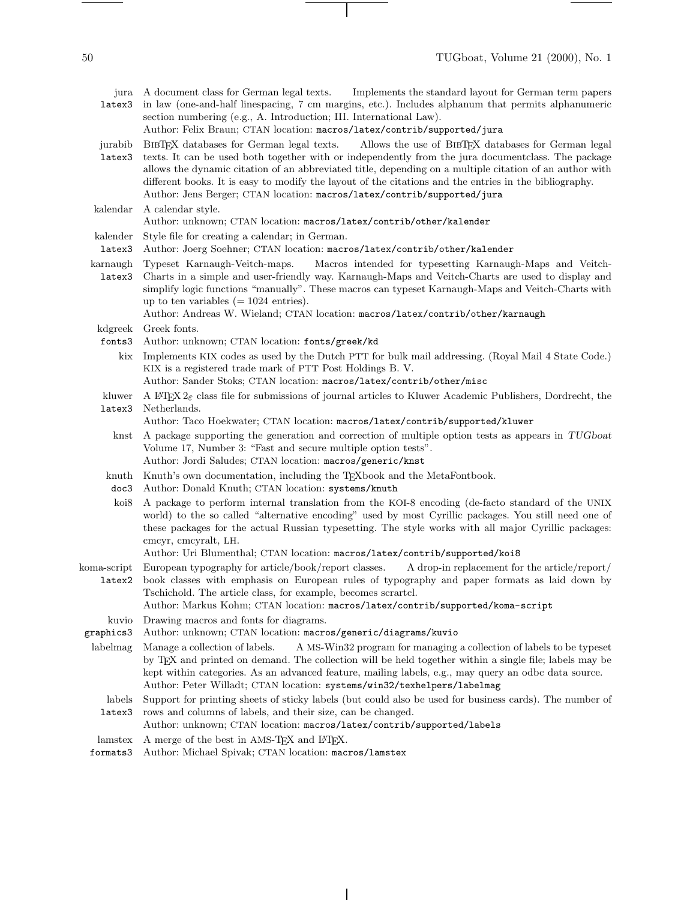**jura** `latex3` A document class for German legal texts. Implements the standard layout for German term papers in law (one-and-half linespacing, 7 cm margins, etc.). Includes alphanum that permits alphanumeric section numbering (e.g., A. Introduction; III. International Law).
Author: Felix Braun; CTAN location: `macros/latex/contrib/supported/jura`

**jurabib** `latex3` BIBTEX databases for German legal texts. Allows the use of BIBTEX databases for German legal texts. It can be used both together with or independently from the jura documentclass. The package allows the dynamic citation of an abbreviated title, depending on a multiple citation of an author with different books. It is easy to modify the layout of the citations and the entries in the bibliography.
Author: Jens Berger; CTAN location: `macros/latex/contrib/supported/jura`

**kalendar** A calendar style.
Author: unknown; CTAN location: `macros/latex/contrib/other/kalender`

**kalender** `latex3` Style file for creating a calendar; in German.
Author: Joerg Soehner; CTAN location: `macros/latex/contrib/other/kalender`

**karnaugh** `latex3` Typeset Karnaugh-Veitch-maps. Macros intended for typesetting Karnaugh-Maps and Veitch-Charts in a simple and user-friendly way. Karnaugh-Maps and Veitch-Charts are used to display and simplify logic functions "manually". These macros can typeset Karnaugh-Maps and Veitch-Charts with up to ten variables (= 1024 entries).
Author: Andreas W. Wieland; CTAN location: `macros/latex/contrib/other/karnaugh`

**kdgreek** `fonts3` Greek fonts.
Author: unknown; CTAN location: `fonts/greek/kd`

**kix** Implements KIX codes as used by the Dutch PTT for bulk mail addressing. (Royal Mail 4 State Code.) KIX is a registered trade mark of PTT Post Holdings B. V.
Author: Sander Stoks; CTAN location: `macros/latex/contrib/other/misc`

**kluwer** `latex3` A LATEX 2ε class file for submissions of journal articles to Kluwer Academic Publishers, Dordrecht, the Netherlands.
Author: Taco Hoekwater; CTAN location: `macros/latex/contrib/supported/kluwer`

**knst** A package supporting the generation and correction of multiple option tests as appears in *TUGboat* Volume 17, Number 3: "Fast and secure multiple option tests".
Author: Jordi Saludes; CTAN location: `macros/generic/knst`

**knuth** `doc3` Knuth's own documentation, including the TEXbook and the MetaFontbook.
Author: Donald Knuth; CTAN location: `systems/knuth`

**koi8** A package to perform internal translation from the KOI-8 encoding (de-facto standard of the UNIX world) to the so called "alternative encoding" used by most Cyrillic packages. You still need one of these packages for the actual Russian typesetting. The style works with all major Cyrillic packages: cmcyr, cmcyralt, LH.
Author: Uri Blumenthal; CTAN location: `macros/latex/contrib/supported/koi8`

**koma-script** `latex2` European typography for article/book/report classes. A drop-in replacement for the article/report/book classes with emphasis on European rules of typography and paper formats as laid down by Tschichold. The article class, for example, becomes scrartcl.
Author: Markus Kohm; CTAN location: `macros/latex/contrib/supported/koma-script`

**kuvio** `graphics3` Drawing macros and fonts for diagrams.
Author: unknown; CTAN location: `macros/generic/diagrams/kuvio`

**labelmag** Manage a collection of labels. A MS-Win32 program for managing a collection of labels to be typeset by TEX and printed on demand. The collection will be held together within a single file; labels may be kept within categories. As an advanced feature, mailing labels, e.g., may query an odbc data source.
Author: Peter Willadt; CTAN location: `systems/win32/texhelpers/labelmag`

**labels** `latex3` Support for printing sheets of sticky labels (but could also be used for business cards). The number of rows and columns of labels, and their size, can be changed.
Author: unknown; CTAN location: `macros/latex/contrib/supported/labels`

**lamstex** `formats3` A merge of the best in AMS-TEX and LATEX.
Author: Michael Spivak; CTAN location: `macros/lamstex`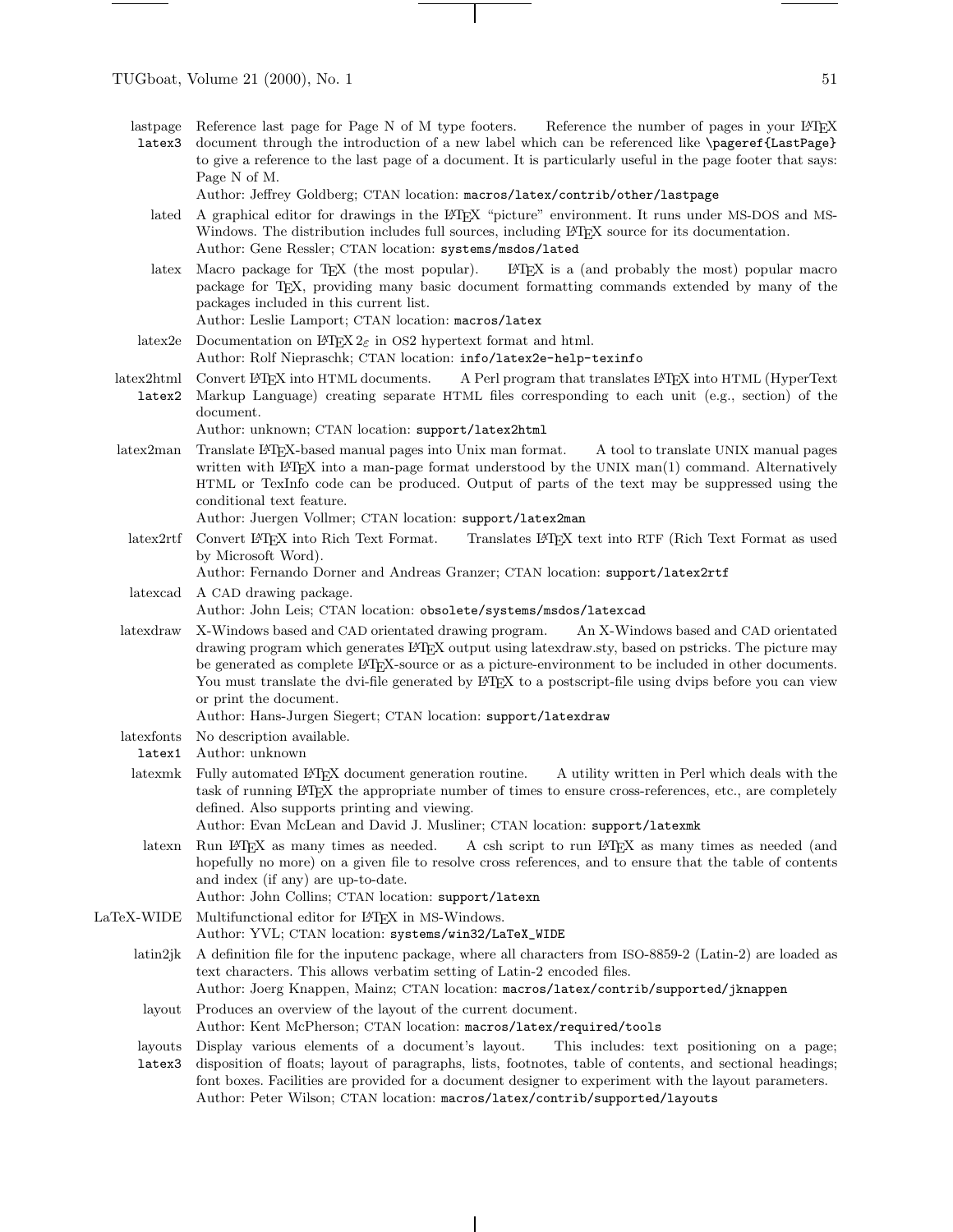**lastpage** `latex3` Reference last page for Page N of M type footers. Reference the number of pages in your LaTeX document through the introduction of a new label which can be referenced like `\pageref{LastPage}` to give a reference to the last page of a document. It is particularly useful in the page footer that says: Page N of M.
Author: Jeffrey Goldberg; CTAN location: `macros/latex/contrib/other/lastpage`

**lated** A graphical editor for drawings in the LaTeX "picture" environment. It runs under MS-DOS and MS-Windows. The distribution includes full sources, including LaTeX source for its documentation.
Author: Gene Ressler; CTAN location: `systems/msdos/lated`

**latex** Macro package for TeX (the most popular). LaTeX is a (and probably the most) popular macro package for TeX, providing many basic document formatting commands extended by many of the packages included in this current list.
Author: Leslie Lamport; CTAN location: `macros/latex`

**latex2e** Documentation on LaTeX $2_\varepsilon$ in OS2 hypertext format and html.
Author: Rolf Niepraschk; CTAN location: `info/latex2e-help-texinfo`

**latex2html** `latex2` Convert LaTeX into HTML documents. A Perl program that translates LaTeX into HTML (HyperText Markup Language) creating separate HTML files corresponding to each unit (e.g., section) of the document.
Author: unknown; CTAN location: `support/latex2html`

**latex2man** Translate LaTeX-based manual pages into Unix man format. A tool to translate UNIX manual pages written with LaTeX into a man-page format understood by the UNIX man(1) command. Alternatively HTML or TexInfo code can be produced. Output of parts of the text may be suppressed using the conditional text feature.
Author: Juergen Vollmer; CTAN location: `support/latex2man`

**latex2rtf** Convert LaTeX into Rich Text Format. Translates LaTeX text into RTF (Rich Text Format as used by Microsoft Word).
Author: Fernando Dorner and Andreas Granzer; CTAN location: `support/latex2rtf`

**latexcad** A CAD drawing package.
Author: John Leis; CTAN location: `obsolete/systems/msdos/latexcad`

**latexdraw** X-Windows based and CAD orientated drawing program. An X-Windows based and CAD orientated drawing program which generates LaTeX output using latexdraw.sty, based on pstricks. The picture may be generated as complete LaTeX-source or as a picture-environment to be included in other documents. You must translate the dvi-file generated by LaTeX to a postscript-file using dvips before you can view or print the document.
Author: Hans-Jurgen Siegert; CTAN location: `support/latexdraw`

**latexfonts** `latex1` No description available.
Author: unknown

**latexmk** Fully automated LaTeX document generation routine. A utility written in Perl which deals with the task of running LaTeX the appropriate number of times to ensure cross-references, etc., are completely defined. Also supports printing and viewing.
Author: Evan McLean and David J. Musliner; CTAN location: `support/latexmk`

**latexn** Run LaTeX as many times as needed. A csh script to run LaTeX as many times as needed (and hopefully no more) on a given file to resolve cross references, and to ensure that the table of contents and index (if any) are up-to-date.
Author: John Collins; CTAN location: `support/latexn`

**LaTeX-WIDE** Multifunctional editor for LaTeX in MS-Windows.
Author: YVL; CTAN location: `systems/win32/LaTeX_WIDE`

**latin2jk** A definition file for the inputenc package, where all characters from ISO-8859-2 (Latin-2) are loaded as text characters. This allows verbatim setting of Latin-2 encoded files.
Author: Joerg Knappen, Mainz; CTAN location: `macros/latex/contrib/supported/jknappen`

**layout** Produces an overview of the layout of the current document.
Author: Kent McPherson; CTAN location: `macros/latex/required/tools`

**layouts** `latex3` Display various elements of a document's layout. This includes: text positioning on a page; disposition of floats; layout of paragraphs, lists, footnotes, table of contents, and sectional headings; font boxes. Facilities are provided for a document designer to experiment with the layout parameters.
Author: Peter Wilson; CTAN location: `macros/latex/contrib/supported/layouts`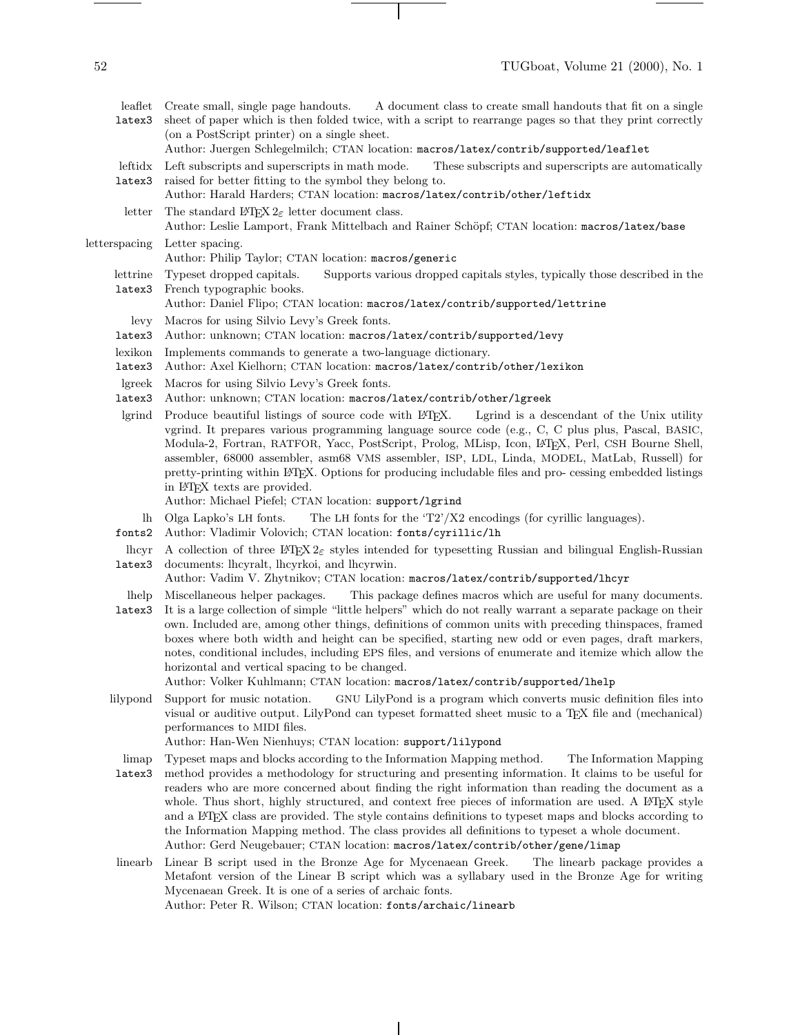**leaflet** `latex3` Create small, single page handouts. A document class to create small handouts that fit on a single sheet of paper which is then folded twice, with a script to rearrange pages so that they print correctly (on a PostScript printer) on a single sheet.
Author: Juergen Schlegelmilch; CTAN location: `macros/latex/contrib/supported/leaflet`

**leftidx** `latex3` Left subscripts and superscripts in math mode. These subscripts and superscripts are automatically raised for better fitting to the symbol they belong to.
Author: Harald Harders; CTAN location: `macros/latex/contrib/other/leftidx`

**letter** The standard LaTeX 2ε letter document class.
Author: Leslie Lamport, Frank Mittelbach and Rainer Schöpf; CTAN location: `macros/latex/base`

**letterspacing** Letter spacing.
Author: Philip Taylor; CTAN location: `macros/generic`

**lettrine** `latex3` Typeset dropped capitals. Supports various dropped capitals styles, typically those described in the French typographic books.
Author: Daniel Flipo; CTAN location: `macros/latex/contrib/supported/lettrine`

**levy** `latex3` Macros for using Silvio Levy's Greek fonts.
Author: unknown; CTAN location: `macros/latex/contrib/supported/levy`

**lexikon** `latex3` Implements commands to generate a two-language dictionary.
Author: Axel Kielhorn; CTAN location: `macros/latex/contrib/other/lexikon`

**lgreek** `latex3` Macros for using Silvio Levy's Greek fonts.
Author: unknown; CTAN location: `macros/latex/contrib/other/lgreek`

**lgrind** Produce beautiful listings of source code with LaTeX. Lgrind is a descendant of the Unix utility vgrind. It prepares various programming language source code (e.g., C, C plus plus, Pascal, BASIC, Modula-2, Fortran, RATFOR, Yacc, PostScript, Prolog, MLisp, Icon, LaTeX, Perl, CSH Bourne Shell, assembler, 68000 assembler, asm68 VMS assembler, ISP, LDL, Linda, MODEL, MatLab, Russell) for pretty-printing within LaTeX. Options for producing includable files and pro- cessing embedded listings in LaTeX texts are provided.
Author: Michael Piefel; CTAN location: `support/lgrind`

**lh** `fonts2` Olga Lapko's LH fonts. The LH fonts for the 'T2'/X2 encodings (for cyrillic languages).
Author: Vladimir Volovich; CTAN location: `fonts/cyrillic/lh`

**lhcyr** `latex3` A collection of three LaTeX 2ε styles intended for typesetting Russian and bilingual English-Russian documents: lhcyralt, lhcyrkoi, and lhcyrwin.
Author: Vadim V. Zhytnikov; CTAN location: `macros/latex/contrib/supported/lhcyr`

**lhelp** `latex3` Miscellaneous helper packages. This package defines macros which are useful for many documents. It is a large collection of simple "little helpers" which do not really warrant a separate package on their own. Included are, among other things, definitions of common units with preceding thinspaces, framed boxes where both width and height can be specified, starting new odd or even pages, draft markers, notes, conditional includes, including EPS files, and versions of enumerate and itemize which allow the horizontal and vertical spacing to be changed.
Author: Volker Kuhlmann; CTAN location: `macros/latex/contrib/supported/lhelp`

**lilypond** Support for music notation. GNU LilyPond is a program which converts music definition files into visual or auditive output. LilyPond can typeset formatted sheet music to a TeX file and (mechanical) performances to MIDI files.
Author: Han-Wen Nienhuys; CTAN location: `support/lilypond`

**limap** `latex3` Typeset maps and blocks according to the Information Mapping method. The Information Mapping method provides a methodology for structuring and presenting information. It claims to be useful for readers who are more concerned about finding the right information than reading the document as a whole. Thus short, highly structured, and context free pieces of information are used. A LaTeX style and a LaTeX class are provided. The style contains definitions to typeset maps and blocks according to the Information Mapping method. The class provides all definitions to typeset a whole document.
Author: Gerd Neugebauer; CTAN location: `macros/latex/contrib/other/gene/limap`

**linearb** Linear B script used in the Bronze Age for Mycenaean Greek. The linearb package provides a Metafont version of the Linear B script which was a syllabary used in the Bronze Age for writing Mycenaean Greek. It is one of a series of archaic fonts.
Author: Peter R. Wilson; CTAN location: `fonts/archaic/linearb`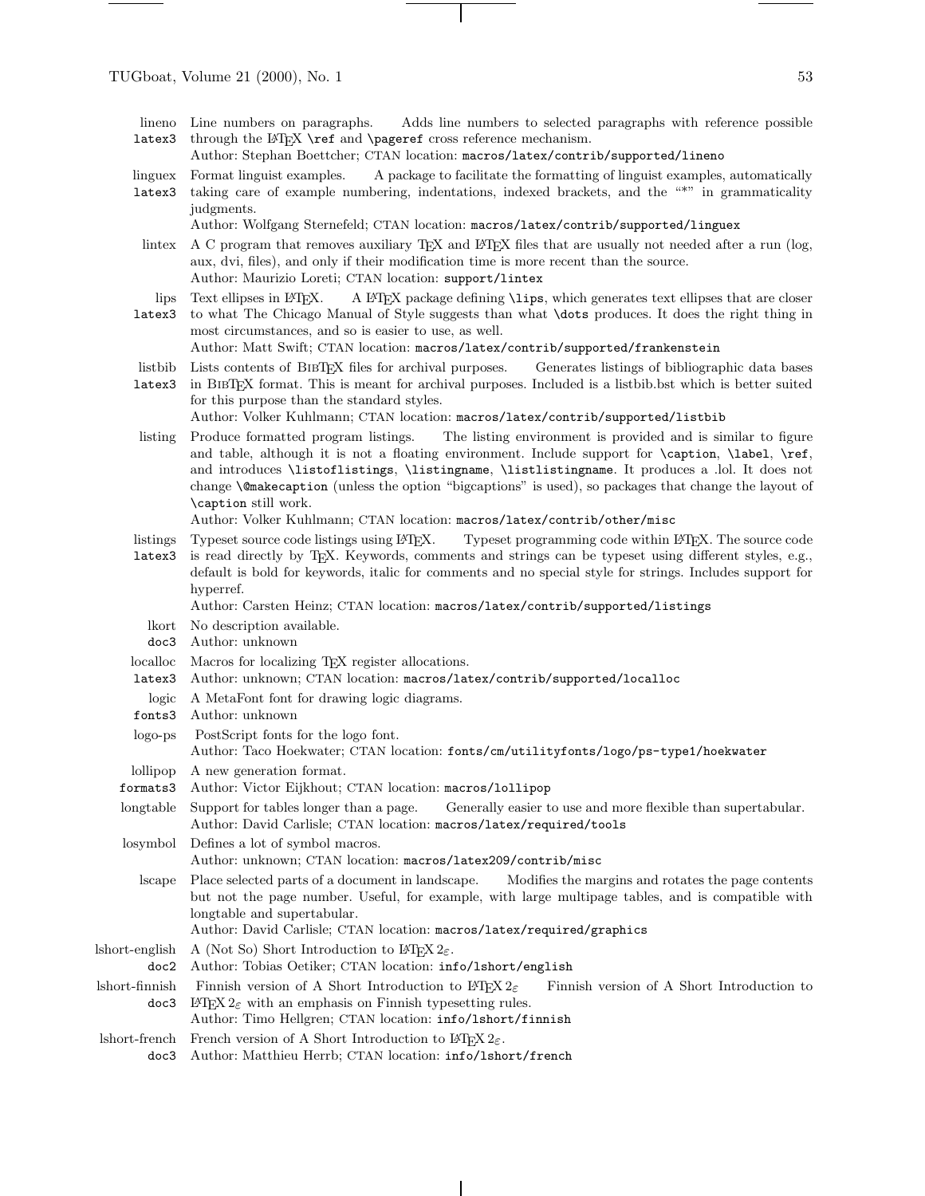**lineno** `latex3` — Line numbers on paragraphs. Adds line numbers to selected paragraphs with reference possible through the LaTeX `\ref` and `\pageref` cross reference mechanism.
Author: Stephan Boettcher; CTAN location: `macros/latex/contrib/supported/lineno`

**linguex** `latex3` — Format linguist examples. A package to facilitate the formatting of linguist examples, automatically taking care of example numbering, indentations, indexed brackets, and the "*" in grammaticality judgments.
Author: Wolfgang Sternefeld; CTAN location: `macros/latex/contrib/supported/linguex`

**lintex** — A C program that removes auxiliary TeX and LaTeX files that are usually not needed after a run (log, aux, dvi, files), and only if their modification time is more recent than the source.
Author: Maurizio Loreti; CTAN location: `support/lintex`

**lips** `latex3` — Text ellipses in LaTeX. A LaTeX package defining `\lips`, which generates text ellipses that are closer to what The Chicago Manual of Style suggests than what `\dots` produces. It does the right thing in most circumstances, and so is easier to use, as well.
Author: Matt Swift; CTAN location: `macros/latex/contrib/supported/frankenstein`

**listbib** `latex3` — Lists contents of BibTeX files for archival purposes. Generates listings of bibliographic data bases in BibTeX format. This is meant for archival purposes. Included is a listbib.bst which is better suited for this purpose than the standard styles.
Author: Volker Kuhlmann; CTAN location: `macros/latex/contrib/supported/listbib`

**listing** — Produce formatted program listings. The listing environment is provided and is similar to figure and table, although it is not a floating environment. Include support for `\caption`, `\label`, `\ref`, and introduces `\listoflistings`, `\listingname`, `\listlistingname`. It produces a .lol. It does not change `\@makecaption` (unless the option "bigcaptions" is used), so packages that change the layout of `\caption` still work.
Author: Volker Kuhlmann; CTAN location: `macros/latex/contrib/other/misc`

**listings** `latex3` — Typeset source code listings using LaTeX. Typeset programming code within LaTeX. The source code is read directly by TeX. Keywords, comments and strings can be typeset using different styles, e.g., default is bold for keywords, italic for comments and no special style for strings. Includes support for hyperref.
Author: Carsten Heinz; CTAN location: `macros/latex/contrib/supported/listings`

**lkort** `doc3` — No description available.
Author: unknown

**localloc** `latex3` — Macros for localizing TeX register allocations.
Author: unknown; CTAN location: `macros/latex/contrib/supported/localloc`

**logic** `fonts3` — A MetaFont font for drawing logic diagrams.
Author: unknown

**logo-ps** — PostScript fonts for the logo font.
Author: Taco Hoekwater; CTAN location: `fonts/cm/utilityfonts/logo/ps-type1/hoekwater`

**lollipop** `formats3` — A new generation format.
Author: Victor Eijkhout; CTAN location: `macros/lollipop`

**longtable** — Support for tables longer than a page. Generally easier to use and more flexible than supertabular.
Author: David Carlisle; CTAN location: `macros/latex/required/tools`

**losymbol** — Defines a lot of symbol macros.
Author: unknown; CTAN location: `macros/latex209/contrib/misc`

**lscape** — Place selected parts of a document in landscape. Modifies the margins and rotates the page contents but not the page number. Useful, for example, with large multipage tables, and is compatible with longtable and supertabular.
Author: David Carlisle; CTAN location: `macros/latex/required/graphics`

**lshort-english** `doc2` — A (Not So) Short Introduction to LaTeX $2_\varepsilon$.
Author: Tobias Oetiker; CTAN location: `info/lshort/english`

**lshort-finnish** `doc3` — Finnish version of A Short Introduction to LaTeX $2_\varepsilon$ Finnish version of A Short Introduction to LaTeX $2_\varepsilon$ with an emphasis on Finnish typesetting rules.
Author: Timo Hellgren; CTAN location: `info/lshort/finnish`

**lshort-french** `doc3` — French version of A Short Introduction to LaTeX $2_\varepsilon$.
Author: Matthieu Herrb; CTAN location: `info/lshort/french`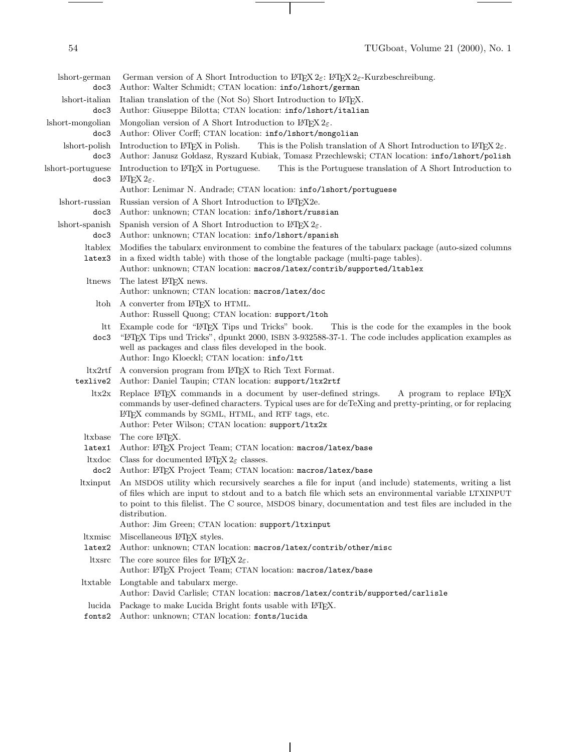**lshort-german** `doc3`
German version of A Short Introduction to LaTeX $2_\varepsilon$: LaTeX $2_\varepsilon$-Kurzbeschreibung.
Author: Walter Schmidt; CTAN location: `info/lshort/german`

**lshort-italian** `doc3`
Italian translation of the (Not So) Short Introduction to LaTeX.
Author: Giuseppe Bilotta; CTAN location: `info/lshort/italian`

**lshort-mongolian** `doc3`
Mongolian version of A Short Introduction to LaTeX $2_\varepsilon$.
Author: Oliver Corff; CTAN location: `info/lshort/mongolian`

**lshort-polish** `doc3`
Introduction to LaTeX in Polish. This is the Polish translation of A Short Introduction to LaTeX $2_\varepsilon$.
Author: Janusz Gołdasz, Ryszard Kubiak, Tomasz Przechlewski; CTAN location: `info/lshort/polish`

**lshort-portuguese** `doc3`
Introduction to LaTeX in Portuguese. This is the Portuguese translation of A Short Introduction to LaTeX $2_\varepsilon$.
Author: Lenimar N. Andrade; CTAN location: `info/lshort/portuguese`

**lshort-russian** `doc3`
Russian version of A Short Introduction to LaTeX2e.
Author: unknown; CTAN location: `info/lshort/russian`

**lshort-spanish** `doc3`
Spanish version of A Short Introduction to LaTeX $2_\varepsilon$.
Author: unknown; CTAN location: `info/lshort/spanish`

**ltablex** `latex3`
Modifies the tabularx environment to combine the features of the tabularx package (auto-sized columns in a fixed width table) with those of the longtable package (multi-page tables).
Author: unknown; CTAN location: `macros/latex/contrib/supported/ltablex`

**ltnews**
The latest LaTeX news.
Author: unknown; CTAN location: `macros/latex/doc`

**ltoh**
A converter from LaTeX to HTML.
Author: Russell Quong; CTAN location: `support/ltoh`

**ltt** `doc3`
Example code for "LaTeX Tips und Tricks" book. This is the code for the examples in the book "LaTeX Tips und Tricks", dpunkt 2000, ISBN 3-932588-37-1. The code includes application examples as well as packages and class files developed in the book.
Author: Ingo Kloeckl; CTAN location: `info/ltt`

**ltx2rtf** `texlive2`
A conversion program from LaTeX to Rich Text Format.
Author: Daniel Taupin; CTAN location: `support/ltx2rtf`

**ltx2x**
Replace LaTeX commands in a document by user-defined strings. A program to replace LaTeX commands by user-defined characters. Typical uses are for deTeXing and pretty-printing, or for replacing LaTeX commands by SGML, HTML, and RTF tags, etc.
Author: Peter Wilson; CTAN location: `support/ltx2x`

**ltxbase** `latex1`
The core LaTeX.
Author: LaTeX Project Team; CTAN location: `macros/latex/base`

**ltxdoc** `doc2`
Class for documented LaTeX $2_\varepsilon$ classes.
Author: LaTeX Project Team; CTAN location: `macros/latex/base`

**ltxinput**
An MSDOS utility which recursively searches a file for input (and include) statements, writing a list of files which are input to stdout and to a batch file which sets an environmental variable LTXINPUT to point to this filelist. The C source, MSDOS binary, documentation and test files are included in the distribution.
Author: Jim Green; CTAN location: `support/ltxinput`

**ltxmisc** `latex2`
Miscellaneous LaTeX styles.
Author: unknown; CTAN location: `macros/latex/contrib/other/misc`

**ltxsrc**
The core source files for LaTeX $2_\varepsilon$.
Author: LaTeX Project Team; CTAN location: `macros/latex/base`

**ltxtable**
Longtable and tabularx merge.
Author: David Carlisle; CTAN location: `macros/latex/contrib/supported/carlisle`

**lucida** `fonts2`
Package to make Lucida Bright fonts usable with LaTeX.
Author: unknown; CTAN location: `fonts/lucida`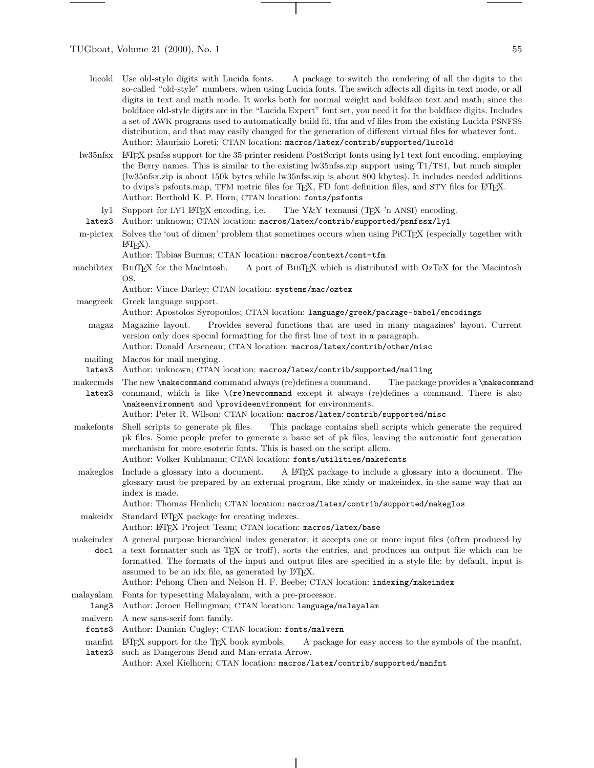**lucold** Use old-style digits with Lucida fonts. A package to switch the rendering of all the digits to the so-called "old-style" numbers, when using Lucida fonts. The switch affects all digits in text mode, or all digits in text and math mode. It works both for normal weight and boldface text and math; since the boldface old-style digits are in the "Lucida Expert" font set, you need it for the boldface digits. Includes a set of AWK programs used to automatically build fd, tfm and vf files from the existing Lucida PSNFSS distribution, and that may easily changed for the generation of different virtual files for whatever font.
Author: Maurizio Loreti; CTAN location: `macros/latex/contrib/supported/lucold`

**lw35nfsx** LaTeX psnfss support for the 35 printer resident PostScript fonts using ly1 text font encoding, employing the Berry names. This is similar to the existing lw35nfss.zip support using T1/TS1, but much simpler (lw35nfsx.zip is about 150k bytes while lw35nfss.zip is about 800 kbytes). It includes needed additions to dvips's psfonts.map, TFM metric files for TeX, FD font definition files, and STY files for LaTeX.
Author: Berthold K. P. Horn; CTAN location: `fonts/psfonts`

**ly1** `latex3` Support for LY1 LaTeX encoding, i.e. The Y&Y texnansi (TeX 'n ANSI) encoding.
Author: unknown; CTAN location: `macros/latex/contrib/supported/psnfssx/ly1`

**m-pictex** Solves the 'out of dimen' problem that sometimes occurs when using PiCTeX (especially together with LaTeX).
Author: Tobias Burnus; CTAN location: `macros/context/cont-tfm`

**macbibtex** BibTeX for the Macintosh. A port of BibTeX which is distributed with OzTeX for the Macintosh OS.
Author: Vince Darley; CTAN location: `systems/mac/oztex`

**macgreek** Greek language support.
Author: Apostolos Syropoulos; CTAN location: `language/greek/package-babel/encodings`

**magaz** Magazine layout. Provides several functions that are used in many magazines' layout. Current version only does special formatting for the first line of text in a paragraph.
Author: Donald Arseneau; CTAN location: `macros/latex/contrib/other/misc`

**mailing** `latex3` Macros for mail merging.
Author: unknown; CTAN location: `macros/latex/contrib/supported/mailing`

**makecmds** `latex3` The new `\makecommand` command always (re)defines a command. The package provides a `\makecommand` command, which is like `\(re)newcommand` except it always (re)defines a command. There is also `\makeenvironment` and `\provideenvironment` for environments.
Author: Peter R. Wilson; CTAN location: `macros/latex/contrib/supported/misc`

**makefonts** Shell scripts to generate pk files. This package contains shell scripts which generate the required pk files. Some people prefer to generate a basic set of pk files, leaving the automatic font generation mechanism for more esoteric fonts. This is based on the script allcm.
Author: Volker Kuhlmann; CTAN location: `fonts/utilities/makefonts`

**makeglos** Include a glossary into a document. A LaTeX package to include a glossary into a document. The glossary must be prepared by an external program, like xindy or makeindex, in the same way that an index is made.
Author: Thomas Henlich; CTAN location: `macros/latex/contrib/supported/makeglos`

**makeidx** Standard LaTeX package for creating indexes.
Author: LaTeX Project Team; CTAN location: `macros/latex/base`

**makeindex** `doc1` A general purpose hierarchical index generator; it accepts one or more input files (often produced by a text formatter such as TeX or troff), sorts the entries, and produces an output file which can be formatted. The formats of the input and output files are specified in a style file; by default, input is assumed to be an idx file, as generated by LaTeX.
Author: Pehong Chen and Nelson H. F. Beebe; CTAN location: `indexing/makeindex`

**malayalam** `lang3` Fonts for typesetting Malayalam, with a pre-processor.
Author: Jeroen Hellingman; CTAN location: `language/malayalam`

**malvern** `fonts3` A new sans-serif font family.
Author: Damian Cugley; CTAN location: `fonts/malvern`

**manfnt** `latex3` LaTeX support for the TeX book symbols. A package for easy access to the symbols of the manfnt, such as Dangerous Bend and Man-errata Arrow.
Author: Axel Kielhorn; CTAN location: `macros/latex/contrib/supported/manfnt`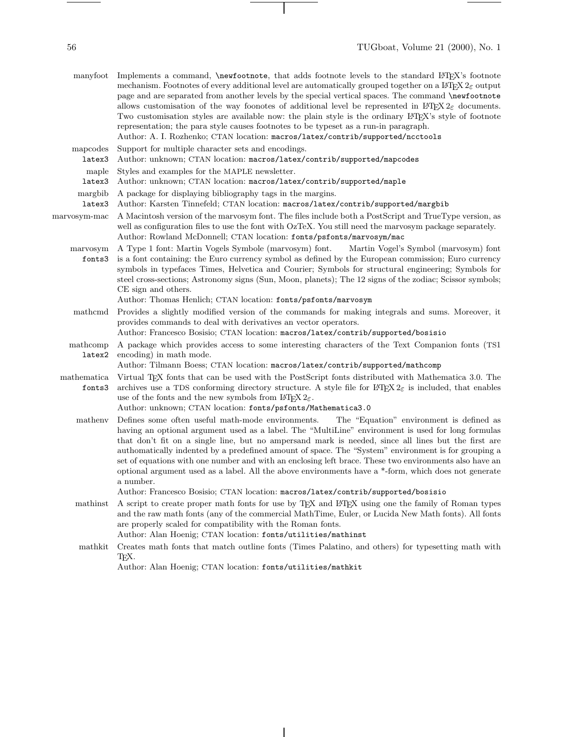**manyfoot** Implements a command, `\newfootnote`, that adds footnote levels to the standard LaTeX's footnote mechanism. Footnotes of every additional level are automatically grouped together on a LaTeX 2ε output page and are separated from another levels by the special vertical spaces. The command `\newfootnote` allows customisation of the way foonotes of additional level be represented in LaTeX 2ε documents. Two customisation styles are available now: the plain style is the ordinary LaTeX's style of footnote representation; the para style causes footnotes to be typeset as a run-in paragraph.
Author: A. I. Rozhenko; CTAN location: `macros/latex/contrib/supported/ncctools`

**mapcodes** `latex3` Support for multiple character sets and encodings.
Author: unknown; CTAN location: `macros/latex/contrib/supported/mapcodes`

**maple** `latex3` Styles and examples for the MAPLE newsletter.
Author: unknown; CTAN location: `macros/latex/contrib/supported/maple`

**margbib** `latex3` A package for displaying bibliography tags in the margins.
Author: Karsten Tinnefeld; CTAN location: `macros/latex/contrib/supported/margbib`

**marvosym-mac** A Macintosh version of the marvosym font. The files include both a PostScript and TrueType version, as well as configuration files to use the font with OzTeX. You still need the marvosym package separately.
Author: Rowland McDonnell; CTAN location: `fonts/psfonts/marvosym/mac`

**marvosym** `fonts3` A Type 1 font: Martin Vogels Symbole (marvosym) font. Martin Vogel's Symbol (marvosym) font is a font containing: the Euro currency symbol as defined by the European commission; Euro currency symbols in typefaces Times, Helvetica and Courier; Symbols for structural engineering; Symbols for steel cross-sections; Astronomy signs (Sun, Moon, planets); The 12 signs of the zodiac; Scissor symbols; CE sign and others.
Author: Thomas Henlich; CTAN location: `fonts/psfonts/marvosym`

**mathcmd** Provides a slightly modified version of the commands for making integrals and sums. Moreover, it provides commands to deal with derivatives an vector operators.
Author: Francesco Bosisio; CTAN location: `macros/latex/contrib/supported/bosisio`

**mathcomp** `latex2` A package which provides access to some interesting characters of the Text Companion fonts (TS1 encoding) in math mode.
Author: Tilmann Boess; CTAN location: `macros/latex/contrib/supported/mathcomp`

**mathematica** `fonts3` Virtual TeX fonts that can be used with the PostScript fonts distributed with Mathematica 3.0. The archives use a TDS conforming directory structure. A style file for LaTeX 2ε is included, that enables use of the fonts and the new symbols from LaTeX 2ε.
Author: unknown; CTAN location: `fonts/psfonts/Mathematica3.0`

**mathenv** Defines some often useful math-mode environments. The "Equation" environment is defined as having an optional argument used as a label. The "MultiLine" environment is used for long formulas that don't fit on a single line, but no ampersand mark is needed, since all lines but the first are authomatically indented by a predefined amount of space. The "System" environment is for grouping a set of equations with one number and with an enclosing left brace. These two environments also have an optional argument used as a label. All the above environments have a *-form, which does not generate a number.
Author: Francesco Bosisio; CTAN location: `macros/latex/contrib/supported/bosisio`

**mathinst** A script to create proper math fonts for use by TeX and LaTeX using one the family of Roman types and the raw math fonts (any of the commercial MathTime, Euler, or Lucida New Math fonts). All fonts are properly scaled for compatibility with the Roman fonts.
Author: Alan Hoenig; CTAN location: `fonts/utilities/mathinst`

**mathkit** Creates math fonts that match outline fonts (Times Palatino, and others) for typesetting math with TeX.
Author: Alan Hoenig; CTAN location: `fonts/utilities/mathkit`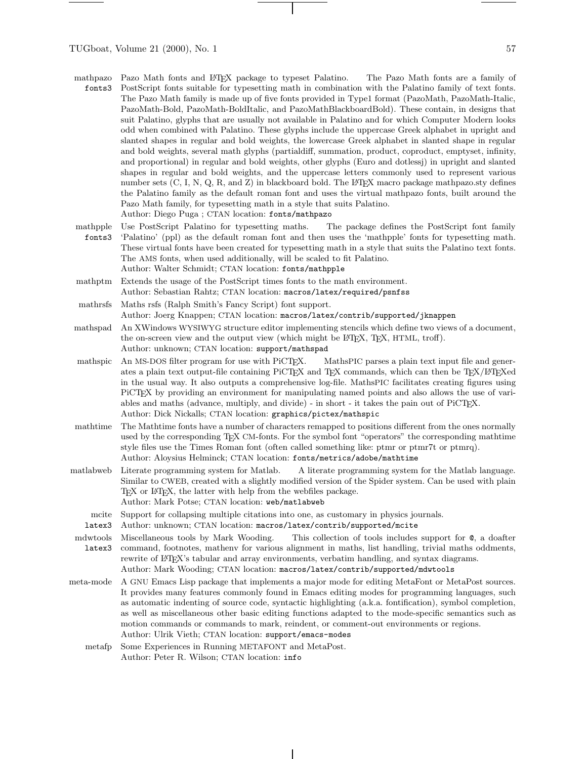**mathpazo** `fonts3` Pazo Math fonts and LaTeX package to typeset Palatino. The Pazo Math fonts are a family of PostScript fonts suitable for typesetting math in combination with the Palatino family of text fonts. The Pazo Math family is made up of five fonts provided in Type1 format (PazoMath, PazoMath-Italic, PazoMath-Bold, PazoMath-BoldItalic, and PazoMathBlackboardBold). These contain, in designs that suit Palatino, glyphs that are usually not available in Palatino and for which Computer Modern looks odd when combined with Palatino. These glyphs include the uppercase Greek alphabet in upright and slanted shapes in regular and bold weights, the lowercase Greek alphabet in slanted shape in regular and bold weights, several math glyphs (partialdiff, summation, product, coproduct, emptyset, infinity, and proportional) in regular and bold weights, other glyphs (Euro and dotlessj) in upright and slanted shapes in regular and bold weights, and the uppercase letters commonly used to represent various number sets (C, I, N, Q, R, and Z) in blackboard bold. The LaTeX macro package mathpazo.sty defines the Palatino family as the default roman font and uses the virtual mathpazo fonts, built around the Pazo Math family, for typesetting math in a style that suits Palatino.
Author: Diego Puga ; CTAN location: `fonts/mathpazo`

**mathpple** `fonts3` Use PostScript Palatino for typesetting maths. The package defines the PostScript font family 'Palatino' (ppl) as the default roman font and then uses the 'mathpple' fonts for typesetting math. These virtual fonts have been created for typesetting math in a style that suits the Palatino text fonts. The AMS fonts, when used additionally, will be scaled to fit Palatino.
Author: Walter Schmidt; CTAN location: `fonts/mathpple`

**mathptm** Extends the usage of the PostScript times fonts to the math environment.
Author: Sebastian Rahtz; CTAN location: `macros/latex/required/psnfss`

**mathrsfs** Maths rsfs (Ralph Smith's Fancy Script) font support.
Author: Joerg Knappen; CTAN location: `macros/latex/contrib/supported/jknappen`

**mathspad** An XWindows WYSIWYG structure editor implementing stencils which define two views of a document, the on-screen view and the output view (which might be LaTeX, TeX, HTML, troff).
Author: unknown; CTAN location: `support/mathspad`

**mathspic** An MS-DOS filter program for use with PiCTeX. MathsPIC parses a plain text input file and generates a plain text output-file containing PiCTeX and TeX commands, which can then be TeX/LaTeXed in the usual way. It also outputs a comprehensive log-file. MathsPIC facilitates creating figures using PiCTeX by providing an environment for manipulating named points and also allows the use of variables and maths (advance, multiply, and divide) - in short - it takes the pain out of PiCTeX.
Author: Dick Nickalls; CTAN location: `graphics/pictex/mathspic`

**mathtime** The Mathtime fonts have a number of characters remapped to positions different from the ones normally used by the corresponding TeX CM-fonts. For the symbol font "operators" the corresponding mathtime style files use the Times Roman font (often called something like: ptmr or ptmr7t or ptmrq).
Author: Aloysius Helminck; CTAN location: `fonts/metrics/adobe/mathtime`

**matlabweb** Literate programming system for Matlab. A literate programming system for the Matlab language. Similar to CWEB, created with a slightly modified version of the Spider system. Can be used with plain TeX or LaTeX, the latter with help from the webfiles package.
Author: Mark Potse; CTAN location: `web/matlabweb`

**mcite** `latex3` Support for collapsing multiple citations into one, as customary in physics journals.
Author: unknown; CTAN location: `macros/latex/contrib/supported/mcite`

**mdwtools** `latex3` Miscellaneous tools by Mark Wooding. This collection of tools includes support for @, a doafter command, footnotes, mathenv for various alignment in maths, list handling, trivial maths oddments, rewrite of LaTeX's tabular and array environments, verbatim handling, and syntax diagrams.
Author: Mark Wooding; CTAN location: `macros/latex/contrib/supported/mdwtools`

**meta-mode** A GNU Emacs Lisp package that implements a major mode for editing MetaFont or MetaPost sources. It provides many features commonly found in Emacs editing modes for programming languages, such as automatic indenting of source code, syntactic highlighting (a.k.a. fontification), symbol completion, as well as miscellaneous other basic editing functions adapted to the mode-specific semantics such as motion commands or commands to mark, reindent, or comment-out environments or regions.
Author: Ulrik Vieth; CTAN location: `support/emacs-modes`

**metafp** Some Experiences in Running METAFONT and MetaPost.
Author: Peter R. Wilson; CTAN location: `info`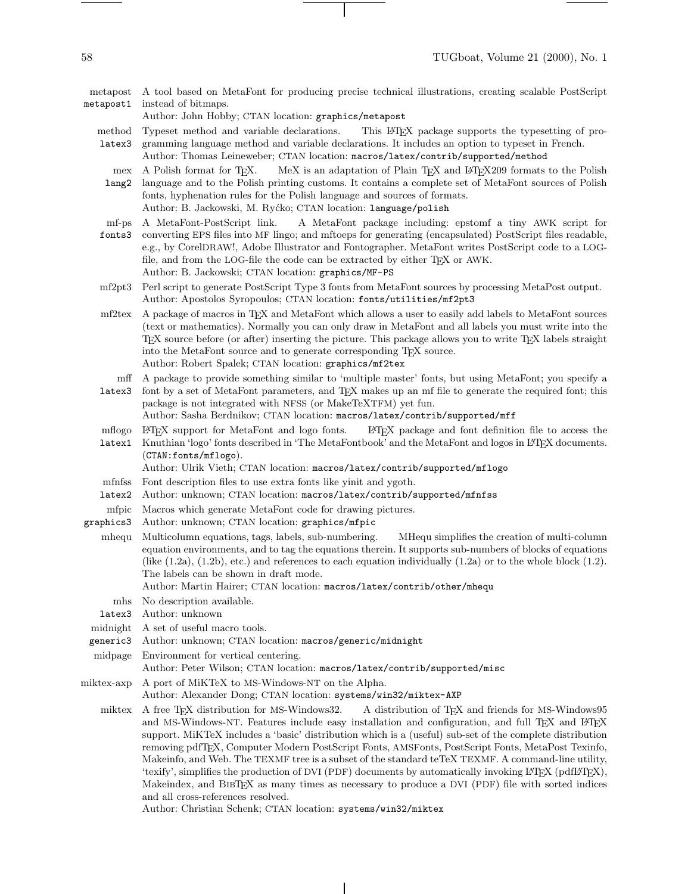**metapost** `metapost1` A tool based on MetaFont for producing precise technical illustrations, creating scalable PostScript instead of bitmaps.
Author: John Hobby; CTAN location: `graphics/metapost`

**method** `latex3` Typeset method and variable declarations. This LaTeX package supports the typesetting of programming language method and variable declarations. It includes an option to typeset in French.
Author: Thomas Leineweber; CTAN location: `macros/latex/contrib/supported/method`

**mex** `lang2` A Polish format for TeX. MeX is an adaptation of Plain TeX and LaTeX209 formats to the Polish language and to the Polish printing customs. It contains a complete set of MetaFont sources of Polish fonts, hyphenation rules for the Polish language and sources of formats.
Author: B. Jackowski, M. Ryćko; CTAN location: `language/polish`

**mf-ps** `fonts3` A MetaFont-PostScript link. A MetaFont package including: epstomf a tiny AWK script for converting EPS files into MF lingo; and mftoeps for generating (encapsulated) PostScript files readable, e.g., by CorelDRAW!, Adobe Illustrator and Fontographer. MetaFont writes PostScript code to a LOG-file, and from the LOG-file the code can be extracted by either TeX or AWK.
Author: B. Jackowski; CTAN location: `graphics/MF-PS`

**mf2pt3** Perl script to generate PostScript Type 3 fonts from MetaFont sources by processing MetaPost output.
Author: Apostolos Syropoulos; CTAN location: `fonts/utilities/mf2pt3`

**mf2tex** A package of macros in TeX and MetaFont which allows a user to easily add labels to MetaFont sources (text or mathematics). Normally you can only draw in MetaFont and all labels you must write into the TeX source before (or after) inserting the picture. This package allows you to write TeX labels straight into the MetaFont source and to generate corresponding TeX source.
Author: Robert Spalek; CTAN location: `graphics/mf2tex`

**mff** `latex3` A package to provide something similar to 'multiple master' fonts, but using MetaFont; you specify a font by a set of MetaFont parameters, and TeX makes up an mf file to generate the required font; this package is not integrated with NFSS (or MakeTeXTFM) yet fun.
Author: Sasha Berdnikov; CTAN location: `macros/latex/contrib/supported/mff`

**mflogo** `latex1` LaTeX support for MetaFont and logo fonts. LaTeX package and font definition file to access the Knuthian 'logo' fonts described in 'The MetaFontbook' and the MetaFont and logos in LaTeX documents. (`CTAN:fonts/mflogo`).
Author: Ulrik Vieth; CTAN location: `macros/latex/contrib/supported/mflogo`

**mfnfss** `latex2` Font description files to use extra fonts like yinit and ygoth.
Author: unknown; CTAN location: `macros/latex/contrib/supported/mfnfss`

**mfpic** `graphics3` Macros which generate MetaFont code for drawing pictures.
Author: unknown; CTAN location: `graphics/mfpic`

**mhequ** Multicolumn equations, tags, labels, sub-numbering. MHequ simplifies the creation of multi-column equation environments, and to tag the equations therein. It supports sub-numbers of blocks of equations (like (1.2a), (1.2b), etc.) and references to each equation individually (1.2a) or to the whole block (1.2). The labels can be shown in draft mode.
Author: Martin Hairer; CTAN location: `macros/latex/contrib/other/mhequ`

**mhs** `latex3` No description available.
Author: unknown

**midnight** `generic3` A set of useful macro tools.
Author: unknown; CTAN location: `macros/generic/midnight`

**midpage** Environment for vertical centering.
Author: Peter Wilson; CTAN location: `macros/latex/contrib/supported/misc`

**miktex-axp** A port of MiKTeX to MS-Windows-NT on the Alpha.
Author: Alexander Dong; CTAN location: `systems/win32/miktex-AXP`

**miktex** A free TeX distribution for MS-Windows32. A distribution of TeX and friends for MS-Windows95 and MS-Windows-NT. Features include easy installation and configuration, and full TeX and LaTeX support. MiKTeX includes a 'basic' distribution which is a (useful) sub-set of the complete distribution removing pdfTeX, Computer Modern PostScript Fonts, AMSFonts, PostScript Fonts, MetaPost Texinfo, Makeinfo, and Web. The TEXMF tree is a subset of the standard teTeX TEXMF. A command-line utility, 'texify', simplifies the production of DVI (PDF) documents by automatically invoking LaTeX (pdfLaTeX), Makeindex, and BibTeX as many times as necessary to produce a DVI (PDF) file with sorted indices and all cross-references resolved.
Author: Christian Schenk; CTAN location: `systems/win32/miktex`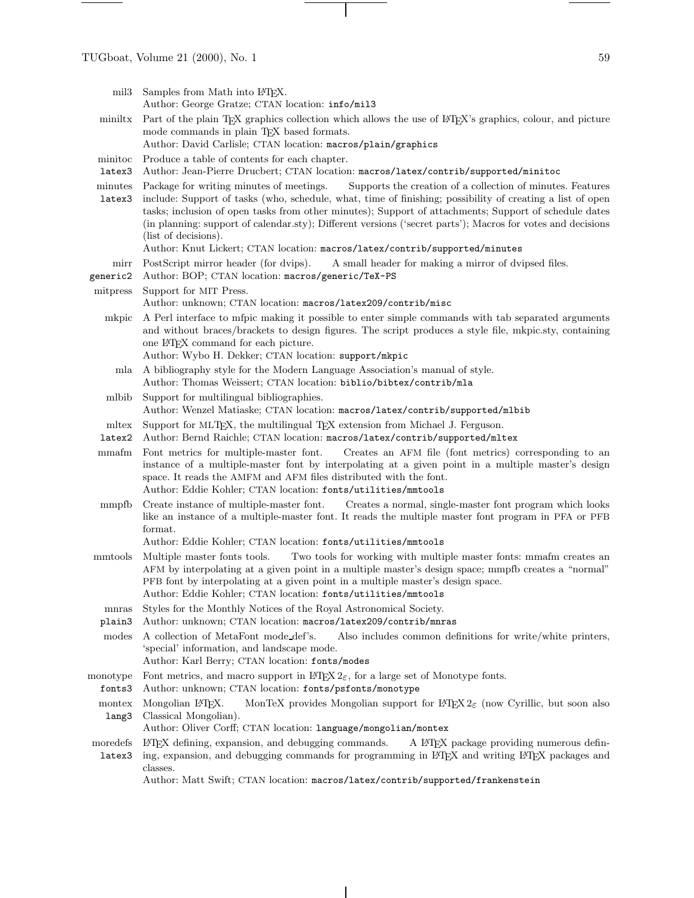**mil3** Samples from Math into LaTeX.
Author: George Gratze; CTAN location: `info/mil3`

**miniltx** Part of the plain TeX graphics collection which allows the use of LaTeX's graphics, colour, and picture mode commands in plain TeX based formats.
Author: David Carlisle; CTAN location: `macros/plain/graphics`

**minitoc** (`latex3`) Produce a table of contents for each chapter.
Author: Jean-Pierre Drucbert; CTAN location: `macros/latex/contrib/supported/minitoc`

**minutes** (`latex3`) Package for writing minutes of meetings. Supports the creation of a collection of minutes. Features include: Support of tasks (who, schedule, what, time of finishing; possibility of creating a list of open tasks; inclusion of open tasks from other minutes); Support of attachments; Support of schedule dates (in planning: support of calendar.sty); Different versions ('secret parts'); Macros for votes and decisions (list of decisions).
Author: Knut Lickert; CTAN location: `macros/latex/contrib/supported/minutes`

**mirr** (`generic2`) PostScript mirror header (for dvips). A small header for making a mirror of dvipsed files.
Author: BOP; CTAN location: `macros/generic/TeX-PS`

**mitpress** Support for MIT Press.
Author: unknown; CTAN location: `macros/latex209/contrib/misc`

**mkpic** A Perl interface to mfpic making it possible to enter simple commands with tab separated arguments and without braces/brackets to design figures. The script produces a style file, mkpic.sty, containing one LaTeX command for each picture.
Author: Wybo H. Dekker; CTAN location: `support/mkpic`

**mla** A bibliography style for the Modern Language Association's manual of style.
Author: Thomas Weissert; CTAN location: `biblio/bibtex/contrib/mla`

**mlbib** Support for multilingual bibliographies.
Author: Wenzel Matiaske; CTAN location: `macros/latex/contrib/supported/mlbib`

**mltex** (`latex2`) Support for MLTeX, the multilingual TeX extension from Michael J. Ferguson.
Author: Bernd Raichle; CTAN location: `macros/latex/contrib/supported/mltex`

**mmafm** Font metrics for multiple-master font. Creates an AFM file (font metrics) corresponding to an instance of a multiple-master font by interpolating at a given point in a multiple master's design space. It reads the AMFM and AFM files distributed with the font.
Author: Eddie Kohler; CTAN location: `fonts/utilities/mmtools`

**mmpfb** Create instance of multiple-master font. Creates a normal, single-master font program which looks like an instance of a multiple-master font. It reads the multiple master font program in PFA or PFB format.
Author: Eddie Kohler; CTAN location: `fonts/utilities/mmtools`

**mmtools** Multiple master fonts tools. Two tools for working with multiple master fonts: mmafm creates an AFM by interpolating at a given point in a multiple master's design space; mmpfb creates a "normal" PFB font by interpolating at a given point in a multiple master's design space.
Author: Eddie Kohler; CTAN location: `fonts/utilities/mmtools`

**mnras** (`plain3`) Styles for the Monthly Notices of the Royal Astronomical Society.
Author: unknown; CTAN location: `macros/latex209/contrib/mnras`

**modes** A collection of MetaFont mode_def's. Also includes common definitions for write/white printers, 'special' information, and landscape mode.
Author: Karl Berry; CTAN location: `fonts/modes`

**monotype** (`fonts3`) Font metrics, and macro support in LaTeX $2_\varepsilon$, for a large set of Monotype fonts.
Author: unknown; CTAN location: `fonts/psfonts/monotype`

**montex** (`lang3`) Mongolian LaTeX. MonTeX provides Mongolian support for LaTeX $2_\varepsilon$ (now Cyrillic, but soon also Classical Mongolian).
Author: Oliver Corff; CTAN location: `language/mongolian/montex`

**moredefs** (`latex3`) LaTeX defining, expansion, and debugging commands. A LaTeX package providing numerous defining, expansion, and debugging commands for programming in LaTeX and writing LaTeX packages and classes.
Author: Matt Swift; CTAN location: `macros/latex/contrib/supported/frankenstein`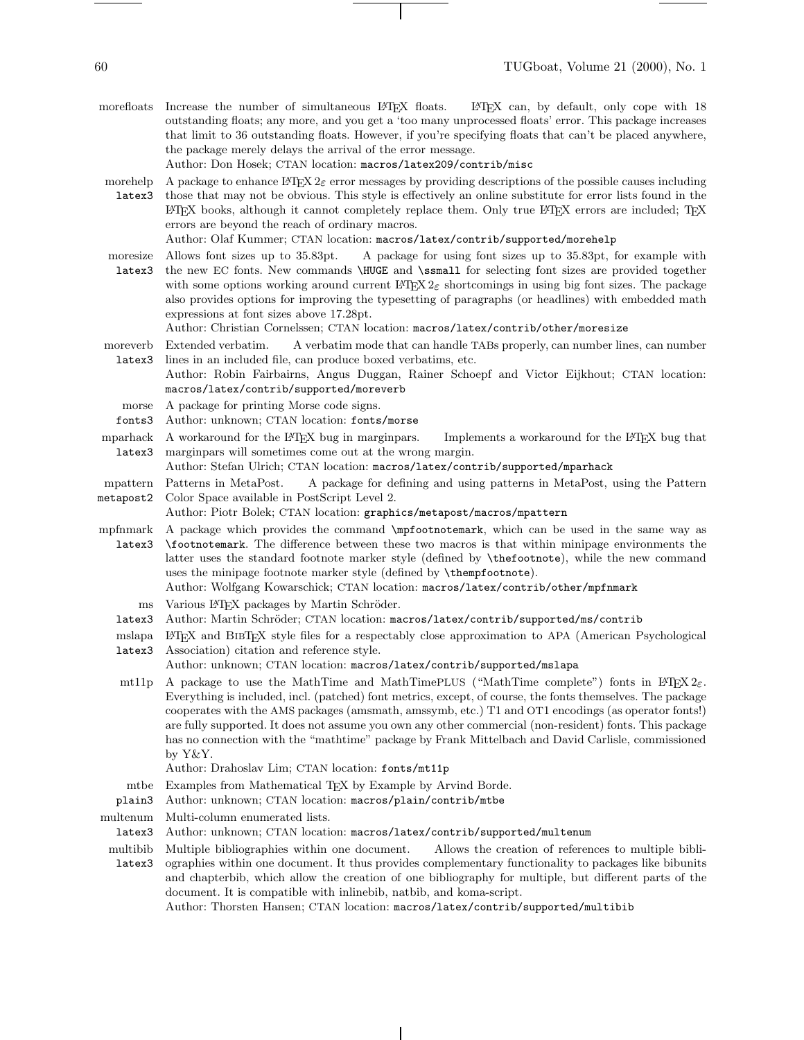**morefloats** Increase the number of simultaneous LaTeX floats. LaTeX can, by default, only cope with 18 outstanding floats; any more, and you get a 'too many unprocessed floats' error. This package increases that limit to 36 outstanding floats. However, if you're specifying floats that can't be placed anywhere, the package merely delays the arrival of the error message.
Author: Don Hosek; CTAN location: `macros/latex209/contrib/misc`

**morehelp** `latex3` A package to enhance LaTeX 2ε error messages by providing descriptions of the possible causes including those that may not be obvious. This style is effectively an online substitute for error lists found in the LaTeX books, although it cannot completely replace them. Only true LaTeX errors are included; TeX errors are beyond the reach of ordinary macros.
Author: Olaf Kummer; CTAN location: `macros/latex/contrib/supported/morehelp`

**moresize** `latex3` Allows font sizes up to 35.83pt. A package for using font sizes up to 35.83pt, for example with the new EC fonts. New commands `\HUGE` and `\ssmall` for selecting font sizes are provided together with some options working around current LaTeX 2ε shortcomings in using big font sizes. The package also provides options for improving the typesetting of paragraphs (or headlines) with embedded math expressions at font sizes above 17.28pt.
Author: Christian Cornelssen; CTAN location: `macros/latex/contrib/other/moresize`

**moreverb** `latex3` Extended verbatim. A verbatim mode that can handle TABs properly, can number lines, can number lines in an included file, can produce boxed verbatims, etc.
Author: Robin Fairbairns, Angus Duggan, Rainer Schoepf and Victor Eijkhout; CTAN location: `macros/latex/contrib/supported/moreverb`

**morse** `fonts3` A package for printing Morse code signs.
Author: unknown; CTAN location: `fonts/morse`

**mparhack** `latex3` A workaround for the LaTeX bug in marginpars. Implements a workaround for the LaTeX bug that marginpars will sometimes come out at the wrong margin.
Author: Stefan Ulrich; CTAN location: `macros/latex/contrib/supported/mparhack`

**mpattern** `metapost2` Patterns in MetaPost. A package for defining and using patterns in MetaPost, using the Pattern Color Space available in PostScript Level 2.
Author: Piotr Bolek; CTAN location: `graphics/metapost/macros/mpattern`

**mpfnmark** `latex3` A package which provides the command `\mpfootnotemark`, which can be used in the same way as `\footnotemark`. The difference between these two macros is that within minipage environments the latter uses the standard footnote marker style (defined by `\thefootnote`), while the new command uses the minipage footnote marker style (defined by `\thempfootnote`).
Author: Wolfgang Kowarschick; CTAN location: `macros/latex/contrib/other/mpfnmark`

**ms** `latex3` Various LaTeX packages by Martin Schröder.
Author: Martin Schröder; CTAN location: `macros/latex/contrib/supported/ms/contrib`

**mslapa** `latex3` LaTeX and BibTeX style files for a respectably close approximation to APA (American Psychological Association) citation and reference style.
Author: unknown; CTAN location: `macros/latex/contrib/supported/mslapa`

**mt11p** A package to use the MathTime and MathTimePLUS ("MathTime complete") fonts in LaTeX 2ε. Everything is included, incl. (patched) font metrics, except, of course, the fonts themselves. The package cooperates with the AMS packages (amsmath, amssymb, etc.) T1 and OT1 encodings (as operator fonts!) are fully supported. It does not assume you own any other commercial (non-resident) fonts. This package has no connection with the "mathtime" package by Frank Mittelbach and David Carlisle, commissioned by Y&Y.
Author: Drahoslav Lim; CTAN location: `fonts/mt11p`

**mtbe** `plain3` Examples from Mathematical TeX by Example by Arvind Borde.
Author: unknown; CTAN location: `macros/plain/contrib/mtbe`

**multenum** `latex3` Multi-column enumerated lists.
Author: unknown; CTAN location: `macros/latex/contrib/supported/multenum`

**multibib** `latex3` Multiple bibliographies within one document. Allows the creation of references to multiple bibliographies within one document. It thus provides complementary functionality to packages like bibunits and chapterbib, which allow the creation of one bibliography for multiple, but different parts of the document. It is compatible with inlinebib, natbib, and koma-script.
Author: Thorsten Hansen; CTAN location: `macros/latex/contrib/supported/multibib`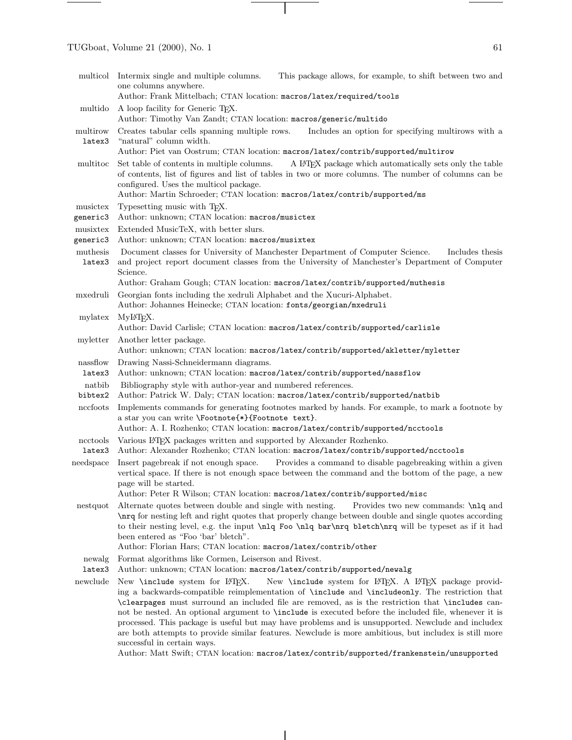**multicol** Intermix single and multiple columns. This package allows, for example, to shift between two and one columns anywhere.
Author: Frank Mittelbach; CTAN location: `macros/latex/required/tools`

**multido** A loop facility for Generic TeX.
Author: Timothy Van Zandt; CTAN location: `macros/generic/multido`

**multirow** `latex3` Creates tabular cells spanning multiple rows. Includes an option for specifying multirows with a "natural" column width.
Author: Piet van Oostrum; CTAN location: `macros/latex/contrib/supported/multirow`

**multitoc** Set table of contents in multiple columns. A LaTeX package which automatically sets only the table of contents, list of figures and list of tables in two or more columns. The number of columns can be configured. Uses the multicol package.
Author: Martin Schroeder; CTAN location: `macros/latex/contrib/supported/ms`

**musictex** `generic3` Typesetting music with TeX.
Author: unknown; CTAN location: `macros/musictex`

**musixtex** `generic3` Extended MusicTeX, with better slurs.
Author: unknown; CTAN location: `macros/musixtex`

**muthesis** `latex3` Document classes for University of Manchester Department of Computer Science. Includes thesis and project report document classes from the University of Manchester's Department of Computer Science.
Author: Graham Gough; CTAN location: `macros/latex/contrib/supported/muthesis`

**mxedruli** Georgian fonts including the xedruli Alphabet and the Xucuri-Alphabet.
Author: Johannes Heinecke; CTAN location: `fonts/georgian/mxedruli`

**mylatex** MyLaTeX.
Author: David Carlisle; CTAN location: `macros/latex/contrib/supported/carlisle`

**myletter** Another letter package.
Author: unknown; CTAN location: `macros/latex/contrib/supported/akletter/myletter`

**nassflow** `latex3` Drawing Nassi-Schneidermann diagrams.
Author: unknown; CTAN location: `macros/latex/contrib/supported/nassflow`

**natbib** `bibtex2` Bibliography style with author-year and numbered references.
Author: Patrick W. Daly; CTAN location: `macros/latex/contrib/supported/natbib`

**nccfoots** Implements commands for generating footnotes marked by hands. For example, to mark a footnote by a star you can write `\Footnote{*}{Footnote text}`.
Author: A. I. Rozhenko; CTAN location: `macros/latex/contrib/supported/ncctools`

**ncctools** `latex3` Various LaTeX packages written and supported by Alexander Rozhenko.
Author: Alexander Rozhenko; CTAN location: `macros/latex/contrib/supported/ncctools`

**needspace** Insert pagebreak if not enough space. Provides a command to disable pagebreaking within a given vertical space. If there is not enough space between the command and the bottom of the page, a new page will be started.
Author: Peter R Wilson; CTAN location: `macros/latex/contrib/supported/misc`

**nestquot** Alternate quotes between double and single with nesting. Provides two new commands: `\nlq` and `\nrq` for nesting left and right quotes that properly change between double and single quotes according to their nesting level, e.g. the input `\nlq Foo \nlq bar\nrq bletch\nrq` will be typeset as if it had been entered as "Foo 'bar' bletch".
Author: Florian Hars; CTAN location: `macros/latex/contrib/other`

**newalg** `latex3` Format algorithms like Cormen, Leiserson and Rivest.
Author: unknown; CTAN location: `macros/latex/contrib/supported/newalg`

**newclude** New `\include` system for LaTeX. New `\include` system for LaTeX. A LaTeX package providing a backwards-compatible reimplementation of `\include` and `\includeonly`. The restriction that `\clearpages` must surround an included file are removed, as is the restriction that `\includes` cannot be nested. An optional argument to `\include` is executed before the included file, whenever it is processed. This package is useful but may have problems and is unsupported. Newclude and includex are both attempts to provide similar features. Newclude is more ambitious, but includex is still more successful in certain ways.
Author: Matt Swift; CTAN location: `macros/latex/contrib/supported/frankenstein/unsupported`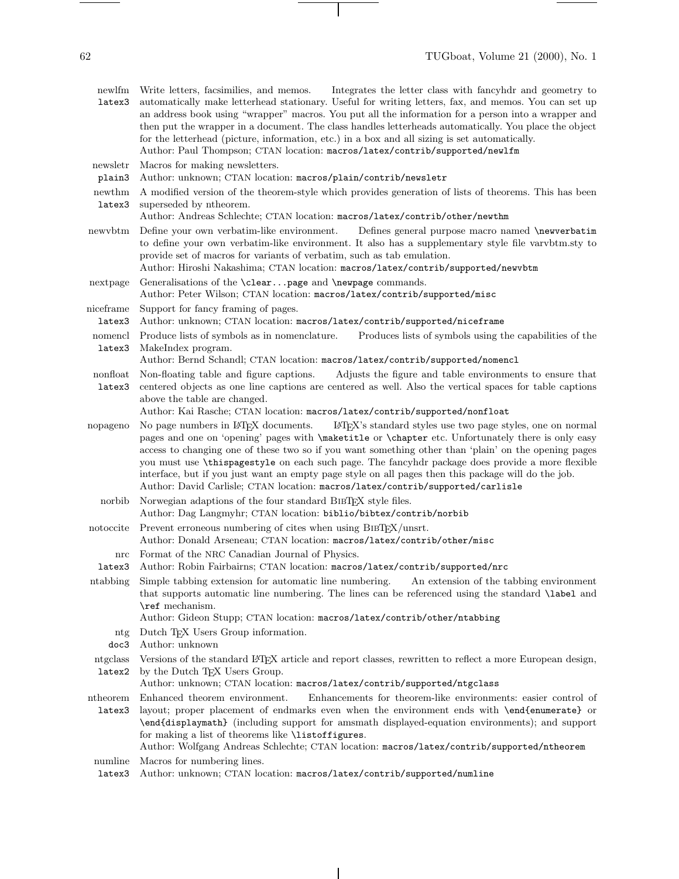**newlfm** `latex3` — Write letters, facsimilies, and memos. Integrates the letter class with fancyhdr and geometry to automatically make letterhead stationary. Useful for writing letters, fax, and memos. You can set up an address book using "wrapper" macros. You put all the information for a person into a wrapper and then put the wrapper in a document. The class handles letterheads automatically. You place the object for the letterhead (picture, information, etc.) in a box and all sizing is set automatically.
Author: Paul Thompson; CTAN location: `macros/latex/contrib/supported/newlfm`

**newsletr** `plain3` — Macros for making newsletters.
Author: unknown; CTAN location: `macros/plain/contrib/newsletr`

**newthm** `latex3` — A modified version of the theorem-style which provides generation of lists of theorems. This has been superseded by ntheorem.
Author: Andreas Schlechte; CTAN location: `macros/latex/contrib/other/newthm`

**newvbtm** — Define your own verbatim-like environment. Defines general purpose macro named `\newverbatim` to define your own verbatim-like environment. It also has a supplementary style file varvbtm.sty to provide set of macros for variants of verbatim, such as tab emulation.
Author: Hiroshi Nakashima; CTAN location: `macros/latex/contrib/supported/newvbtm`

**nextpage** — Generalisations of the `\clear...page` and `\newpage` commands.
Author: Peter Wilson; CTAN location: `macros/latex/contrib/supported/misc`

**niceframe** `latex3` — Support for fancy framing of pages.
Author: unknown; CTAN location: `macros/latex/contrib/supported/niceframe`

**nomencl** `latex3` — Produce lists of symbols as in nomenclature. Produces lists of symbols using the capabilities of the MakeIndex program.
Author: Bernd Schandl; CTAN location: `macros/latex/contrib/supported/nomencl`

**nonfloat** `latex3` — Non-floating table and figure captions. Adjusts the figure and table environments to ensure that centered objects as one line captions are centered as well. Also the vertical spaces for table captions above the table are changed.
Author: Kai Rasche; CTAN location: `macros/latex/contrib/supported/nonfloat`

**nopageno** — No page numbers in LaTeX documents. LaTeX's standard styles use two page styles, one on normal pages and one on 'opening' pages with `\maketitle` or `\chapter` etc. Unfortunately there is only easy access to changing one of these two so if you want something other than 'plain' on the opening pages you must use `\thispagestyle` on each such page. The fancyhdr package does provide a more flexible interface, but if you just want an empty page style on all pages then this package will do the job.
Author: David Carlisle; CTAN location: `macros/latex/contrib/supported/carlisle`

**norbib** — Norwegian adaptions of the four standard BibTeX style files.
Author: Dag Langmyhr; CTAN location: `biblio/bibtex/contrib/norbib`

**notoccite** — Prevent erroneous numbering of cites when using BibTeX/unsrt.
Author: Donald Arseneau; CTAN location: `macros/latex/contrib/other/misc`

**nrc** `latex3` — Format of the NRC Canadian Journal of Physics.
Author: Robin Fairbairns; CTAN location: `macros/latex/contrib/supported/nrc`

**ntabbing** — Simple tabbing extension for automatic line numbering. An extension of the tabbing environment that supports automatic line numbering. The lines can be referenced using the standard `\label` and `\ref` mechanism.
Author: Gideon Stupp; CTAN location: `macros/latex/contrib/other/ntabbing`

**ntg** `doc3` — Dutch TeX Users Group information.
Author: unknown

**ntgclass** `latex2` — Versions of the standard LaTeX article and report classes, rewritten to reflect a more European design, by the Dutch TeX Users Group.
Author: unknown; CTAN location: `macros/latex/contrib/supported/ntgclass`

**ntheorem** `latex3` — Enhanced theorem environment. Enhancements for theorem-like environments: easier control of layout; proper placement of endmarks even when the environment ends with `\end{enumerate}` or `\end{displaymath}` (including support for amsmath displayed-equation environments); and support for making a list of theorems like `\listoffigures`.
Author: Wolfgang Andreas Schlechte; CTAN location: `macros/latex/contrib/supported/ntheorem`

**numline** `latex3` — Macros for numbering lines.
Author: unknown; CTAN location: `macros/latex/contrib/supported/numline`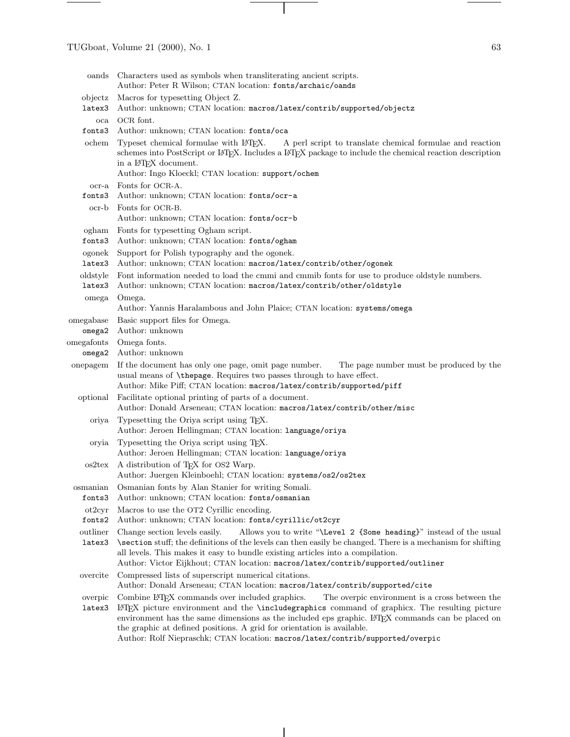**oands** Characters used as symbols when transliterating ancient scripts.
Author: Peter R Wilson; CTAN location: `fonts/archaic/oands`

**objectz** (`latex3`) Macros for typesetting Object Z.
Author: unknown; CTAN location: `macros/latex/contrib/supported/objectz`

**oca** (`fonts3`) OCR font.
Author: unknown; CTAN location: `fonts/oca`

**ochem** Typeset chemical formulae with LaTeX. A perl script to translate chemical formulae and reaction schemes into PostScript or LaTeX. Includes a LaTeX package to include the chemical reaction description in a LaTeX document.
Author: Ingo Kloeckl; CTAN location: `support/ochem`

**ocr-a** (`fonts3`) Fonts for OCR-A.
Author: unknown; CTAN location: `fonts/ocr-a`

**ocr-b** Fonts for OCR-B.
Author: unknown; CTAN location: `fonts/ocr-b`

**ogham** (`fonts3`) Fonts for typesetting Ogham script.
Author: unknown; CTAN location: `fonts/ogham`

**ogonek** (`latex3`) Support for Polish typography and the ogonek.
Author: unknown; CTAN location: `macros/latex/contrib/other/ogonek`

**oldstyle** (`latex3`) Font information needed to load the cmmi and cmmib fonts for use to produce oldstyle numbers.
Author: unknown; CTAN location: `macros/latex/contrib/other/oldstyle`

**omega** Omega.
Author: Yannis Haralambous and John Plaice; CTAN location: `systems/omega`

**omegabase** (`omega2`) Basic support files for Omega.
Author: unknown

**omegafonts** (`omega2`) Omega fonts.
Author: unknown

**onepagem** If the document has only one page, omit page number. The page number must be produced by the usual means of `\thepage`. Requires two passes through to have effect.
Author: Mike Piff; CTAN location: `macros/latex/contrib/supported/piff`

**optional** Facilitate optional printing of parts of a document.
Author: Donald Arseneau; CTAN location: `macros/latex/contrib/other/misc`

**oriya** Typesetting the Oriya script using TeX.
Author: Jeroen Hellingman; CTAN location: `language/oriya`

**oryia** Typesetting the Oriya script using TeX.
Author: Jeroen Hellingman; CTAN location: `language/oriya`

**os2tex** A distribution of TeX for OS2 Warp.
Author: Juergen Kleinboehl; CTAN location: `systems/os2/os2tex`

**osmanian** (`fonts3`) Osmanian fonts by Alan Stanier for writing Somali.
Author: unknown; CTAN location: `fonts/osmanian`

**ot2cyr** (`fonts2`) Macros to use the OT2 Cyrillic encoding.
Author: unknown; CTAN location: `fonts/cyrillic/ot2cyr`

**outliner** (`latex3`) Change section levels easily. Allows you to write "`\Level 2 {Some heading}`" instead of the usual `\section` stuff; the definitions of the levels can then easily be changed. There is a mechanism for shifting all levels. This makes it easy to bundle existing articles into a compilation.
Author: Victor Eijkhout; CTAN location: `macros/latex/contrib/supported/outliner`

**overcite** Compressed lists of superscript numerical citations.
Author: Donald Arseneau; CTAN location: `macros/latex/contrib/supported/cite`

**overpic** (`latex3`) Combine LaTeX commands over included graphics. The overpic environment is a cross between the LaTeX picture environment and the `\includegraphics` command of graphicx. The resulting picture environment has the same dimensions as the included eps graphic. LaTeX commands can be placed on the graphic at defined positions. A grid for orientation is available.
Author: Rolf Niepraschk; CTAN location: `macros/latex/contrib/supported/overpic`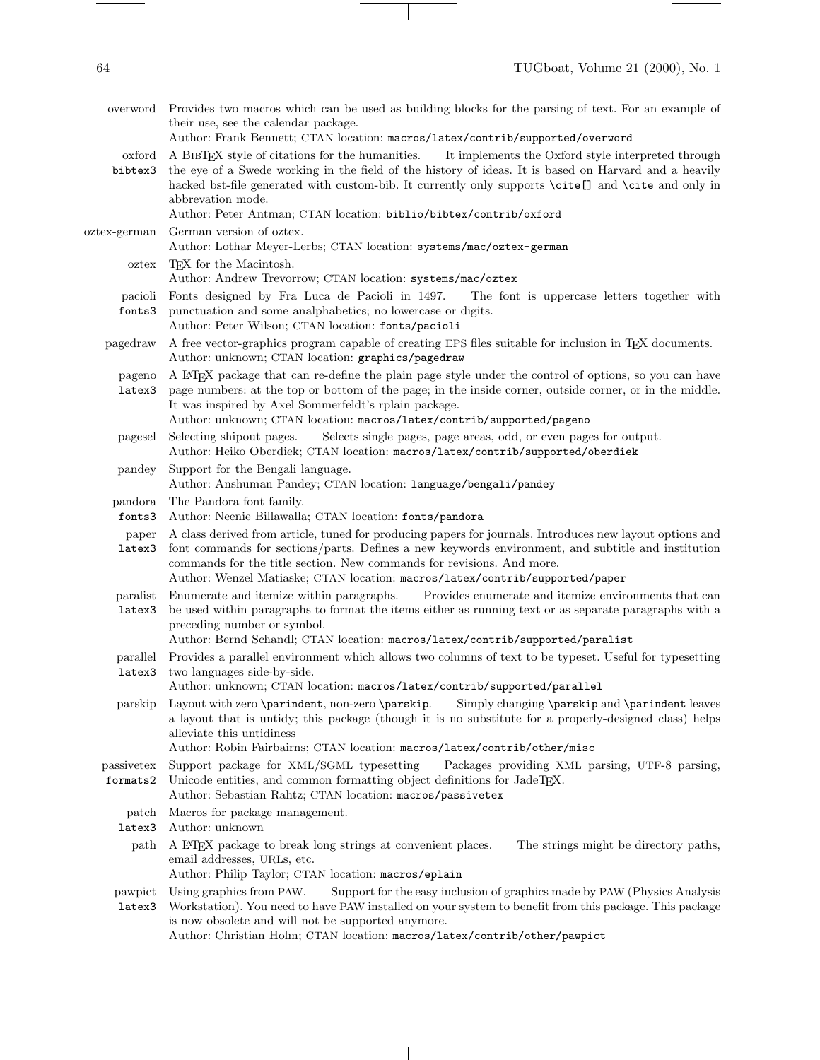**overword** Provides two macros which can be used as building blocks for the parsing of text. For an example of their use, see the calendar package.
Author: Frank Bennett; CTAN location: `macros/latex/contrib/supported/overword`

**oxford** `bibtex3` A BibTeX style of citations for the humanities. It implements the Oxford style interpreted through the eye of a Swede working in the field of the history of ideas. It is based on Harvard and a heavily hacked bst-file generated with custom-bib. It currently only supports `\cite[]` and `\cite` and only in abbrevation mode.
Author: Peter Antman; CTAN location: `biblio/bibtex/contrib/oxford`

**oztex-german** German version of oztex.
Author: Lothar Meyer-Lerbs; CTAN location: `systems/mac/oztex-german`

**oztex** TeX for the Macintosh.
Author: Andrew Trevorrow; CTAN location: `systems/mac/oztex`

**pacioli** `fonts3` Fonts designed by Fra Luca de Pacioli in 1497. The font is uppercase letters together with punctuation and some analphabetics; no lowercase or digits.
Author: Peter Wilson; CTAN location: `fonts/pacioli`

**pagedraw** A free vector-graphics program capable of creating EPS files suitable for inclusion in TeX documents.
Author: unknown; CTAN location: `graphics/pagedraw`

**pageno** `latex3` A LaTeX package that can re-define the plain page style under the control of options, so you can have page numbers: at the top or bottom of the page; in the inside corner, outside corner, or in the middle. It was inspired by Axel Sommerfeldt's rplain package.
Author: unknown; CTAN location: `macros/latex/contrib/supported/pageno`

**pagesel** Selecting shipout pages. Selects single pages, page areas, odd, or even pages for output.
Author: Heiko Oberdiek; CTAN location: `macros/latex/contrib/supported/oberdiek`

**pandey** Support for the Bengali language.
Author: Anshuman Pandey; CTAN location: `language/bengali/pandey`

**pandora** `fonts3` The Pandora font family.
Author: Neenie Billawalla; CTAN location: `fonts/pandora`

**paper** `latex3` A class derived from article, tuned for producing papers for journals. Introduces new layout options and font commands for sections/parts. Defines a new keywords environment, and subtitle and institution commands for the title section. New commands for revisions. And more.
Author: Wenzel Matiaske; CTAN location: `macros/latex/contrib/supported/paper`

**paralist** `latex3` Enumerate and itemize within paragraphs. Provides enumerate and itemize environments that can be used within paragraphs to format the items either as running text or as separate paragraphs with a preceding number or symbol.
Author: Bernd Schandl; CTAN location: `macros/latex/contrib/supported/paralist`

**parallel** `latex3` Provides a parallel environment which allows two columns of text to be typeset. Useful for typesetting two languages side-by-side.
Author: unknown; CTAN location: `macros/latex/contrib/supported/parallel`

**parskip** Layout with zero `\parindent`, non-zero `\parskip`. Simply changing `\parskip` and `\parindent` leaves a layout that is untidy; this package (though it is no substitute for a properly-designed class) helps alleviate this untidiness
Author: Robin Fairbairns; CTAN location: `macros/latex/contrib/other/misc`

**passivetex** `formats2` Support package for XML/SGML typesetting Packages providing XML parsing, UTF-8 parsing, Unicode entities, and common formatting object definitions for JadeTeX.
Author: Sebastian Rahtz; CTAN location: `macros/passivetex`

**patch** `latex3` Macros for package management.
Author: unknown

**path** A LaTeX package to break long strings at convenient places. The strings might be directory paths, email addresses, URLs, etc.
Author: Philip Taylor; CTAN location: `macros/eplain`

**pawpict** `latex3` Using graphics from PAW. Support for the easy inclusion of graphics made by PAW (Physics Analysis Workstation). You need to have PAW installed on your system to benefit from this package. This package is now obsolete and will not be supported anymore.
Author: Christian Holm; CTAN location: `macros/latex/contrib/other/pawpict`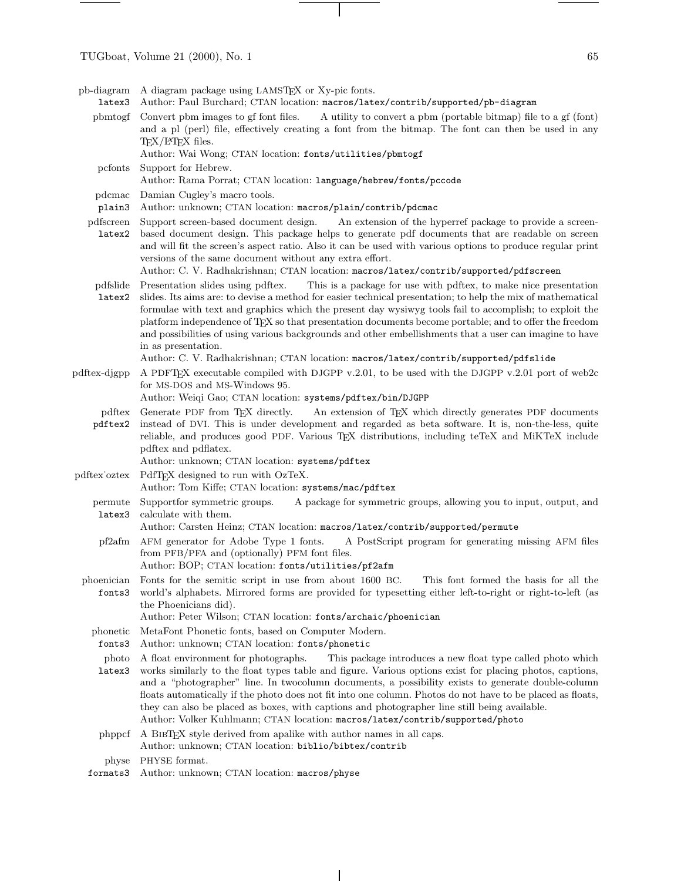**pb-diagram** *latex3*
A diagram package using LAMSTEX or Xy-pic fonts.
Author: Paul Burchard; CTAN location: `macros/latex/contrib/supported/pb-diagram`

**pbmtogf**
Convert pbm images to gf font files. A utility to convert a pbm (portable bitmap) file to a gf (font) and a pl (perl) file, effectively creating a font from the bitmap. The font can then be used in any TEX/LATEX files.
Author: Wai Wong; CTAN location: `fonts/utilities/pbmtogf`

**pcfonts**
Support for Hebrew.
Author: Rama Porrat; CTAN location: `language/hebrew/fonts/pccode`

**pdcmac** *plain3*
Damian Cugley's macro tools.
Author: unknown; CTAN location: `macros/plain/contrib/pdcmac`

**pdfscreen** *latex2*
Support screen-based document design. An extension of the hyperref package to provide a screen-based document design. This package helps to generate pdf documents that are readable on screen and will fit the screen's aspect ratio. Also it can be used with various options to produce regular print versions of the same document without any extra effort.
Author: C. V. Radhakrishnan; CTAN location: `macros/latex/contrib/supported/pdfscreen`

**pdfslide** *latex2*
Presentation slides using pdftex. This is a package for use with pdftex, to make nice presentation slides. Its aims are: to devise a method for easier technical presentation; to help the mix of mathematical formulae with text and graphics which the present day wysiwyg tools fail to accomplish; to exploit the platform independence of TEX so that presentation documents become portable; and to offer the freedom and possibilities of using various backgrounds and other embellishments that a user can imagine to have in as presentation.
Author: C. V. Radhakrishnan; CTAN location: `macros/latex/contrib/supported/pdfslide`

**pdftex-djgpp**
A PDFTEX executable compiled with DJGPP v.2.01, to be used with the DJGPP v.2.01 port of web2c for MS-DOS and MS-Windows 95.
Author: Weiqi Gao; CTAN location: `systems/pdftex/bin/DJGPP`

**pdftex** *pdftex2*
Generate PDF from TEX directly. An extension of TEX which directly generates PDF documents instead of DVI. This is under development and regarded as beta software. It is, non-the-less, quite reliable, and produces good PDF. Various TEX distributions, including teTeX and MiKTeX include pdftex and pdflatex.
Author: unknown; CTAN location: `systems/pdftex`

**pdftex˙oztex**
PdfTEX designed to run with OzTeX.
Author: Tom Kiffe; CTAN location: `systems/mac/pdftex`

**permute** *latex3*
Supportfor symmetric groups. A package for symmetric groups, allowing you to input, output, and calculate with them.
Author: Carsten Heinz; CTAN location: `macros/latex/contrib/supported/permute`

**pf2afm**
AFM generator for Adobe Type 1 fonts. A PostScript program for generating missing AFM files from PFB/PFA and (optionally) PFM font files.
Author: BOP; CTAN location: `fonts/utilities/pf2afm`

**phoenician** *fonts3*
Fonts for the semitic script in use from about 1600 BC. This font formed the basis for all the world's alphabets. Mirrored forms are provided for typesetting either left-to-right or right-to-left (as the Phoenicians did).
Author: Peter Wilson; CTAN location: `fonts/archaic/phoenician`

**phonetic** *fonts3*
MetaFont Phonetic fonts, based on Computer Modern.
Author: unknown; CTAN location: `fonts/phonetic`

**photo** *latex3*
A float environment for photographs. This package introduces a new float type called photo which works similarly to the float types table and figure. Various options exist for placing photos, captions, and a "photographer" line. In twocolumn documents, a possibility exists to generate double-column floats automatically if the photo does not fit into one column. Photos do not have to be placed as floats, they can also be placed as boxes, with captions and photographer line still being available.
Author: Volker Kuhlmann; CTAN location: `macros/latex/contrib/supported/photo`

**phppcf**
A BIBTEX style derived from apalike with author names in all caps.
Author: unknown; CTAN location: `biblio/bibtex/contrib`

**physe** *formats3*
PHYSE format.
Author: unknown; CTAN location: `macros/physe`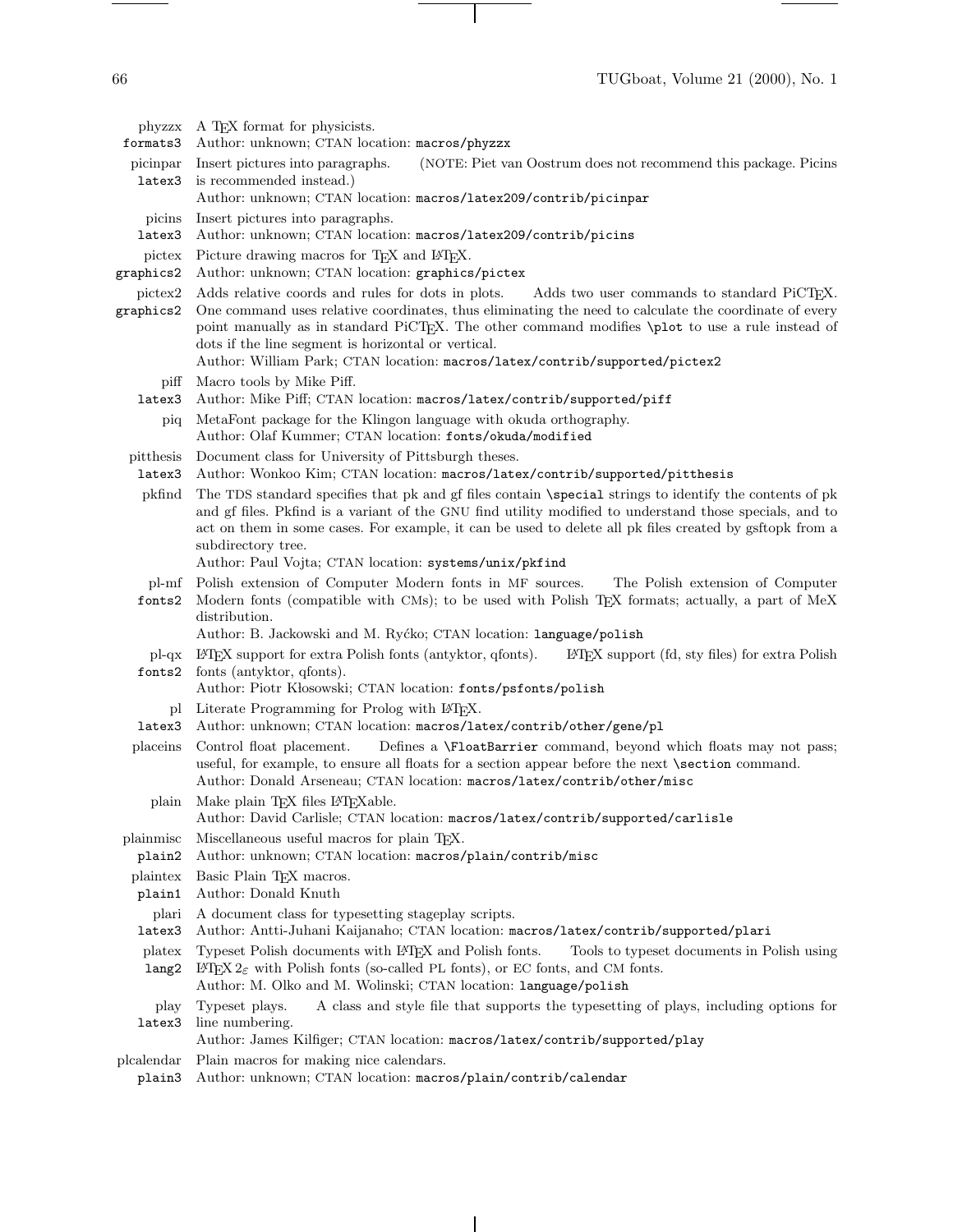**phyzzx** `formats3` A TEX format for physicists.
Author: unknown; CTAN location: `macros/phyzzx`

**picinpar** `latex3` Insert pictures into paragraphs. (NOTE: Piet van Oostrum does not recommend this package. Picins is recommended instead.)
Author: unknown; CTAN location: `macros/latex209/contrib/picinpar`

**picins** `latex3` Insert pictures into paragraphs.
Author: unknown; CTAN location: `macros/latex209/contrib/picins`

**pictex** `graphics2` Picture drawing macros for TEX and LATEX.
Author: unknown; CTAN location: `graphics/pictex`

**pictex2** `graphics2` Adds relative coords and rules for dots in plots. Adds two user commands to standard PiCTEX. One command uses relative coordinates, thus eliminating the need to calculate the coordinate of every point manually as in standard PiCTEX. The other command modifies `\plot` to use a rule instead of dots if the line segment is horizontal or vertical.
Author: William Park; CTAN location: `macros/latex/contrib/supported/pictex2`

**piff** `latex3` Macro tools by Mike Piff.
Author: Mike Piff; CTAN location: `macros/latex/contrib/supported/piff`

**piq** MetaFont package for the Klingon language with okuda orthography.
Author: Olaf Kummer; CTAN location: `fonts/okuda/modified`

**pitthesis** `latex3` Document class for University of Pittsburgh theses.
Author: Wonkoo Kim; CTAN location: `macros/latex/contrib/supported/pitthesis`

**pkfind** The TDS standard specifies that pk and gf files contain `\special` strings to identify the contents of pk and gf files. Pkfind is a variant of the GNU find utility modified to understand those specials, and to act on them in some cases. For example, it can be used to delete all pk files created by gsftopk from a subdirectory tree.
Author: Paul Vojta; CTAN location: `systems/unix/pkfind`

**pl-mf** `fonts2` Polish extension of Computer Modern fonts in MF sources. The Polish extension of Computer Modern fonts (compatible with CMs); to be used with Polish TEX formats; actually, a part of MeX distribution.
Author: B. Jackowski and M. Ryćko; CTAN location: `language/polish`

**pl-qx** `fonts2` LATEX support for extra Polish fonts (antyktor, qfonts). LATEX support (fd, sty files) for extra Polish fonts (antyktor, qfonts).
Author: Piotr Kłosowski; CTAN location: `fonts/psfonts/polish`

**pl** `latex3` Literate Programming for Prolog with LATEX.
Author: unknown; CTAN location: `macros/latex/contrib/other/gene/pl`

**placeins** Control float placement. Defines a `\FloatBarrier` command, beyond which floats may not pass; useful, for example, to ensure all floats for a section appear before the next `\section` command.
Author: Donald Arseneau; CTAN location: `macros/latex/contrib/other/misc`

**plain** Make plain TEX files LATEXable.
Author: David Carlisle; CTAN location: `macros/latex/contrib/supported/carlisle`

**plainmisc** `plain2` Miscellaneous useful macros for plain TEX.
Author: unknown; CTAN location: `macros/plain/contrib/misc`

**plaintex** `plain1` Basic Plain TEX macros.
Author: Donald Knuth

**plari** `latex3` A document class for typesetting stageplay scripts.
Author: Antti-Juhani Kaijanaho; CTAN location: `macros/latex/contrib/supported/plari`

**platex** `lang2` Typeset Polish documents with LATEX and Polish fonts. Tools to typeset documents in Polish using LATEX $2_\varepsilon$ with Polish fonts (so-called PL fonts), or EC fonts, and CM fonts.
Author: M. Olko and M. Wolinski; CTAN location: `language/polish`

**play** `latex3` Typeset plays. A class and style file that supports the typesetting of plays, including options for line numbering.
Author: James Kilfiger; CTAN location: `macros/latex/contrib/supported/play`

**plcalendar** `plain3` Plain macros for making nice calendars.
Author: unknown; CTAN location: `macros/plain/contrib/calendar`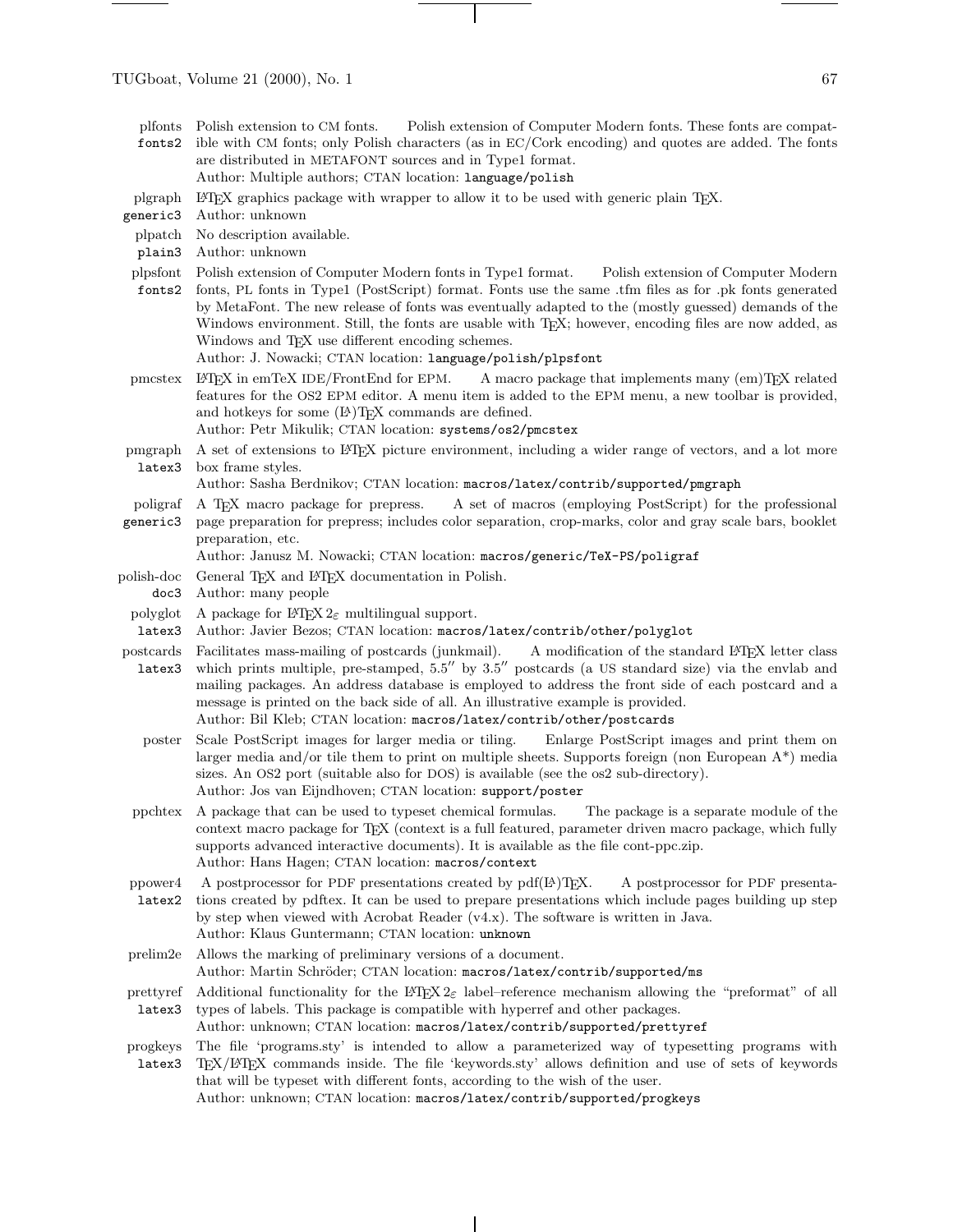**plfonts** fonts2 — Polish extension to CM fonts. Polish extension of Computer Modern fonts. These fonts are compatible with CM fonts; only Polish characters (as in EC/Cork encoding) and quotes are added. The fonts are distributed in METAFONT sources and in Type1 format.
Author: Multiple authors; CTAN location: `language/polish`

**plgraph** generic3 — LaTeX graphics package with wrapper to allow it to be used with generic plain TeX.
Author: unknown

**plpatch** plain3 — No description available.
Author: unknown

**plpsfont** fonts2 — Polish extension of Computer Modern fonts in Type1 format. Polish extension of Computer Modern fonts, PL fonts in Type1 (PostScript) format. Fonts use the same .tfm files as for .pk fonts generated by MetaFont. The new release of fonts was eventually adapted to the (mostly guessed) demands of the Windows environment. Still, the fonts are usable with TeX; however, encoding files are now added, as Windows and TeX use different encoding schemes.
Author: J. Nowacki; CTAN location: `language/polish/plpsfont`

**pmcstex** — LaTeX in emTeX IDE/FrontEnd for EPM. A macro package that implements many (em)TeX related features for the OS2 EPM editor. A menu item is added to the EPM menu, a new toolbar is provided, and hotkeys for some (La)TeX commands are defined.
Author: Petr Mikulik; CTAN location: `systems/os2/pmcstex`

**pmgraph** latex3 — A set of extensions to LaTeX picture environment, including a wider range of vectors, and a lot more box frame styles.
Author: Sasha Berdnikov; CTAN location: `macros/latex/contrib/supported/pmgraph`

**poligraf** generic3 — A TeX macro package for prepress. A set of macros (employing PostScript) for the professional page preparation for prepress; includes color separation, crop-marks, color and gray scale bars, booklet preparation, etc.
Author: Janusz M. Nowacki; CTAN location: `macros/generic/TeX-PS/poligraf`

**polish-doc** doc3 — General TeX and LaTeX documentation in Polish.
Author: many people

**polyglot** latex3 — A package for LaTeX $2_\varepsilon$ multilingual support.
Author: Javier Bezos; CTAN location: `macros/latex/contrib/other/polyglot`

**postcards** latex3 — Facilitates mass-mailing of postcards (junkmail). A modification of the standard LaTeX letter class which prints multiple, pre-stamped, 5.5″ by 3.5″ postcards (a US standard size) via the envlab and mailing packages. An address database is employed to address the front side of each postcard and a message is printed on the back side of all. An illustrative example is provided.
Author: Bil Kleb; CTAN location: `macros/latex/contrib/other/postcards`

**poster** — Scale PostScript images for larger media or tiling. Enlarge PostScript images and print them on larger media and/or tile them to print on multiple sheets. Supports foreign (non European A*) media sizes. An OS2 port (suitable also for DOS) is available (see the os2 sub-directory).
Author: Jos van Eijndhoven; CTAN location: `support/poster`

**ppchtex** — A package that can be used to typeset chemical formulas. The package is a separate module of the context macro package for TeX (context is a full featured, parameter driven macro package, which fully supports advanced interactive documents). It is available as the file cont-ppc.zip.
Author: Hans Hagen; CTAN location: `macros/context`

**ppower4** latex2 — A postprocessor for PDF presentations created by pdf(La)TeX. A postprocessor for PDF presentations created by pdftex. It can be used to prepare presentations which include pages building up step by step when viewed with Acrobat Reader (v4.x). The software is written in Java.
Author: Klaus Guntermann; CTAN location: `unknown`

**prelim2e** — Allows the marking of preliminary versions of a document.
Author: Martin Schröder; CTAN location: `macros/latex/contrib/supported/ms`

**prettyref** latex3 — Additional functionality for the LaTeX $2_\varepsilon$ label–reference mechanism allowing the "preformat" of all types of labels. This package is compatible with hyperref and other packages.
Author: unknown; CTAN location: `macros/latex/contrib/supported/prettyref`

**progkeys** latex3 — The file 'programs.sty' is intended to allow a parameterized way of typesetting programs with TeX/LaTeX commands inside. The file 'keywords.sty' allows definition and use of sets of keywords that will be typeset with different fonts, according to the wish of the user.
Author: unknown; CTAN location: `macros/latex/contrib/supported/progkeys`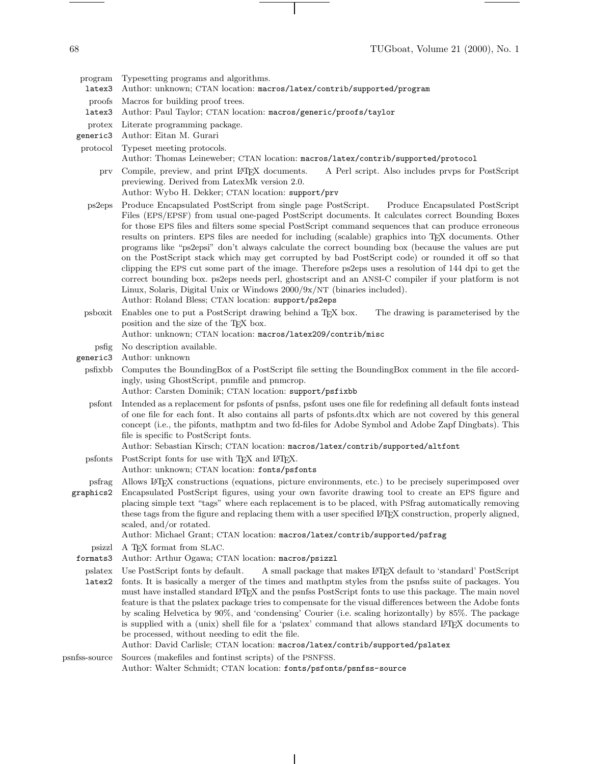**program** Typesetting programs and algorithms.
`latex3` Author: unknown; CTAN location: `macros/latex/contrib/supported/program`

**proofs** Macros for building proof trees.
`latex3` Author: Paul Taylor; CTAN location: `macros/generic/proofs/taylor`

**protex** Literate programming package.
`generic3` Author: Eitan M. Gurari

**protocol** Typeset meeting protocols.
Author: Thomas Leineweber; CTAN location: `macros/latex/contrib/supported/protocol`

**prv** Compile, preview, and print LaTeX documents. A Perl script. Also includes prvps for PostScript previewing. Derived from LatexMk version 2.0.
Author: Wybo H. Dekker; CTAN location: `support/prv`

**ps2eps** Produce Encapsulated PostScript from single page PostScript. Produce Encapsulated PostScript Files (EPS/EPSF) from usual one-paged PostScript documents. It calculates correct Bounding Boxes for those EPS files and filters some special PostScript command sequences that can produce erroneous results on printers. EPS files are needed for including (scalable) graphics into TeX documents. Other programs like "ps2epsi" don't always calculate the correct bounding box (because the values are put on the PostScript stack which may get corrupted by bad PostScript code) or rounded it off so that clipping the EPS cut some part of the image. Therefore ps2eps uses a resolution of 144 dpi to get the correct bounding box. ps2eps needs perl, ghostscript and an ANSI-C compiler if your platform is not Linux, Solaris, Digital Unix or Windows 2000/9x/NT (binaries included).
Author: Roland Bless; CTAN location: `support/ps2eps`

**psboxit** Enables one to put a PostScript drawing behind a TeX box. The drawing is parameterised by the position and the size of the TeX box.
Author: unknown; CTAN location: `macros/latex209/contrib/misc`

**psfig** No description available.
`generic3` Author: unknown

**psfixbb** Computes the BoundingBox of a PostScript file setting the BoundingBox comment in the file accordingly, using GhostScript, pnmfile and pnmcrop.
Author: Carsten Dominik; CTAN location: `support/psfixbb`

**psfont** Intended as a replacement for psfonts of psnfss, psfont uses one file for redefining all default fonts instead of one file for each font. It also contains all parts of psfonts.dtx which are not covered by this general concept (i.e., the pifonts, mathptm and two fd-files for Adobe Symbol and Adobe Zapf Dingbats). This file is specific to PostScript fonts.
Author: Sebastian Kirsch; CTAN location: `macros/latex/contrib/supported/altfont`

**psfonts** PostScript fonts for use with TeX and LaTeX.
Author: unknown; CTAN location: `fonts/psfonts`

**psfrag** Allows LaTeX constructions (equations, picture environments, etc.) to be precisely superimposed over
`graphics2` Encapsulated PostScript figures, using your own favorite drawing tool to create an EPS figure and placing simple text "tags" where each replacement is to be placed, with PSfrag automatically removing these tags from the figure and replacing them with a user specified LaTeX construction, properly aligned, scaled, and/or rotated.
Author: Michael Grant; CTAN location: `macros/latex/contrib/supported/psfrag`

**psizzl** A TeX format from SLAC.
`formats3` Author: Arthur Ogawa; CTAN location: `macros/psizzl`

**pslatex** Use PostScript fonts by default. A small package that makes LaTeX default to 'standard' PostScript
`latex2` fonts. It is basically a merger of the times and mathptm styles from the psnfss suite of packages. You must have installed standard LaTeX and the psnfss PostScript fonts to use this package. The main novel feature is that the pslatex package tries to compensate for the visual differences between the Adobe fonts by scaling Helvetica by 90%, and 'condensing' Courier (i.e. scaling horizontally) by 85%. The package is supplied with a (unix) shell file for a 'pslatex' command that allows standard LaTeX documents to be processed, without needing to edit the file.
Author: David Carlisle; CTAN location: `macros/latex/contrib/supported/pslatex`

**psnfss-source** Sources (makefiles and fontinst scripts) of the PSNFSS.
Author: Walter Schmidt; CTAN location: `fonts/psfonts/psnfss-source`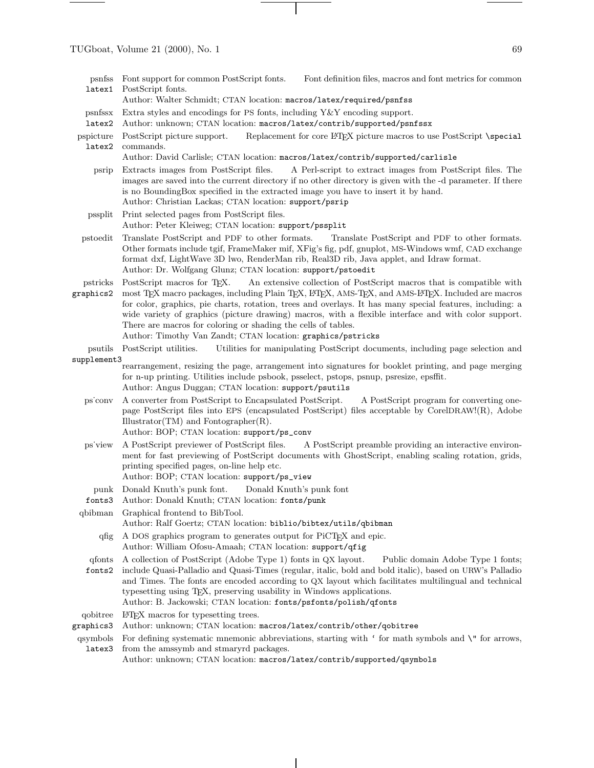**psnfss** `latex1` — Font support for common PostScript fonts. Font definition files, macros and font metrics for common PostScript fonts.
Author: Walter Schmidt; CTAN location: `macros/latex/required/psnfss`

**psnfssx** `latex2` — Extra styles and encodings for PS fonts, including Y&Y encoding support.
Author: unknown; CTAN location: `macros/latex/contrib/supported/psnfssx`

**pspicture** `latex2` — PostScript picture support. Replacement for core LaTeX picture macros to use PostScript `\special` commands.
Author: David Carlisle; CTAN location: `macros/latex/contrib/supported/carlisle`

**psrip** — Extracts images from PostScript files. A Perl-script to extract images from PostScript files. The images are saved into the current directory if no other directory is given with the -d parameter. If there is no BoundingBox specified in the extracted image you have to insert it by hand.
Author: Christian Lackas; CTAN location: `support/psrip`

**pssplit** — Print selected pages from PostScript files.
Author: Peter Kleiweg; CTAN location: `support/pssplit`

**pstoedit** — Translate PostScript and PDF to other formats. Translate PostScript and PDF to other formats. Other formats include tgif, FrameMaker mif, XFig's fig, pdf, gnuplot, MS-Windows wmf, CAD exchange format dxf, LightWave 3D lwo, RenderMan rib, Real3D rib, Java applet, and Idraw format.
Author: Dr. Wolfgang Glunz; CTAN location: `support/pstoedit`

**pstricks** `graphics2` — PostScript macros for TeX. An extensive collection of PostScript macros that is compatible with most TeX macro packages, including Plain TeX, LaTeX, AMS-TeX, and AMS-LaTeX. Included are macros for color, graphics, pie charts, rotation, trees and overlays. It has many special features, including: a wide variety of graphics (picture drawing) macros, with a flexible interface and with color support. There are macros for coloring or shading the cells of tables.
Author: Timothy Van Zandt; CTAN location: `graphics/pstricks`

**psutils** `supplement3` — PostScript utilities. Utilities for manipulating PostScript documents, including page selection and rearrangement, resizing the page, arrangement into signatures for booklet printing, and page merging for n-up printing. Utilities include psbook, psselect, pstops, psnup, psresize, epsffit.
Author: Angus Duggan; CTAN location: `support/psutils`

**ps˙conv** — A converter from PostScript to Encapsulated PostScript. A PostScript program for converting one-page PostScript files into EPS (encapsulated PostScript) files acceptable by CorelDRAW!(R), Adobe Illustrator(TM) and Fontographer(R).
Author: BOP; CTAN location: `support/ps_conv`

**ps˙view** — A PostScript previewer of PostScript files. A PostScript preamble providing an interactive environment for fast previewing of PostScript documents with GhostScript, enabling scaling rotation, grids, printing specified pages, on-line help etc.
Author: BOP; CTAN location: `support/ps_view`

**punk** `fonts3` — Donald Knuth's punk font. Donald Knuth's punk font
Author: Donald Knuth; CTAN location: `fonts/punk`

**qbibman** — Graphical frontend to BibTool.
Author: Ralf Goertz; CTAN location: `biblio/bibtex/utils/qbibman`

**qfig** — A DOS graphics program to generates output for PiCTeX and epic.
Author: William Ofosu-Amaah; CTAN location: `support/qfig`

**qfonts** `fonts2` — A collection of PostScript (Adobe Type 1) fonts in QX layout. Public domain Adobe Type 1 fonts; include Quasi-Palladio and Quasi-Times (regular, italic, bold and bold italic), based on URW's Palladio and Times. The fonts are encoded according to QX layout which facilitates multilingual and technical typesetting using TeX, preserving usability in Windows applications.
Author: B. Jackowski; CTAN location: `fonts/psfonts/polish/qfonts`

**qobitree** `graphics3` — LaTeX macros for typesetting trees.
Author: unknown; CTAN location: `macros/latex/contrib/other/qobitree`

**qsymbols** `latex3` — For defining systematic mnemonic abbreviations, starting with ‘ for math symbols and `\"` for arrows, from the amssymb and stmaryrd packages.
Author: unknown; CTAN location: `macros/latex/contrib/supported/qsymbols`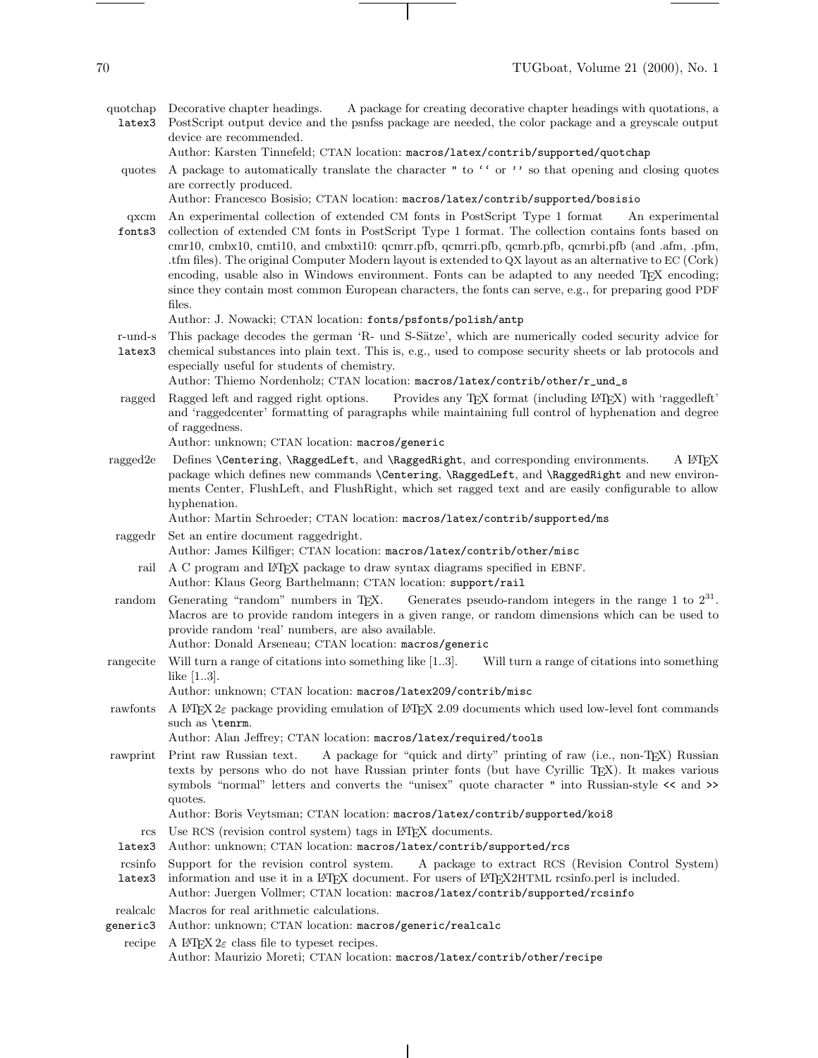**quotchap** `latex3` Decorative chapter headings. A package for creating decorative chapter headings with quotations, a PostScript output device and the psnfss package are needed, the color package and a greyscale output device are recommended.
Author: Karsten Tinnefeld; CTAN location: `macros/latex/contrib/supported/quotchap`

**quotes** A package to automatically translate the character `"` to ` `` ` or `''` so that opening and closing quotes are correctly produced.
Author: Francesco Bosisio; CTAN location: `macros/latex/contrib/supported/bosisio`

**qxcm** `fonts3` An experimental collection of extended CM fonts in PostScript Type 1 format An experimental collection of extended CM fonts in PostScript Type 1 format. The collection contains fonts based on cmr10, cmbx10, cmti10, and cmbxti10: qcmrr.pfb, qcmrri.pfb, qcmrb.pfb, qcmrbi.pfb (and .afm, .pfm, .tfm files). The original Computer Modern layout is extended to QX layout as an alternative to EC (Cork) encoding, usable also in Windows environment. Fonts can be adapted to any needed TeX encoding; since they contain most common European characters, the fonts can serve, e.g., for preparing good PDF files.
Author: J. Nowacki; CTAN location: `fonts/psfonts/polish/antp`

**r-und-s** `latex3` This package decodes the german 'R- und S-Sätze', which are numerically coded security advice for chemical substances into plain text. This is, e.g., used to compose security sheets or lab protocols and especially useful for students of chemistry.
Author: Thiemo Nordenholz; CTAN location: `macros/latex/contrib/other/r_und_s`

**ragged** Ragged left and ragged right options. Provides any TeX format (including LaTeX) with 'raggedleft' and 'raggedcenter' formatting of paragraphs while maintaining full control of hyphenation and degree of raggedness.
Author: unknown; CTAN location: `macros/generic`

**ragged2e** Defines `\Centering`, `\RaggedLeft`, and `\RaggedRight`, and corresponding environments. A LaTeX package which defines new commands `\Centering`, `\RaggedLeft`, and `\RaggedRight` and new environments Center, FlushLeft, and FlushRight, which set ragged text and are easily configurable to allow hyphenation.
Author: Martin Schroeder; CTAN location: `macros/latex/contrib/supported/ms`

**raggedr** Set an entire document raggedright.
Author: James Kilfiger; CTAN location: `macros/latex/contrib/other/misc`

**rail** A C program and LaTeX package to draw syntax diagrams specified in EBNF.
Author: Klaus Georg Barthelmann; CTAN location: `support/rail`

**random** Generating "random" numbers in TeX. Generates pseudo-random integers in the range 1 to $2^{31}$. Macros are to provide random integers in a given range, or random dimensions which can be used to provide random 'real' numbers, are also available.
Author: Donald Arseneau; CTAN location: `macros/generic`

**rangecite** Will turn a range of citations into something like [1..3]. Will turn a range of citations into something like [1..3].
Author: unknown; CTAN location: `macros/latex209/contrib/misc`

**rawfonts** A LaTeX $2_\varepsilon$ package providing emulation of LaTeX 2.09 documents which used low-level font commands such as `\tenrm`.
Author: Alan Jeffrey; CTAN location: `macros/latex/required/tools`

**rawprint** Print raw Russian text. A package for "quick and dirty" printing of raw (i.e., non-TeX) Russian texts by persons who do not have Russian printer fonts (but have Cyrillic TeX). It makes various symbols "normal" letters and converts the "unisex" quote character `"` into Russian-style `<<` and `>>` quotes.
Author: Boris Veytsman; CTAN location: `macros/latex/contrib/supported/koi8`

**rcs** `latex3` Use RCS (revision control system) tags in LaTeX documents.
Author: unknown; CTAN location: `macros/latex/contrib/supported/rcs`

**rcsinfo** `latex3` Support for the revision control system. A package to extract RCS (Revision Control System) information and use it in a LaTeX document. For users of LaTeX2HTML rcsinfo.perl is included.
Author: Juergen Vollmer; CTAN location: `macros/latex/contrib/supported/rcsinfo`

**realcalc** `generic3` Macros for real arithmetic calculations.
Author: unknown; CTAN location: `macros/generic/realcalc`

**recipe** A LaTeX $2_\varepsilon$ class file to typeset recipes.
Author: Maurizio Moreti; CTAN location: `macros/latex/contrib/other/recipe`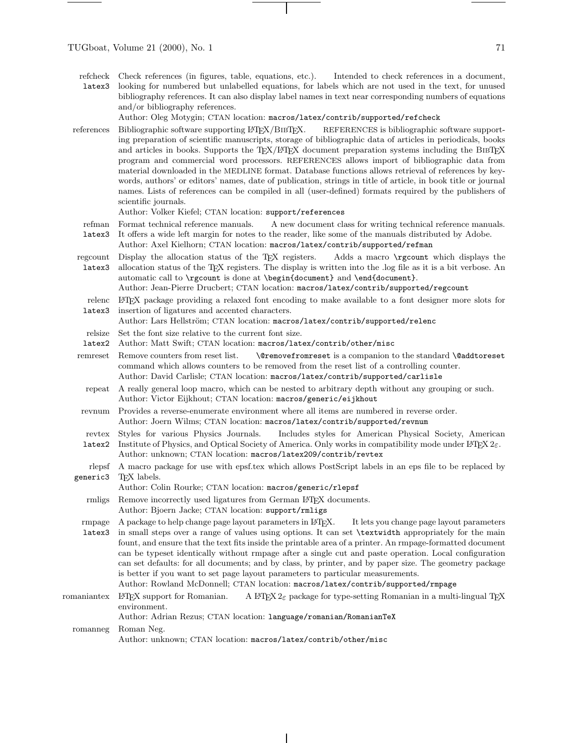**refcheck** `latex3` Check references (in figures, table, equations, etc.). Intended to check references in a document, looking for numbered but unlabelled equations, for labels which are not used in the text, for unused bibliography references. It can also display label names in text near corresponding numbers of equations and/or bibliography references.
Author: Oleg Motygin; CTAN location: `macros/latex/contrib/supported/refcheck`

**references** Bibliographic software supporting LaTeX/BibTeX. REFERENCES is bibliographic software supporting preparation of scientific manuscripts, storage of bibliographic data of articles in periodicals, books and articles in books. Supports the TeX/LaTeX document preparation systems including the BibTeX program and commercial word processors. REFERENCES allows import of bibliographic data from material downloaded in the MEDLINE format. Database functions allows retrieval of references by keywords, authors' or editors' names, date of publication, strings in title of article, in book title or journal names. Lists of references can be compiled in all (user-defined) formats required by the publishers of scientific journals.
Author: Volker Kiefel; CTAN location: `support/references`

**refman** `latex3` Format technical reference manuals. A new document class for writing technical reference manuals. It offers a wide left margin for notes to the reader, like some of the manuals distributed by Adobe.
Author: Axel Kielhorn; CTAN location: `macros/latex/contrib/supported/refman`

**regcount** `latex3` Display the allocation status of the TeX registers. Adds a macro `\rgcount` which displays the allocation status of the TeX registers. The display is written into the .log file as it is a bit verbose. An automatic call to `\rgcount` is done at `\begin{document}` and `\end{document}`.
Author: Jean-Pierre Drucbert; CTAN location: `macros/latex/contrib/supported/regcount`

**relenc** `latex3` LaTeX package providing a relaxed font encoding to make available to a font designer more slots for insertion of ligatures and accented characters.
Author: Lars Hellström; CTAN location: `macros/latex/contrib/supported/relenc`

**relsize** `latex2` Set the font size relative to the current font size.
Author: Matt Swift; CTAN location: `macros/latex/contrib/other/misc`

**remreset** Remove counters from reset list. `\@removefromreset` is a companion to the standard `\@addtoreset` command which allows counters to be removed from the reset list of a controlling counter.
Author: David Carlisle; CTAN location: `macros/latex/contrib/supported/carlisle`

**repeat** A really general loop macro, which can be nested to arbitrary depth without any grouping or such.
Author: Victor Eijkhout; CTAN location: `macros/generic/eijkhout`

**revnum** Provides a reverse-enumerate environment where all items are numbered in reverse order.
Author: Joern Wilms; CTAN location: `macros/latex/contrib/supported/revnum`

**revtex** `latex2` Styles for various Physics Journals. Includes styles for American Physical Society, American Institute of Physics, and Optical Society of America. Only works in compatibility mode under LaTeX $2_\varepsilon$.
Author: unknown; CTAN location: `macros/latex209/contrib/revtex`

**rlepsf** `generic3` A macro package for use with epsf.tex which allows PostScript labels in an eps file to be replaced by TeX labels.
Author: Colin Rourke; CTAN location: `macros/generic/rlepsf`

**rmligs** Remove incorrectly used ligatures from German LaTeX documents.
Author: Bjoern Jacke; CTAN location: `support/rmligs`

**rmpage** `latex3` A package to help change page layout parameters in LaTeX. It lets you change page layout parameters in small steps over a range of values using options. It can set `\textwidth` appropriately for the main fount, and ensure that the text fits inside the printable area of a printer. An rmpage-formatted document can be typeset identically without rmpage after a single cut and paste operation. Local configuration can set defaults: for all documents; and by class, by printer, and by paper size. The geometry package is better if you want to set page layout parameters to particular measurements.
Author: Rowland McDonnell; CTAN location: `macros/latex/contrib/supported/rmpage`

**romaniantex** LaTeX support for Romanian. A LaTeX $2_\varepsilon$ package for type-setting Romanian in a multi-lingual TeX environment.
Author: Adrian Rezus; CTAN location: `language/romanian/RomanianTeX`

**romanneg** Roman Neg.
Author: unknown; CTAN location: `macros/latex/contrib/other/misc`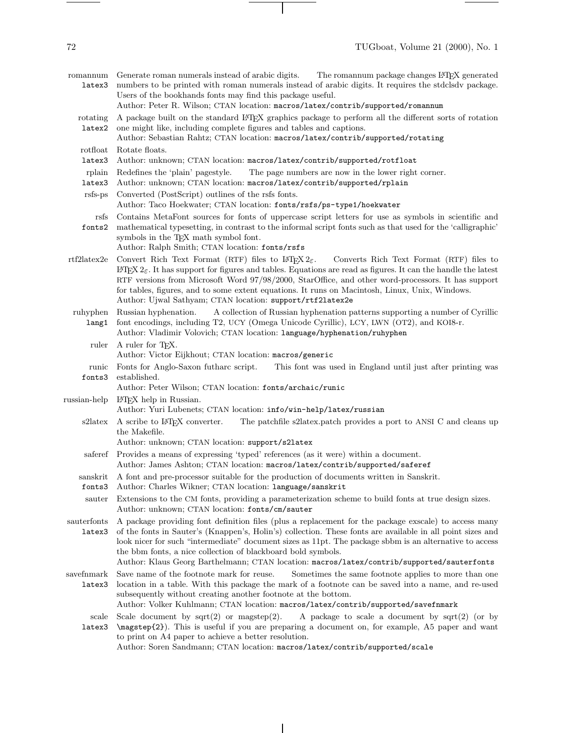**romannum** `latex3` Generate roman numerals instead of arabic digits. The romannum package changes LaTeX generated numbers to be printed with roman numerals instead of arabic digits. It requires the stdclsdv package. Users of the bookhands fonts may find this package useful.
Author: Peter R. Wilson; CTAN location: `macros/latex/contrib/supported/romannum`

**rotating** `latex2` A package built on the standard LaTeX graphics package to perform all the different sorts of rotation one might like, including complete figures and tables and captions.
Author: Sebastian Rahtz; CTAN location: `macros/latex/contrib/supported/rotating`

**rotfloat** `latex3` Rotate floats.
Author: unknown; CTAN location: `macros/latex/contrib/supported/rotfloat`

**rplain** `latex3` Redefines the 'plain' pagestyle. The page numbers are now in the lower right corner.
Author: unknown; CTAN location: `macros/latex/contrib/supported/rplain`

**rsfs-ps** Converted (PostScript) outlines of the rsfs fonts.
Author: Taco Hoekwater; CTAN location: `fonts/rsfs/ps-type1/hoekwater`

**rsfs** `fonts2` Contains MetaFont sources for fonts of uppercase script letters for use as symbols in scientific and mathematical typesetting, in contrast to the informal script fonts such as that used for the 'calligraphic' symbols in the TeX math symbol font.
Author: Ralph Smith; CTAN location: `fonts/rsfs`

**rtf2latex2e** Convert Rich Text Format (RTF) files to LaTeX $2_\varepsilon$. Converts Rich Text Format (RTF) files to LaTeX $2_\varepsilon$. It has support for figures and tables. Equations are read as figures. It can the handle the latest RTF versions from Microsoft Word 97/98/2000, StarOffice, and other word-processors. It has support for tables, figures, and to some extent equations. It runs on Macintosh, Linux, Unix, Windows.
Author: Ujwal Sathyam; CTAN location: `support/rtf2latex2e`

**ruhyphen** `lang1` Russian hyphenation. A collection of Russian hyphenation patterns supporting a number of Cyrillic font encodings, including T2, UCY (Omega Unicode Cyrillic), LCY, LWN (OT2), and KOI8-r.
Author: Vladimir Volovich; CTAN location: `language/hyphenation/ruhyphen`

**ruler** A ruler for TeX.
Author: Victor Eijkhout; CTAN location: `macros/generic`

**runic** `fonts3` Fonts for Anglo-Saxon futharc script. This font was used in England until just after printing was established.
Author: Peter Wilson; CTAN location: `fonts/archaic/runic`

**russian-help** LaTeX help in Russian.
Author: Yuri Lubenets; CTAN location: `info/win-help/latex/russian`

**s2latex** A scribe to LaTeX converter. The patchfile s2latex.patch provides a port to ANSI C and cleans up the Makefile.
Author: unknown; CTAN location: `support/s2latex`

**saferef** Provides a means of expressing 'typed' references (as it were) within a document.
Author: James Ashton; CTAN location: `macros/latex/contrib/supported/saferef`

**sanskrit** `fonts3` A font and pre-processor suitable for the production of documents written in Sanskrit.
Author: Charles Wikner; CTAN location: `language/sanskrit`

**sauter** Extensions to the CM fonts, providing a parameterization scheme to build fonts at true design sizes.
Author: unknown; CTAN location: `fonts/cm/sauter`

**sauterfonts** `latex3` A package providing font definition files (plus a replacement for the package exscale) to access many of the fonts in Sauter's (Knappen's, Holin's) collection. These fonts are available in all point sizes and look nicer for such "intermediate" document sizes as 11pt. The package sbbm is an alternative to access the bbm fonts, a nice collection of blackboard bold symbols.
Author: Klaus Georg Barthelmann; CTAN location: `macros/latex/contrib/supported/sauterfonts`

**savefnmark** `latex3` Save name of the footnote mark for reuse. Sometimes the same footnote applies to more than one location in a table. With this package the mark of a footnote can be saved into a name, and re-used subsequently without creating another footnote at the bottom.
Author: Volker Kuhlmann; CTAN location: `macros/latex/contrib/supported/savefnmark`

**scale** `latex3` Scale document by sqrt(2) or magstep(2). A package to scale a document by sqrt(2) (or by `\magstep{2}`). This is useful if you are preparing a document on, for example, A5 paper and want to print on A4 paper to achieve a better resolution.
Author: Soren Sandmann; CTAN location: `macros/latex/contrib/supported/scale`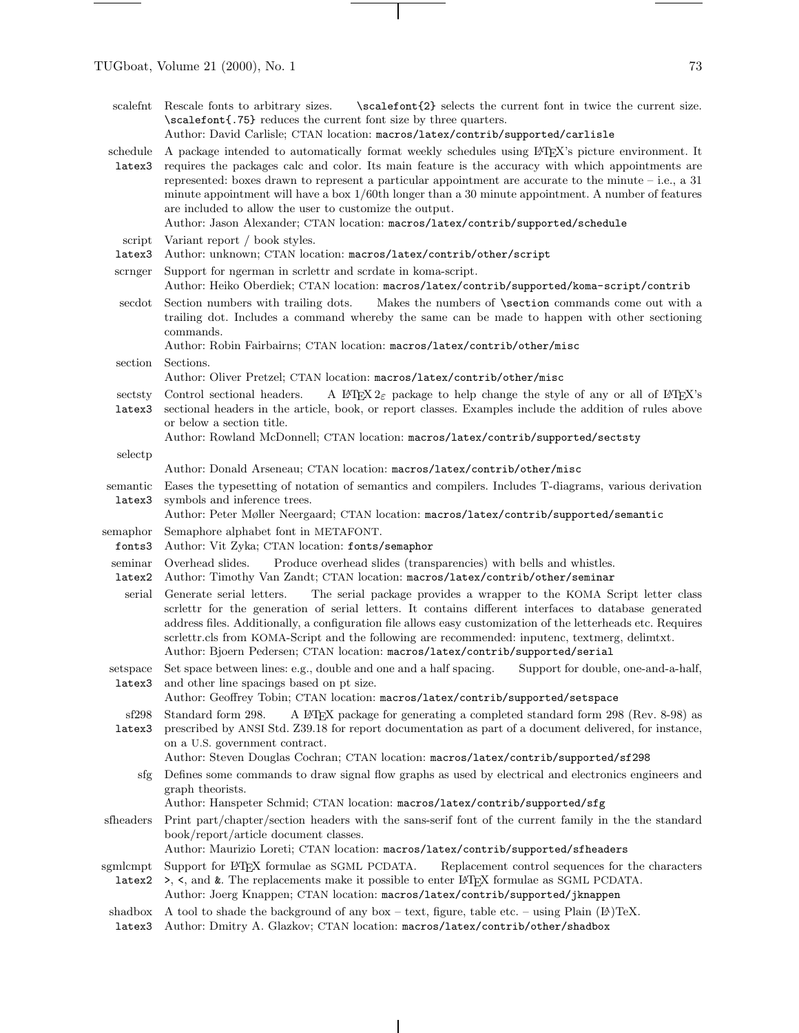**scalefnt** Rescale fonts to arbitrary sizes. `\scalefont{2}` selects the current font in twice the current size. `\scalefont{.75}` reduces the current font size by three quarters.
Author: David Carlisle; CTAN location: `macros/latex/contrib/supported/carlisle`

**schedule** (`latex3`) A package intended to automatically format weekly schedules using LaTeX's picture environment. It requires the packages calc and color. Its main feature is the accuracy with which appointments are represented: boxes drawn to represent a particular appointment are accurate to the minute – i.e., a 31 minute appointment will have a box 1/60th longer than a 30 minute appointment. A number of features are included to allow the user to customize the output.
Author: Jason Alexander; CTAN location: `macros/latex/contrib/supported/schedule`

**script** (`latex3`) Variant report / book styles.
Author: unknown; CTAN location: `macros/latex/contrib/other/script`

**scrnger** Support for ngerman in scrlettr and scrdate in koma-script.
Author: Heiko Oberdiek; CTAN location: `macros/latex/contrib/supported/koma-script/contrib`

**secdot** Section numbers with trailing dots. Makes the numbers of `\section` commands come out with a trailing dot. Includes a command whereby the same can be made to happen with other sectioning commands.
Author: Robin Fairbairns; CTAN location: `macros/latex/contrib/other/misc`

**section** Sections.
Author: Oliver Pretzel; CTAN location: `macros/latex/contrib/other/misc`

**sectsty** (`latex3`) Control sectional headers. A LaTeX 2ε package to help change the style of any or all of LaTeX's sectional headers in the article, book, or report classes. Examples include the addition of rules above or below a section title.
Author: Rowland McDonnell; CTAN location: `macros/latex/contrib/supported/sectsty`

**selectp**
Author: Donald Arseneau; CTAN location: `macros/latex/contrib/other/misc`

**semantic** (`latex3`) Eases the typesetting of notation of semantics and compilers. Includes T-diagrams, various derivation symbols and inference trees.
Author: Peter Møller Neergaard; CTAN location: `macros/latex/contrib/supported/semantic`

**semaphor** (`fonts3`) Semaphore alphabet font in METAFONT.
Author: Vit Zyka; CTAN location: `fonts/semaphor`

**seminar** (`latex2`) Overhead slides. Produce overhead slides (transparencies) with bells and whistles.
Author: Timothy Van Zandt; CTAN location: `macros/latex/contrib/other/seminar`

**serial** Generate serial letters. The serial package provides a wrapper to the KOMA Script letter class scrlettr for the generation of serial letters. It contains different interfaces to database generated address files. Additionally, a configuration file allows easy customization of the letterheads etc. Requires scrlettr.cls from KOMA-Script and the following are recommended: inputenc, textmerg, delimtxt.
Author: Bjoern Pedersen; CTAN location: `macros/latex/contrib/supported/serial`

**setspace** (`latex3`) Set space between lines: e.g., double and one and a half spacing. Support for double, one-and-a-half, and other line spacings based on pt size.
Author: Geoffrey Tobin; CTAN location: `macros/latex/contrib/supported/setspace`

**sf298** (`latex3`) Standard form 298. A LaTeX package for generating a completed standard form 298 (Rev. 8-98) as prescribed by ANSI Std. Z39.18 for report documentation as part of a document delivered, for instance, on a U.S. government contract.
Author: Steven Douglas Cochran; CTAN location: `macros/latex/contrib/supported/sf298`

**sfg** Defines some commands to draw signal flow graphs as used by electrical and electronics engineers and graph theorists.
Author: Hanspeter Schmid; CTAN location: `macros/latex/contrib/supported/sfg`

**sfheaders** Print part/chapter/section headers with the sans-serif font of the current family in the the standard book/report/article document classes.
Author: Maurizio Loreti; CTAN location: `macros/latex/contrib/supported/sfheaders`

**sgmlcmpt** (`latex2`) Support for LaTeX formulae as SGML PCDATA. Replacement control sequences for the characters `>`, `<`, and `&`. The replacements make it possible to enter LaTeX formulae as SGML PCDATA.
Author: Joerg Knappen; CTAN location: `macros/latex/contrib/supported/jknappen`

**shadbox** (`latex3`) A tool to shade the background of any box – text, figure, table etc. – using Plain (LA)TeX.
Author: Dmitry A. Glazkov; CTAN location: `macros/latex/contrib/other/shadbox`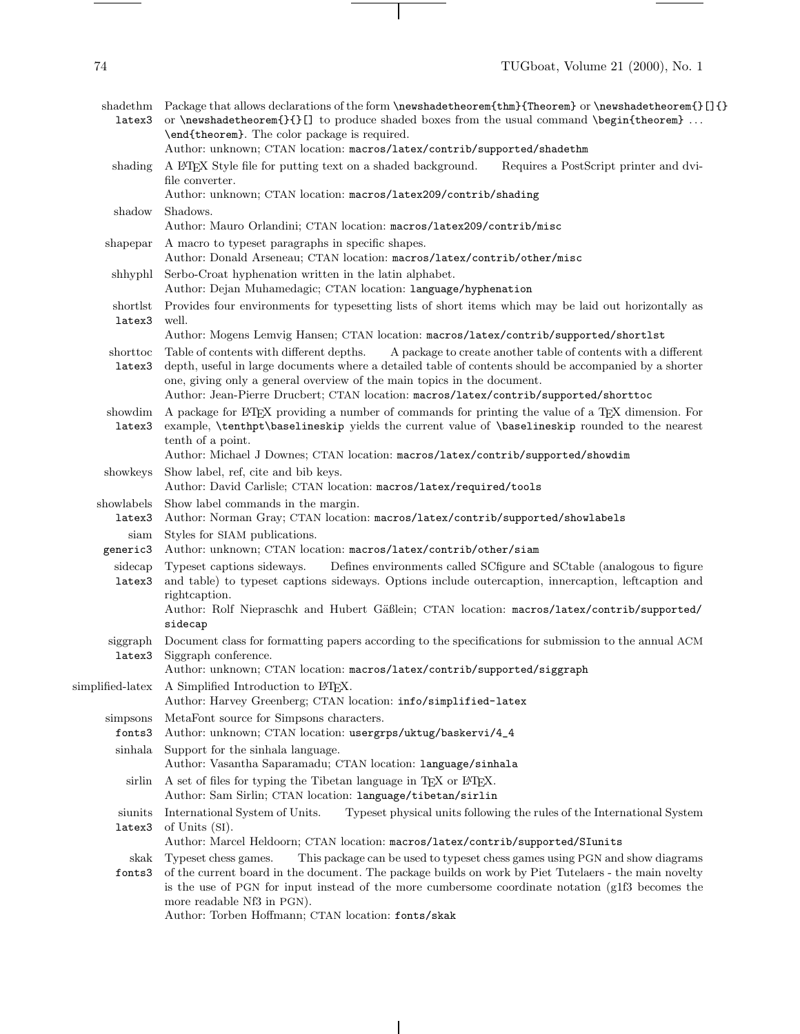**shadethm** (latex3) Package that allows declarations of the form `\newshadetheorem{thm}{Theorem}` or `\newshadetheorem{}[]{}` or `\newshadetheorem{}{}[]` to produce shaded boxes from the usual command `\begin{theorem}` ... `\end{theorem}`. The color package is required.
Author: unknown; CTAN location: `macros/latex/contrib/supported/shadethm`

**shading** A LaTeX Style file for putting text on a shaded background. Requires a PostScript printer and dvi-file converter.
Author: unknown; CTAN location: `macros/latex209/contrib/shading`

**shadow** Shadows.
Author: Mauro Orlandini; CTAN location: `macros/latex209/contrib/misc`

**shapepar** A macro to typeset paragraphs in specific shapes.
Author: Donald Arseneau; CTAN location: `macros/latex/contrib/other/misc`

**shhyphl** Serbo-Croat hyphenation written in the latin alphabet.
Author: Dejan Muhamedagic; CTAN location: `language/hyphenation`

**shortlst** (latex3) Provides four environments for typesetting lists of short items which may be laid out horizontally as well.
Author: Mogens Lemvig Hansen; CTAN location: `macros/latex/contrib/supported/shortlst`

**shorttoc** (latex3) Table of contents with different depths. A package to create another table of contents with a different depth, useful in large documents where a detailed table of contents should be accompanied by a shorter one, giving only a general overview of the main topics in the document.
Author: Jean-Pierre Drucbert; CTAN location: `macros/latex/contrib/supported/shorttoc`

**showdim** (latex3) A package for LaTeX providing a number of commands for printing the value of a TeX dimension. For example, `\tenthpt\baselineskip` yields the current value of `\baselineskip` rounded to the nearest tenth of a point.
Author: Michael J Downes; CTAN location: `macros/latex/contrib/supported/showdim`

**showkeys** Show label, ref, cite and bib keys.
Author: David Carlisle; CTAN location: `macros/latex/required/tools`

**showlabels** (latex3) Show label commands in the margin.
Author: Norman Gray; CTAN location: `macros/latex/contrib/supported/showlabels`

**siam** (generic3) Styles for SIAM publications.
Author: unknown; CTAN location: `macros/latex/contrib/other/siam`

**sidecap** (latex3) Typeset captions sideways. Defines environments called SCfigure and SCtable (analogous to figure and table) to typeset captions sideways. Options include outercaption, innercaption, leftcaption and rightcaption.
Author: Rolf Niepraschk and Hubert Gäßlein; CTAN location: `macros/latex/contrib/supported/sidecap`

**siggraph** (latex3) Document class for formatting papers according to the specifications for submission to the annual ACM Siggraph conference.
Author: unknown; CTAN location: `macros/latex/contrib/supported/siggraph`

**simplified-latex** A Simplified Introduction to LaTeX.
Author: Harvey Greenberg; CTAN location: `info/simplified-latex`

**simpsons** (fonts3) MetaFont source for Simpsons characters.
Author: unknown; CTAN location: `usergrps/uktug/baskervi/4_4`

**sinhala** Support for the sinhala language.
Author: Vasantha Saparamadu; CTAN location: `language/sinhala`

**sirlin** A set of files for typing the Tibetan language in TeX or LaTeX.
Author: Sam Sirlin; CTAN location: `language/tibetan/sirlin`

**siunits** (latex3) International System of Units. Typeset physical units following the rules of the International System of Units (SI).
Author: Marcel Heldoorn; CTAN location: `macros/latex/contrib/supported/SIunits`

**skak** (fonts3) Typeset chess games. This package can be used to typeset chess games using PGN and show diagrams of the current board in the document. The package builds on work by Piet Tutelaers - the main novelty is the use of PGN for input instead of the more cumbersome coordinate notation (g1f3 becomes the more readable Nf3 in PGN).
Author: Torben Hoffmann; CTAN location: `fonts/skak`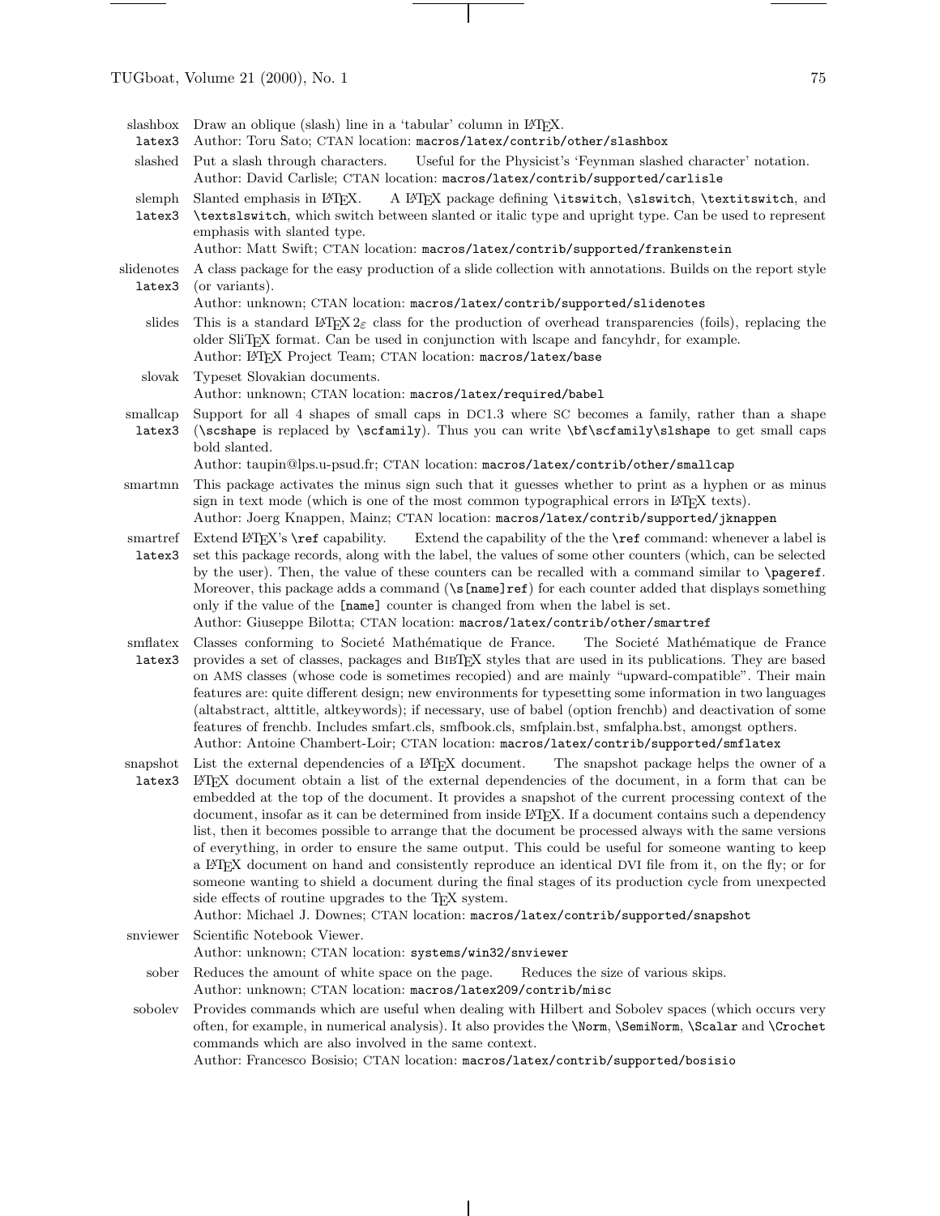**slashbox** `latex3` Draw an oblique (slash) line in a 'tabular' column in LaTeX.
Author: Toru Sato; CTAN location: `macros/latex/contrib/other/slashbox`

**slashed** Put a slash through characters. Useful for the Physicist's 'Feynman slashed character' notation.
Author: David Carlisle; CTAN location: `macros/latex/contrib/supported/carlisle`

**slemph** `latex3` Slanted emphasis in LaTeX. A LaTeX package defining `\itswitch`, `\slswitch`, `\textitswitch`, and `\textslswitch`, which switch between slanted or italic type and upright type. Can be used to represent emphasis with slanted type.
Author: Matt Swift; CTAN location: `macros/latex/contrib/supported/frankenstein`

**slidenotes** `latex3` A class package for the easy production of a slide collection with annotations. Builds on the report style (or variants).
Author: unknown; CTAN location: `macros/latex/contrib/supported/slidenotes`

**slides** This is a standard LaTeX $2_\varepsilon$ class for the production of overhead transparencies (foils), replacing the older SliTeX format. Can be used in conjunction with lscape and fancyhdr, for example.
Author: LaTeX Project Team; CTAN location: `macros/latex/base`

**slovak** Typeset Slovakian documents.
Author: unknown; CTAN location: `macros/latex/required/babel`

**smallcap** `latex3` Support for all 4 shapes of small caps in DC1.3 where SC becomes a family, rather than a shape (`\scshape` is replaced by `\scfamily`). Thus you can write `\bf\scfamily\slshape` to get small caps bold slanted.
Author: taupin@lps.u-psud.fr; CTAN location: `macros/latex/contrib/other/smallcap`

**smartmn** This package activates the minus sign such that it guesses whether to print as a hyphen or as minus sign in text mode (which is one of the most common typographical errors in LaTeX texts).
Author: Joerg Knappen, Mainz; CTAN location: `macros/latex/contrib/supported/jknappen`

**smartref** `latex3` Extend LaTeX's `\ref` capability. Extend the capability of the the `\ref` command: whenever a label is set this package records, along with the label, the values of some other counters (which, can be selected by the user). Then, the value of these counters can be recalled with a command similar to `\pageref`. Moreover, this package adds a command (`\s[name]ref`) for each counter added that displays something only if the value of the `[name]` counter is changed from when the label is set.
Author: Giuseppe Bilotta; CTAN location: `macros/latex/contrib/other/smartref`

**smflatex** `latex3` Classes conforming to Societé Mathématique de France. The Societé Mathématique de France provides a set of classes, packages and BibTeX styles that are used in its publications. They are based on AMS classes (whose code is sometimes recopied) and are mainly "upward-compatible". Their main features are: quite different design; new environments for typesetting some information in two languages (altabstract, alttitle, altkeywords); if necessary, use of babel (option frenchb) and deactivation of some features of frenchb. Includes smfart.cls, smfbook.cls, smfplain.bst, smfalpha.bst, amongst opthers.
Author: Antoine Chambert-Loir; CTAN location: `macros/latex/contrib/supported/smflatex`

**snapshot** `latex3` List the external dependencies of a LaTeX document. The snapshot package helps the owner of a LaTeX document obtain a list of the external dependencies of the document, in a form that can be embedded at the top of the document. It provides a snapshot of the current processing context of the document, insofar as it can be determined from inside LaTeX. If a document contains such a dependency list, then it becomes possible to arrange that the document be processed always with the same versions of everything, in order to ensure the same output. This could be useful for someone wanting to keep a LaTeX document on hand and consistently reproduce an identical DVI file from it, on the fly; or for someone wanting to shield a document during the final stages of its production cycle from unexpected side effects of routine upgrades to the TeX system.
Author: Michael J. Downes; CTAN location: `macros/latex/contrib/supported/snapshot`

**snviewer** Scientific Notebook Viewer.
Author: unknown; CTAN location: `systems/win32/snviewer`

**sober** Reduces the amount of white space on the page. Reduces the size of various skips.
Author: unknown; CTAN location: `macros/latex209/contrib/misc`

**sobolev** Provides commands which are useful when dealing with Hilbert and Sobolev spaces (which occurs very often, for example, in numerical analysis). It also provides the `\Norm`, `\SemiNorm`, `\Scalar` and `\Crochet` commands which are also involved in the same context.
Author: Francesco Bosisio; CTAN location: `macros/latex/contrib/supported/bosisio`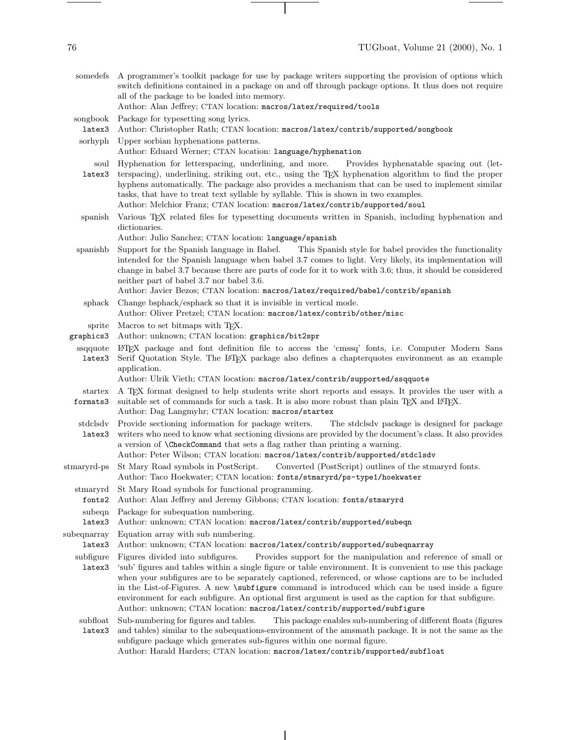**somedefs** A programmer's toolkit package for use by package writers supporting the provision of options which switch definitions contained in a package on and off through package options. It thus does not require all of the package to be loaded into memory.
Author: Alan Jeffrey; CTAN location: `macros/latex/required/tools`

**songbook** (`latex3`) Package for typesetting song lyrics.
Author: Christopher Rath; CTAN location: `macros/latex/contrib/supported/songbook`

**sorhyph** Upper sorbian hyphenations patterns.
Author: Eduard Werner; CTAN location: `language/hyphenation`

**soul** (`latex3`) Hyphenation for letterspacing, underlining, and more. Provides hyphenatable spacing out (letterspacing), underlining, striking out, etc., using the TEX hyphenation algorithm to find the proper hyphens automatically. The package also provides a mechanism that can be used to implement similar tasks, that have to treat text syllable by syllable. This is shown in two examples.
Author: Melchior Franz; CTAN location: `macros/latex/contrib/supported/soul`

**spanish** Various TEX related files for typesetting documents written in Spanish, including hyphenation and dictionaries.
Author: Julio Sanchez; CTAN location: `language/spanish`

**spanishb** Support for the Spanish language in Babel. This Spanish style for babel provides the functionality intended for the Spanish language when babel 3.7 comes to light. Very likely, its implementation will change in babel 3.7 because there are parts of code for it to work with 3.6; thus, it should be considered neither part of babel 3.7 nor babel 3.6.
Author: Javier Bezos; CTAN location: `macros/latex/required/babel/contrib/spanish`

**sphack** Change bsphack/esphack so that it is invisible in vertical mode.
Author: Oliver Pretzel; CTAN location: `macros/latex/contrib/other/misc`

**sprite** (`graphics3`) Macros to set bitmaps with TEX.
Author: unknown; CTAN location: `graphics/bit2spr`

**ssqquote** (`latex3`) LATEX package and font definition file to access the 'cmssq' fonts, i.e. Computer Modern Sans Serif Quotation Style. The LATEX package also defines a chapterquotes environment as an example application.
Author: Ulrik Vieth; CTAN location: `macros/latex/contrib/supported/ssqquote`

**startex** (`formats3`) A TEX format designed to help students write short reports and essays. It provides the user with a suitable set of commands for such a task. It is also more robust than plain TEX and LATEX.
Author: Dag Langmyhr; CTAN location: `macros/startex`

**stdclsdv** (`latex3`) Provide sectioning information for package writers. The stdclsdv package is designed for package writers who need to know what sectioning divsions are provided by the document's class. It also provides a version of `\CheckCommand` that sets a flag rather than printing a warning.
Author: Peter Wilson; CTAN location: `macros/latex/contrib/supported/stdclsdv`

**stmaryrd-ps** St Mary Road symbols in PostScript. Converted (PostScript) outlines of the stmaryrd fonts.
Author: Taco Hoekwater; CTAN location: `fonts/stmaryrd/ps-type1/hoekwater`

**stmaryrd** (`fonts2`) St Mary Road symbols for functional programming.
Author: Alan Jeffrey and Jeremy Gibbons; CTAN location: `fonts/stmaryrd`

**subeqn** (`latex3`) Package for subequation numbering.
Author: unknown; CTAN location: `macros/latex/contrib/supported/subeqn`

**subeqnarray** (`latex3`) Equation array with sub numbering.
Author: unknown; CTAN location: `macros/latex/contrib/supported/subeqnarray`

**subfigure** (`latex3`) Figures divided into subfigures. Provides support for the manipulation and reference of small or 'sub' figures and tables within a single figure or table environment. It is convenient to use this package when your subfigures are to be separately captioned, referenced, or whose captions are to be included in the List-of-Figures. A new `\subfigure` command is introduced which can be used inside a figure environment for each subfigure. An optional first argument is used as the caption for that subfigure.
Author: unknown; CTAN location: `macros/latex/contrib/supported/subfigure`

**subfloat** (`latex3`) Sub-numbering for figures and tables. This package enables sub-numbering of different floats (figures and tables) similar to the subequations-environment of the amsmath package. It is not the same as the subfigure package which generates sub-figures within one normal figure.
Author: Harald Harders; CTAN location: `macros/latex/contrib/supported/subfloat`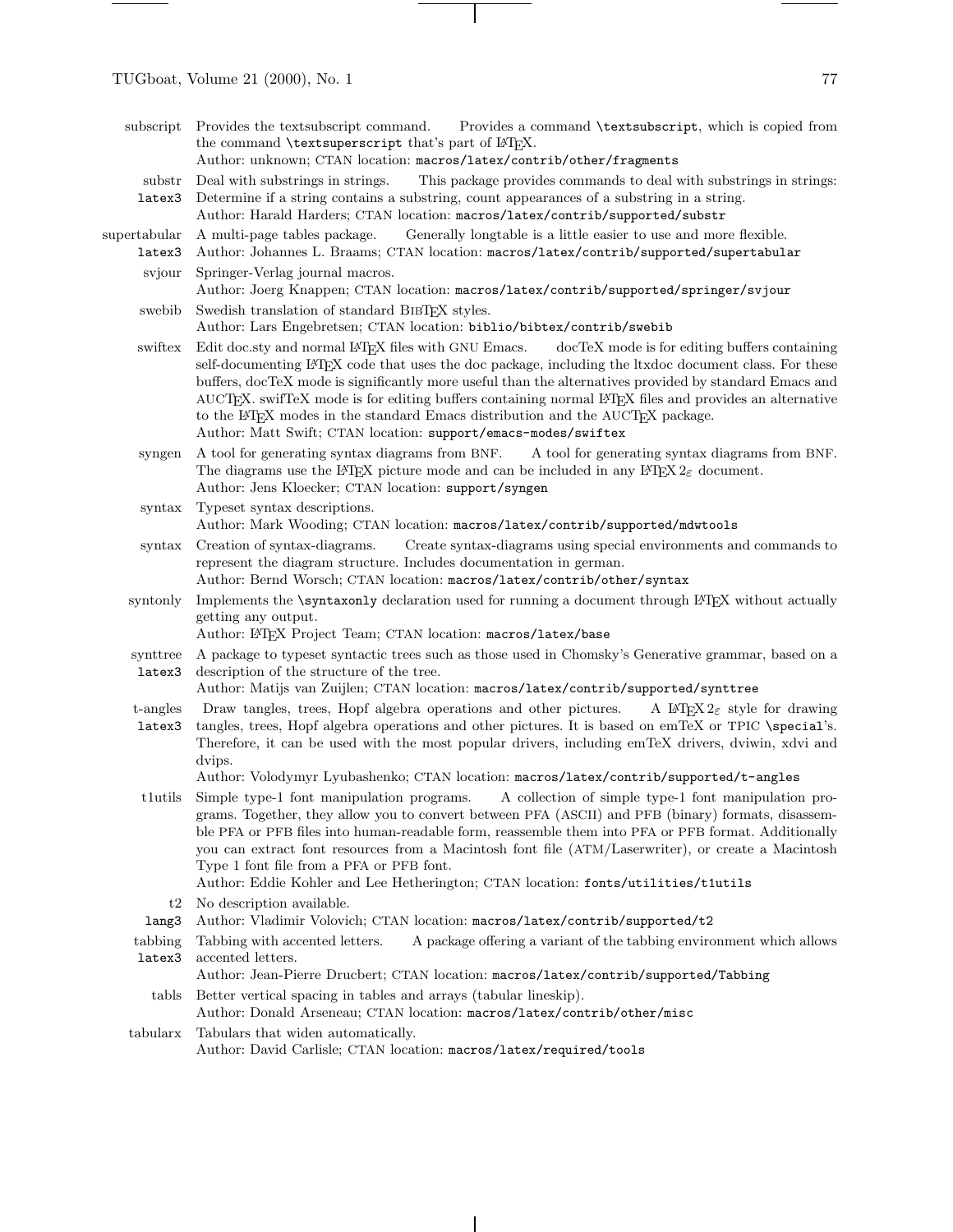**subscript** Provides the textsubscript command. Provides a command `\textsubscript`, which is copied from the command `\textsuperscript` that's part of LaTeX.
Author: unknown; CTAN location: `macros/latex/contrib/other/fragments`

**substr** `latex3` Deal with substrings in strings. This package provides commands to deal with substrings in strings: Determine if a string contains a substring, count appearances of a substring in a string.
Author: Harald Harders; CTAN location: `macros/latex/contrib/supported/substr`

**supertabular** `latex3` A multi-page tables package. Generally longtable is a little easier to use and more flexible.
Author: Johannes L. Braams; CTAN location: `macros/latex/contrib/supported/supertabular`

**svjour** Springer-Verlag journal macros.
Author: Joerg Knappen; CTAN location: `macros/latex/contrib/supported/springer/svjour`

**swebib** Swedish translation of standard BibTeX styles.
Author: Lars Engebretsen; CTAN location: `biblio/bibtex/contrib/swebib`

**swiftex** Edit doc.sty and normal LaTeX files with GNU Emacs. docTeX mode is for editing buffers containing self-documenting LaTeX code that uses the doc package, including the ltxdoc document class. For these buffers, docTeX mode is significantly more useful than the alternatives provided by standard Emacs and AUCTeX. swifTeX mode is for editing buffers containing normal LaTeX files and provides an alternative to the LaTeX modes in the standard Emacs distribution and the AUCTeX package.
Author: Matt Swift; CTAN location: `support/emacs-modes/swiftex`

**syngen** A tool for generating syntax diagrams from BNF. A tool for generating syntax diagrams from BNF. The diagrams use the LaTeX picture mode and can be included in any LaTeX $2_\varepsilon$ document.
Author: Jens Kloecker; CTAN location: `support/syngen`

**syntax** Typeset syntax descriptions.
Author: Mark Wooding; CTAN location: `macros/latex/contrib/supported/mdwtools`

**syntax** Creation of syntax-diagrams. Create syntax-diagrams using special environments and commands to represent the diagram structure. Includes documentation in german.
Author: Bernd Worsch; CTAN location: `macros/latex/contrib/other/syntax`

**syntonly** Implements the `\syntaxonly` declaration used for running a document through LaTeX without actually getting any output.
Author: LaTeX Project Team; CTAN location: `macros/latex/base`

**synttree** `latex3` A package to typeset syntactic trees such as those used in Chomsky's Generative grammar, based on a description of the structure of the tree.
Author: Matijs van Zuijlen; CTAN location: `macros/latex/contrib/supported/synttree`

**t-angles** `latex3` Draw tangles, trees, Hopf algebra operations and other pictures. A LaTeX $2_\varepsilon$ style for drawing tangles, trees, Hopf algebra operations and other pictures. It is based on emTeX or TPIC `\special`'s. Therefore, it can be used with the most popular drivers, including emTeX drivers, dviwin, xdvi and dvips.
Author: Volodymyr Lyubashenko; CTAN location: `macros/latex/contrib/supported/t-angles`

**t1utils** Simple type-1 font manipulation programs. A collection of simple type-1 font manipulation programs. Together, they allow you to convert between PFA (ASCII) and PFB (binary) formats, disassemble PFA or PFB files into human-readable form, reassemble them into PFA or PFB format. Additionally you can extract font resources from a Macintosh font file (ATM/Laserwriter), or create a Macintosh Type 1 font file from a PFA or PFB font.
Author: Eddie Kohler and Lee Hetherington; CTAN location: `fonts/utilities/t1utils`

**t2** `lang3` No description available.
Author: Vladimir Volovich; CTAN location: `macros/latex/contrib/supported/t2`

**tabbing** `latex3` Tabbing with accented letters. A package offering a variant of the tabbing environment which allows accented letters.
Author: Jean-Pierre Drucbert; CTAN location: `macros/latex/contrib/supported/Tabbing`

**tabls** Better vertical spacing in tables and arrays (tabular lineskip).
Author: Donald Arseneau; CTAN location: `macros/latex/contrib/other/misc`

**tabularx** Tabulars that widen automatically.
Author: David Carlisle; CTAN location: `macros/latex/required/tools`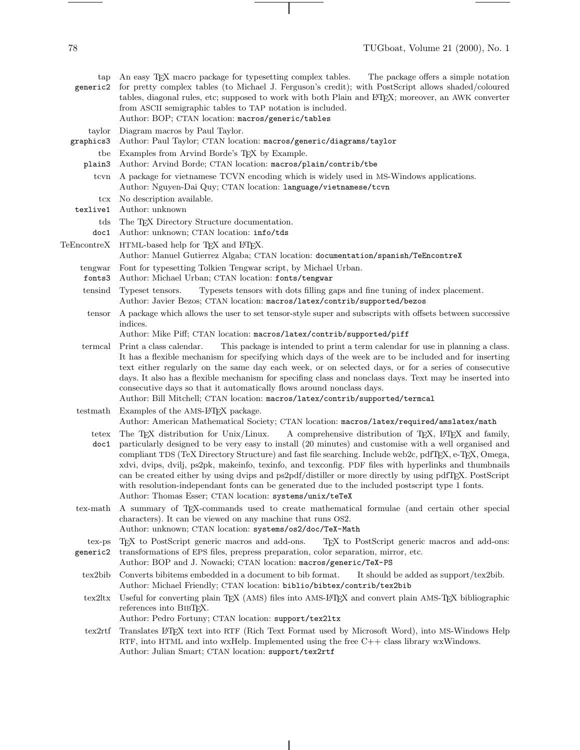**tap** generic2 — An easy TeX macro package for typesetting complex tables. The package offers a simple notation for pretty complex tables (to Michael J. Ferguson's credit); with PostScript allows shaded/coloured tables, diagonal rules, etc; supposed to work with both Plain and LaTeX; moreover, an AWK converter from ASCII semigraphic tables to TAP notation is included.
Author: BOP; CTAN location: `macros/generic/tables`

**taylor** graphics3 — Diagram macros by Paul Taylor.
Author: Paul Taylor; CTAN location: `macros/generic/diagrams/taylor`

**tbe** plain3 — Examples from Arvind Borde's TeX by Example.
Author: Arvind Borde; CTAN location: `macros/plain/contrib/tbe`

**tcvn** — A package for vietnamese TCVN encoding which is widely used in MS-Windows applications.
Author: Nguyen-Dai Quy; CTAN location: `language/vietnamese/tcvn`

**tcx** texlive1 — No description available.
Author: unknown

**tds** doc1 — The TeX Directory Structure documentation.
Author: unknown; CTAN location: `info/tds`

**TeEncontreX** — HTML-based help for TeX and LaTeX.
Author: Manuel Gutierrez Algaba; CTAN location: `documentation/spanish/TeEncontreX`

**tengwar** fonts3 — Font for typesetting Tolkien Tengwar script, by Michael Urban.
Author: Michael Urban; CTAN location: `fonts/tengwar`

**tensind** — Typeset tensors. Typesets tensors with dots filling gaps and fine tuning of index placement.
Author: Javier Bezos; CTAN location: `macros/latex/contrib/supported/bezos`

**tensor** — A package which allows the user to set tensor-style super and subscripts with offsets between successive indices.
Author: Mike Piff; CTAN location: `macros/latex/contrib/supported/piff`

**termcal** — Print a class calendar. This package is intended to print a term calendar for use in planning a class. It has a flexible mechanism for specifying which days of the week are to be included and for inserting text either regularly on the same day each week, or on selected days, or for a series of consecutive days. It also has a flexible mechanism for specifing class and nonclass days. Text may be inserted into consecutive days so that it automatically flows around nonclass days.
Author: Bill Mitchell; CTAN location: `macros/latex/contrib/supported/termcal`

**testmath** — Examples of the AMS-LaTeX package.
Author: American Mathematical Society; CTAN location: `macros/latex/required/amslatex/math`

**tetex** doc1 — The TeX distribution for Unix/Linux. A comprehensive distribution of TeX, LaTeX and family, particularly designed to be very easy to install (20 minutes) and customise with a well organised and compliant TDS (TeX Directory Structure) and fast file searching. Include web2c, pdfTeX, e-TeX, Omega, xdvi, dvips, dvilj, ps2pk, makeinfo, texinfo, and texconfig. PDF files with hyperlinks and thumbnails can be created either by using dvips and ps2pdf/distiller or more directly by using pdfTeX. PostScript with resolution-independant fonts can be generated due to the included postscript type 1 fonts.
Author: Thomas Esser; CTAN location: `systems/unix/teTeX`

**tex-math** — A summary of TeX-commands used to create mathematical formulae (and certain other special characters). It can be viewed on any machine that runs OS2.
Author: unknown; CTAN location: `systems/os2/doc/TeX-Math`

**tex-ps** generic2 — TeX to PostScript generic macros and add-ons. TeX to PostScript generic macros and add-ons: transformations of EPS files, prepress preparation, color separation, mirror, etc.
Author: BOP and J. Nowacki; CTAN location: `macros/generic/TeX-PS`

**tex2bib** — Converts bibitems embedded in a document to bib format. It should be added as support/tex2bib.
Author: Michael Friendly; CTAN location: `biblio/bibtex/contrib/tex2bib`

**tex2ltx** — Useful for converting plain TeX (AMS) files into AMS-LaTeX and convert plain AMS-TeX bibliographic references into BibTeX.
Author: Pedro Fortuny; CTAN location: `support/tex2ltx`

**tex2rtf** — Translates LaTeX text into RTF (Rich Text Format used by Microsoft Word), into MS-Windows Help RTF, into HTML and into wxHelp. Implemented using the free C++ class library wxWindows.
Author: Julian Smart; CTAN location: `support/tex2rtf`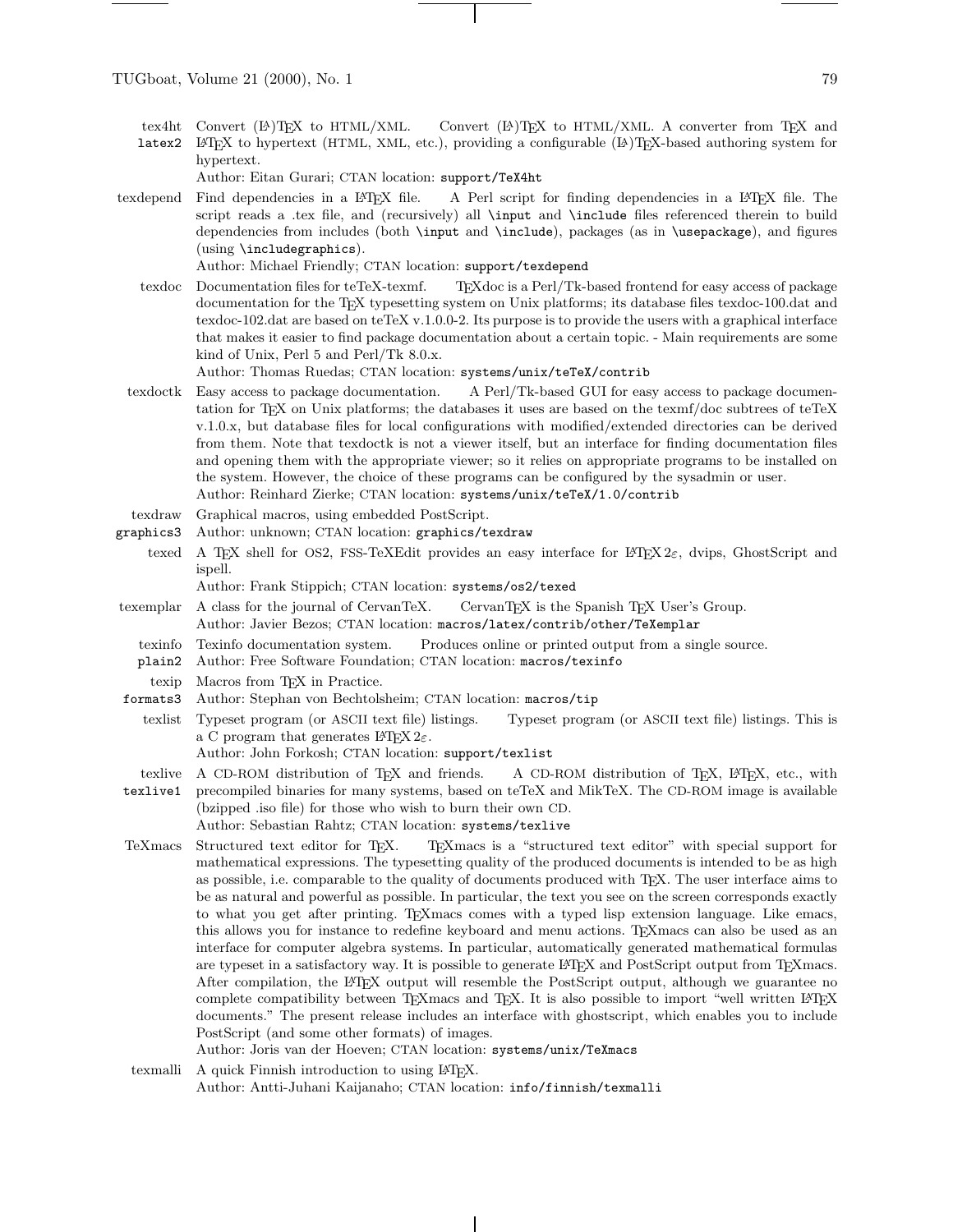**tex4ht** `latex2` Convert (LA)TeX to HTML/XML. Convert (LA)TeX to HTML/XML. A converter from TeX and LaTeX to hypertext (HTML, XML, etc.), providing a configurable (LA)TeX-based authoring system for hypertext.
Author: Eitan Gurari; CTAN location: `support/TeX4ht`

**texdepend** Find dependencies in a LaTeX file. A Perl script for finding dependencies in a LaTeX file. The script reads a .tex file, and (recursively) all `\input` and `\include` files referenced therein to build dependencies from includes (both `\input` and `\include`), packages (as in `\usepackage`), and figures (using `\includegraphics`).
Author: Michael Friendly; CTAN location: `support/texdepend`

**texdoc** Documentation files for teTeX-texmf. TeXdoc is a Perl/Tk-based frontend for easy access of package documentation for the TeX typesetting system on Unix platforms; its database files texdoc-100.dat and texdoc-102.dat are based on teTeX v.1.0.0-2. Its purpose is to provide the users with a graphical interface that makes it easier to find package documentation about a certain topic. - Main requirements are some kind of Unix, Perl 5 and Perl/Tk 8.0.x.
Author: Thomas Ruedas; CTAN location: `systems/unix/teTeX/contrib`

**texdoctk** Easy access to package documentation. A Perl/Tk-based GUI for easy access to package documentation for TeX on Unix platforms; the databases it uses are based on the texmf/doc subtrees of teTeX v.1.0.x, but database files for local configurations with modified/extended directories can be derived from them. Note that texdoctk is not a viewer itself, but an interface for finding documentation files and opening them with the appropriate viewer; so it relies on appropriate programs to be installed on the system. However, the choice of these programs can be configured by the sysadmin or user.
Author: Reinhard Zierke; CTAN location: `systems/unix/teTeX/1.0/contrib`

**texdraw** `graphics3` Graphical macros, using embedded PostScript.
Author: unknown; CTAN location: `graphics/texdraw`

**texed** A TeX shell for OS2, FSS-TeXEdit provides an easy interface for LaTeX 2ε, dvips, GhostScript and ispell.
Author: Frank Stippich; CTAN location: `systems/os2/texed`

**texemplar** A class for the journal of CervanTeX. CervanTeX is the Spanish TeX User's Group.
Author: Javier Bezos; CTAN location: `macros/latex/contrib/other/TeXemplar`

**texinfo** `plain2` Texinfo documentation system. Produces online or printed output from a single source.
Author: Free Software Foundation; CTAN location: `macros/texinfo`

**texip** `formats3` Macros from TeX in Practice.
Author: Stephan von Bechtolsheim; CTAN location: `macros/tip`

**texlist** Typeset program (or ASCII text file) listings. Typeset program (or ASCII text file) listings. This is a C program that generates LaTeX 2ε.
Author: John Forkosh; CTAN location: `support/texlist`

**texlive** `texlive1` A CD-ROM distribution of TeX and friends. A CD-ROM distribution of TeX, LaTeX, etc., with precompiled binaries for many systems, based on teTeX and MikTeX. The CD-ROM image is available (bzipped .iso file) for those who wish to burn their own CD.
Author: Sebastian Rahtz; CTAN location: `systems/texlive`

**TeXmacs** Structured text editor for TeX. TeXmacs is a "structured text editor" with special support for mathematical expressions. The typesetting quality of the produced documents is intended to be as high as possible, i.e. comparable to the quality of documents produced with TeX. The user interface aims to be as natural and powerful as possible. In particular, the text you see on the screen corresponds exactly to what you get after printing. TeXmacs comes with a typed lisp extension language. Like emacs, this allows you for instance to redefine keyboard and menu actions. TeXmacs can also be used as an interface for computer algebra systems. In particular, automatically generated mathematical formulas are typeset in a satisfactory way. It is possible to generate LaTeX and PostScript output from TeXmacs. After compilation, the LaTeX output will resemble the PostScript output, although we guarantee no complete compatibility between TeXmacs and TeX. It is also possible to import "well written LaTeX documents." The present release includes an interface with ghostscript, which enables you to include PostScript (and some other formats) of images.
Author: Joris van der Hoeven; CTAN location: `systems/unix/TeXmacs`

**texmalli** A quick Finnish introduction to using LaTeX.
Author: Antti-Juhani Kaijanaho; CTAN location: `info/finnish/texmalli`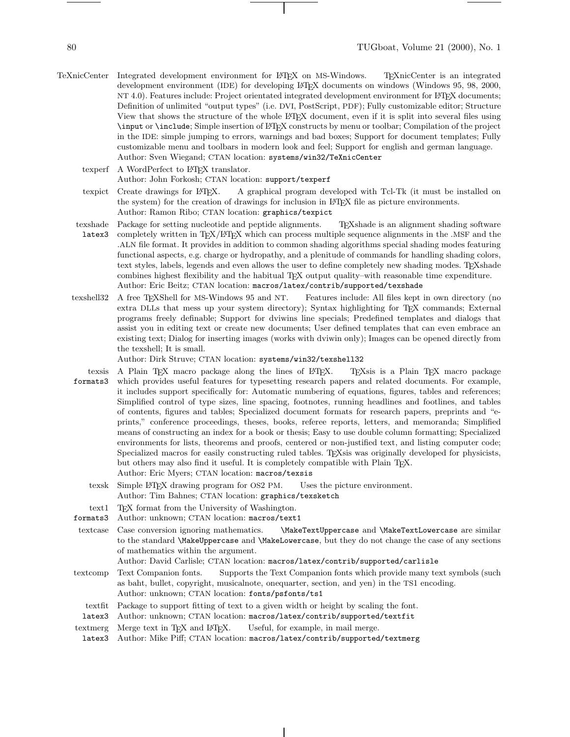**TeXnicCenter** Integrated development environment for LaTeX on MS-Windows. TeXnicCenter is an integrated development environment (IDE) for developing LaTeX documents on windows (Windows 95, 98, 2000, NT 4.0). Features include: Project orientated integrated development environment for LaTeX documents; Definition of unlimited "output types" (i.e. DVI, PostScript, PDF); Fully customizable editor; Structure View that shows the structure of the whole LaTeX document, even if it is split into several files using `\input` or `\include`; Simple insertion of LaTeX constructs by menu or toolbar; Compilation of the project in the IDE: simple jumping to errors, warnings and bad boxes; Support for document templates; Fully customizable menu and toolbars in modern look and feel; Support for english and german language.
Author: Sven Wiegand; CTAN location: `systems/win32/TeXnicCenter`

**texperf** A WordPerfect to LaTeX translator.
Author: John Forkosh; CTAN location: `support/texperf`

**texpict** Create drawings for LaTeX. A graphical program developed with Tcl-Tk (it must be installed on the system) for the creation of drawings for inclusion in LaTeX file as picture environments.
Author: Ramon Ribo; CTAN location: `graphics/texpict`

**texshade** `latex3` Package for setting nucleotide and peptide alignments. TeXshade is an alignment shading software completely written in TeX/LaTeX which can process multiple sequence alignments in the .MSF and the .ALN file format. It provides in addition to common shading algorithms special shading modes featuring functional aspects, e.g. charge or hydropathy, and a plenitude of commands for handling shading colors, text styles, labels, legends and even allows the user to define completely new shading modes. TeXshade combines highest flexibility and the habitual TeX output quality–with reasonable time expenditure.
Author: Eric Beitz; CTAN location: `macros/latex/contrib/supported/texshade`

**texshell32** A free TeXShell for MS-Windows 95 and NT. Features include: All files kept in own directory (no extra DLLs that mess up your system directory); Syntax highlighting for TeX commands; External programs freely definable; Support for dviwins line specials; Predefined templates and dialogs that assist you in editing text or create new documents; User defined templates that can even embrace an existing text; Dialog for inserting images (works with dviwin only); Images can be opened directly from the texshell; It is small.
Author: Dirk Struve; CTAN location: `systems/win32/texshell32`

**texsis** `formats3` A Plain TeX macro package along the lines of LaTeX. TeXsis is a Plain TeX macro package which provides useful features for typesetting research papers and related documents. For example, it includes support specifically for: Automatic numbering of equations, figures, tables and references; Simplified control of type sizes, line spacing, footnotes, running headlines and footlines, and tables of contents, figures and tables; Specialized document formats for research papers, preprints and "e-prints," conference proceedings, theses, books, referee reports, letters, and memoranda; Simplified means of constructing an index for a book or thesis; Easy to use double column formatting; Specialized environments for lists, theorems and proofs, centered or non-justified text, and listing computer code; Specialized macros for easily constructing ruled tables. TeXsis was originally developed for physicists, but others may also find it useful. It is completely compatible with Plain TeX.
Author: Eric Myers; CTAN location: `macros/texsis`

**texsk** Simple LaTeX drawing program for OS2 PM. Uses the picture environment.
Author: Tim Bahnes; CTAN location: `graphics/texsketch`

**text1** `formats3` TeX format from the University of Washington.
Author: unknown; CTAN location: `macros/text1`

**textcase** Case conversion ignoring mathematics. `\MakeTextUppercase` and `\MakeTextLowercase` are similar to the standard `\MakeUppercase` and `\MakeLowercase`, but they do not change the case of any sections of mathematics within the argument.
Author: David Carlisle; CTAN location: `macros/latex/contrib/supported/carlisle`

**textcomp** Text Companion fonts. Supports the Text Companion fonts which provide many text symbols (such as baht, bullet, copyright, musicalnote, onequarter, section, and yen) in the TS1 encoding.
Author: unknown; CTAN location: `fonts/psfonts/ts1`

**textfit** `latex3` Package to support fitting of text to a given width or height by scaling the font.
Author: unknown; CTAN location: `macros/latex/contrib/supported/textfit`

**textmerg** `latex3` Merge text in TeX and LaTeX. Useful, for example, in mail merge.
Author: Mike Piff; CTAN location: `macros/latex/contrib/supported/textmerg`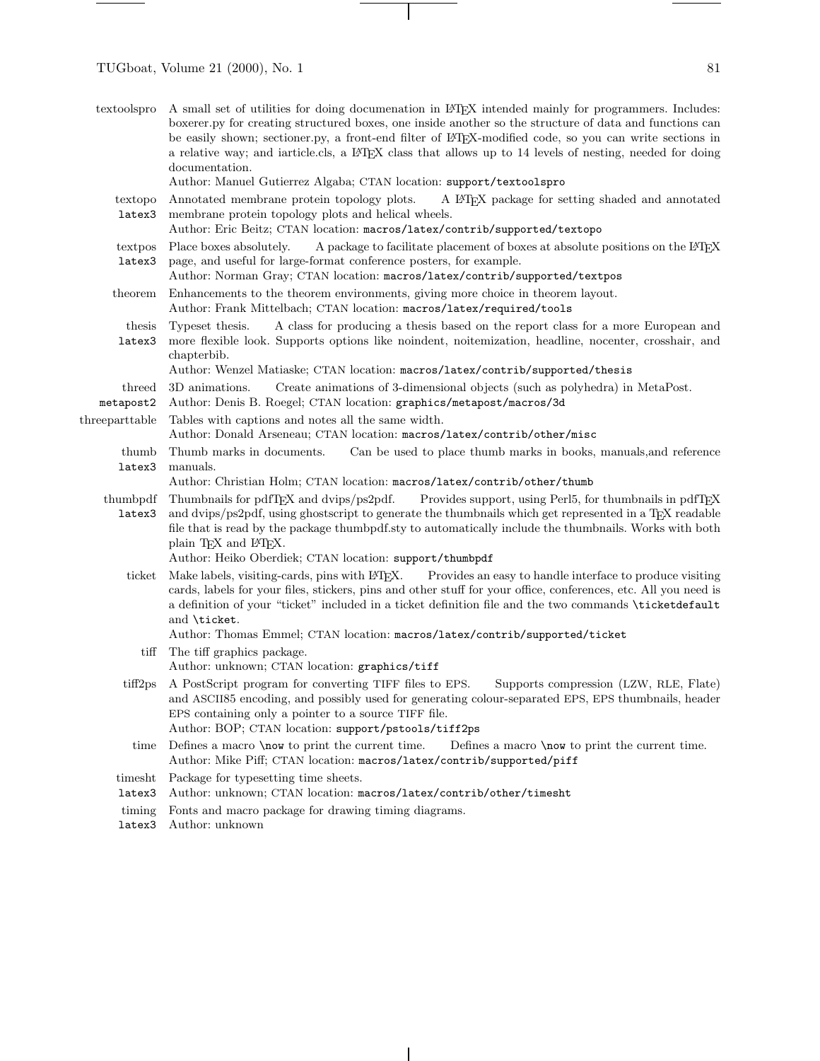**textoolspro** A small set of utilities for doing documenation in LaTeX intended mainly for programmers. Includes: boxerer.py for creating structured boxes, one inside another so the structure of data and functions can be easily shown; sectioner.py, a front-end filter of LaTeX-modified code, so you can write sections in a relative way; and iarticle.cls, a LaTeX class that allows up to 14 levels of nesting, needed for doing documentation.
Author: Manuel Gutierrez Algaba; CTAN location: `support/textoolspro`

**textopo** (`latex3`) Annotated membrane protein topology plots. A LaTeX package for setting shaded and annotated membrane protein topology plots and helical wheels.
Author: Eric Beitz; CTAN location: `macros/latex/contrib/supported/textopo`

**textpos** (`latex3`) Place boxes absolutely. A package to facilitate placement of boxes at absolute positions on the LaTeX page, and useful for large-format conference posters, for example.
Author: Norman Gray; CTAN location: `macros/latex/contrib/supported/textpos`

**theorem** Enhancements to the theorem environments, giving more choice in theorem layout.
Author: Frank Mittelbach; CTAN location: `macros/latex/required/tools`

**thesis** (`latex3`) Typeset thesis. A class for producing a thesis based on the report class for a more European and more flexible look. Supports options like noindent, noitemization, headline, nocenter, crosshair, and chapterbib.
Author: Wenzel Matiaske; CTAN location: `macros/latex/contrib/supported/thesis`

**threed** (`metapost2`) 3D animations. Create animations of 3-dimensional objects (such as polyhedra) in MetaPost.
Author: Denis B. Roegel; CTAN location: `graphics/metapost/macros/3d`

**threeparttable** Tables with captions and notes all the same width.
Author: Donald Arseneau; CTAN location: `macros/latex/contrib/other/misc`

**thumb** (`latex3`) Thumb marks in documents. Can be used to place thumb marks in books, manuals,and reference manuals.
Author: Christian Holm; CTAN location: `macros/latex/contrib/other/thumb`

**thumbpdf** (`latex3`) Thumbnails for pdfTeX and dvips/ps2pdf. Provides support, using Perl5, for thumbnails in pdfTeX and dvips/ps2pdf, using ghostscript to generate the thumbnails which get represented in a TeX readable file that is read by the package thumbpdf.sty to automatically include the thumbnails. Works with both plain TeX and LaTeX.
Author: Heiko Oberdiek; CTAN location: `support/thumbpdf`

**ticket** Make labels, visiting-cards, pins with LaTeX. Provides an easy to handle interface to produce visiting cards, labels for your files, stickers, pins and other stuff for your office, conferences, etc. All you need is a definition of your "ticket" included in a ticket definition file and the two commands `\ticketdefault` and `\ticket`.
Author: Thomas Emmel; CTAN location: `macros/latex/contrib/supported/ticket`

**tiff** The tiff graphics package.
Author: unknown; CTAN location: `graphics/tiff`

**tiff2ps** A PostScript program for converting TIFF files to EPS. Supports compression (LZW, RLE, Flate) and ASCII85 encoding, and possibly used for generating colour-separated EPS, EPS thumbnails, header EPS containing only a pointer to a source TIFF file.
Author: BOP; CTAN location: `support/pstools/tiff2ps`

**time** Defines a macro `\now` to print the current time. Defines a macro `\now` to print the current time.
Author: Mike Piff; CTAN location: `macros/latex/contrib/supported/piff`

**timesht** (`latex3`) Package for typesetting time sheets.
Author: unknown; CTAN location: `macros/latex/contrib/other/timesht`

**timing** (`latex3`) Fonts and macro package for drawing timing diagrams.
Author: unknown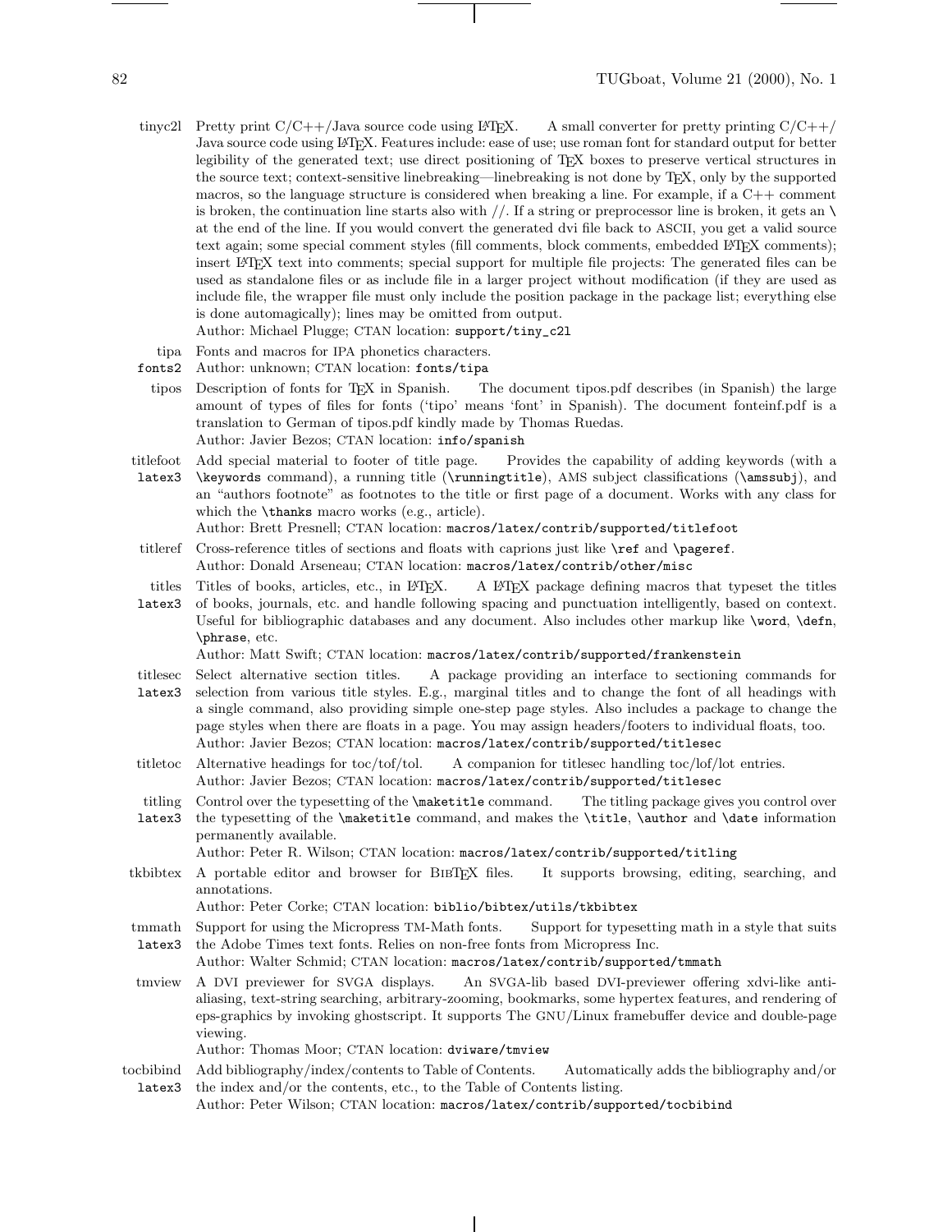**tinyc2l** Pretty print C/C++/Java source code using LaTeX. A small converter for pretty printing C/C++/Java source code using LaTeX. Features include: ease of use; use roman font for standard output for better legibility of the generated text; use direct positioning of TeX boxes to preserve vertical structures in the source text; context-sensitive linebreaking—linebreaking is not done by TeX, only by the supported macros, so the language structure is considered when breaking a line. For example, if a C++ comment is broken, the continuation line starts also with //. If a string or preprocessor line is broken, it gets an `\` at the end of the line. If you would convert the generated dvi file back to ASCII, you get a valid source text again; some special comment styles (fill comments, block comments, embedded LaTeX comments); insert LaTeX text into comments; special support for multiple file projects: The generated files can be used as standalone files or as include file in a larger project without modification (if they are used as include file, the wrapper file must only include the position package in the package list; everything else is done automagically); lines may be omitted from output.
Author: Michael Plugge; CTAN location: `support/tiny_c2l`

**tipa** `fonts2` Fonts and macros for IPA phonetics characters.
Author: unknown; CTAN location: `fonts/tipa`

**tipos** Description of fonts for TeX in Spanish. The document tipos.pdf describes (in Spanish) the large amount of types of files for fonts ('tipo' means 'font' in Spanish). The document fonteinf.pdf is a translation to German of tipos.pdf kindly made by Thomas Ruedas.
Author: Javier Bezos; CTAN location: `info/spanish`

**titlefoot** `latex3` Add special material to footer of title page. Provides the capability of adding keywords (with a `\keywords` command), a running title (`\runningtitle`), AMS subject classifications (`\amssubj`), and an "authors footnote" as footnotes to the title or first page of a document. Works with any class for which the `\thanks` macro works (e.g., article).
Author: Brett Presnell; CTAN location: `macros/latex/contrib/supported/titlefoot`

**titleref** Cross-reference titles of sections and floats with caprions just like `\ref` and `\pageref`.
Author: Donald Arseneau; CTAN location: `macros/latex/contrib/other/misc`

**titles** `latex3` Titles of books, articles, etc., in LaTeX. A LaTeX package defining macros that typeset the titles of books, journals, etc. and handle following spacing and punctuation intelligently, based on context. Useful for bibliographic databases and any document. Also includes other markup like `\word`, `\defn`, `\phrase`, etc.
Author: Matt Swift; CTAN location: `macros/latex/contrib/supported/frankenstein`

**titlesec** `latex3` Select alternative section titles. A package providing an interface to sectioning commands for selection from various title styles. E.g., marginal titles and to change the font of all headings with a single command, also providing simple one-step page styles. Also includes a package to change the page styles when there are floats in a page. You may assign headers/footers to individual floats, too.
Author: Javier Bezos; CTAN location: `macros/latex/contrib/supported/titlesec`

**titletoc** Alternative headings for toc/tof/tol. A companion for titlesec handling toc/lof/lot entries.
Author: Javier Bezos; CTAN location: `macros/latex/contrib/supported/titlesec`

**titling** `latex3` Control over the typesetting of the `\maketitle` command. The titling package gives you control over the typesetting of the `\maketitle` command, and makes the `\title`, `\author` and `\date` information permanently available.
Author: Peter R. Wilson; CTAN location: `macros/latex/contrib/supported/titling`

**tkbibtex** A portable editor and browser for BibTeX files. It supports browsing, editing, searching, and annotations.
Author: Peter Corke; CTAN location: `biblio/bibtex/utils/tkbibtex`

**tmmath** `latex3` Support for using the Micropress TM-Math fonts. Support for typesetting math in a style that suits the Adobe Times text fonts. Relies on non-free fonts from Micropress Inc.
Author: Walter Schmid; CTAN location: `macros/latex/contrib/supported/tmmath`

**tmview** A DVI previewer for SVGA displays. An SVGA-lib based DVI-previewer offering xdvi-like anti-aliasing, text-string searching, arbitrary-zooming, bookmarks, some hypertex features, and rendering of eps-graphics by invoking ghostscript. It supports The GNU/Linux framebuffer device and double-page viewing.
Author: Thomas Moor; CTAN location: `dviware/tmview`

**tocbibind** `latex3` Add bibliography/index/contents to Table of Contents. Automatically adds the bibliography and/or the index and/or the contents, etc., to the Table of Contents listing.
Author: Peter Wilson; CTAN location: `macros/latex/contrib/supported/tocbibind`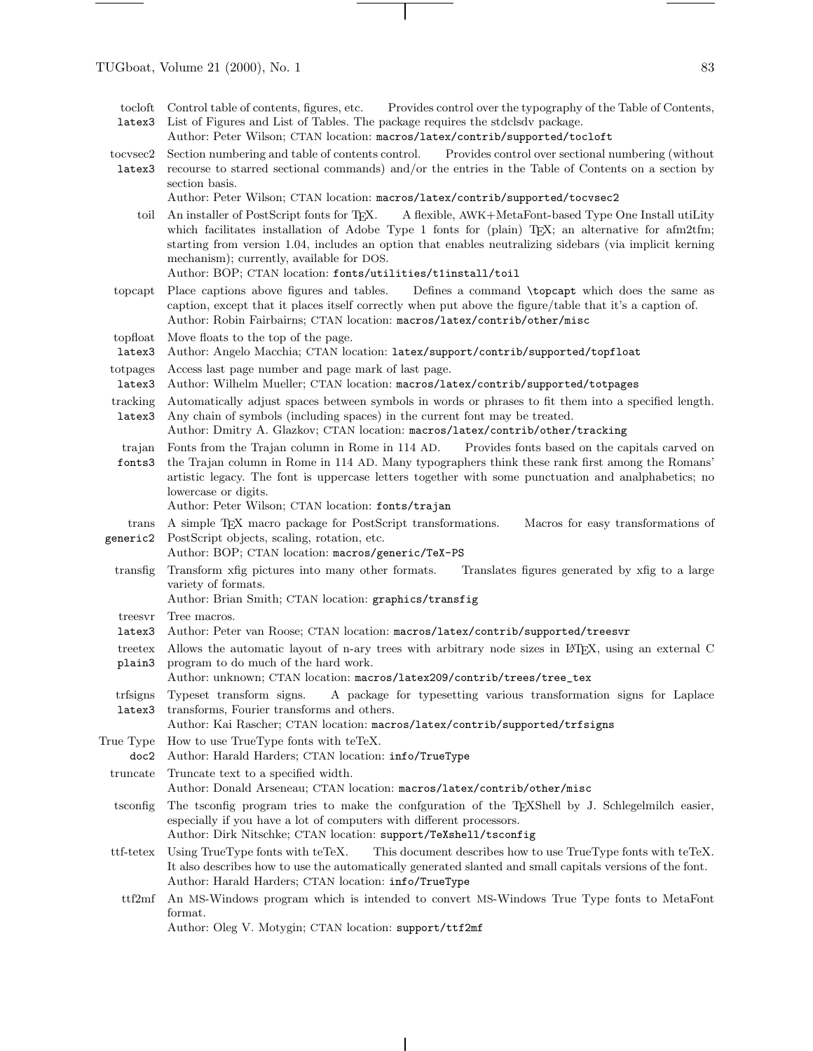**tocloft** `latex3` — Control table of contents, figures, etc. Provides control over the typography of the Table of Contents, List of Figures and List of Tables. The package requires the stdclsdv package.
Author: Peter Wilson; CTAN location: `macros/latex/contrib/supported/tocloft`

**tocvsec2** `latex3` — Section numbering and table of contents control. Provides control over sectional numbering (without recourse to starred sectional commands) and/or the entries in the Table of Contents on a section by section basis.
Author: Peter Wilson; CTAN location: `macros/latex/contrib/supported/tocvsec2`

**toil** — An installer of PostScript fonts for TeX. A flexible, AWK+MetaFont-based Type One Install utiLity which facilitates installation of Adobe Type 1 fonts for (plain) TeX; an alternative for afm2tfm; starting from version 1.04, includes an option that enables neutralizing sidebars (via implicit kerning mechanism); currently, available for DOS.
Author: BOP; CTAN location: `fonts/utilities/t1install/toil`

**topcapt** — Place captions above figures and tables. Defines a command `\topcapt` which does the same as caption, except that it places itself correctly when put above the figure/table that it's a caption of.
Author: Robin Fairbairns; CTAN location: `macros/latex/contrib/other/misc`

**topfloat** `latex3` — Move floats to the top of the page.
Author: Angelo Macchia; CTAN location: `latex/support/contrib/supported/topfloat`

**totpages** `latex3` — Access last page number and page mark of last page.
Author: Wilhelm Mueller; CTAN location: `macros/latex/contrib/supported/totpages`

**tracking** `latex3` — Automatically adjust spaces between symbols in words or phrases to fit them into a specified length. Any chain of symbols (including spaces) in the current font may be treated.
Author: Dmitry A. Glazkov; CTAN location: `macros/latex/contrib/other/tracking`

**trajan** `fonts3` — Fonts from the Trajan column in Rome in 114 AD. Provides fonts based on the capitals carved on the Trajan column in Rome in 114 AD. Many typographers think these rank first among the Romans' artistic legacy. The font is uppercase letters together with some punctuation and analphabetics; no lowercase or digits.
Author: Peter Wilson; CTAN location: `fonts/trajan`

**trans** `generic2` — A simple TeX macro package for PostScript transformations. Macros for easy transformations of PostScript objects, scaling, rotation, etc.
Author: BOP; CTAN location: `macros/generic/TeX-PS`

**transfig** — Transform xfig pictures into many other formats. Translates figures generated by xfig to a large variety of formats.
Author: Brian Smith; CTAN location: `graphics/transfig`

**treesvr** `latex3` — Tree macros.
Author: Peter van Roose; CTAN location: `macros/latex/contrib/supported/treesvr`

**treetex** `plain3` — Allows the automatic layout of n-ary trees with arbitrary node sizes in LaTeX, using an external C program to do much of the hard work.
Author: unknown; CTAN location: `macros/latex209/contrib/trees/tree_tex`

**trfsigns** `latex3` — Typeset transform signs. A package for typesetting various transformation signs for Laplace transforms, Fourier transforms and others.
Author: Kai Rascher; CTAN location: `macros/latex/contrib/supported/trfsigns`

**True Type** `doc2` — How to use TrueType fonts with teTeX.
Author: Harald Harders; CTAN location: `info/TrueType`

**truncate** — Truncate text to a specified width.
Author: Donald Arseneau; CTAN location: `macros/latex/contrib/other/misc`

**tsconfig** — The tsconfig program tries to make the confguration of the TeXShell by J. Schlegelmilch easier, especially if you have a lot of computers with different processors.
Author: Dirk Nitschke; CTAN location: `support/TeXshell/tsconfig`

**ttf-tetex** — Using TrueType fonts with teTeX. This document describes how to use TrueType fonts with teTeX. It also describes how to use the automatically generated slanted and small capitals versions of the font.
Author: Harald Harders; CTAN location: `info/TrueType`

**ttf2mf** — An MS-Windows program which is intended to convert MS-Windows True Type fonts to MetaFont format.
Author: Oleg V. Motygin; CTAN location: `support/ttf2mf`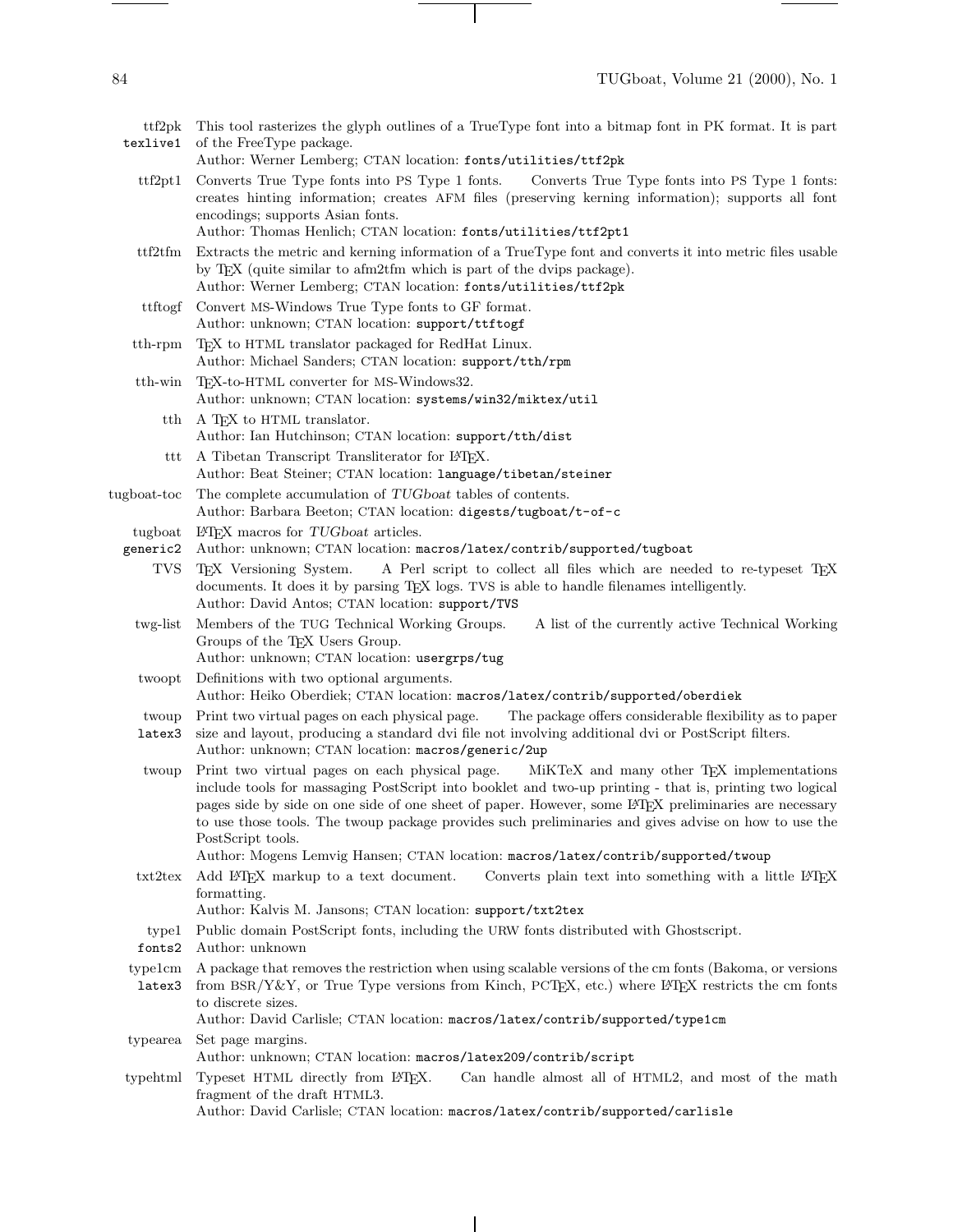**ttf2pk** `texlive1` This tool rasterizes the glyph outlines of a TrueType font into a bitmap font in PK format. It is part of the FreeType package.
Author: Werner Lemberg; CTAN location: `fonts/utilities/ttf2pk`

**ttf2pt1** Converts True Type fonts into PS Type 1 fonts. Converts True Type fonts into PS Type 1 fonts: creates hinting information; creates AFM files (preserving kerning information); supports all font encodings; supports Asian fonts.
Author: Thomas Henlich; CTAN location: `fonts/utilities/ttf2pt1`

**ttf2tfm** Extracts the metric and kerning information of a TrueType font and converts it into metric files usable by TeX (quite similar to afm2tfm which is part of the dvips package).
Author: Werner Lemberg; CTAN location: `fonts/utilities/ttf2pk`

**ttftogf** Convert MS-Windows True Type fonts to GF format.
Author: unknown; CTAN location: `support/ttftogf`

**tth-rpm** TeX to HTML translator packaged for RedHat Linux.
Author: Michael Sanders; CTAN location: `support/tth/rpm`

**tth-win** TeX-to-HTML converter for MS-Windows32.
Author: unknown; CTAN location: `systems/win32/miktex/util`

**tth** A TeX to HTML translator.
Author: Ian Hutchinson; CTAN location: `support/tth/dist`

**ttt** A Tibetan Transcript Transliterator for LaTeX.
Author: Beat Steiner; CTAN location: `language/tibetan/steiner`

**tugboat-toc** The complete accumulation of *TUGboat* tables of contents.
Author: Barbara Beeton; CTAN location: `digests/tugboat/t-of-c`

**tugboat** `generic2` LaTeX macros for *TUGboat* articles.
Author: unknown; CTAN location: `macros/latex/contrib/supported/tugboat`

**TVS** TeX Versioning System. A Perl script to collect all files which are needed to re-typeset TeX documents. It does it by parsing TeX logs. TVS is able to handle filenames intelligently.
Author: David Antos; CTAN location: `support/TVS`

**twg-list** Members of the TUG Technical Working Groups. A list of the currently active Technical Working Groups of the TeX Users Group.
Author: unknown; CTAN location: `usergrps/tug`

**twoopt** Definitions with two optional arguments.
Author: Heiko Oberdiek; CTAN location: `macros/latex/contrib/supported/oberdiek`

**twoup** `latex3` Print two virtual pages on each physical page. The package offers considerable flexibility as to paper size and layout, producing a standard dvi file not involving additional dvi or PostScript filters.
Author: unknown; CTAN location: `macros/generic/2up`

**twoup** Print two virtual pages on each physical page. MiKTeX and many other TeX implementations include tools for massaging PostScript into booklet and two-up printing - that is, printing two logical pages side by side on one side of one sheet of paper. However, some LaTeX preliminaries are necessary to use those tools. The twoup package provides such preliminaries and gives advise on how to use the PostScript tools.
Author: Mogens Lemvig Hansen; CTAN location: `macros/latex/contrib/supported/twoup`

**txt2tex** Add LaTeX markup to a text document. Converts plain text into something with a little LaTeX formatting.
Author: Kalvis M. Jansons; CTAN location: `support/txt2tex`

**type1** `fonts2` Public domain PostScript fonts, including the URW fonts distributed with Ghostscript.
Author: unknown

**type1cm** `latex3` A package that removes the restriction when using scalable versions of the cm fonts (Bakoma, or versions from BSR/Y&Y, or True Type versions from Kinch, PCTeX, etc.) where LaTeX restricts the cm fonts to discrete sizes.
Author: David Carlisle; CTAN location: `macros/latex/contrib/supported/type1cm`

**typearea** Set page margins.
Author: unknown; CTAN location: `macros/latex209/contrib/script`

**typehtml** Typeset HTML directly from LaTeX. Can handle almost all of HTML2, and most of the math fragment of the draft HTML3.
Author: David Carlisle; CTAN location: `macros/latex/contrib/supported/carlisle`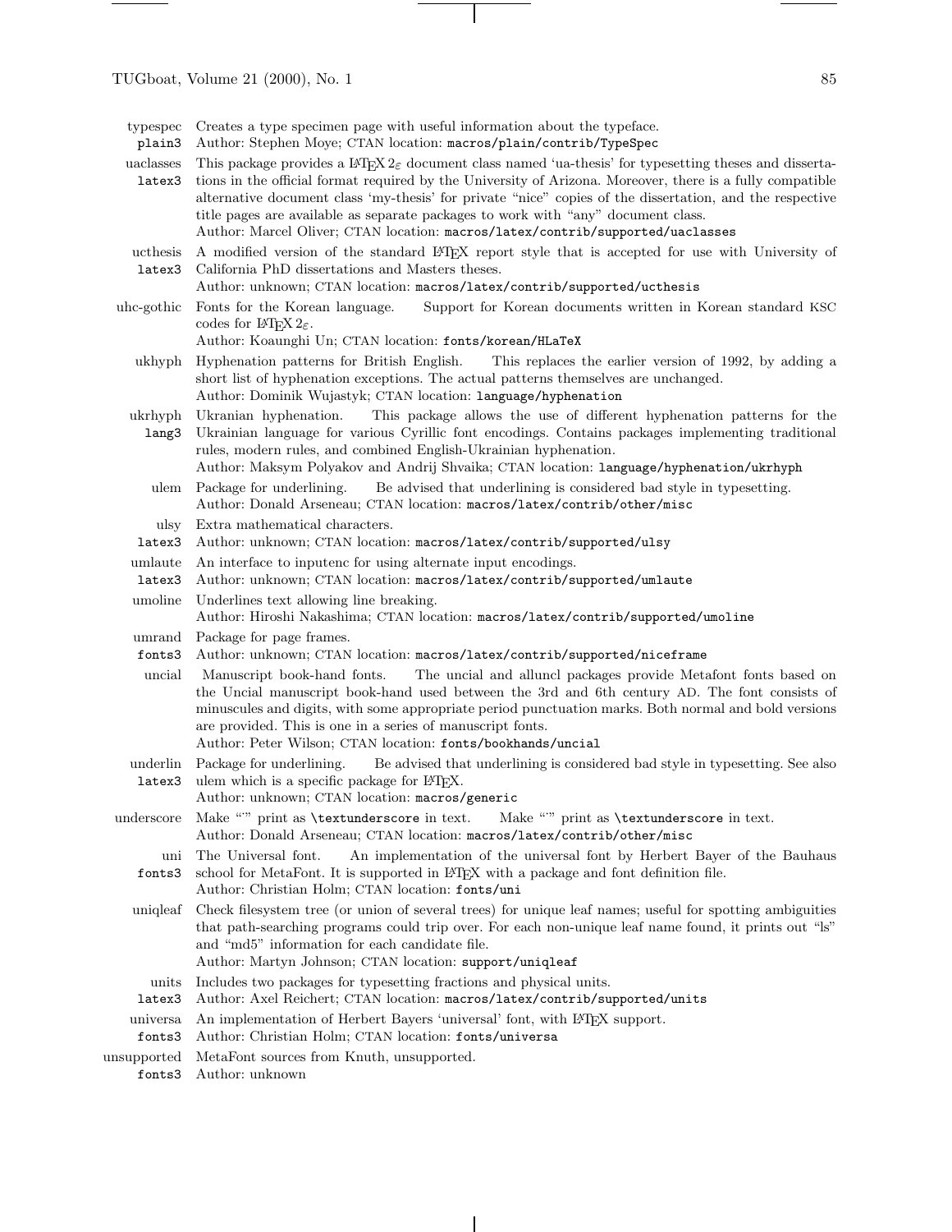**typespec** plain3 — Creates a type specimen page with useful information about the typeface.
Author: Stephen Moye; CTAN location: `macros/plain/contrib/TypeSpec`

**uaclasses** latex3 — This package provides a LaTeX $2_\varepsilon$ document class named 'ua-thesis' for typesetting theses and dissertations in the official format required by the University of Arizona. Moreover, there is a fully compatible alternative document class 'my-thesis' for private "nice" copies of the dissertation, and the respective title pages are available as separate packages to work with "any" document class.
Author: Marcel Oliver; CTAN location: `macros/latex/contrib/supported/uaclasses`

**ucthesis** latex3 — A modified version of the standard LaTeX report style that is accepted for use with University of California PhD dissertations and Masters theses.
Author: unknown; CTAN location: `macros/latex/contrib/supported/ucthesis`

**uhc-gothic** — Fonts for the Korean language. Support for Korean documents written in Korean standard KSC codes for LaTeX $2_\varepsilon$.
Author: Koaunghi Un; CTAN location: `fonts/korean/HLaTeX`

**ukhyph** — Hyphenation patterns for British English. This replaces the earlier version of 1992, by adding a short list of hyphenation exceptions. The actual patterns themselves are unchanged.
Author: Dominik Wujastyk; CTAN location: `language/hyphenation`

**ukrhyph** lang3 — Ukranian hyphenation. This package allows the use of different hyphenation patterns for the Ukrainian language for various Cyrillic font encodings. Contains packages implementing traditional rules, modern rules, and combined English-Ukrainian hyphenation.
Author: Maksym Polyakov and Andrij Shvaika; CTAN location: `language/hyphenation/ukrhyph`

**ulem** — Package for underlining. Be advised that underlining is considered bad style in typesetting.
Author: Donald Arseneau; CTAN location: `macros/latex/contrib/other/misc`

**ulsy** latex3 — Extra mathematical characters.
Author: unknown; CTAN location: `macros/latex/contrib/supported/ulsy`

**umlaute** latex3 — An interface to inputenc for using alternate input encodings.
Author: unknown; CTAN location: `macros/latex/contrib/supported/umlaute`

**umoline** — Underlines text allowing line breaking.
Author: Hiroshi Nakashima; CTAN location: `macros/latex/contrib/supported/umoline`

**umrand** fonts3 — Package for page frames.
Author: unknown; CTAN location: `macros/latex/contrib/supported/niceframe`

**uncial** — Manuscript book-hand fonts. The uncial and alluncl packages provide Metafont fonts based on the Uncial manuscript book-hand used between the 3rd and 6th century AD. The font consists of minuscules and digits, with some appropriate period punctuation marks. Both normal and bold versions are provided. This is one in a series of manuscript fonts.
Author: Peter Wilson; CTAN location: `fonts/bookhands/uncial`

**underlin** latex3 — Package for underlining. Be advised that underlining is considered bad style in typesetting. See also ulem which is a specific package for LaTeX.
Author: unknown; CTAN location: `macros/generic`

**underscore** — Make "" print as `\textunderscore` in text. Make "" print as `\textunderscore` in text.
Author: Donald Arseneau; CTAN location: `macros/latex/contrib/other/misc`

**uni** fonts3 — The Universal font. An implementation of the universal font by Herbert Bayer of the Bauhaus school for MetaFont. It is supported in LaTeX with a package and font definition file.
Author: Christian Holm; CTAN location: `fonts/uni`

**uniqleaf** — Check filesystem tree (or union of several trees) for unique leaf names; useful for spotting ambiguities that path-searching programs could trip over. For each non-unique leaf name found, it prints out "ls" and "md5" information for each candidate file.
Author: Martyn Johnson; CTAN location: `support/uniqleaf`

**units** latex3 — Includes two packages for typesetting fractions and physical units.
Author: Axel Reichert; CTAN location: `macros/latex/contrib/supported/units`

**universa** fonts3 — An implementation of Herbert Bayers 'universal' font, with LaTeX support.
Author: Christian Holm; CTAN location: `fonts/universa`

**unsupported** fonts3 — MetaFont sources from Knuth, unsupported.
Author: unknown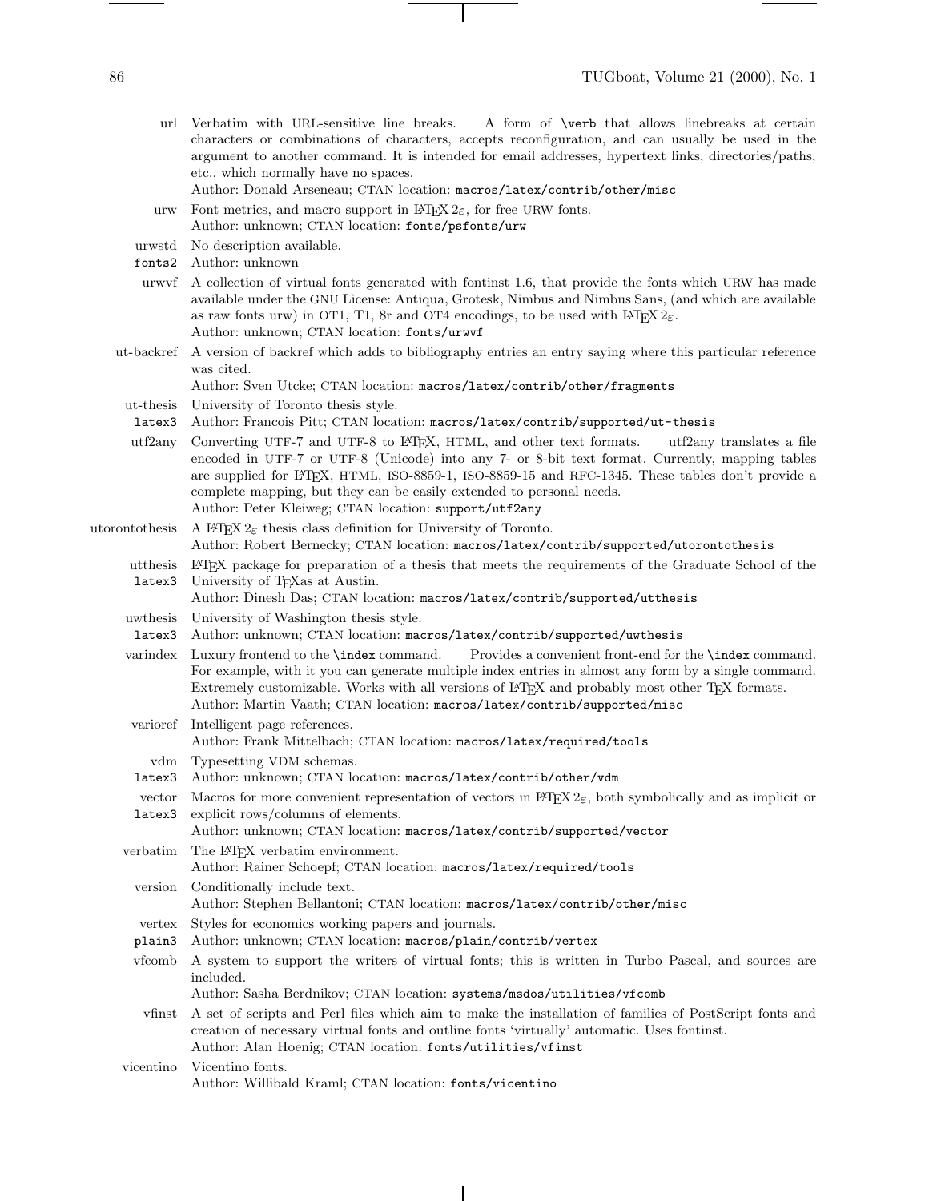**url** Verbatim with URL-sensitive line breaks. A form of `\verb` that allows linebreaks at certain characters or combinations of characters, accepts reconfiguration, and can usually be used in the argument to another command. It is intended for email addresses, hypertext links, directories/paths, etc., which normally have no spaces.
Author: Donald Arseneau; CTAN location: `macros/latex/contrib/other/misc`

**urw** Font metrics, and macro support in LaTeX 2ε, for free URW fonts.
Author: unknown; CTAN location: `fonts/psfonts/urw`

**urwstd** `fonts2` No description available.
Author: unknown

**urwvf** A collection of virtual fonts generated with fontinst 1.6, that provide the fonts which URW has made available under the GNU License: Antiqua, Grotesk, Nimbus and Nimbus Sans, (and which are available as raw fonts urw) in OT1, T1, 8r and OT4 encodings, to be used with LaTeX 2ε.
Author: unknown; CTAN location: `fonts/urwvf`

**ut-backref** A version of backref which adds to bibliography entries an entry saying where this particular reference was cited.
Author: Sven Utcke; CTAN location: `macros/latex/contrib/other/fragments`

**ut-thesis** `latex3` University of Toronto thesis style.
Author: Francois Pitt; CTAN location: `macros/latex/contrib/supported/ut-thesis`

**utf2any** Converting UTF-7 and UTF-8 to LaTeX, HTML, and other text formats. utf2any translates a file encoded in UTF-7 or UTF-8 (Unicode) into any 7- or 8-bit text format. Currently, mapping tables are supplied for LaTeX, HTML, ISO-8859-1, ISO-8859-15 and RFC-1345. These tables don't provide a complete mapping, but they can be easily extended to personal needs.
Author: Peter Kleiweg; CTAN location: `support/utf2any`

**utorontothesis** A LaTeX 2ε thesis class definition for University of Toronto.
Author: Robert Bernecky; CTAN location: `macros/latex/contrib/supported/utorontothesis`

**utthesis** `latex3` LaTeX package for preparation of a thesis that meets the requirements of the Graduate School of the University of TeXas at Austin.
Author: Dinesh Das; CTAN location: `macros/latex/contrib/supported/utthesis`

**uwthesis** `latex3` University of Washington thesis style.
Author: unknown; CTAN location: `macros/latex/contrib/supported/uwthesis`

**varindex** Luxury frontend to the `\index` command. Provides a convenient front-end for the `\index` command. For example, with it you can generate multiple index entries in almost any form by a single command. Extremely customizable. Works with all versions of LaTeX and probably most other TeX formats.
Author: Martin Vaath; CTAN location: `macros/latex/contrib/supported/misc`

**varioref** Intelligent page references.
Author: Frank Mittelbach; CTAN location: `macros/latex/required/tools`

**vdm** `latex3` Typesetting VDM schemas.
Author: unknown; CTAN location: `macros/latex/contrib/other/vdm`

**vector** `latex3` Macros for more convenient representation of vectors in LaTeX 2ε, both symbolically and as implicit or explicit rows/columns of elements.
Author: unknown; CTAN location: `macros/latex/contrib/supported/vector`

**verbatim** The LaTeX verbatim environment.
Author: Rainer Schoepf; CTAN location: `macros/latex/required/tools`

**version** Conditionally include text.
Author: Stephen Bellantoni; CTAN location: `macros/latex/contrib/other/misc`

**vertex** `plain3` Styles for economics working papers and journals.
Author: unknown; CTAN location: `macros/plain/contrib/vertex`

**vfcomb** A system to support the writers of virtual fonts; this is written in Turbo Pascal, and sources are included.
Author: Sasha Berdnikov; CTAN location: `systems/msdos/utilities/vfcomb`

**vfinst** A set of scripts and Perl files which aim to make the installation of families of PostScript fonts and creation of necessary virtual fonts and outline fonts 'virtually' automatic. Uses fontinst.
Author: Alan Hoenig; CTAN location: `fonts/utilities/vfinst`

**vicentino** Vicentino fonts.
Author: Willibald Kraml; CTAN location: `fonts/vicentino`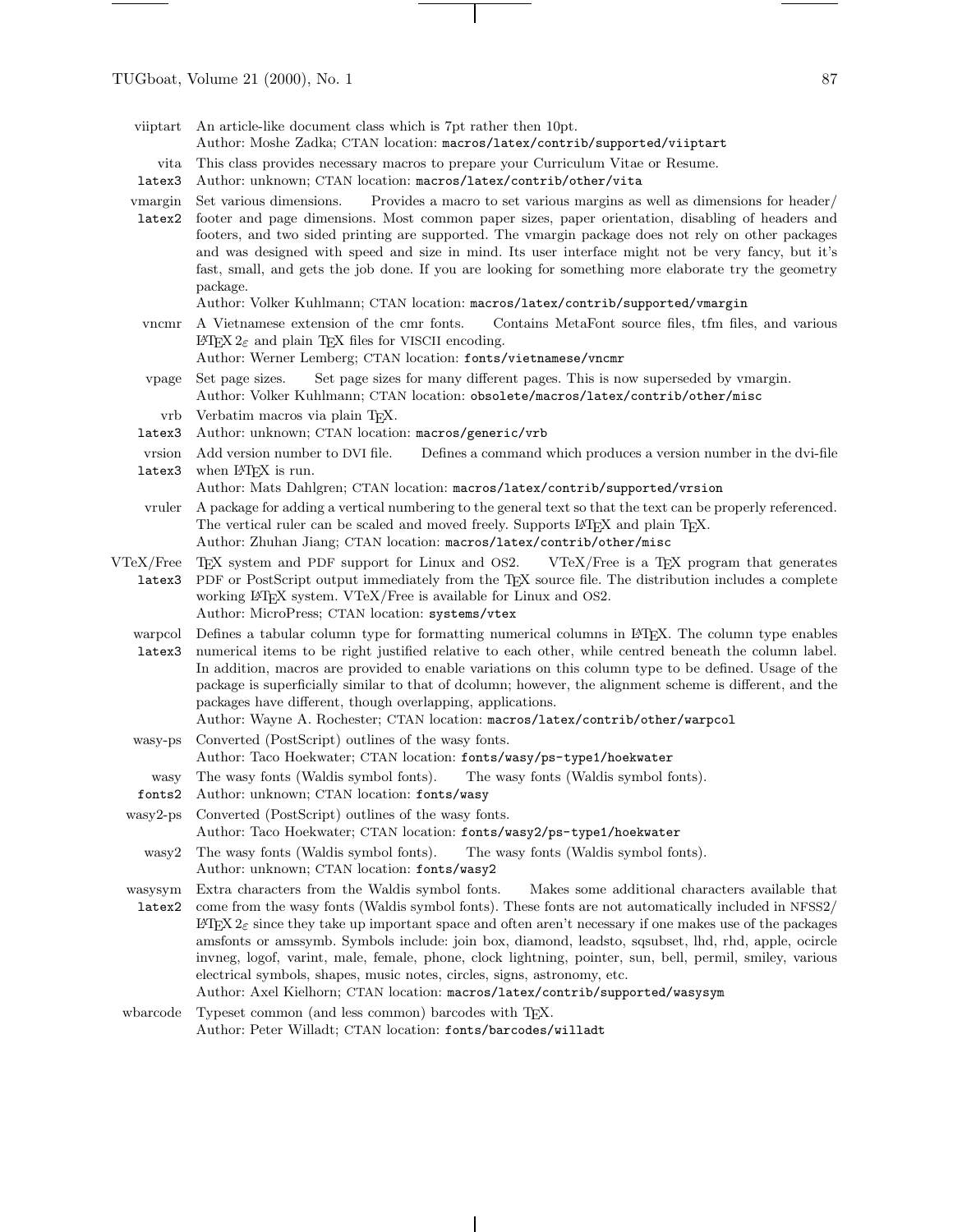**viiptart** An article-like document class which is 7pt rather then 10pt.
Author: Moshe Zadka; CTAN location: `macros/latex/contrib/supported/viiptart`

**vita** `latex3` This class provides necessary macros to prepare your Curriculum Vitae or Resume.
Author: unknown; CTAN location: `macros/latex/contrib/other/vita`

**vmargin** `latex2` Set various dimensions. Provides a macro to set various margins as well as dimensions for header/footer and page dimensions. Most common paper sizes, paper orientation, disabling of headers and footers, and two sided printing are supported. The vmargin package does not rely on other packages and was designed with speed and size in mind. Its user interface might not be very fancy, but it's fast, small, and gets the job done. If you are looking for something more elaborate try the geometry package.
Author: Volker Kuhlmann; CTAN location: `macros/latex/contrib/supported/vmargin`

**vncmr** A Vietnamese extension of the cmr fonts. Contains MetaFont source files, tfm files, and various LaTeX 2ε and plain TeX files for VISCII encoding.
Author: Werner Lemberg; CTAN location: `fonts/vietnamese/vncmr`

**vpage** Set page sizes. Set page sizes for many different pages. This is now superseded by vmargin.
Author: Volker Kuhlmann; CTAN location: `obsolete/macros/latex/contrib/other/misc`

**vrb** `latex3` Verbatim macros via plain TeX.
Author: unknown; CTAN location: `macros/generic/vrb`

**vrsion** `latex3` Add version number to DVI file. Defines a command which produces a version number in the dvi-file when LaTeX is run.
Author: Mats Dahlgren; CTAN location: `macros/latex/contrib/supported/vrsion`

**vruler** A package for adding a vertical numbering to the general text so that the text can be properly referenced. The vertical ruler can be scaled and moved freely. Supports LaTeX and plain TeX.
Author: Zhuhan Jiang; CTAN location: `macros/latex/contrib/other/misc`

**VTeX/Free** `latex3` TeX system and PDF support for Linux and OS2. VTeX/Free is a TeX program that generates PDF or PostScript output immediately from the TeX source file. The distribution includes a complete working LaTeX system. VTeX/Free is available for Linux and OS2.
Author: MicroPress; CTAN location: `systems/vtex`

**warpcol** `latex3` Defines a tabular column type for formatting numerical columns in LaTeX. The column type enables numerical items to be right justified relative to each other, while centred beneath the column label. In addition, macros are provided to enable variations on this column type to be defined. Usage of the package is superficially similar to that of dcolumn; however, the alignment scheme is different, and the packages have different, though overlapping, applications.
Author: Wayne A. Rochester; CTAN location: `macros/latex/contrib/other/warpcol`

**wasy-ps** Converted (PostScript) outlines of the wasy fonts.
Author: Taco Hoekwater; CTAN location: `fonts/wasy/ps-type1/hoekwater`

**wasy** `fonts2` The wasy fonts (Waldis symbol fonts). The wasy fonts (Waldis symbol fonts).
Author: unknown; CTAN location: `fonts/wasy`

**wasy2-ps** Converted (PostScript) outlines of the wasy fonts.
Author: Taco Hoekwater; CTAN location: `fonts/wasy2/ps-type1/hoekwater`

**wasy2** The wasy fonts (Waldis symbol fonts). The wasy fonts (Waldis symbol fonts).
Author: unknown; CTAN location: `fonts/wasy2`

**wasysym** `latex2` Extra characters from the Waldis symbol fonts. Makes some additional characters available that come from the wasy fonts (Waldis symbol fonts). These fonts are not automatically included in NFSS2/LaTeX 2ε since they take up important space and often aren't necessary if one makes use of the packages amsfonts or amssymb. Symbols include: join box, diamond, leadsto, sqsubset, lhd, rhd, apple, ocircle invneg, logof, varint, male, female, phone, clock lightning, pointer, sun, bell, permil, smiley, various electrical symbols, shapes, music notes, circles, signs, astronomy, etc.
Author: Axel Kielhorn; CTAN location: `macros/latex/contrib/supported/wasysym`

**wbarcode** Typeset common (and less common) barcodes with TeX.
Author: Peter Willadt; CTAN location: `fonts/barcodes/willadt`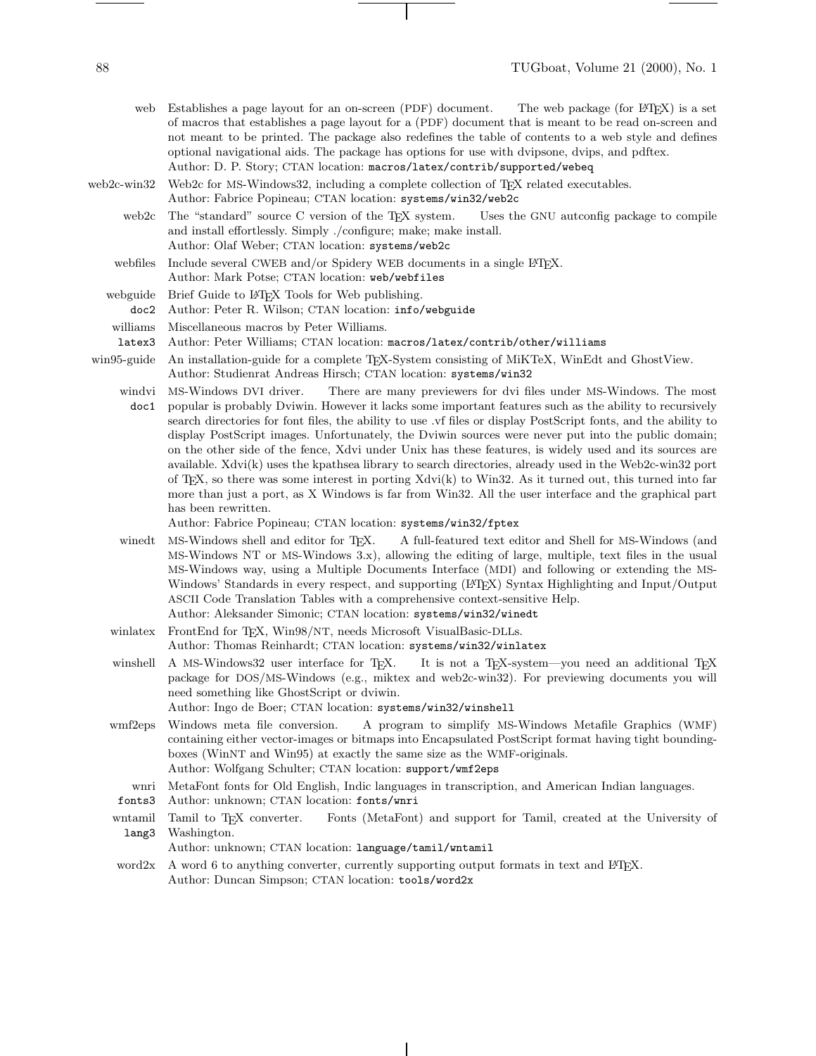**web** Establishes a page layout for an on-screen (PDF) document. The web package (for LaTeX) is a set of macros that establishes a page layout for a (PDF) document that is meant to be read on-screen and not meant to be printed. The package also redefines the table of contents to a web style and defines optional navigational aids. The package has options for use with dvipsone, dvips, and pdftex.
Author: D. P. Story; CTAN location: `macros/latex/contrib/supported/webeq`

**web2c-win32** Web2c for MS-Windows32, including a complete collection of TeX related executables.
Author: Fabrice Popineau; CTAN location: `systems/win32/web2c`

**web2c** The "standard" source C version of the TeX system. Uses the GNU autconfig package to compile and install effortlessly. Simply ./configure; make; make install.
Author: Olaf Weber; CTAN location: `systems/web2c`

**webfiles** Include several CWEB and/or Spidery WEB documents in a single LaTeX.
Author: Mark Potse; CTAN location: `web/webfiles`

**webguide** `doc2` Brief Guide to LaTeX Tools for Web publishing.
Author: Peter R. Wilson; CTAN location: `info/webguide`

**williams** `latex3` Miscellaneous macros by Peter Williams.
Author: Peter Williams; CTAN location: `macros/latex/contrib/other/williams`

**win95-guide** An installation-guide for a complete TeX-System consisting of MiKTeX, WinEdt and GhostView.
Author: Studienrat Andreas Hirsch; CTAN location: `systems/win32`

**windvi** `doc1` MS-Windows DVI driver. There are many previewers for dvi files under MS-Windows. The most popular is probably Dviwin. However it lacks some important features such as the ability to recursively search directories for font files, the ability to use .vf files or display PostScript fonts, and the ability to display PostScript images. Unfortunately, the Dviwin sources were never put into the public domain; on the other side of the fence, Xdvi under Unix has these features, is widely used and its sources are available. Xdvi(k) uses the kpathsea library to search directories, already used in the Web2c-win32 port of TeX, so there was some interest in porting Xdvi(k) to Win32. As it turned out, this turned into far more than just a port, as X Windows is far from Win32. All the user interface and the graphical part has been rewritten.
Author: Fabrice Popineau; CTAN location: `systems/win32/fptex`

**winedt** MS-Windows shell and editor for TeX. A full-featured text editor and Shell for MS-Windows (and MS-Windows NT or MS-Windows 3.x), allowing the editing of large, multiple, text files in the usual MS-Windows way, using a Multiple Documents Interface (MDI) and following or extending the MS-Windows' Standards in every respect, and supporting (LaTeX) Syntax Highlighting and Input/Output ASCII Code Translation Tables with a comprehensive context-sensitive Help.
Author: Aleksander Simonic; CTAN location: `systems/win32/winedt`

**winlatex** FrontEnd for TeX, Win98/NT, needs Microsoft VisualBasic-DLLs.
Author: Thomas Reinhardt; CTAN location: `systems/win32/winlatex`

**winshell** A MS-Windows32 user interface for TeX. It is not a TeX-system—you need an additional TeX package for DOS/MS-Windows (e.g., miktex and web2c-win32). For previewing documents you will need something like GhostScript or dviwin.
Author: Ingo de Boer; CTAN location: `systems/win32/winshell`

**wmf2eps** Windows meta file conversion. A program to simplify MS-Windows Metafile Graphics (WMF) containing either vector-images or bitmaps into Encapsulated PostScript format having tight bounding-boxes (WinNT and Win95) at exactly the same size as the WMF-originals.
Author: Wolfgang Schulter; CTAN location: `support/wmf2eps`

**wnri** `fonts3` MetaFont fonts for Old English, Indic languages in transcription, and American Indian languages.
Author: unknown; CTAN location: `fonts/wnri`

**wntamil** `lang3` Tamil to TeX converter. Fonts (MetaFont) and support for Tamil, created at the University of Washington.
Author: unknown; CTAN location: `language/tamil/wntamil`

**word2x** A word 6 to anything converter, currently supporting output formats in text and LaTeX.
Author: Duncan Simpson; CTAN location: `tools/word2x`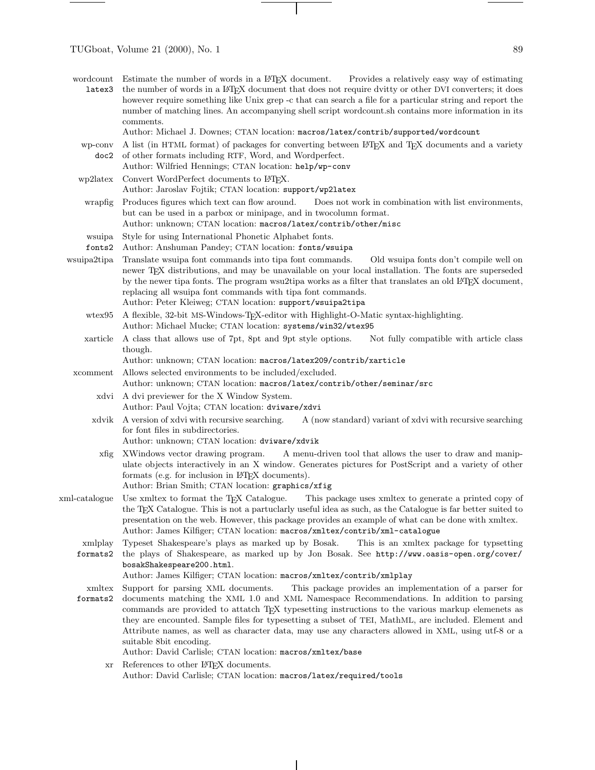**wordcount** `latex3` Estimate the number of words in a LaTeX document. Provides a relatively easy way of estimating the number of words in a LaTeX document that does not require dvitty or other DVI converters; it does however require something like Unix grep -c that can search a file for a particular string and report the number of matching lines. An accompanying shell script wordcount.sh contains more information in its comments.
Author: Michael J. Downes; CTAN location: `macros/latex/contrib/supported/wordcount`

**wp-conv** `doc2` A list (in HTML format) of packages for converting between LaTeX and TeX documents and a variety of other formats including RTF, Word, and Wordperfect.
Author: Wilfried Hennings; CTAN location: `help/wp-conv`

**wp2latex** Convert WordPerfect documents to LaTeX.
Author: Jaroslav Fojtik; CTAN location: `support/wp2latex`

**wrapfig** Produces figures which text can flow around. Does not work in combination with list environments, but can be used in a parbox or minipage, and in twocolumn format.
Author: unknown; CTAN location: `macros/latex/contrib/other/misc`

**wsuipa** `fonts2` Style for using International Phonetic Alphabet fonts.
Author: Anshuman Pandey; CTAN location: `fonts/wsuipa`

**wsuipa2tipa** Translate wsuipa font commands into tipa font commands. Old wsuipa fonts don't compile well on newer TeX distributions, and may be unavailable on your local installation. The fonts are superseded by the newer tipa fonts. The program wsu2tipa works as a filter that translates an old LaTeX document, replacing all wsuipa font commands with tipa font commands.
Author: Peter Kleiweg; CTAN location: `support/wsuipa2tipa`

**wtex95** A flexible, 32-bit MS-Windows-TeX-editor with Highlight-O-Matic syntax-highlighting.
Author: Michael Mucke; CTAN location: `systems/win32/wtex95`

**xarticle** A class that allows use of 7pt, 8pt and 9pt style options. Not fully compatible with article class though.
Author: unknown; CTAN location: `macros/latex209/contrib/xarticle`

**xcomment** Allows selected environments to be included/excluded.
Author: unknown; CTAN location: `macros/latex/contrib/other/seminar/src`

**xdvi** A dvi previewer for the X Window System.
Author: Paul Vojta; CTAN location: `dviware/xdvi`

**xdvik** A version of xdvi with recursive searching. A (now standard) variant of xdvi with recursive searching for font files in subdirectories.
Author: unknown; CTAN location: `dviware/xdvik`

**xfig** XWindows vector drawing program. A menu-driven tool that allows the user to draw and manipulate objects interactively in an X window. Generates pictures for PostScript and a variety of other formats (e.g. for inclusion in LaTeX documents).
Author: Brian Smith; CTAN location: `graphics/xfig`

**xml-catalogue** Use xmltex to format the TeX Catalogue. This package uses xmltex to generate a printed copy of the TeX Catalogue. This is not a partuclarly useful idea as such, as the Catalogue is far better suited to presentation on the web. However, this package provides an example of what can be done with xmltex.
Author: James Kilfiger; CTAN location: `macros/xmltex/contrib/xml-catalogue`

**xmlplay** `formats2` Typeset Shakespeare's plays as marked up by Bosak. This is an xmltex package for typsetting the plays of Shakespeare, as marked up by Jon Bosak. See `http://www.oasis-open.org/cover/bosakShakespeare200.html`.
Author: James Kilfiger; CTAN location: `macros/xmltex/contrib/xmlplay`

**xmltex** `formats2` Support for parsing XML documents. This package provides an implementation of a parser for documents matching the XML 1.0 and XML Namespace Recommendations. In addition to parsing commands are provided to attatch TeX typesetting instructions to the various markup elemenets as they are encounted. Sample files for typesetting a subset of TEI, MathML, are included. Element and Attribute names, as well as character data, may use any characters allowed in XML, using utf-8 or a suitable 8bit encoding.
Author: David Carlisle; CTAN location: `macros/xmltex/base`

**xr** References to other LaTeX documents.
Author: David Carlisle; CTAN location: `macros/latex/required/tools`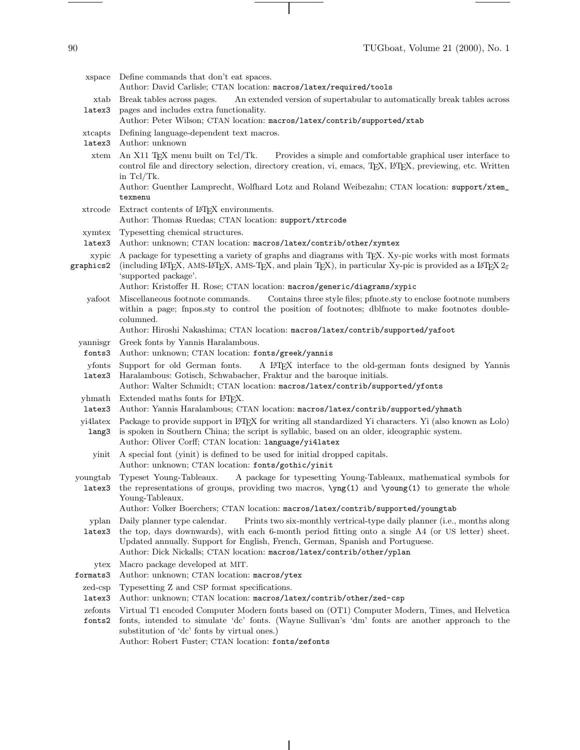| | | |
|---|---|---|
| xspace | | Define commands that don't eat spaces.<br>Author: David Carlisle; CTAN location: `macros/latex/required/tools` |
| xtab | latex3 | Break tables across pages. An extended version of supertabular to automatically break tables across pages and includes extra functionality.<br>Author: Peter Wilson; CTAN location: `macros/latex/contrib/supported/xtab` |
| xtcapts | latex3 | Defining language-dependent text macros.<br>Author: unknown |
| xtem | | An X11 TeX menu built on Tcl/Tk. Provides a simple and comfortable graphical user interface to control file and directory selection, directory creation, vi, emacs, TeX, LaTeX, previewing, etc. Written in Tcl/Tk.<br>Author: Guenther Lamprecht, Wolfhard Lotz and Roland Weibezahn; CTAN location: `support/xtem_texmenu` |
| xtrcode | | Extract contents of LaTeX environments.<br>Author: Thomas Ruedas; CTAN location: `support/xtrcode` |
| xymtex | latex3 | Typesetting chemical structures.<br>Author: unknown; CTAN location: `macros/latex/contrib/other/xymtex` |
| xypic | graphics2 | A package for typesetting a variety of graphs and diagrams with TeX. Xy-pic works with most formats (including LaTeX, AMS-LaTeX, AMS-TeX, and plain TeX), in particular Xy-pic is provided as a LaTeX 2ε 'supported package'.<br>Author: Kristoffer H. Rose; CTAN location: `macros/generic/diagrams/xypic` |
| yafoot | | Miscellaneous footnote commands. Contains three style files; pfnote.sty to enclose footnote numbers within a page; fnpos.sty to control the position of footnotes; dblfnote to make footnotes double-columned.<br>Author: Hiroshi Nakashima; CTAN location: `macros/latex/contrib/supported/yafoot` |
| yannisgr | fonts3 | Greek fonts by Yannis Haralambous.<br>Author: unknown; CTAN location: `fonts/greek/yannis` |
| yfonts | latex3 | Support for old German fonts. A LaTeX interface to the old-german fonts designed by Yannis Haralambous: Gotisch, Schwabacher, Fraktur and the baroque initials.<br>Author: Walter Schmidt; CTAN location: `macros/latex/contrib/supported/yfonts` |
| yhmath | latex3 | Extended maths fonts for LaTeX.<br>Author: Yannis Haralambous; CTAN location: `macros/latex/contrib/supported/yhmath` |
| yi4latex | lang3 | Package to provide support in LaTeX for writing all standardized Yi characters. Yi (also known as Lolo) is spoken in Southern China; the script is syllabic, based on an older, ideographic system.<br>Author: Oliver Corff; CTAN location: `language/yi4latex` |
| yinit | | A special font (yinit) is defined to be used for initial dropped capitals.<br>Author: unknown; CTAN location: `fonts/gothic/yinit` |
| youngtab | latex3 | Typeset Young-Tableaux. A package for typesetting Young-Tableaux, mathematical symbols for the representations of groups, providing two macros, `\yng(1)` and `\young(1)` to generate the whole Young-Tableaux.<br>Author: Volker Boerchers; CTAN location: `macros/latex/contrib/supported/youngtab` |
| yplan | latex3 | Daily planner type calendar. Prints two six-monthly vertrical-type daily planner (i.e., months along the top, days downwards), with each 6-month period fitting onto a single A4 (or US letter) sheet. Updated annually. Support for English, French, German, Spanish and Portuguese.<br>Author: Dick Nickalls; CTAN location: `macros/latex/contrib/other/yplan` |
| ytex | formats3 | Macro package developed at MIT.<br>Author: unknown; CTAN location: `macros/ytex` |
| zed-csp | latex3 | Typesetting Z and CSP format specifications.<br>Author: unknown; CTAN location: `macros/latex/contrib/other/zed-csp` |
| zefonts | fonts2 | Virtual T1 encoded Computer Modern fonts based on (OT1) Computer Modern, Times, and Helvetica fonts, intended to simulate 'dc' fonts. (Wayne Sullivan's 'dm' fonts are another approach to the substitution of 'dc' fonts by virtual ones.)<br>Author: Robert Fuster; CTAN location: `fonts/zefonts` |